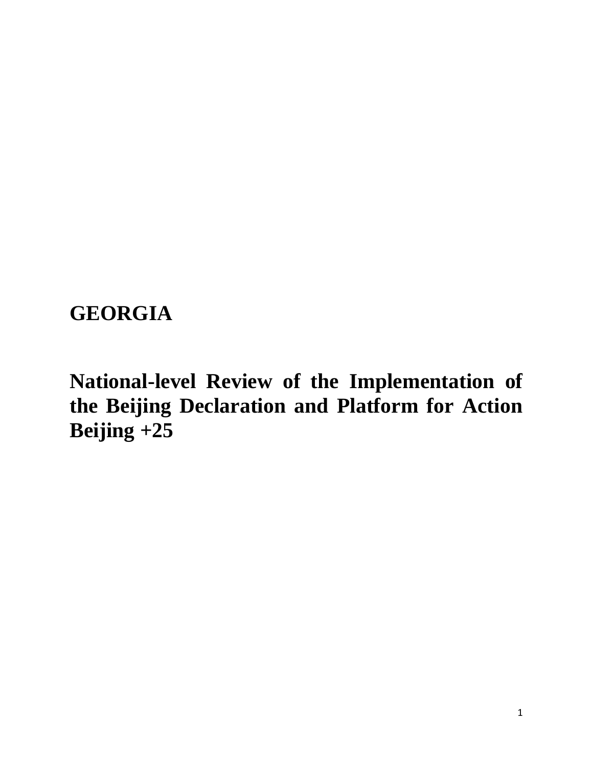# GEORGIA

## National-level Review of the Implementation of the Beijing Declaration and Platform for Action Beijing +25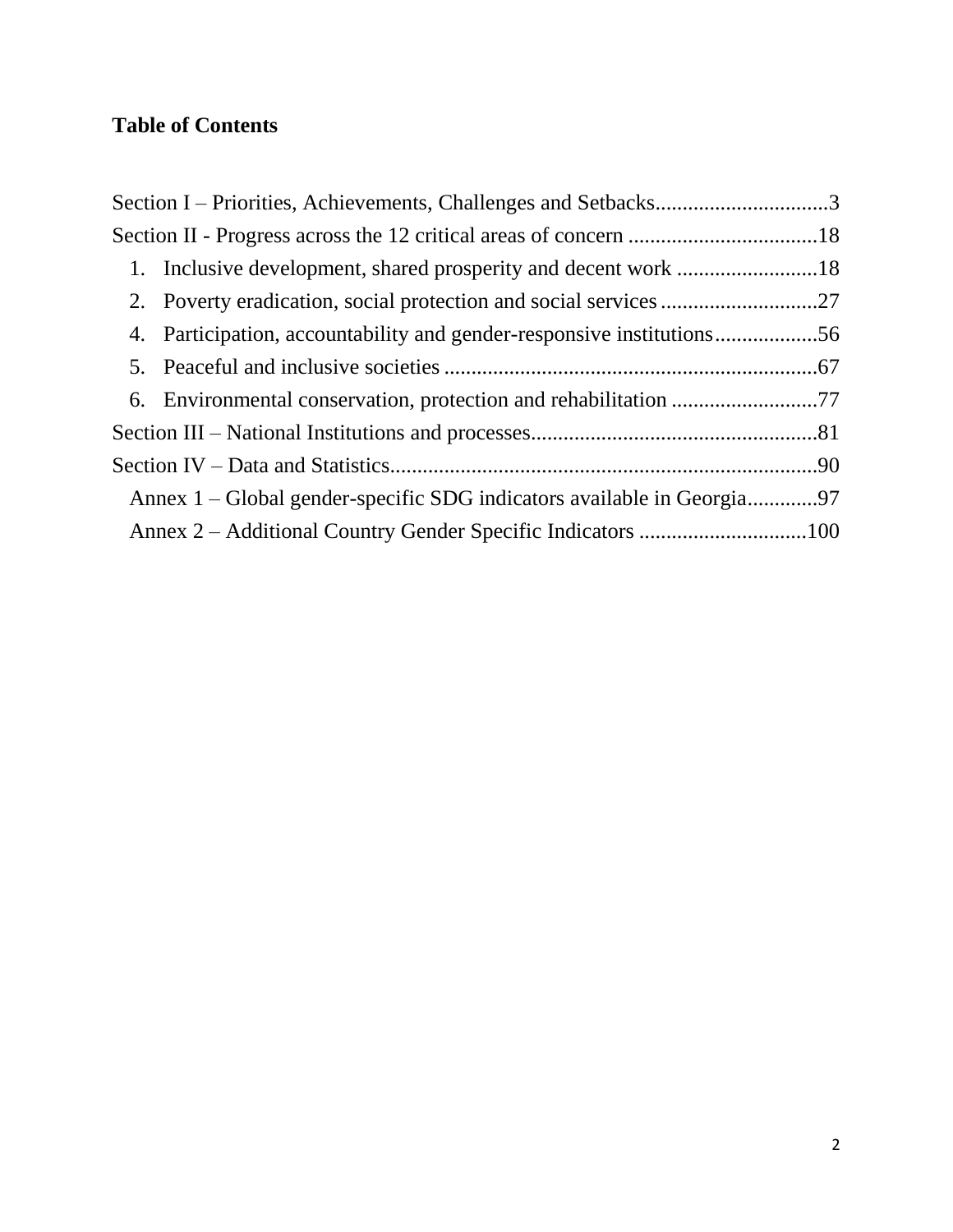## Table of Contents

Section I – Priorities, Achievements, Challenges and Setbacks................................3

Section II - Progress across the 12 critical areas of concern ...................................18

1. Inclusive development, shared prosperity and decent work ..........................18
2. Poverty eradication, social protection and social services .............................27
4. Participation, accountability and gender-responsive institutions...................56
5. Peaceful and inclusive societies .....................................................................67
6. Environmental conservation, protection and rehabilitation ...........................77

Section III – National Institutions and processes.....................................................81

Section IV – Data and Statistics...............................................................................90

Annex 1 – Global gender-specific SDG indicators available in Georgia.............97

Annex 2 – Additional Country Gender Specific Indicators ...............................100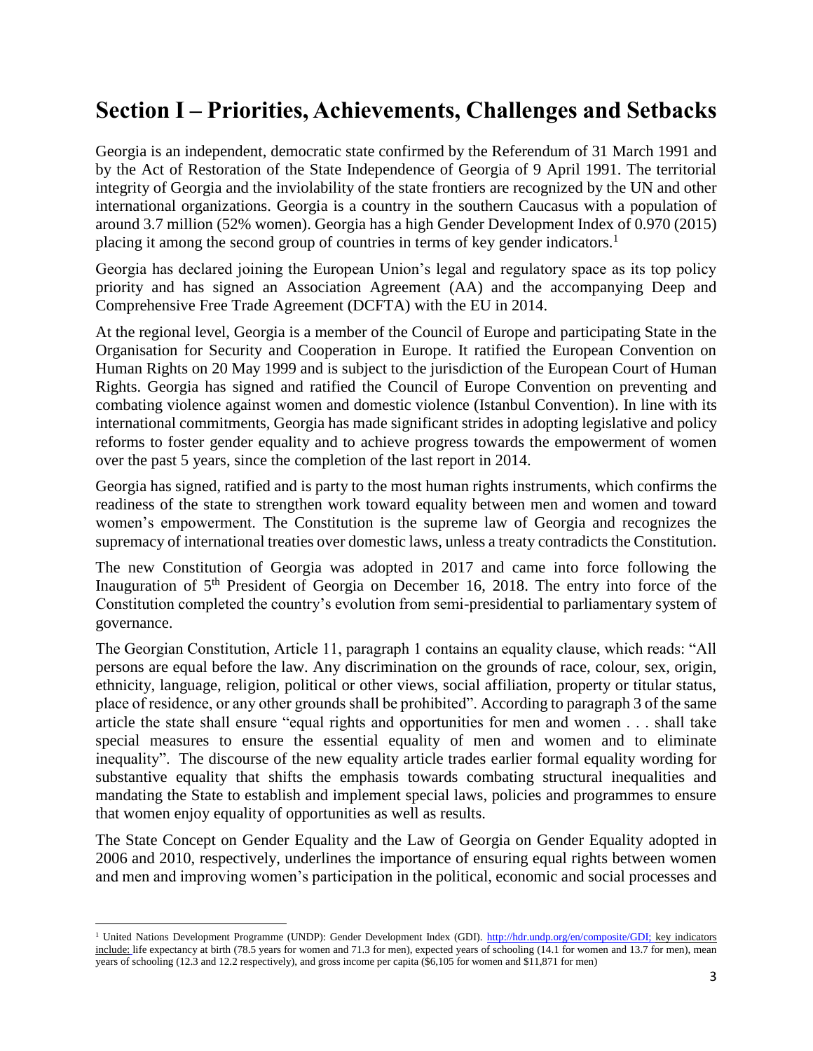# Section I – Priorities, Achievements, Challenges and Setbacks

Georgia is an independent, democratic state confirmed by the Referendum of 31 March 1991 and by the Act of Restoration of the State Independence of Georgia of 9 April 1991. The territorial integrity of Georgia and the inviolability of the state frontiers are recognized by the UN and other international organizations. Georgia is a country in the southern Caucasus with a population of around 3.7 million (52% women). Georgia has a high Gender Development Index of 0.970 (2015) placing it among the second group of countries in terms of key gender indicators.[1]

Georgia has declared joining the European Union's legal and regulatory space as its top policy priority and has signed an Association Agreement (AA) and the accompanying Deep and Comprehensive Free Trade Agreement (DCFTA) with the EU in 2014.

At the regional level, Georgia is a member of the Council of Europe and participating State in the Organisation for Security and Cooperation in Europe. It ratified the European Convention on Human Rights on 20 May 1999 and is subject to the jurisdiction of the European Court of Human Rights. Georgia has signed and ratified the Council of Europe Convention on preventing and combating violence against women and domestic violence (Istanbul Convention). In line with its international commitments, Georgia has made significant strides in adopting legislative and policy reforms to foster gender equality and to achieve progress towards the empowerment of women over the past 5 years, since the completion of the last report in 2014.

Georgia has signed, ratified and is party to the most human rights instruments, which confirms the readiness of the state to strengthen work toward equality between men and women and toward women's empowerment. The Constitution is the supreme law of Georgia and recognizes the supremacy of international treaties over domestic laws, unless a treaty contradicts the Constitution.

The new Constitution of Georgia was adopted in 2017 and came into force following the Inauguration of 5th President of Georgia on December 16, 2018. The entry into force of the Constitution completed the country's evolution from semi-presidential to parliamentary system of governance.

The Georgian Constitution, Article 11, paragraph 1 contains an equality clause, which reads: "All persons are equal before the law. Any discrimination on the grounds of race, colour, sex, origin, ethnicity, language, religion, political or other views, social affiliation, property or titular status, place of residence, or any other grounds shall be prohibited". According to paragraph 3 of the same article the state shall ensure "equal rights and opportunities for men and women . . . shall take special measures to ensure the essential equality of men and women and to eliminate inequality". The discourse of the new equality article trades earlier formal equality wording for substantive equality that shifts the emphasis towards combating structural inequalities and mandating the State to establish and implement special laws, policies and programmes to ensure that women enjoy equality of opportunities as well as results.

The State Concept on Gender Equality and the Law of Georgia on Gender Equality adopted in 2006 and 2010, respectively, underlines the importance of ensuring equal rights between women and men and improving women's participation in the political, economic and social processes and

---

[1] United Nations Development Programme (UNDP): Gender Development Index (GDI). http://hdr.undp.org/en/composite/GDI; key indicators include: life expectancy at birth (78.5 years for women and 71.3 for men), expected years of schooling (14.1 for women and 13.7 for men), mean years of schooling (12.3 and 12.2 respectively), and gross income per capita ($6,105 for women and $11,871 for men)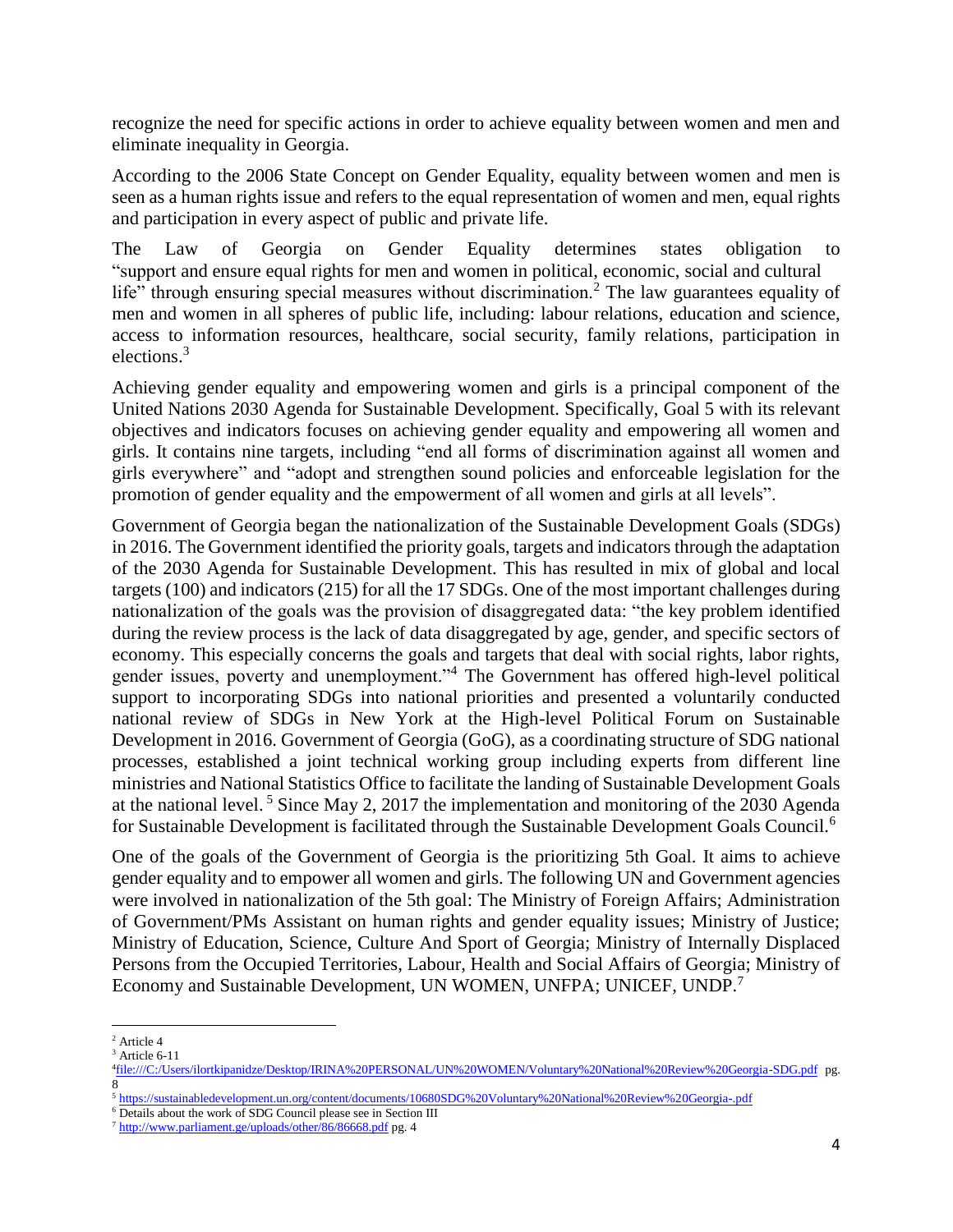recognize the need for specific actions in order to achieve equality between women and men and eliminate inequality in Georgia.

According to the 2006 State Concept on Gender Equality, equality between women and men is seen as a human rights issue and refers to the equal representation of women and men, equal rights and participation in every aspect of public and private life.

The Law of Georgia on Gender Equality determines states obligation to "support and ensure equal rights for men and women in political, economic, social and cultural life" through ensuring special measures without discrimination.[2] The law guarantees equality of men and women in all spheres of public life, including: labour relations, education and science, access to information resources, healthcare, social security, family relations, participation in elections.[3]

Achieving gender equality and empowering women and girls is a principal component of the United Nations 2030 Agenda for Sustainable Development. Specifically, Goal 5 with its relevant objectives and indicators focuses on achieving gender equality and empowering all women and girls. It contains nine targets, including "end all forms of discrimination against all women and girls everywhere" and "adopt and strengthen sound policies and enforceable legislation for the promotion of gender equality and the empowerment of all women and girls at all levels".

Government of Georgia began the nationalization of the Sustainable Development Goals (SDGs) in 2016. The Government identified the priority goals, targets and indicators through the adaptation of the 2030 Agenda for Sustainable Development. This has resulted in mix of global and local targets (100) and indicators (215) for all the 17 SDGs. One of the most important challenges during nationalization of the goals was the provision of disaggregated data: "the key problem identified during the review process is the lack of data disaggregated by age, gender, and specific sectors of economy. This especially concerns the goals and targets that deal with social rights, labor rights, gender issues, poverty and unemployment."[4] The Government has offered high-level political support to incorporating SDGs into national priorities and presented a voluntarily conducted national review of SDGs in New York at the High-level Political Forum on Sustainable Development in 2016. Government of Georgia (GoG), as a coordinating structure of SDG national processes, established a joint technical working group including experts from different line ministries and National Statistics Office to facilitate the landing of Sustainable Development Goals at the national level.[5] Since May 2, 2017 the implementation and monitoring of the 2030 Agenda for Sustainable Development is facilitated through the Sustainable Development Goals Council.[6]

One of the goals of the Government of Georgia is the prioritizing 5th Goal. It aims to achieve gender equality and to empower all women and girls. The following UN and Government agencies were involved in nationalization of the 5th goal: The Ministry of Foreign Affairs; Administration of Government/PMs Assistant on human rights and gender equality issues; Ministry of Justice; Ministry of Education, Science, Culture And Sport of Georgia; Ministry of Internally Displaced Persons from the Occupied Territories, Labour, Health and Social Affairs of Georgia; Ministry of Economy and Sustainable Development, UN WOMEN, UNFPA; UNICEF, UNDP.[7]

---

[2] Article 4

[3] Article 6-11

[4] file:///C:/Users/ilortkipanidze/Desktop/IRINA%20PERSONAL/UN%20WOMEN/Voluntary%20National%20Review%20Georgia-SDG.pdf pg. 8

[5] https://sustainabledevelopment.un.org/content/documents/10680SDG%20Voluntary%20National%20Review%20Georgia-.pdf

[6] Details about the work of SDG Council please see in Section III

[7] http://www.parliament.ge/uploads/other/86/86668.pdf pg. 4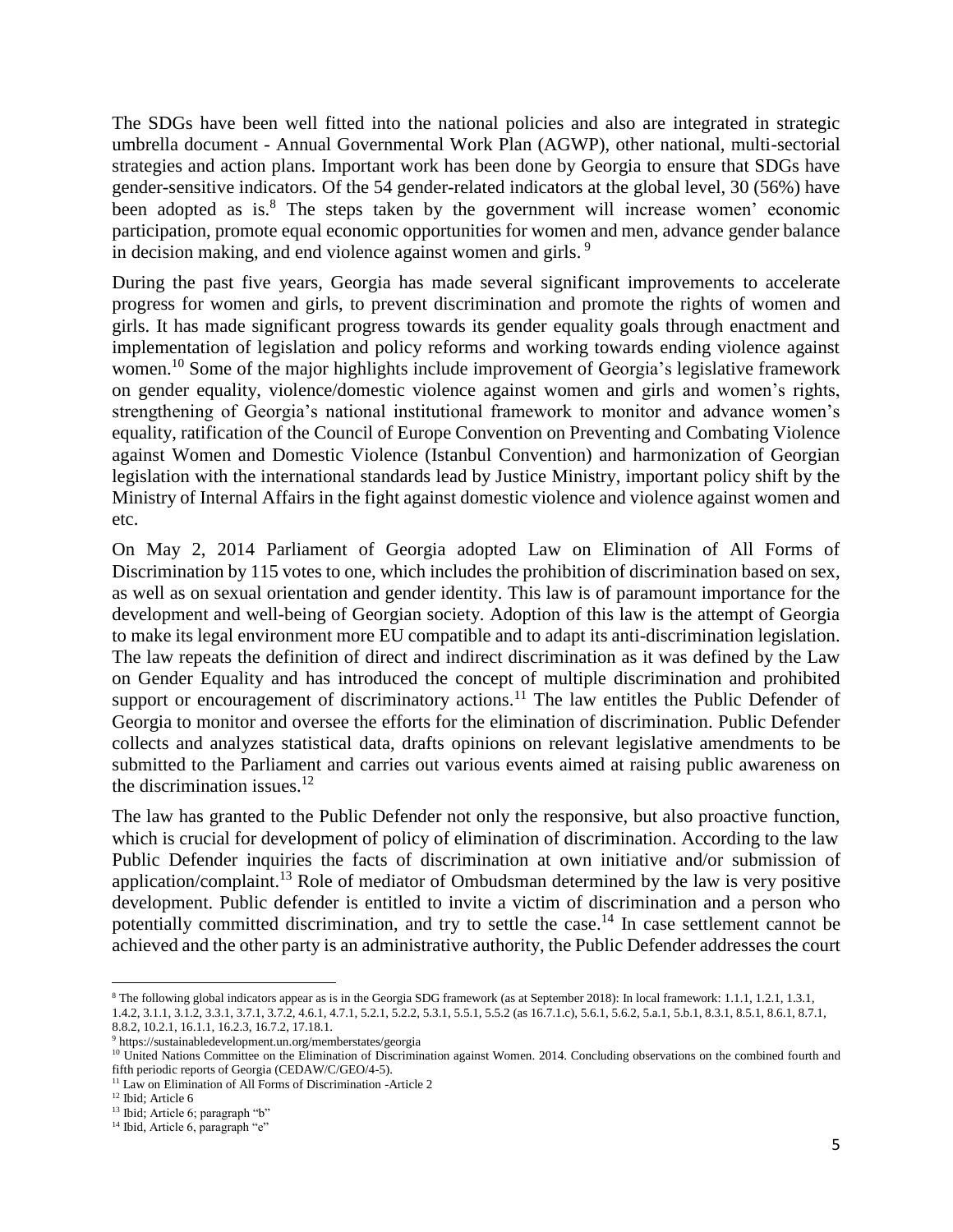The SDGs have been well fitted into the national policies and also are integrated in strategic umbrella document - Annual Governmental Work Plan (AGWP), other national, multi-sectorial strategies and action plans. Important work has been done by Georgia to ensure that SDGs have gender-sensitive indicators. Of the 54 gender-related indicators at the global level, 30 (56%) have been adopted as is.[8] The steps taken by the government will increase women' economic participation, promote equal economic opportunities for women and men, advance gender balance in decision making, and end violence against women and girls.[9]

During the past five years, Georgia has made several significant improvements to accelerate progress for women and girls, to prevent discrimination and promote the rights of women and girls. It has made significant progress towards its gender equality goals through enactment and implementation of legislation and policy reforms and working towards ending violence against women.[10] Some of the major highlights include improvement of Georgia's legislative framework on gender equality, violence/domestic violence against women and girls and women's rights, strengthening of Georgia's national institutional framework to monitor and advance women's equality, ratification of the Council of Europe Convention on Preventing and Combating Violence against Women and Domestic Violence (Istanbul Convention) and harmonization of Georgian legislation with the international standards lead by Justice Ministry, important policy shift by the Ministry of Internal Affairs in the fight against domestic violence and violence against women and etc.

On May 2, 2014 Parliament of Georgia adopted Law on Elimination of All Forms of Discrimination by 115 votes to one, which includes the prohibition of discrimination based on sex, as well as on sexual orientation and gender identity. This law is of paramount importance for the development and well-being of Georgian society. Adoption of this law is the attempt of Georgia to make its legal environment more EU compatible and to adapt its anti-discrimination legislation. The law repeats the definition of direct and indirect discrimination as it was defined by the Law on Gender Equality and has introduced the concept of multiple discrimination and prohibited support or encouragement of discriminatory actions.[11] The law entitles the Public Defender of Georgia to monitor and oversee the efforts for the elimination of discrimination. Public Defender collects and analyzes statistical data, drafts opinions on relevant legislative amendments to be submitted to the Parliament and carries out various events aimed at raising public awareness on the discrimination issues.[12]

The law has granted to the Public Defender not only the responsive, but also proactive function, which is crucial for development of policy of elimination of discrimination. According to the law Public Defender inquiries the facts of discrimination at own initiative and/or submission of application/complaint.[13] Role of mediator of Ombudsman determined by the law is very positive development. Public defender is entitled to invite a victim of discrimination and a person who potentially committed discrimination, and try to settle the case.[14] In case settlement cannot be achieved and the other party is an administrative authority, the Public Defender addresses the court

---

[8] The following global indicators appear as is in the Georgia SDG framework (as at September 2018): In local framework: 1.1.1, 1.2.1, 1.3.1, 1.4.2, 3.1.1, 3.1.2, 3.3.1, 3.7.1, 3.7.2, 4.6.1, 4.7.1, 5.2.1, 5.2.2, 5.3.1, 5.5.1, 5.5.2 (as 16.7.1.c), 5.6.1, 5.6.2, 5.a.1, 5.b.1, 8.3.1, 8.5.1, 8.6.1, 8.7.1, 8.8.2, 10.2.1, 16.1.1, 16.2.3, 16.7.2, 17.18.1.

[9] https://sustainabledevelopment.un.org/memberstates/georgia

[10] United Nations Committee on the Elimination of Discrimination against Women. 2014. Concluding observations on the combined fourth and fifth periodic reports of Georgia (CEDAW/C/GEO/4-5).

[11] Law on Elimination of All Forms of Discrimination -Article 2

[12] Ibid; Article 6

[13] Ibid; Article 6; paragraph "b"

[14] Ibid, Article 6, paragraph "e"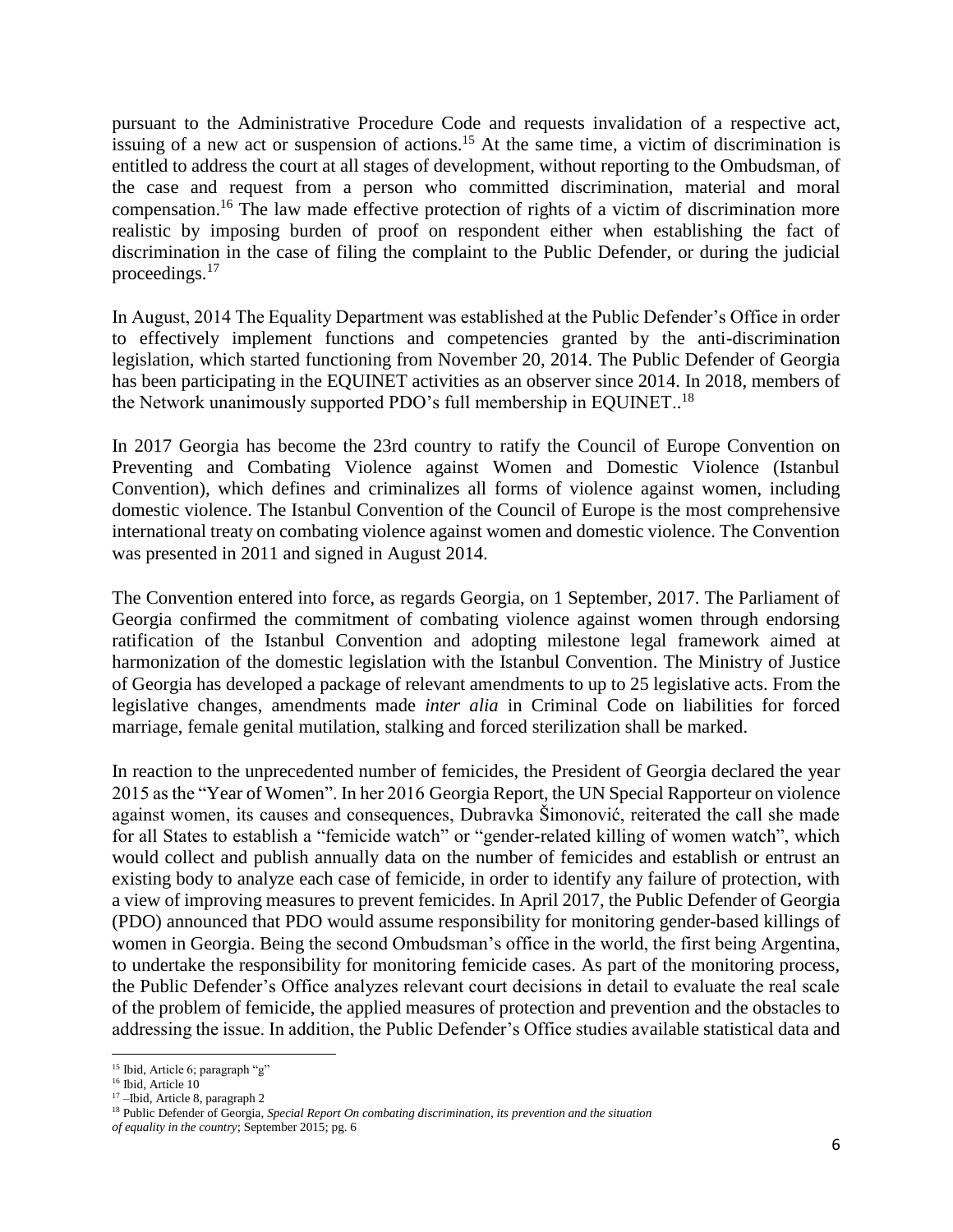pursuant to the Administrative Procedure Code and requests invalidation of a respective act, issuing of a new act or suspension of actions.[15] At the same time, a victim of discrimination is entitled to address the court at all stages of development, without reporting to the Ombudsman, of the case and request from a person who committed discrimination, material and moral compensation.[16] The law made effective protection of rights of a victim of discrimination more realistic by imposing burden of proof on respondent either when establishing the fact of discrimination in the case of filing the complaint to the Public Defender, or during the judicial proceedings.[17]

In August, 2014 The Equality Department was established at the Public Defender's Office in order to effectively implement functions and competencies granted by the anti-discrimination legislation, which started functioning from November 20, 2014. The Public Defender of Georgia has been participating in the EQUINET activities as an observer since 2014. In 2018, members of the Network unanimously supported PDO's full membership in EQUINET..[18]

In 2017 Georgia has become the 23rd country to ratify the Council of Europe Convention on Preventing and Combating Violence against Women and Domestic Violence (Istanbul Convention), which defines and criminalizes all forms of violence against women, including domestic violence. The Istanbul Convention of the Council of Europe is the most comprehensive international treaty on combating violence against women and domestic violence. The Convention was presented in 2011 and signed in August 2014.

The Convention entered into force, as regards Georgia, on 1 September, 2017. The Parliament of Georgia confirmed the commitment of combating violence against women through endorsing ratification of the Istanbul Convention and adopting milestone legal framework aimed at harmonization of the domestic legislation with the Istanbul Convention. The Ministry of Justice of Georgia has developed a package of relevant amendments to up to 25 legislative acts. From the legislative changes, amendments made *inter alia* in Criminal Code on liabilities for forced marriage, female genital mutilation, stalking and forced sterilization shall be marked.

In reaction to the unprecedented number of femicides, the President of Georgia declared the year 2015 as the "Year of Women". In her 2016 Georgia Report, the UN Special Rapporteur on violence against women, its causes and consequences, Dubravka Šimonović, reiterated the call she made for all States to establish a "femicide watch" or "gender-related killing of women watch", which would collect and publish annually data on the number of femicides and establish or entrust an existing body to analyze each case of femicide, in order to identify any failure of protection, with a view of improving measures to prevent femicides. In April 2017, the Public Defender of Georgia (PDO) announced that PDO would assume responsibility for monitoring gender-based killings of women in Georgia. Being the second Ombudsman's office in the world, the first being Argentina, to undertake the responsibility for monitoring femicide cases. As part of the monitoring process, the Public Defender's Office analyzes relevant court decisions in detail to evaluate the real scale of the problem of femicide, the applied measures of protection and prevention and the obstacles to addressing the issue. In addition, the Public Defender's Office studies available statistical data and

---

[15] Ibid, Article 6; paragraph "g"

[16] Ibid, Article 10

[17] –Ibid, Article 8, paragraph 2

[18] Public Defender of Georgia, *Special Report On combating discrimination, its prevention and the situation of equality in the country*; September 2015; pg. 6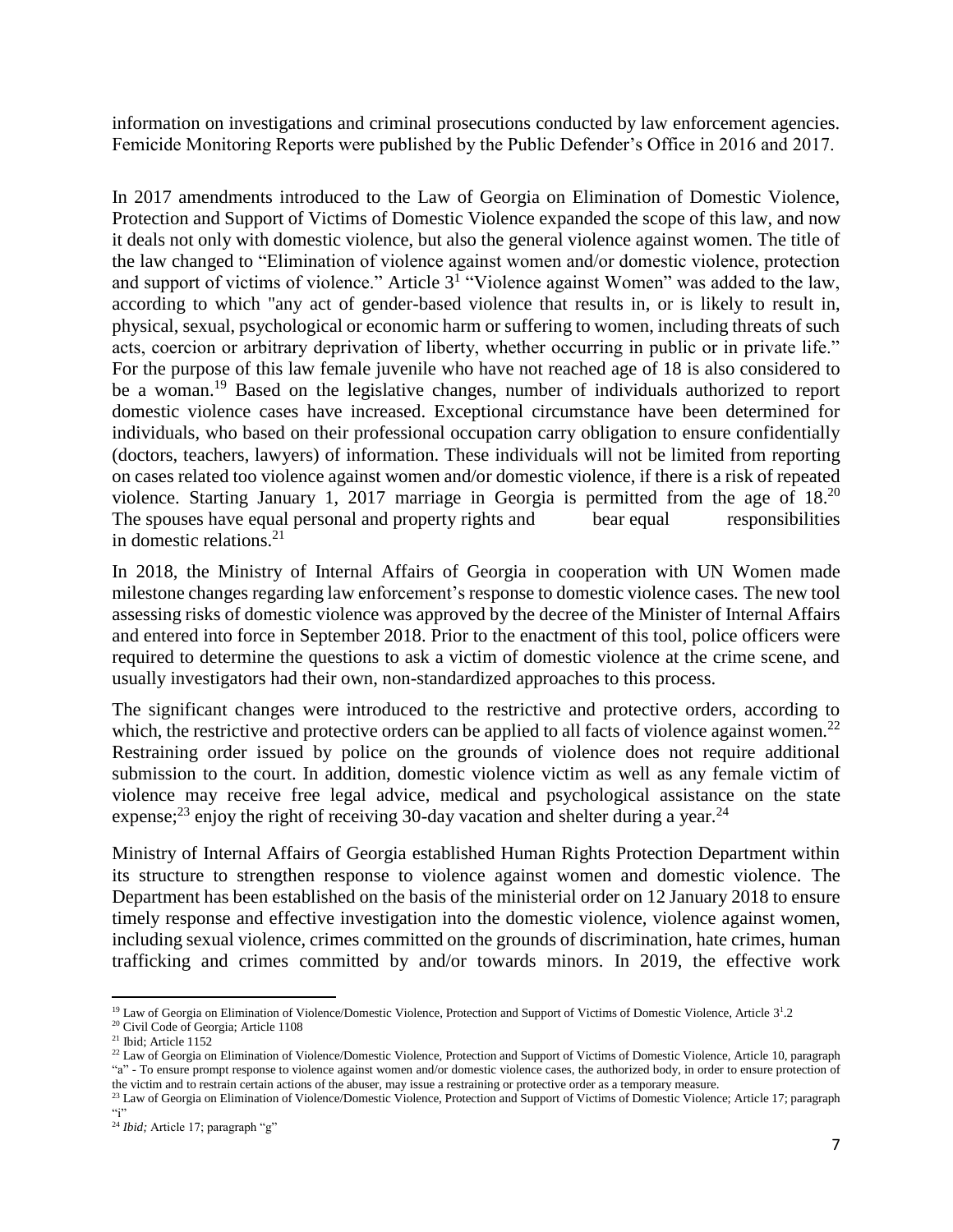information on investigations and criminal prosecutions conducted by law enforcement agencies. Femicide Monitoring Reports were published by the Public Defender's Office in 2016 and 2017.

In 2017 amendments introduced to the Law of Georgia on Elimination of Domestic Violence, Protection and Support of Victims of Domestic Violence expanded the scope of this law, and now it deals not only with domestic violence, but also the general violence against women. The title of the law changed to "Elimination of violence against women and/or domestic violence, protection and support of victims of violence." Article 3[1] "Violence against Women" was added to the law, according to which "any act of gender-based violence that results in, or is likely to result in, physical, sexual, psychological or economic harm or suffering to women, including threats of such acts, coercion or arbitrary deprivation of liberty, whether occurring in public or in private life." For the purpose of this law female juvenile who have not reached age of 18 is also considered to be a woman.[19] Based on the legislative changes, number of individuals authorized to report domestic violence cases have increased. Exceptional circumstance have been determined for individuals, who based on their professional occupation carry obligation to ensure confidentially (doctors, teachers, lawyers) of information. These individuals will not be limited from reporting on cases related too violence against women and/or domestic violence, if there is a risk of repeated violence. Starting January 1, 2017 marriage in Georgia is permitted from the age of 18.[20] The spouses have equal personal and property rights and bear equal responsibilities in domestic relations.[21]

In 2018, the Ministry of Internal Affairs of Georgia in cooperation with UN Women made milestone changes regarding law enforcement's response to domestic violence cases. The new tool assessing risks of domestic violence was approved by the decree of the Minister of Internal Affairs and entered into force in September 2018. Prior to the enactment of this tool, police officers were required to determine the questions to ask a victim of domestic violence at the crime scene, and usually investigators had their own, non-standardized approaches to this process.

The significant changes were introduced to the restrictive and protective orders, according to which, the restrictive and protective orders can be applied to all facts of violence against women.[22] Restraining order issued by police on the grounds of violence does not require additional submission to the court. In addition, domestic violence victim as well as any female victim of violence may receive free legal advice, medical and psychological assistance on the state expense;[23] enjoy the right of receiving 30-day vacation and shelter during a year.[24]

Ministry of Internal Affairs of Georgia established Human Rights Protection Department within its structure to strengthen response to violence against women and domestic violence. The Department has been established on the basis of the ministerial order on 12 January 2018 to ensure timely response and effective investigation into the domestic violence, violence against women, including sexual violence, crimes committed on the grounds of discrimination, hate crimes, human trafficking and crimes committed by and/or towards minors. In 2019, the effective work

---

[19] Law of Georgia on Elimination of Violence/Domestic Violence, Protection and Support of Victims of Domestic Violence, Article 3[1].2

[20] Civil Code of Georgia; Article 1108

[21] Ibid; Article 1152

[22] Law of Georgia on Elimination of Violence/Domestic Violence, Protection and Support of Victims of Domestic Violence, Article 10, paragraph "a" - To ensure prompt response to violence against women and/or domestic violence cases, the authorized body, in order to ensure protection of the victim and to restrain certain actions of the abuser, may issue a restraining or protective order as a temporary measure.

[23] Law of Georgia on Elimination of Violence/Domestic Violence, Protection and Support of Victims of Domestic Violence; Article 17; paragraph "i"

[24] *Ibid;* Article 17; paragraph "g"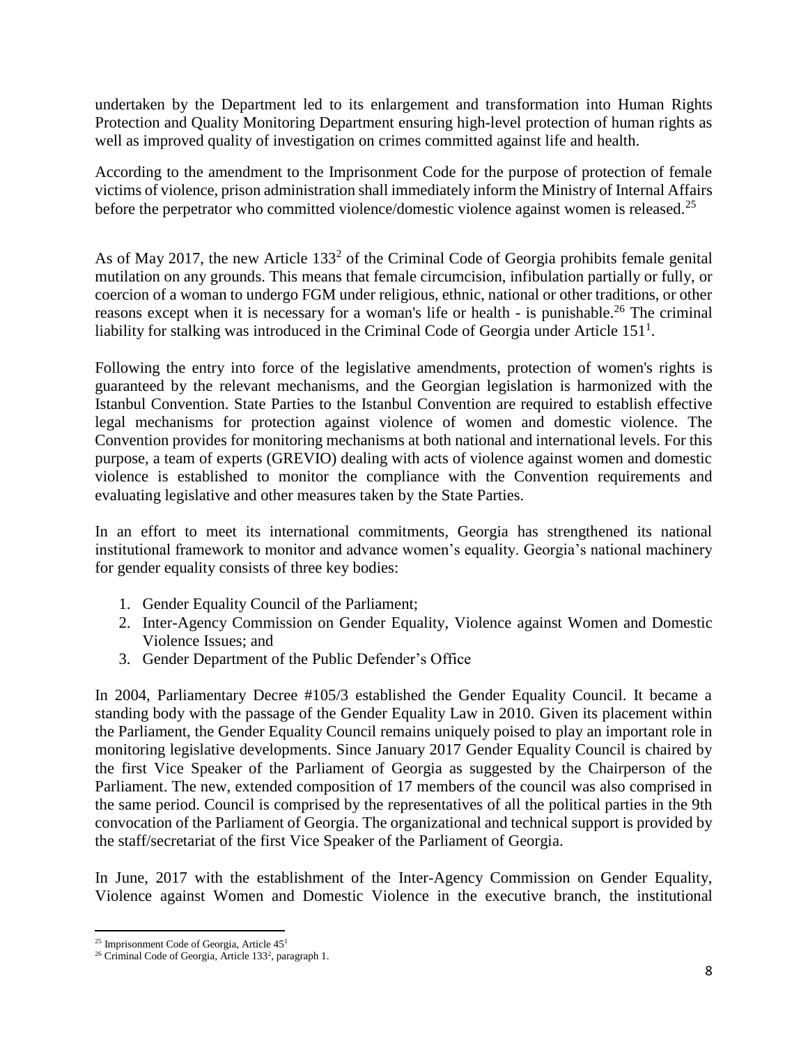undertaken by the Department led to its enlargement and transformation into Human Rights Protection and Quality Monitoring Department ensuring high-level protection of human rights as well as improved quality of investigation on crimes committed against life and health.

According to the amendment to the Imprisonment Code for the purpose of protection of female victims of violence, prison administration shall immediately inform the Ministry of Internal Affairs before the perpetrator who committed violence/domestic violence against women is released.[25]

As of May 2017, the new Article $133^2$ of the Criminal Code of Georgia prohibits female genital mutilation on any grounds. This means that female circumcision, infibulation partially or fully, or coercion of a woman to undergo FGM under religious, ethnic, national or other traditions, or other reasons except when it is necessary for a woman's life or health - is punishable.[26] The criminal liability for stalking was introduced in the Criminal Code of Georgia under Article $151^1$.

Following the entry into force of the legislative amendments, protection of women's rights is guaranteed by the relevant mechanisms, and the Georgian legislation is harmonized with the Istanbul Convention. State Parties to the Istanbul Convention are required to establish effective legal mechanisms for protection against violence of women and domestic violence. The Convention provides for monitoring mechanisms at both national and international levels. For this purpose, a team of experts (GREVIO) dealing with acts of violence against women and domestic violence is established to monitor the compliance with the Convention requirements and evaluating legislative and other measures taken by the State Parties.

In an effort to meet its international commitments, Georgia has strengthened its national institutional framework to monitor and advance women's equality. Georgia's national machinery for gender equality consists of three key bodies:

1. Gender Equality Council of the Parliament;
2. Inter-Agency Commission on Gender Equality, Violence against Women and Domestic Violence Issues; and
3. Gender Department of the Public Defender's Office

In 2004, Parliamentary Decree #105/3 established the Gender Equality Council. It became a standing body with the passage of the Gender Equality Law in 2010. Given its placement within the Parliament, the Gender Equality Council remains uniquely poised to play an important role in monitoring legislative developments. Since January 2017 Gender Equality Council is chaired by the first Vice Speaker of the Parliament of Georgia as suggested by the Chairperson of the Parliament. The new, extended composition of 17 members of the council was also comprised in the same period. Council is comprised by the representatives of all the political parties in the 9th convocation of the Parliament of Georgia. The organizational and technical support is provided by the staff/secretariat of the first Vice Speaker of the Parliament of Georgia.

In June, 2017 with the establishment of the Inter-Agency Commission on Gender Equality, Violence against Women and Domestic Violence in the executive branch, the institutional

---

[25] Imprisonment Code of Georgia, Article $45^1$

[26] Criminal Code of Georgia, Article $133^2$, paragraph 1.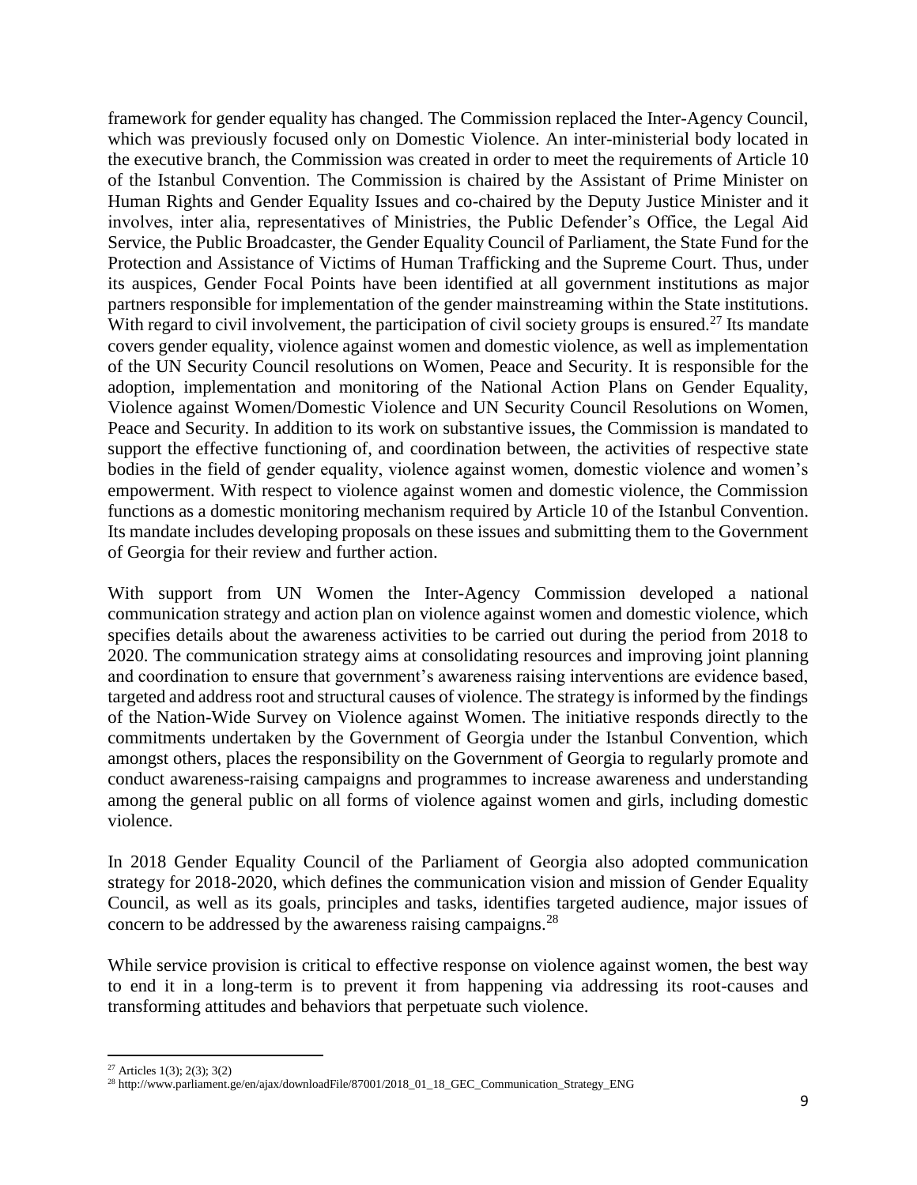framework for gender equality has changed. The Commission replaced the Inter-Agency Council, which was previously focused only on Domestic Violence. An inter-ministerial body located in the executive branch, the Commission was created in order to meet the requirements of Article 10 of the Istanbul Convention. The Commission is chaired by the Assistant of Prime Minister on Human Rights and Gender Equality Issues and co-chaired by the Deputy Justice Minister and it involves, inter alia, representatives of Ministries, the Public Defender's Office, the Legal Aid Service, the Public Broadcaster, the Gender Equality Council of Parliament, the State Fund for the Protection and Assistance of Victims of Human Trafficking and the Supreme Court. Thus, under its auspices, Gender Focal Points have been identified at all government institutions as major partners responsible for implementation of the gender mainstreaming within the State institutions. With regard to civil involvement, the participation of civil society groups is ensured.[27] Its mandate covers gender equality, violence against women and domestic violence, as well as implementation of the UN Security Council resolutions on Women, Peace and Security. It is responsible for the adoption, implementation and monitoring of the National Action Plans on Gender Equality, Violence against Women/Domestic Violence and UN Security Council Resolutions on Women, Peace and Security. In addition to its work on substantive issues, the Commission is mandated to support the effective functioning of, and coordination between, the activities of respective state bodies in the field of gender equality, violence against women, domestic violence and women's empowerment. With respect to violence against women and domestic violence, the Commission functions as a domestic monitoring mechanism required by Article 10 of the Istanbul Convention. Its mandate includes developing proposals on these issues and submitting them to the Government of Georgia for their review and further action.

With support from UN Women the Inter-Agency Commission developed a national communication strategy and action plan on violence against women and domestic violence, which specifies details about the awareness activities to be carried out during the period from 2018 to 2020. The communication strategy aims at consolidating resources and improving joint planning and coordination to ensure that government's awareness raising interventions are evidence based, targeted and address root and structural causes of violence. The strategy is informed by the findings of the Nation-Wide Survey on Violence against Women. The initiative responds directly to the commitments undertaken by the Government of Georgia under the Istanbul Convention, which amongst others, places the responsibility on the Government of Georgia to regularly promote and conduct awareness-raising campaigns and programmes to increase awareness and understanding among the general public on all forms of violence against women and girls, including domestic violence.

In 2018 Gender Equality Council of the Parliament of Georgia also adopted communication strategy for 2018-2020, which defines the communication vision and mission of Gender Equality Council, as well as its goals, principles and tasks, identifies targeted audience, major issues of concern to be addressed by the awareness raising campaigns.[28]

While service provision is critical to effective response on violence against women, the best way to end it in a long-term is to prevent it from happening via addressing its root-causes and transforming attitudes and behaviors that perpetuate such violence.

---

[27] Articles 1(3); 2(3); 3(2)

[28] http://www.parliament.ge/en/ajax/downloadFile/87001/2018_01_18_GEC_Communication_Strategy_ENG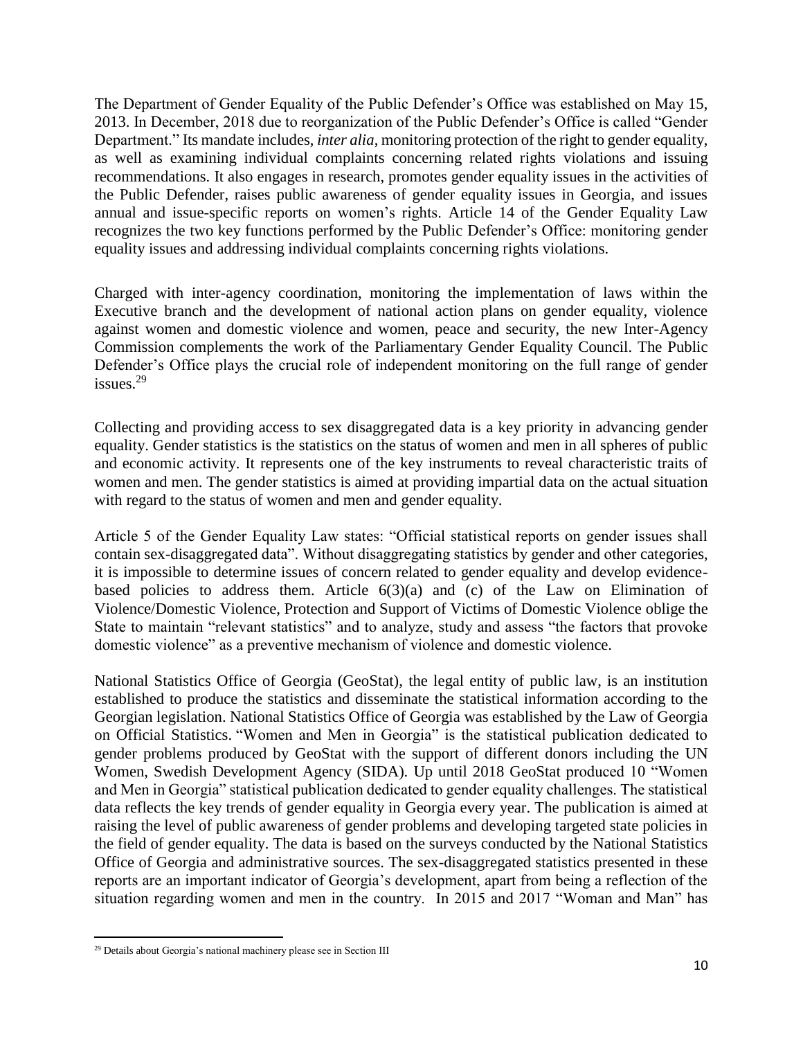The Department of Gender Equality of the Public Defender's Office was established on May 15, 2013. In December, 2018 due to reorganization of the Public Defender's Office is called "Gender Department." Its mandate includes, *inter alia*, monitoring protection of the right to gender equality, as well as examining individual complaints concerning related rights violations and issuing recommendations. It also engages in research, promotes gender equality issues in the activities of the Public Defender, raises public awareness of gender equality issues in Georgia, and issues annual and issue-specific reports on women's rights. Article 14 of the Gender Equality Law recognizes the two key functions performed by the Public Defender's Office: monitoring gender equality issues and addressing individual complaints concerning rights violations.

Charged with inter-agency coordination, monitoring the implementation of laws within the Executive branch and the development of national action plans on gender equality, violence against women and domestic violence and women, peace and security, the new Inter-Agency Commission complements the work of the Parliamentary Gender Equality Council. The Public Defender's Office plays the crucial role of independent monitoring on the full range of gender issues.[29]

Collecting and providing access to sex disaggregated data is a key priority in advancing gender equality. Gender statistics is the statistics on the status of women and men in all spheres of public and economic activity. It represents one of the key instruments to reveal characteristic traits of women and men. The gender statistics is aimed at providing impartial data on the actual situation with regard to the status of women and men and gender equality.

Article 5 of the Gender Equality Law states: "Official statistical reports on gender issues shall contain sex-disaggregated data". Without disaggregating statistics by gender and other categories, it is impossible to determine issues of concern related to gender equality and develop evidence-based policies to address them. Article 6(3)(a) and (c) of the Law on Elimination of Violence/Domestic Violence, Protection and Support of Victims of Domestic Violence oblige the State to maintain "relevant statistics" and to analyze, study and assess "the factors that provoke domestic violence" as a preventive mechanism of violence and domestic violence.

National Statistics Office of Georgia (GeoStat), the legal entity of public law, is an institution established to produce the statistics and disseminate the statistical information according to the Georgian legislation. National Statistics Office of Georgia was established by the Law of Georgia on Official Statistics. "Women and Men in Georgia" is the statistical publication dedicated to gender problems produced by GeoStat with the support of different donors including the UN Women, Swedish Development Agency (SIDA). Up until 2018 GeoStat produced 10 "Women and Men in Georgia" statistical publication dedicated to gender equality challenges. The statistical data reflects the key trends of gender equality in Georgia every year. The publication is aimed at raising the level of public awareness of gender problems and developing targeted state policies in the field of gender equality. The data is based on the surveys conducted by the National Statistics Office of Georgia and administrative sources. The sex-disaggregated statistics presented in these reports are an important indicator of Georgia's development, apart from being a reflection of the situation regarding women and men in the country. In 2015 and 2017 "Woman and Man" has

[29] Details about Georgia's national machinery please see in Section III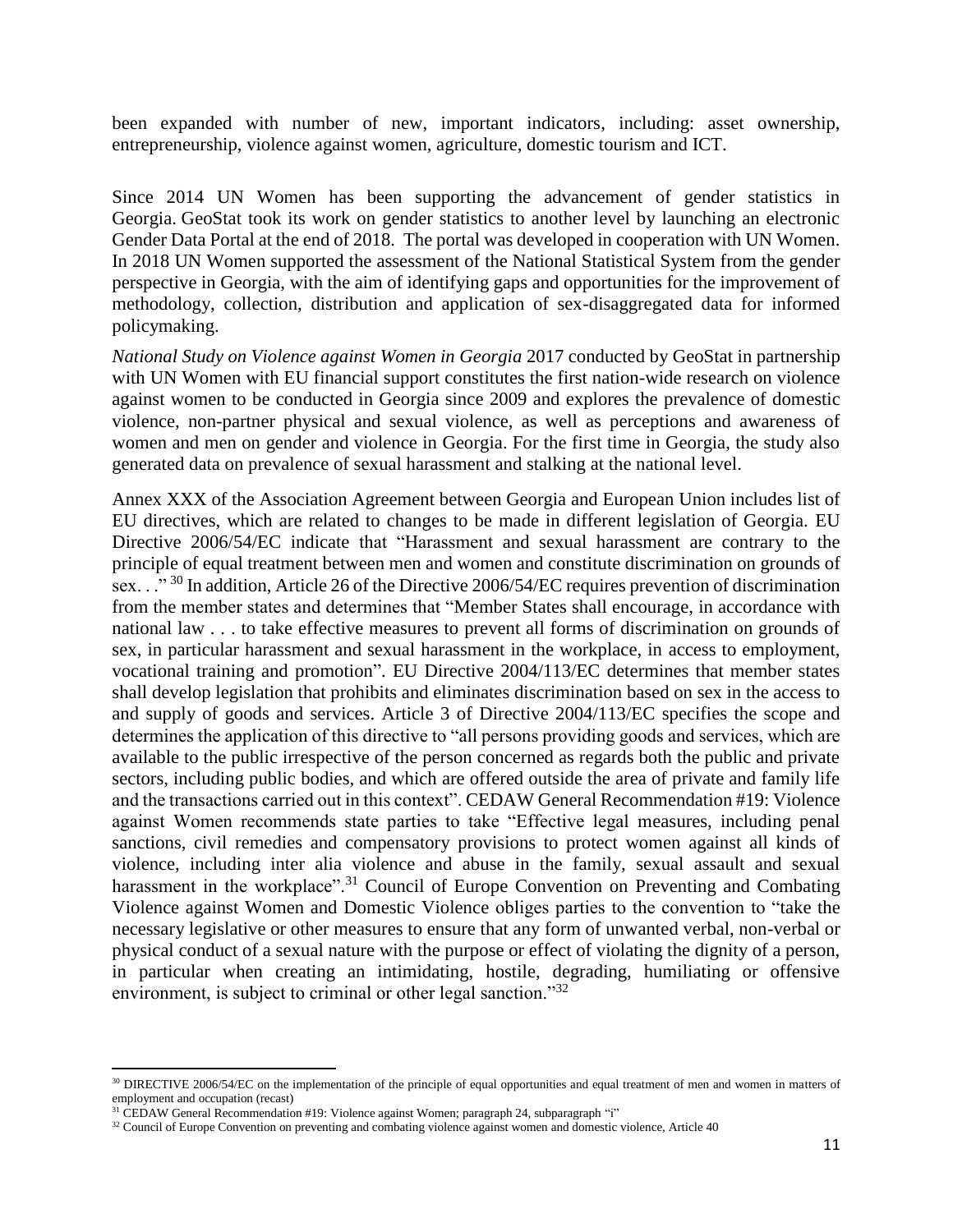been expanded with number of new, important indicators, including: asset ownership, entrepreneurship, violence against women, agriculture, domestic tourism and ICT.

Since 2014 UN Women has been supporting the advancement of gender statistics in Georgia. GeoStat took its work on gender statistics to another level by launching an electronic Gender Data Portal at the end of 2018. The portal was developed in cooperation with UN Women. In 2018 UN Women supported the assessment of the National Statistical System from the gender perspective in Georgia, with the aim of identifying gaps and opportunities for the improvement of methodology, collection, distribution and application of sex-disaggregated data for informed policymaking.

*National Study on Violence against Women in Georgia* 2017 conducted by GeoStat in partnership with UN Women with EU financial support constitutes the first nation-wide research on violence against women to be conducted in Georgia since 2009 and explores the prevalence of domestic violence, non-partner physical and sexual violence, as well as perceptions and awareness of women and men on gender and violence in Georgia. For the first time in Georgia, the study also generated data on prevalence of sexual harassment and stalking at the national level.

Annex XXX of the Association Agreement between Georgia and European Union includes list of EU directives, which are related to changes to be made in different legislation of Georgia. EU Directive 2006/54/EC indicate that "Harassment and sexual harassment are contrary to the principle of equal treatment between men and women and constitute discrimination on grounds of sex. . ." [30] In addition, Article 26 of the Directive 2006/54/EC requires prevention of discrimination from the member states and determines that "Member States shall encourage, in accordance with national law . . . to take effective measures to prevent all forms of discrimination on grounds of sex, in particular harassment and sexual harassment in the workplace, in access to employment, vocational training and promotion". EU Directive 2004/113/EC determines that member states shall develop legislation that prohibits and eliminates discrimination based on sex in the access to and supply of goods and services. Article 3 of Directive 2004/113/EC specifies the scope and determines the application of this directive to "all persons providing goods and services, which are available to the public irrespective of the person concerned as regards both the public and private sectors, including public bodies, and which are offered outside the area of private and family life and the transactions carried out in this context". CEDAW General Recommendation #19: Violence against Women recommends state parties to take "Effective legal measures, including penal sanctions, civil remedies and compensatory provisions to protect women against all kinds of violence, including inter alia violence and abuse in the family, sexual assault and sexual harassment in the workplace".[31] Council of Europe Convention on Preventing and Combating Violence against Women and Domestic Violence obliges parties to the convention to "take the necessary legislative or other measures to ensure that any form of unwanted verbal, non-verbal or physical conduct of a sexual nature with the purpose or effect of violating the dignity of a person, in particular when creating an intimidating, hostile, degrading, humiliating or offensive environment, is subject to criminal or other legal sanction."[32]

[30] DIRECTIVE 2006/54/EC on the implementation of the principle of equal opportunities and equal treatment of men and women in matters of employment and occupation (recast)

[31] CEDAW General Recommendation #19: Violence against Women; paragraph 24, subparagraph "i"

[32] Council of Europe Convention on preventing and combating violence against women and domestic violence, Article 40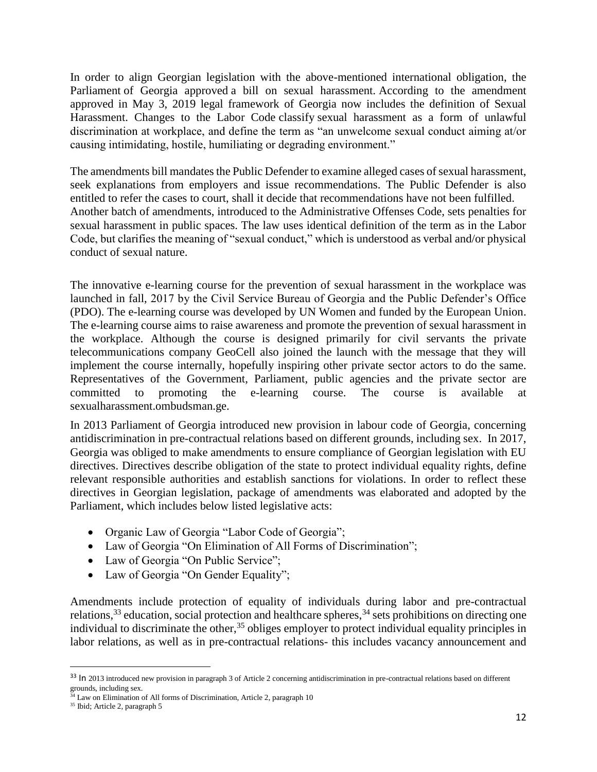In order to align Georgian legislation with the above-mentioned international obligation, the Parliament of Georgia approved a bill on sexual harassment. According to the amendment approved in May 3, 2019 legal framework of Georgia now includes the definition of Sexual Harassment. Changes to the Labor Code classify sexual harassment as a form of unlawful discrimination at workplace, and define the term as "an unwelcome sexual conduct aiming at/or causing intimidating, hostile, humiliating or degrading environment."

The amendments bill mandates the Public Defender to examine alleged cases of sexual harassment, seek explanations from employers and issue recommendations. The Public Defender is also entitled to refer the cases to court, shall it decide that recommendations have not been fulfilled. Another batch of amendments, introduced to the Administrative Offenses Code, sets penalties for sexual harassment in public spaces. The law uses identical definition of the term as in the Labor Code, but clarifies the meaning of "sexual conduct," which is understood as verbal and/or physical conduct of sexual nature.

The innovative e-learning course for the prevention of sexual harassment in the workplace was launched in fall, 2017 by the Civil Service Bureau of Georgia and the Public Defender's Office (PDO). The e-learning course was developed by UN Women and funded by the European Union. The e-learning course aims to raise awareness and promote the prevention of sexual harassment in the workplace. Although the course is designed primarily for civil servants the private telecommunications company GeoCell also joined the launch with the message that they will implement the course internally, hopefully inspiring other private sector actors to do the same. Representatives of the Government, Parliament, public agencies and the private sector are committed to promoting the e-learning course. The course is available at sexualharassment.ombudsman.ge.

In 2013 Parliament of Georgia introduced new provision in labour code of Georgia, concerning antidiscrimination in pre-contractual relations based on different grounds, including sex. In 2017, Georgia was obliged to make amendments to ensure compliance of Georgian legislation with EU directives. Directives describe obligation of the state to protect individual equality rights, define relevant responsible authorities and establish sanctions for violations. In order to reflect these directives in Georgian legislation, package of amendments was elaborated and adopted by the Parliament, which includes below listed legislative acts:

- Organic Law of Georgia "Labor Code of Georgia";
- Law of Georgia "On Elimination of All Forms of Discrimination";
- Law of Georgia "On Public Service";
- Law of Georgia "On Gender Equality";

Amendments include protection of equality of individuals during labor and pre-contractual relations,[33] education, social protection and healthcare spheres,[34] sets prohibitions on directing one individual to discriminate the other,[35] obliges employer to protect individual equality principles in labor relations, as well as in pre-contractual relations- this includes vacancy announcement and

---

[33] In 2013 introduced new provision in paragraph 3 of Article 2 concerning antidiscrimination in pre-contractual relations based on different grounds, including sex.

[34] Law on Elimination of All forms of Discrimination, Article 2, paragraph 10

[35] Ibid; Article 2, paragraph 5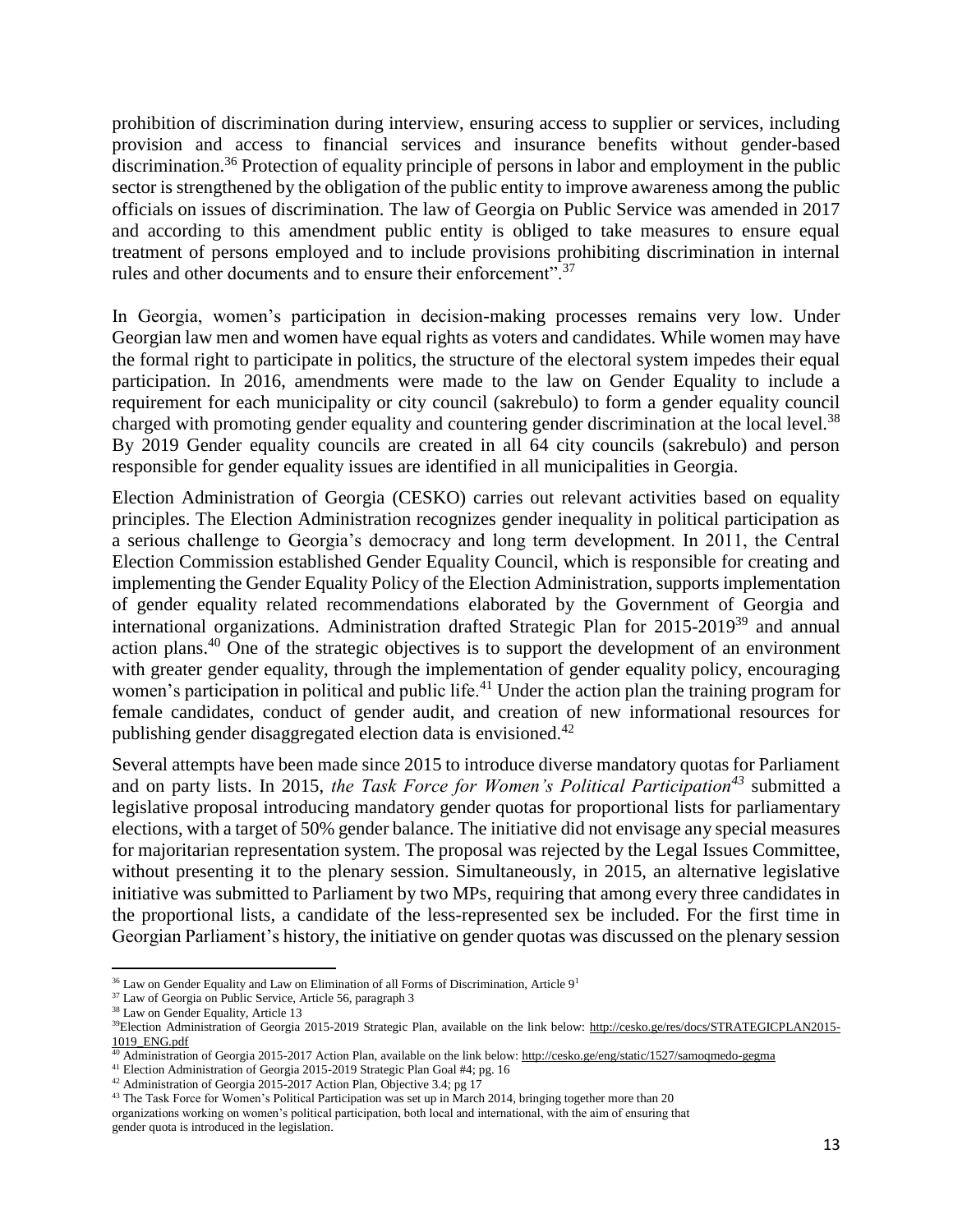prohibition of discrimination during interview, ensuring access to supplier or services, including provision and access to financial services and insurance benefits without gender-based discrimination.[36] Protection of equality principle of persons in labor and employment in the public sector is strengthened by the obligation of the public entity to improve awareness among the public officials on issues of discrimination. The law of Georgia on Public Service was amended in 2017 and according to this amendment public entity is obliged to take measures to ensure equal treatment of persons employed and to include provisions prohibiting discrimination in internal rules and other documents and to ensure their enforcement".[37]

In Georgia, women's participation in decision-making processes remains very low. Under Georgian law men and women have equal rights as voters and candidates. While women may have the formal right to participate in politics, the structure of the electoral system impedes their equal participation. In 2016, amendments were made to the law on Gender Equality to include a requirement for each municipality or city council (sakrebulo) to form a gender equality council charged with promoting gender equality and countering gender discrimination at the local level.[38] By 2019 Gender equality councils are created in all 64 city councils (sakrebulo) and person responsible for gender equality issues are identified in all municipalities in Georgia.

Election Administration of Georgia (CESKO) carries out relevant activities based on equality principles. The Election Administration recognizes gender inequality in political participation as a serious challenge to Georgia's democracy and long term development. In 2011, the Central Election Commission established Gender Equality Council, which is responsible for creating and implementing the Gender Equality Policy of the Election Administration, supports implementation of gender equality related recommendations elaborated by the Government of Georgia and international organizations. Administration drafted Strategic Plan for 2015-2019[39] and annual action plans.[40] One of the strategic objectives is to support the development of an environment with greater gender equality, through the implementation of gender equality policy, encouraging women's participation in political and public life.[41] Under the action plan the training program for female candidates, conduct of gender audit, and creation of new informational resources for publishing gender disaggregated election data is envisioned.[42]

Several attempts have been made since 2015 to introduce diverse mandatory quotas for Parliament and on party lists. In 2015, *the Task Force for Women's Political Participation*[43] submitted a legislative proposal introducing mandatory gender quotas for proportional lists for parliamentary elections, with a target of 50% gender balance. The initiative did not envisage any special measures for majoritarian representation system. The proposal was rejected by the Legal Issues Committee, without presenting it to the plenary session. Simultaneously, in 2015, an alternative legislative initiative was submitted to Parliament by two MPs, requiring that among every three candidates in the proportional lists, a candidate of the less-represented sex be included. For the first time in Georgian Parliament's history, the initiative on gender quotas was discussed on the plenary session

---

[36] Law on Gender Equality and Law on Elimination of all Forms of Discrimination, Article 9[1]

[37] Law of Georgia on Public Service, Article 56, paragraph 3

[38] Law on Gender Equality, Article 13

[39] Election Administration of Georgia 2015-2019 Strategic Plan, available on the link below: http://cesko.ge/res/docs/STRATEGICPLAN2015-1019_ENG.pdf

[40] Administration of Georgia 2015-2017 Action Plan, available on the link below: http://cesko.ge/eng/static/1527/samoqmedo-gegma

[41] Election Administration of Georgia 2015-2019 Strategic Plan Goal #4; pg. 16

[42] Administration of Georgia 2015-2017 Action Plan, Objective 3.4; pg 17

[43] The Task Force for Women's Political Participation was set up in March 2014, bringing together more than 20 organizations working on women's political participation, both local and international, with the aim of ensuring that gender quota is introduced in the legislation.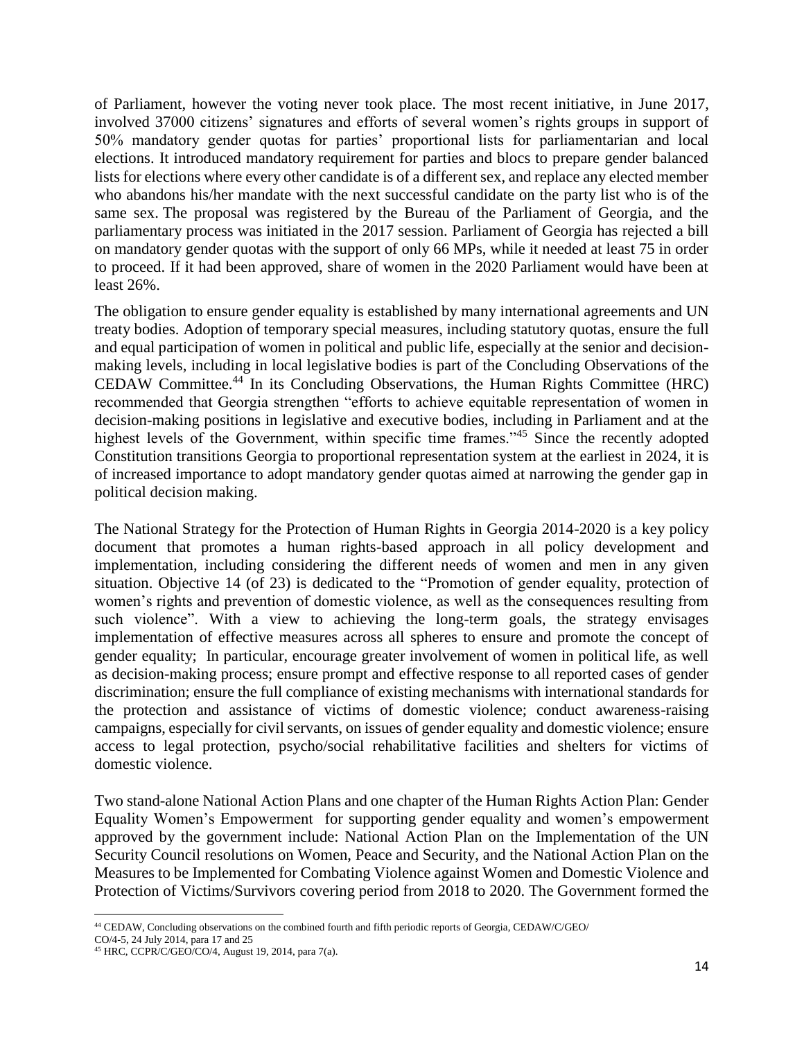of Parliament, however the voting never took place. The most recent initiative, in June 2017, involved 37000 citizens' signatures and efforts of several women's rights groups in support of 50% mandatory gender quotas for parties' proportional lists for parliamentarian and local elections. It introduced mandatory requirement for parties and blocs to prepare gender balanced lists for elections where every other candidate is of a different sex, and replace any elected member who abandons his/her mandate with the next successful candidate on the party list who is of the same sex. The proposal was registered by the Bureau of the Parliament of Georgia, and the parliamentary process was initiated in the 2017 session. Parliament of Georgia has rejected a bill on mandatory gender quotas with the support of only 66 MPs, while it needed at least 75 in order to proceed. If it had been approved, share of women in the 2020 Parliament would have been at least 26%.

The obligation to ensure gender equality is established by many international agreements and UN treaty bodies. Adoption of temporary special measures, including statutory quotas, ensure the full and equal participation of women in political and public life, especially at the senior and decision-making levels, including in local legislative bodies is part of the Concluding Observations of the CEDAW Committee.[44] In its Concluding Observations, the Human Rights Committee (HRC) recommended that Georgia strengthen "efforts to achieve equitable representation of women in decision-making positions in legislative and executive bodies, including in Parliament and at the highest levels of the Government, within specific time frames."[45] Since the recently adopted Constitution transitions Georgia to proportional representation system at the earliest in 2024, it is of increased importance to adopt mandatory gender quotas aimed at narrowing the gender gap in political decision making.

The National Strategy for the Protection of Human Rights in Georgia 2014-2020 is a key policy document that promotes a human rights-based approach in all policy development and implementation, including considering the different needs of women and men in any given situation. Objective 14 (of 23) is dedicated to the "Promotion of gender equality, protection of women's rights and prevention of domestic violence, as well as the consequences resulting from such violence". With a view to achieving the long-term goals, the strategy envisages implementation of effective measures across all spheres to ensure and promote the concept of gender equality; In particular, encourage greater involvement of women in political life, as well as decision-making process; ensure prompt and effective response to all reported cases of gender discrimination; ensure the full compliance of existing mechanisms with international standards for the protection and assistance of victims of domestic violence; conduct awareness-raising campaigns, especially for civil servants, on issues of gender equality and domestic violence; ensure access to legal protection, psycho/social rehabilitative facilities and shelters for victims of domestic violence.

Two stand-alone National Action Plans and one chapter of the Human Rights Action Plan: Gender Equality Women's Empowerment for supporting gender equality and women's empowerment approved by the government include: National Action Plan on the Implementation of the UN Security Council resolutions on Women, Peace and Security, and the National Action Plan on the Measures to be Implemented for Combating Violence against Women and Domestic Violence and Protection of Victims/Survivors covering period from 2018 to 2020. The Government formed the

[44] CEDAW, Concluding observations on the combined fourth and fifth periodic reports of Georgia, CEDAW/C/GEO/CO/4-5, 24 July 2014, para 17 and 25

[45] HRC, CCPR/C/GEO/CO/4, August 19, 2014, para 7(a).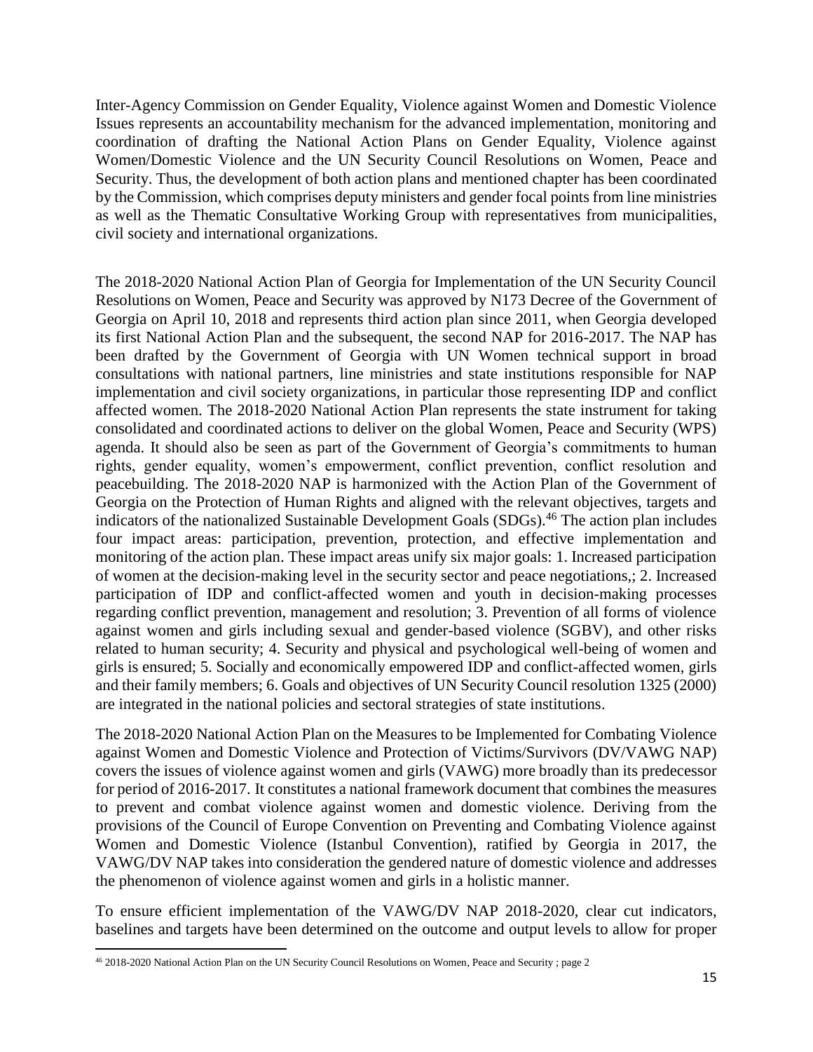Inter-Agency Commission on Gender Equality, Violence against Women and Domestic Violence Issues represents an accountability mechanism for the advanced implementation, monitoring and coordination of drafting the National Action Plans on Gender Equality, Violence against Women/Domestic Violence and the UN Security Council Resolutions on Women, Peace and Security. Thus, the development of both action plans and mentioned chapter has been coordinated by the Commission, which comprises deputy ministers and gender focal points from line ministries as well as the Thematic Consultative Working Group with representatives from municipalities, civil society and international organizations.

The 2018-2020 National Action Plan of Georgia for Implementation of the UN Security Council Resolutions on Women, Peace and Security was approved by N173 Decree of the Government of Georgia on April 10, 2018 and represents third action plan since 2011, when Georgia developed its first National Action Plan and the subsequent, the second NAP for 2016-2017. The NAP has been drafted by the Government of Georgia with UN Women technical support in broad consultations with national partners, line ministries and state institutions responsible for NAP implementation and civil society organizations, in particular those representing IDP and conflict affected women. The 2018-2020 National Action Plan represents the state instrument for taking consolidated and coordinated actions to deliver on the global Women, Peace and Security (WPS) agenda. It should also be seen as part of the Government of Georgia's commitments to human rights, gender equality, women's empowerment, conflict prevention, conflict resolution and peacebuilding. The 2018-2020 NAP is harmonized with the Action Plan of the Government of Georgia on the Protection of Human Rights and aligned with the relevant objectives, targets and indicators of the nationalized Sustainable Development Goals (SDGs).[46] The action plan includes four impact areas: participation, prevention, protection, and effective implementation and monitoring of the action plan. These impact areas unify six major goals: 1. Increased participation of women at the decision-making level in the security sector and peace negotiations,; 2. Increased participation of IDP and conflict-affected women and youth in decision-making processes regarding conflict prevention, management and resolution; 3. Prevention of all forms of violence against women and girls including sexual and gender-based violence (SGBV), and other risks related to human security; 4. Security and physical and psychological well-being of women and girls is ensured; 5. Socially and economically empowered IDP and conflict-affected women, girls and their family members; 6. Goals and objectives of UN Security Council resolution 1325 (2000) are integrated in the national policies and sectoral strategies of state institutions.

The 2018-2020 National Action Plan on the Measures to be Implemented for Combating Violence against Women and Domestic Violence and Protection of Victims/Survivors (DV/VAWG NAP) covers the issues of violence against women and girls (VAWG) more broadly than its predecessor for period of 2016-2017. It constitutes a national framework document that combines the measures to prevent and combat violence against women and domestic violence. Deriving from the provisions of the Council of Europe Convention on Preventing and Combating Violence against Women and Domestic Violence (Istanbul Convention), ratified by Georgia in 2017, the VAWG/DV NAP takes into consideration the gendered nature of domestic violence and addresses the phenomenon of violence against women and girls in a holistic manner.

To ensure efficient implementation of the VAWG/DV NAP 2018-2020, clear cut indicators, baselines and targets have been determined on the outcome and output levels to allow for proper

---

[46] 2018-2020 National Action Plan on the UN Security Council Resolutions on Women, Peace and Security ; page 2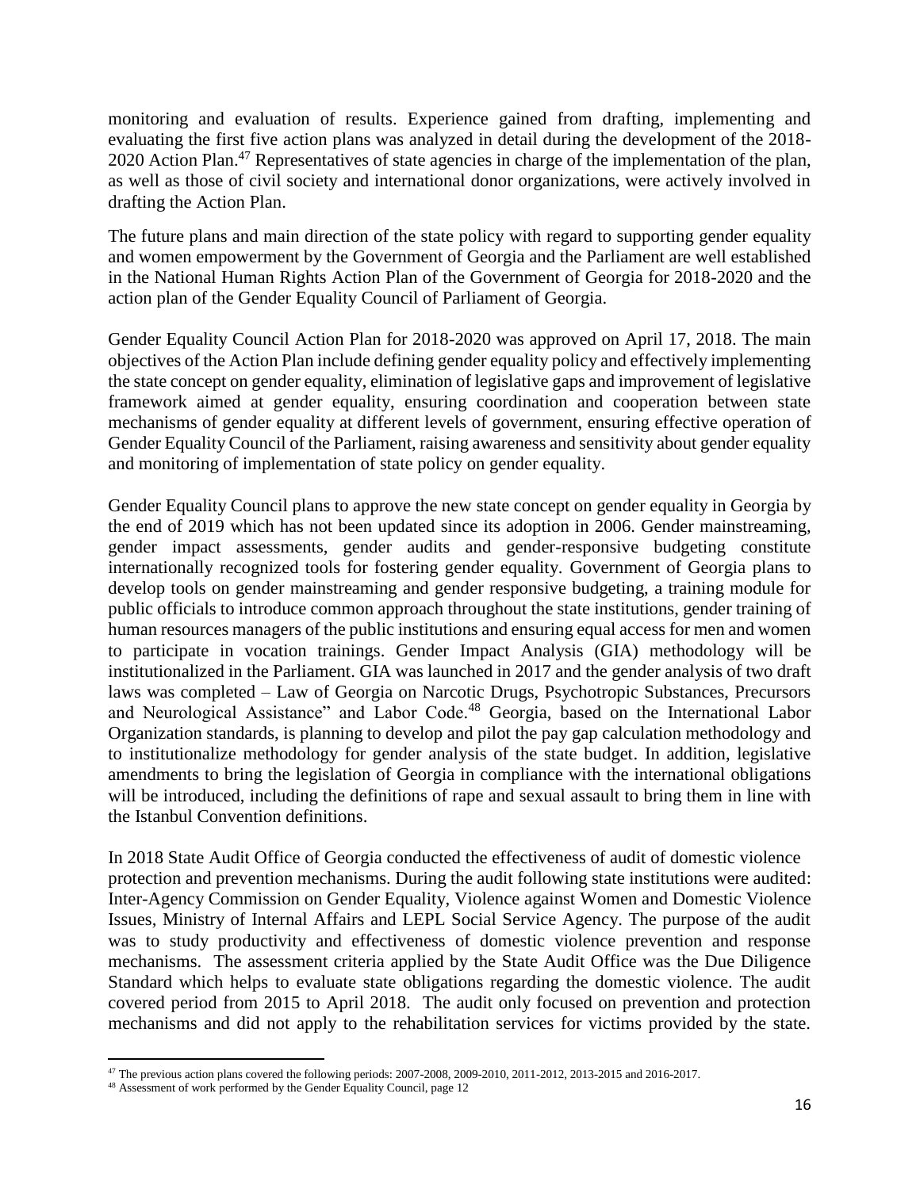monitoring and evaluation of results. Experience gained from drafting, implementing and evaluating the first five action plans was analyzed in detail during the development of the 2018-2020 Action Plan.[47] Representatives of state agencies in charge of the implementation of the plan, as well as those of civil society and international donor organizations, were actively involved in drafting the Action Plan.

The future plans and main direction of the state policy with regard to supporting gender equality and women empowerment by the Government of Georgia and the Parliament are well established in the National Human Rights Action Plan of the Government of Georgia for 2018-2020 and the action plan of the Gender Equality Council of Parliament of Georgia.

Gender Equality Council Action Plan for 2018-2020 was approved on April 17, 2018. The main objectives of the Action Plan include defining gender equality policy and effectively implementing the state concept on gender equality, elimination of legislative gaps and improvement of legislative framework aimed at gender equality, ensuring coordination and cooperation between state mechanisms of gender equality at different levels of government, ensuring effective operation of Gender Equality Council of the Parliament, raising awareness and sensitivity about gender equality and monitoring of implementation of state policy on gender equality.

Gender Equality Council plans to approve the new state concept on gender equality in Georgia by the end of 2019 which has not been updated since its adoption in 2006. Gender mainstreaming, gender impact assessments, gender audits and gender-responsive budgeting constitute internationally recognized tools for fostering gender equality. Government of Georgia plans to develop tools on gender mainstreaming and gender responsive budgeting, a training module for public officials to introduce common approach throughout the state institutions, gender training of human resources managers of the public institutions and ensuring equal access for men and women to participate in vocation trainings. Gender Impact Analysis (GIA) methodology will be institutionalized in the Parliament. GIA was launched in 2017 and the gender analysis of two draft laws was completed – Law of Georgia on Narcotic Drugs, Psychotropic Substances, Precursors and Neurological Assistance" and Labor Code.[48] Georgia, based on the International Labor Organization standards, is planning to develop and pilot the pay gap calculation methodology and to institutionalize methodology for gender analysis of the state budget. In addition, legislative amendments to bring the legislation of Georgia in compliance with the international obligations will be introduced, including the definitions of rape and sexual assault to bring them in line with the Istanbul Convention definitions.

In 2018 State Audit Office of Georgia conducted the effectiveness of audit of domestic violence protection and prevention mechanisms. During the audit following state institutions were audited: Inter-Agency Commission on Gender Equality, Violence against Women and Domestic Violence Issues, Ministry of Internal Affairs and LEPL Social Service Agency. The purpose of the audit was to study productivity and effectiveness of domestic violence prevention and response mechanisms. The assessment criteria applied by the State Audit Office was the Due Diligence Standard which helps to evaluate state obligations regarding the domestic violence. The audit covered period from 2015 to April 2018. The audit only focused on prevention and protection mechanisms and did not apply to the rehabilitation services for victims provided by the state.

---

[47] The previous action plans covered the following periods: 2007-2008, 2009-2010, 2011-2012, 2013-2015 and 2016-2017.

[48] Assessment of work performed by the Gender Equality Council, page 12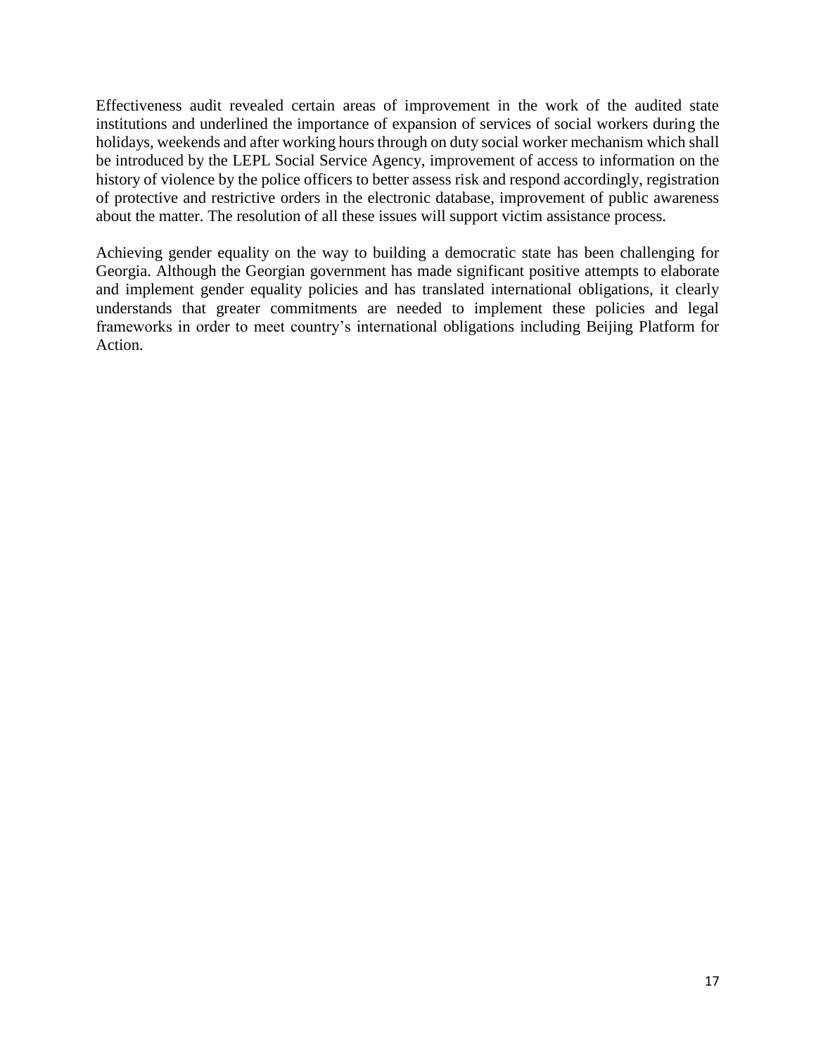Effectiveness audit revealed certain areas of improvement in the work of the audited state institutions and underlined the importance of expansion of services of social workers during the holidays, weekends and after working hours through on duty social worker mechanism which shall be introduced by the LEPL Social Service Agency, improvement of access to information on the history of violence by the police officers to better assess risk and respond accordingly, registration of protective and restrictive orders in the electronic database, improvement of public awareness about the matter. The resolution of all these issues will support victim assistance process.

Achieving gender equality on the way to building a democratic state has been challenging for Georgia. Although the Georgian government has made significant positive attempts to elaborate and implement gender equality policies and has translated international obligations, it clearly understands that greater commitments are needed to implement these policies and legal frameworks in order to meet country's international obligations including Beijing Platform for Action.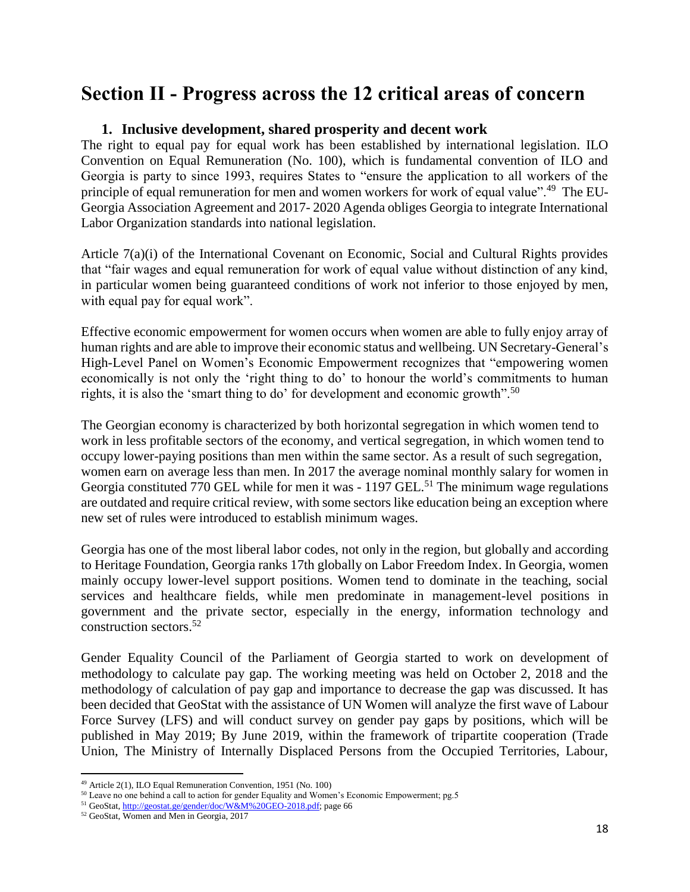# Section II - Progress across the 12 critical areas of concern

## 1. Inclusive development, shared prosperity and decent work

The right to equal pay for equal work has been established by international legislation. ILO Convention on Equal Remuneration (No. 100), which is fundamental convention of ILO and Georgia is party to since 1993, requires States to "ensure the application to all workers of the principle of equal remuneration for men and women workers for work of equal value".[49] The EU-Georgia Association Agreement and 2017- 2020 Agenda obliges Georgia to integrate International Labor Organization standards into national legislation.

Article 7(a)(i) of the International Covenant on Economic, Social and Cultural Rights provides that "fair wages and equal remuneration for work of equal value without distinction of any kind, in particular women being guaranteed conditions of work not inferior to those enjoyed by men, with equal pay for equal work".

Effective economic empowerment for women occurs when women are able to fully enjoy array of human rights and are able to improve their economic status and wellbeing. UN Secretary-General's High-Level Panel on Women's Economic Empowerment recognizes that "empowering women economically is not only the 'right thing to do' to honour the world's commitments to human rights, it is also the 'smart thing to do' for development and economic growth".[50]

The Georgian economy is characterized by both horizontal segregation in which women tend to work in less profitable sectors of the economy, and vertical segregation, in which women tend to occupy lower-paying positions than men within the same sector. As a result of such segregation, women earn on average less than men. In 2017 the average nominal monthly salary for women in Georgia constituted 770 GEL while for men it was - 1197 GEL.[51] The minimum wage regulations are outdated and require critical review, with some sectors like education being an exception where new set of rules were introduced to establish minimum wages.

Georgia has one of the most liberal labor codes, not only in the region, but globally and according to Heritage Foundation, Georgia ranks 17th globally on Labor Freedom Index. In Georgia, women mainly occupy lower-level support positions. Women tend to dominate in the teaching, social services and healthcare fields, while men predominate in management-level positions in government and the private sector, especially in the energy, information technology and construction sectors.[52]

Gender Equality Council of the Parliament of Georgia started to work on development of methodology to calculate pay gap. The working meeting was held on October 2, 2018 and the methodology of calculation of pay gap and importance to decrease the gap was discussed. It has been decided that GeoStat with the assistance of UN Women will analyze the first wave of Labour Force Survey (LFS) and will conduct survey on gender pay gaps by positions, which will be published in May 2019; By June 2019, within the framework of tripartite cooperation (Trade Union, The Ministry of Internally Displaced Persons from the Occupied Territories, Labour,

---

[49] Article 2(1), ILO Equal Remuneration Convention, 1951 (No. 100)

[50] Leave no one behind a call to action for gender Equality and Women's Economic Empowerment; pg.5

[51] GeoStat, http://geostat.ge/gender/doc/W&M%20GEO-2018.pdf; page 66

[52] GeoStat, Women and Men in Georgia, 2017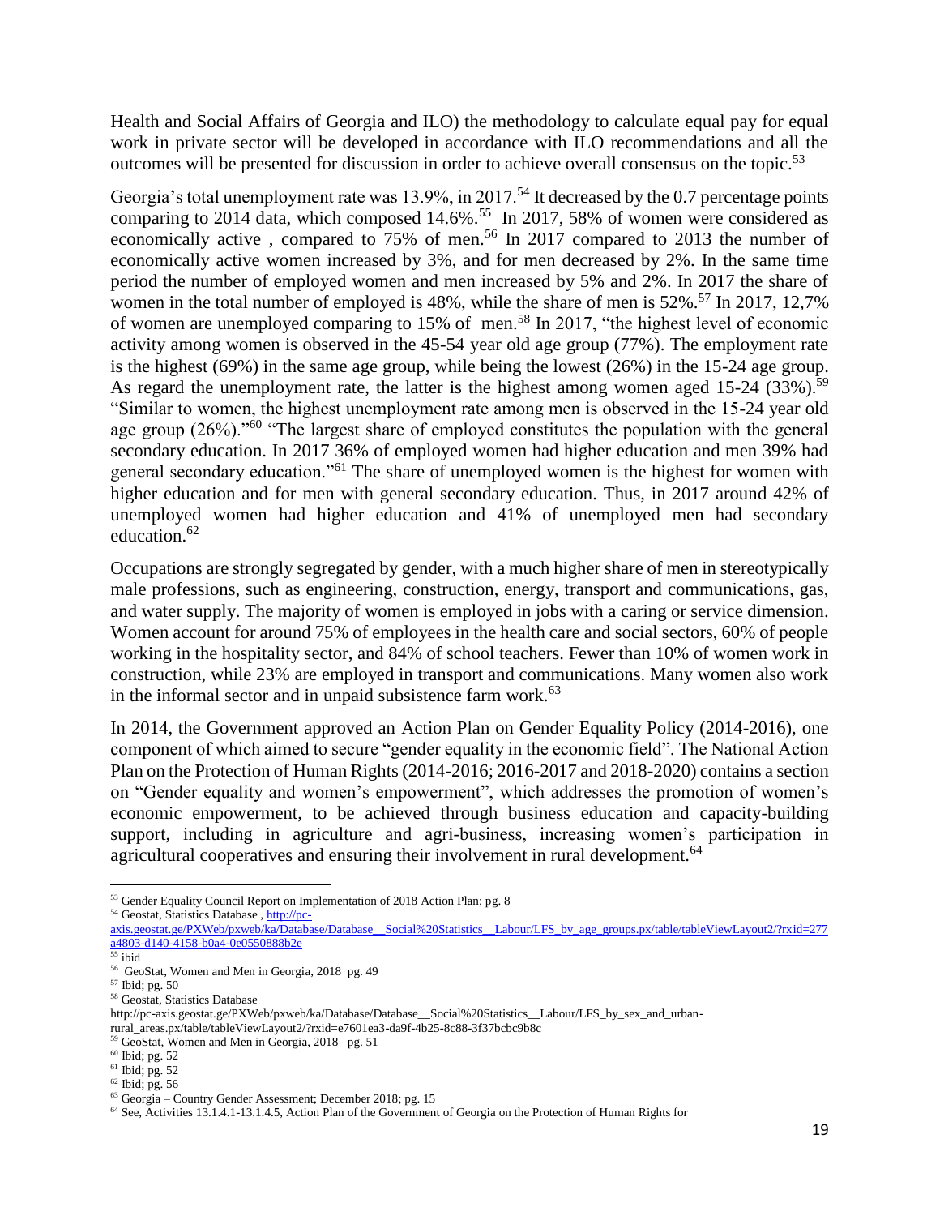Health and Social Affairs of Georgia and ILO) the methodology to calculate equal pay for equal work in private sector will be developed in accordance with ILO recommendations and all the outcomes will be presented for discussion in order to achieve overall consensus on the topic.[53]

Georgia's total unemployment rate was 13.9%, in 2017.[54] It decreased by the 0.7 percentage points comparing to 2014 data, which composed 14.6%.[55] In 2017, 58% of women were considered as economically active , compared to 75% of men.[56] In 2017 compared to 2013 the number of economically active women increased by 3%, and for men decreased by 2%. In the same time period the number of employed women and men increased by 5% and 2%. In 2017 the share of women in the total number of employed is 48%, while the share of men is 52%.[57] In 2017, 12,7% of women are unemployed comparing to 15% of men.[58] In 2017, "the highest level of economic activity among women is observed in the 45-54 year old age group (77%). The employment rate is the highest (69%) in the same age group, while being the lowest (26%) in the 15-24 age group. As regard the unemployment rate, the latter is the highest among women aged 15-24 (33%).[59] "Similar to women, the highest unemployment rate among men is observed in the 15-24 year old age group (26%)."[60] "The largest share of employed constitutes the population with the general secondary education. In 2017 36% of employed women had higher education and men 39% had general secondary education."[61] The share of unemployed women is the highest for women with higher education and for men with general secondary education. Thus, in 2017 around 42% of unemployed women had higher education and 41% of unemployed men had secondary education.[62]

Occupations are strongly segregated by gender, with a much higher share of men in stereotypically male professions, such as engineering, construction, energy, transport and communications, gas, and water supply. The majority of women is employed in jobs with a caring or service dimension. Women account for around 75% of employees in the health care and social sectors, 60% of people working in the hospitality sector, and 84% of school teachers. Fewer than 10% of women work in construction, while 23% are employed in transport and communications. Many women also work in the informal sector and in unpaid subsistence farm work.[63]

In 2014, the Government approved an Action Plan on Gender Equality Policy (2014-2016), one component of which aimed to secure "gender equality in the economic field". The National Action Plan on the Protection of Human Rights (2014-2016; 2016-2017 and 2018-2020) contains a section on "Gender equality and women's empowerment", which addresses the promotion of women's economic empowerment, to be achieved through business education and capacity-building support, including in agriculture and agri-business, increasing women's participation in agricultural cooperatives and ensuring their involvement in rural development.[64]

---

[53] Gender Equality Council Report on Implementation of 2018 Action Plan; pg. 8

[54] Geostat, Statistics Database , http://pc-axis.geostat.ge/PXWeb/pxweb/ka/Database/Database__Social%20Statistics__Labour/LFS_by_age_groups.px/table/tableViewLayout2/?rxid=277a4803-d140-4158-b0a4-0e0550888b2e

[55] ibid

[56] GeoStat, Women and Men in Georgia, 2018 pg. 49

[57] Ibid; pg. 50

[58] Geostat, Statistics Database http://pc-axis.geostat.ge/PXWeb/pxweb/ka/Database/Database__Social%20Statistics__Labour/LFS_by_sex_and_urban-rural_areas.px/table/tableViewLayout2/?rxid=e7601ea3-da9f-4b25-8c88-3f37bcbc9b8c

[59] GeoStat, Women and Men in Georgia, 2018 pg. 51

[60] Ibid; pg. 52

[61] Ibid; pg. 52

[62] Ibid; pg. 56

[63] Georgia – Country Gender Assessment; December 2018; pg. 15

[64] See, Activities 13.1.4.1-13.1.4.5, Action Plan of the Government of Georgia on the Protection of Human Rights for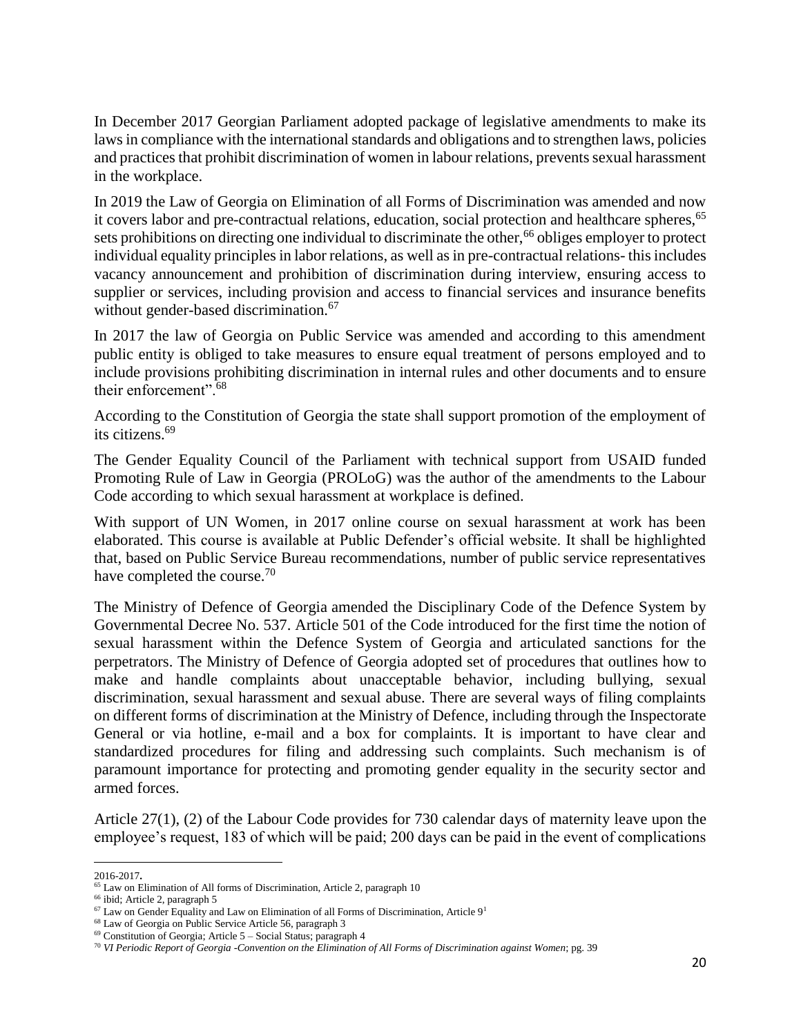In December 2017 Georgian Parliament adopted package of legislative amendments to make its laws in compliance with the international standards and obligations and to strengthen laws, policies and practices that prohibit discrimination of women in labour relations, prevents sexual harassment in the workplace.

In 2019 the Law of Georgia on Elimination of all Forms of Discrimination was amended and now it covers labor and pre-contractual relations, education, social protection and healthcare spheres,[65] sets prohibitions on directing one individual to discriminate the other,[66] obliges employer to protect individual equality principles in labor relations, as well as in pre-contractual relations- this includes vacancy announcement and prohibition of discrimination during interview, ensuring access to supplier or services, including provision and access to financial services and insurance benefits without gender-based discrimination.[67]

In 2017 the law of Georgia on Public Service was amended and according to this amendment public entity is obliged to take measures to ensure equal treatment of persons employed and to include provisions prohibiting discrimination in internal rules and other documents and to ensure their enforcement".[68]

According to the Constitution of Georgia the state shall support promotion of the employment of its citizens.[69]

The Gender Equality Council of the Parliament with technical support from USAID funded Promoting Rule of Law in Georgia (PROLoG) was the author of the amendments to the Labour Code according to which sexual harassment at workplace is defined.

With support of UN Women, in 2017 online course on sexual harassment at work has been elaborated. This course is available at Public Defender's official website. It shall be highlighted that, based on Public Service Bureau recommendations, number of public service representatives have completed the course.[70]

The Ministry of Defence of Georgia amended the Disciplinary Code of the Defence System by Governmental Decree No. 537. Article 501 of the Code introduced for the first time the notion of sexual harassment within the Defence System of Georgia and articulated sanctions for the perpetrators. The Ministry of Defence of Georgia adopted set of procedures that outlines how to make and handle complaints about unacceptable behavior, including bullying, sexual discrimination, sexual harassment and sexual abuse. There are several ways of filing complaints on different forms of discrimination at the Ministry of Defence, including through the Inspectorate General or via hotline, e-mail and a box for complaints. It is important to have clear and standardized procedures for filing and addressing such complaints. Such mechanism is of paramount importance for protecting and promoting gender equality in the security sector and armed forces.

Article 27(1), (2) of the Labour Code provides for 730 calendar days of maternity leave upon the employee's request, 183 of which will be paid; 200 days can be paid in the event of complications

---

2016-2017.

[65] Law on Elimination of All forms of Discrimination, Article 2, paragraph 10

[66] ibid; Article 2, paragraph 5

[67] Law on Gender Equality and Law on Elimination of all Forms of Discrimination, Article 9[1]

[68] Law of Georgia on Public Service Article 56, paragraph 3

[69] Constitution of Georgia; Article 5 – Social Status; paragraph 4

[70] *VI Periodic Report of Georgia -Convention on the Elimination of All Forms of Discrimination against Women*; pg. 39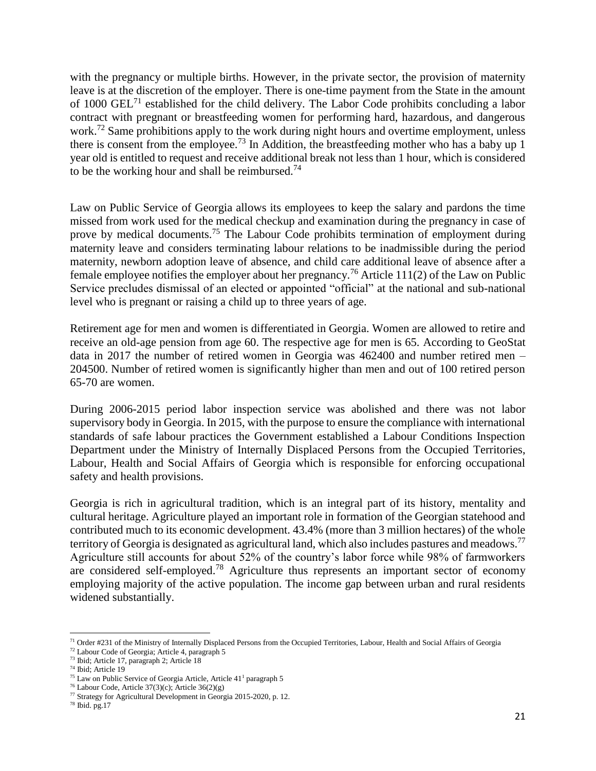with the pregnancy or multiple births. However, in the private sector, the provision of maternity leave is at the discretion of the employer. There is one-time payment from the State in the amount of 1000 GEL[71] established for the child delivery. The Labor Code prohibits concluding a labor contract with pregnant or breastfeeding women for performing hard, hazardous, and dangerous work.[72] Same prohibitions apply to the work during night hours and overtime employment, unless there is consent from the employee.[73] In Addition, the breastfeeding mother who has a baby up 1 year old is entitled to request and receive additional break not less than 1 hour, which is considered to be the working hour and shall be reimbursed.[74]

Law on Public Service of Georgia allows its employees to keep the salary and pardons the time missed from work used for the medical checkup and examination during the pregnancy in case of prove by medical documents.[75] The Labour Code prohibits termination of employment during maternity leave and considers terminating labour relations to be inadmissible during the period maternity, newborn adoption leave of absence, and child care additional leave of absence after a female employee notifies the employer about her pregnancy.[76] Article 111(2) of the Law on Public Service precludes dismissal of an elected or appointed "official" at the national and sub-national level who is pregnant or raising a child up to three years of age.

Retirement age for men and women is differentiated in Georgia. Women are allowed to retire and receive an old-age pension from age 60. The respective age for men is 65. According to GeoStat data in 2017 the number of retired women in Georgia was 462400 and number retired men – 204500. Number of retired women is significantly higher than men and out of 100 retired person 65-70 are women.

During 2006-2015 period labor inspection service was abolished and there was not labor supervisory body in Georgia. In 2015, with the purpose to ensure the compliance with international standards of safe labour practices the Government established a Labour Conditions Inspection Department under the Ministry of Internally Displaced Persons from the Occupied Territories, Labour, Health and Social Affairs of Georgia which is responsible for enforcing occupational safety and health provisions.

Georgia is rich in agricultural tradition, which is an integral part of its history, mentality and cultural heritage. Agriculture played an important role in formation of the Georgian statehood and contributed much to its economic development. 43.4% (more than 3 million hectares) of the whole territory of Georgia is designated as agricultural land, which also includes pastures and meadows.[77] Agriculture still accounts for about 52% of the country's labor force while 98% of farmworkers are considered self-employed.[78] Agriculture thus represents an important sector of economy employing majority of the active population. The income gap between urban and rural residents widened substantially.

---

[71] Order #231 of the Ministry of Internally Displaced Persons from the Occupied Territories, Labour, Health and Social Affairs of Georgia

[72] Labour Code of Georgia; Article 4, paragraph 5

[73] Ibid; Article 17, paragraph 2; Article 18

[74] Ibid; Article 19

[75] Law on Public Service of Georgia Article, Article 41[1] paragraph 5

[76] Labour Code, Article 37(3)(c); Article 36(2)(g)

[77] Strategy for Agricultural Development in Georgia 2015-2020, p. 12.

[78] Ibid. pg.17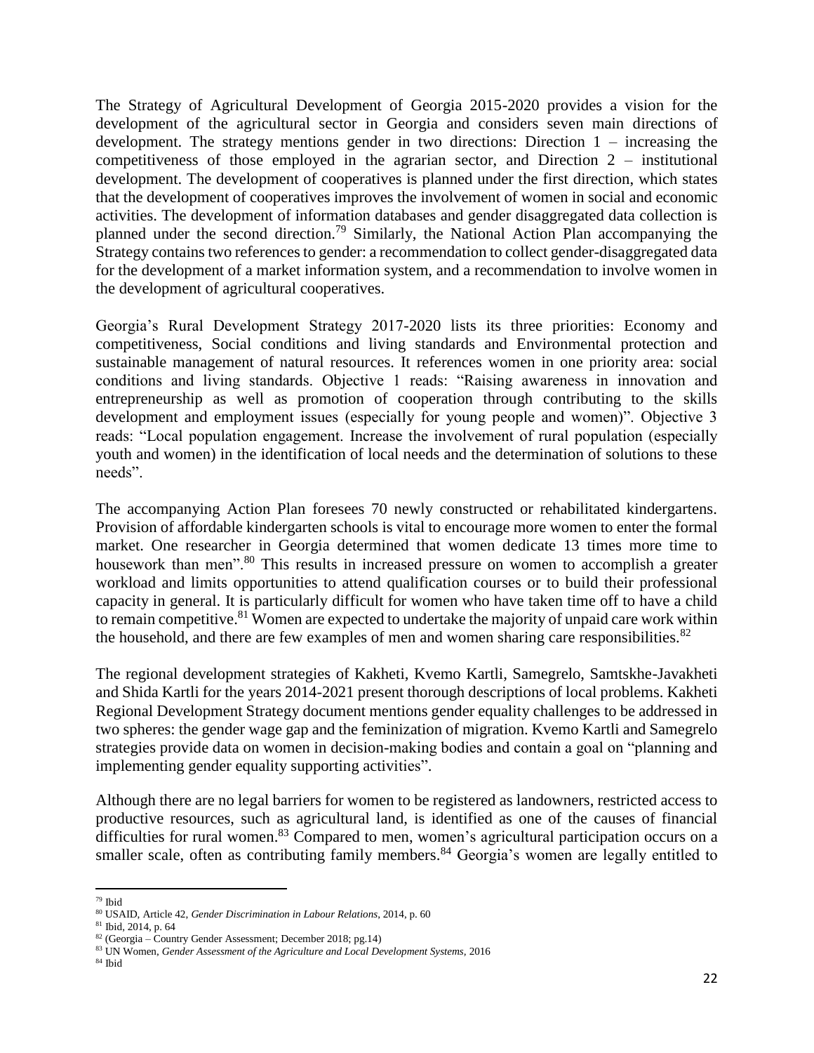The Strategy of Agricultural Development of Georgia 2015-2020 provides a vision for the development of the agricultural sector in Georgia and considers seven main directions of development. The strategy mentions gender in two directions: Direction 1 – increasing the competitiveness of those employed in the agrarian sector, and Direction 2 – institutional development. The development of cooperatives is planned under the first direction, which states that the development of cooperatives improves the involvement of women in social and economic activities. The development of information databases and gender disaggregated data collection is planned under the second direction.[79] Similarly, the National Action Plan accompanying the Strategy contains two references to gender: a recommendation to collect gender-disaggregated data for the development of a market information system, and a recommendation to involve women in the development of agricultural cooperatives.

Georgia's Rural Development Strategy 2017-2020 lists its three priorities: Economy and competitiveness, Social conditions and living standards and Environmental protection and sustainable management of natural resources. It references women in one priority area: social conditions and living standards. Objective 1 reads: "Raising awareness in innovation and entrepreneurship as well as promotion of cooperation through contributing to the skills development and employment issues (especially for young people and women)". Objective 3 reads: "Local population engagement. Increase the involvement of rural population (especially youth and women) in the identification of local needs and the determination of solutions to these needs".

The accompanying Action Plan foresees 70 newly constructed or rehabilitated kindergartens. Provision of affordable kindergarten schools is vital to encourage more women to enter the formal market. One researcher in Georgia determined that women dedicate 13 times more time to housework than men".[80] This results in increased pressure on women to accomplish a greater workload and limits opportunities to attend qualification courses or to build their professional capacity in general. It is particularly difficult for women who have taken time off to have a child to remain competitive.[81] Women are expected to undertake the majority of unpaid care work within the household, and there are few examples of men and women sharing care responsibilities.[82]

The regional development strategies of Kakheti, Kvemo Kartli, Samegrelo, Samtskhe-Javakheti and Shida Kartli for the years 2014-2021 present thorough descriptions of local problems. Kakheti Regional Development Strategy document mentions gender equality challenges to be addressed in two spheres: the gender wage gap and the feminization of migration. Kvemo Kartli and Samegrelo strategies provide data on women in decision-making bodies and contain a goal on "planning and implementing gender equality supporting activities".

Although there are no legal barriers for women to be registered as landowners, restricted access to productive resources, such as agricultural land, is identified as one of the causes of financial difficulties for rural women.[83] Compared to men, women's agricultural participation occurs on a smaller scale, often as contributing family members.[84] Georgia's women are legally entitled to

---

[79] Ibid

[80] USAID, Article 42, *Gender Discrimination in Labour Relations*, 2014, p. 60

[81] Ibid, 2014, p. 64

[82] (Georgia – Country Gender Assessment; December 2018; pg.14)

[83] UN Women, *Gender Assessment of the Agriculture and Local Development Systems*, 2016

[84] Ibid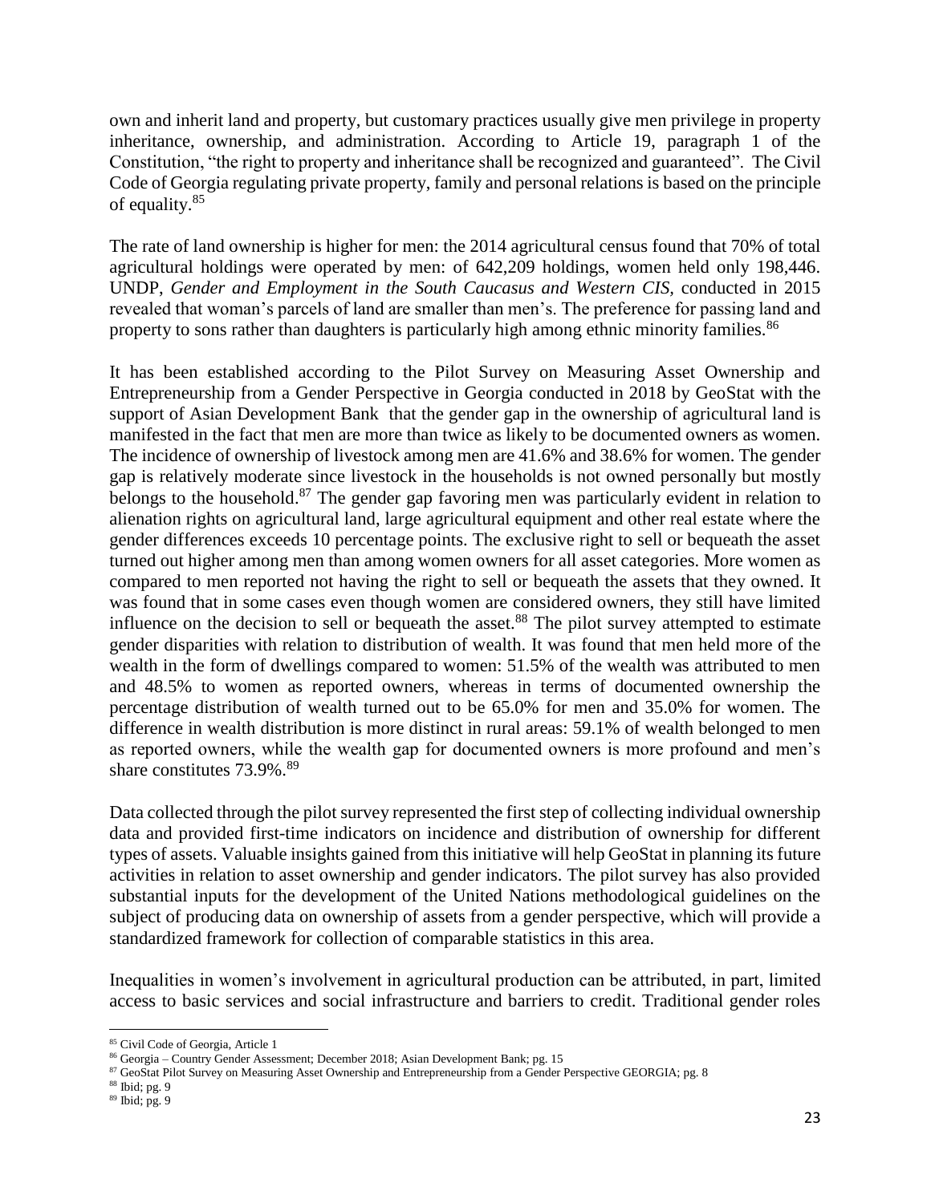own and inherit land and property, but customary practices usually give men privilege in property inheritance, ownership, and administration. According to Article 19, paragraph 1 of the Constitution, "the right to property and inheritance shall be recognized and guaranteed". The Civil Code of Georgia regulating private property, family and personal relations is based on the principle of equality.[85]

The rate of land ownership is higher for men: the 2014 agricultural census found that 70% of total agricultural holdings were operated by men: of 642,209 holdings, women held only 198,446. UNDP, *Gender and Employment in the South Caucasus and Western CIS*, conducted in 2015 revealed that woman's parcels of land are smaller than men's. The preference for passing land and property to sons rather than daughters is particularly high among ethnic minority families.[86]

It has been established according to the Pilot Survey on Measuring Asset Ownership and Entrepreneurship from a Gender Perspective in Georgia conducted in 2018 by GeoStat with the support of Asian Development Bank that the gender gap in the ownership of agricultural land is manifested in the fact that men are more than twice as likely to be documented owners as women. The incidence of ownership of livestock among men are 41.6% and 38.6% for women. The gender gap is relatively moderate since livestock in the households is not owned personally but mostly belongs to the household.[87] The gender gap favoring men was particularly evident in relation to alienation rights on agricultural land, large agricultural equipment and other real estate where the gender differences exceeds 10 percentage points. The exclusive right to sell or bequeath the asset turned out higher among men than among women owners for all asset categories. More women as compared to men reported not having the right to sell or bequeath the assets that they owned. It was found that in some cases even though women are considered owners, they still have limited influence on the decision to sell or bequeath the asset.[88] The pilot survey attempted to estimate gender disparities with relation to distribution of wealth. It was found that men held more of the wealth in the form of dwellings compared to women: 51.5% of the wealth was attributed to men and 48.5% to women as reported owners, whereas in terms of documented ownership the percentage distribution of wealth turned out to be 65.0% for men and 35.0% for women. The difference in wealth distribution is more distinct in rural areas: 59.1% of wealth belonged to men as reported owners, while the wealth gap for documented owners is more profound and men's share constitutes 73.9%.[89]

Data collected through the pilot survey represented the first step of collecting individual ownership data and provided first-time indicators on incidence and distribution of ownership for different types of assets. Valuable insights gained from this initiative will help GeoStat in planning its future activities in relation to asset ownership and gender indicators. The pilot survey has also provided substantial inputs for the development of the United Nations methodological guidelines on the subject of producing data on ownership of assets from a gender perspective, which will provide a standardized framework for collection of comparable statistics in this area.

Inequalities in women's involvement in agricultural production can be attributed, in part, limited access to basic services and social infrastructure and barriers to credit. Traditional gender roles

---

[85] Civil Code of Georgia, Article 1

[86] Georgia – Country Gender Assessment; December 2018; Asian Development Bank; pg. 15

[87] GeoStat Pilot Survey on Measuring Asset Ownership and Entrepreneurship from a Gender Perspective GEORGIA; pg. 8

[88] Ibid; pg. 9

[89] Ibid; pg. 9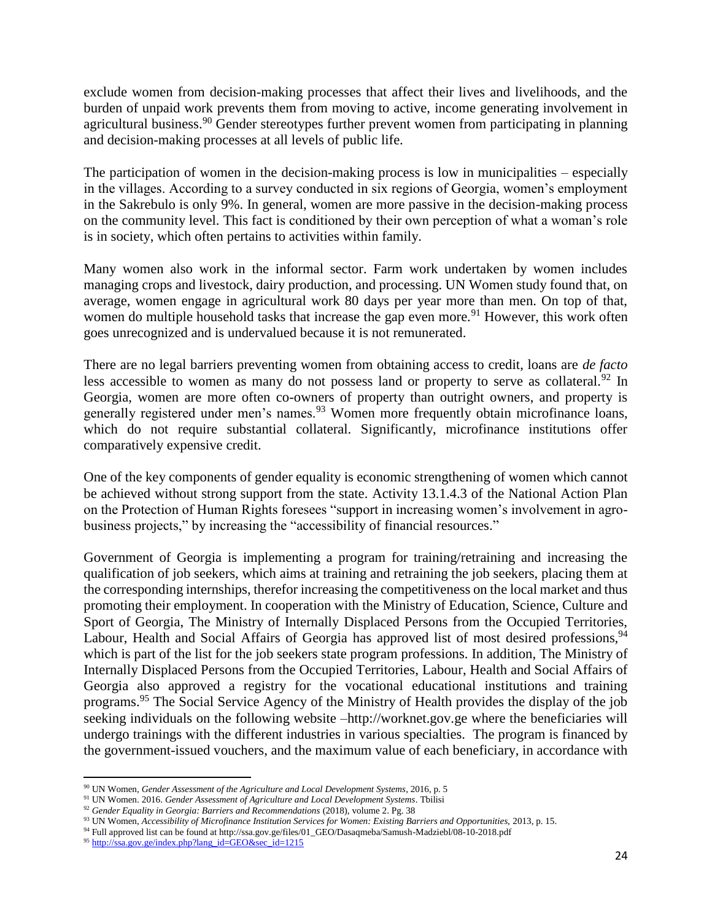exclude women from decision-making processes that affect their lives and livelihoods, and the burden of unpaid work prevents them from moving to active, income generating involvement in agricultural business.[90] Gender stereotypes further prevent women from participating in planning and decision-making processes at all levels of public life.

The participation of women in the decision-making process is low in municipalities – especially in the villages. According to a survey conducted in six regions of Georgia, women's employment in the Sakrebulo is only 9%. In general, women are more passive in the decision-making process on the community level. This fact is conditioned by their own perception of what a woman's role is in society, which often pertains to activities within family.

Many women also work in the informal sector. Farm work undertaken by women includes managing crops and livestock, dairy production, and processing. UN Women study found that, on average, women engage in agricultural work 80 days per year more than men. On top of that, women do multiple household tasks that increase the gap even more.[91] However, this work often goes unrecognized and is undervalued because it is not remunerated.

There are no legal barriers preventing women from obtaining access to credit, loans are *de facto* less accessible to women as many do not possess land or property to serve as collateral.[92] In Georgia, women are more often co-owners of property than outright owners, and property is generally registered under men's names.[93] Women more frequently obtain microfinance loans, which do not require substantial collateral. Significantly, microfinance institutions offer comparatively expensive credit.

One of the key components of gender equality is economic strengthening of women which cannot be achieved without strong support from the state. Activity 13.1.4.3 of the National Action Plan on the Protection of Human Rights foresees "support in increasing women's involvement in agro-business projects," by increasing the "accessibility of financial resources."

Government of Georgia is implementing a program for training/retraining and increasing the qualification of job seekers, which aims at training and retraining the job seekers, placing them at the corresponding internships, therefor increasing the competitiveness on the local market and thus promoting their employment. In cooperation with the Ministry of Education, Science, Culture and Sport of Georgia, The Ministry of Internally Displaced Persons from the Occupied Territories, Labour, Health and Social Affairs of Georgia has approved list of most desired professions,[94] which is part of the list for the job seekers state program professions. In addition, The Ministry of Internally Displaced Persons from the Occupied Territories, Labour, Health and Social Affairs of Georgia also approved a registry for the vocational educational institutions and training programs.[95] The Social Service Agency of the Ministry of Health provides the display of the job seeking individuals on the following website –http://worknet.gov.ge where the beneficiaries will undergo trainings with the different industries in various specialties. The program is financed by the government-issued vouchers, and the maximum value of each beneficiary, in accordance with

---

[90] UN Women, *Gender Assessment of the Agriculture and Local Development Systems*, 2016, p. 5

[91] UN Women. 2016. *Gender Assessment of Agriculture and Local Development Systems*. Tbilisi

[92] *Gender Equality in Georgia: Barriers and Recommendations* (2018), volume 2. Pg. 38

[93] UN Women, *Accessibility of Microfinance Institution Services for Women: Existing Barriers and Opportunities*, 2013, p. 15.

[94] Full approved list can be found at http://ssa.gov.ge/files/01_GEO/Dasaqmeba/Samush-Madziebl/08-10-2018.pdf

[95] http://ssa.gov.ge/index.php?lang_id=GEO&sec_id=1215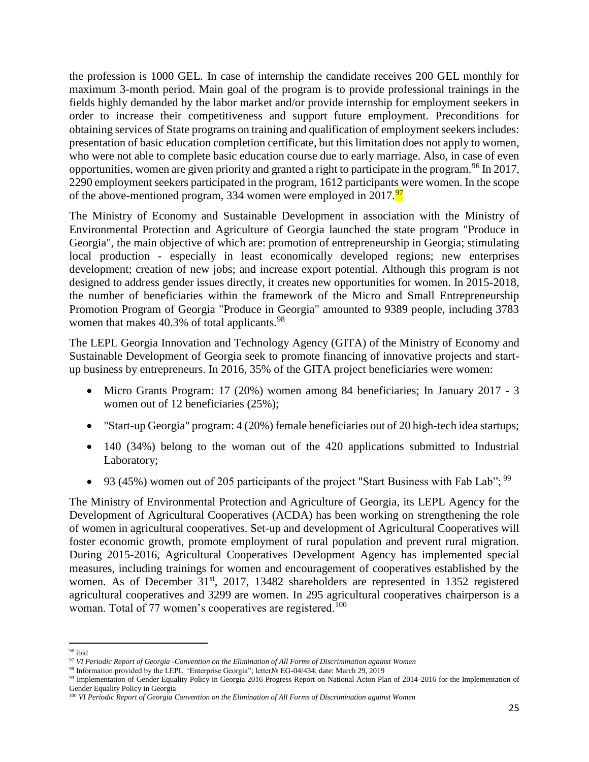the profession is 1000 GEL. In case of internship the candidate receives 200 GEL monthly for maximum 3-month period. Main goal of the program is to provide professional trainings in the fields highly demanded by the labor market and/or provide internship for employment seekers in order to increase their competitiveness and support future employment. Preconditions for obtaining services of State programs on training and qualification of employment seekers includes: presentation of basic education completion certificate, but this limitation does not apply to women, who were not able to complete basic education course due to early marriage. Also, in case of even opportunities, women are given priority and granted a right to participate in the program.[96] In 2017, 2290 employment seekers participated in the program, 1612 participants were women. In the scope of the above-mentioned program, 334 women were employed in 2017.[97]

The Ministry of Economy and Sustainable Development in association with the Ministry of Environmental Protection and Agriculture of Georgia launched the state program "Produce in Georgia", the main objective of which are: promotion of entrepreneurship in Georgia; stimulating local production - especially in least economically developed regions; new enterprises development; creation of new jobs; and increase export potential. Although this program is not designed to address gender issues directly, it creates new opportunities for women. In 2015-2018, the number of beneficiaries within the framework of the Micro and Small Entrepreneurship Promotion Program of Georgia "Produce in Georgia" amounted to 9389 people, including 3783 women that makes 40.3% of total applicants.[98]

The LEPL Georgia Innovation and Technology Agency (GITA) of the Ministry of Economy and Sustainable Development of Georgia seek to promote financing of innovative projects and start-up business by entrepreneurs. In 2016, 35% of the GITA project beneficiaries were women:

- Micro Grants Program: 17 (20%) women among 84 beneficiaries; In January 2017 - 3 women out of 12 beneficiaries (25%);
- "Start-up Georgia" program: 4 (20%) female beneficiaries out of 20 high-tech idea startups;
- 140 (34%) belong to the woman out of the 420 applications submitted to Industrial Laboratory;
- 93 (45%) women out of 205 participants of the project "Start Business with Fab Lab"; [99]

The Ministry of Environmental Protection and Agriculture of Georgia, its LEPL Agency for the Development of Agricultural Cooperatives (ACDA) has been working on strengthening the role of women in agricultural cooperatives. Set-up and development of Agricultural Cooperatives will foster economic growth, promote employment of rural population and prevent rural migration. During 2015-2016, Agricultural Cooperatives Development Agency has implemented special measures, including trainings for women and encouragement of cooperatives established by the women. As of December 31st, 2017, 13482 shareholders are represented in 1352 registered agricultural cooperatives and 3299 are women. In 295 agricultural cooperatives chairperson is a woman. Total of 77 women's cooperatives are registered.[100]

---

[96] ibid

[97] *VI Periodic Report of Georgia -Convention on the Elimination of All Forms of Discrimination against Women*

[98] Information provided by the LEPL 'Enterprise Georgia"; letter№ EG-04/434; date: March 29, 2019

[99] Implementation of Gender Equality Policy in Georgia 2016 Progress Report on National Acton Plan of 2014-2016 for the Implementation of Gender Equality Policy in Georgia

[100] *VI Periodic Report of Georgia Convention on the Elimination of All Forms of Discrimination against Women*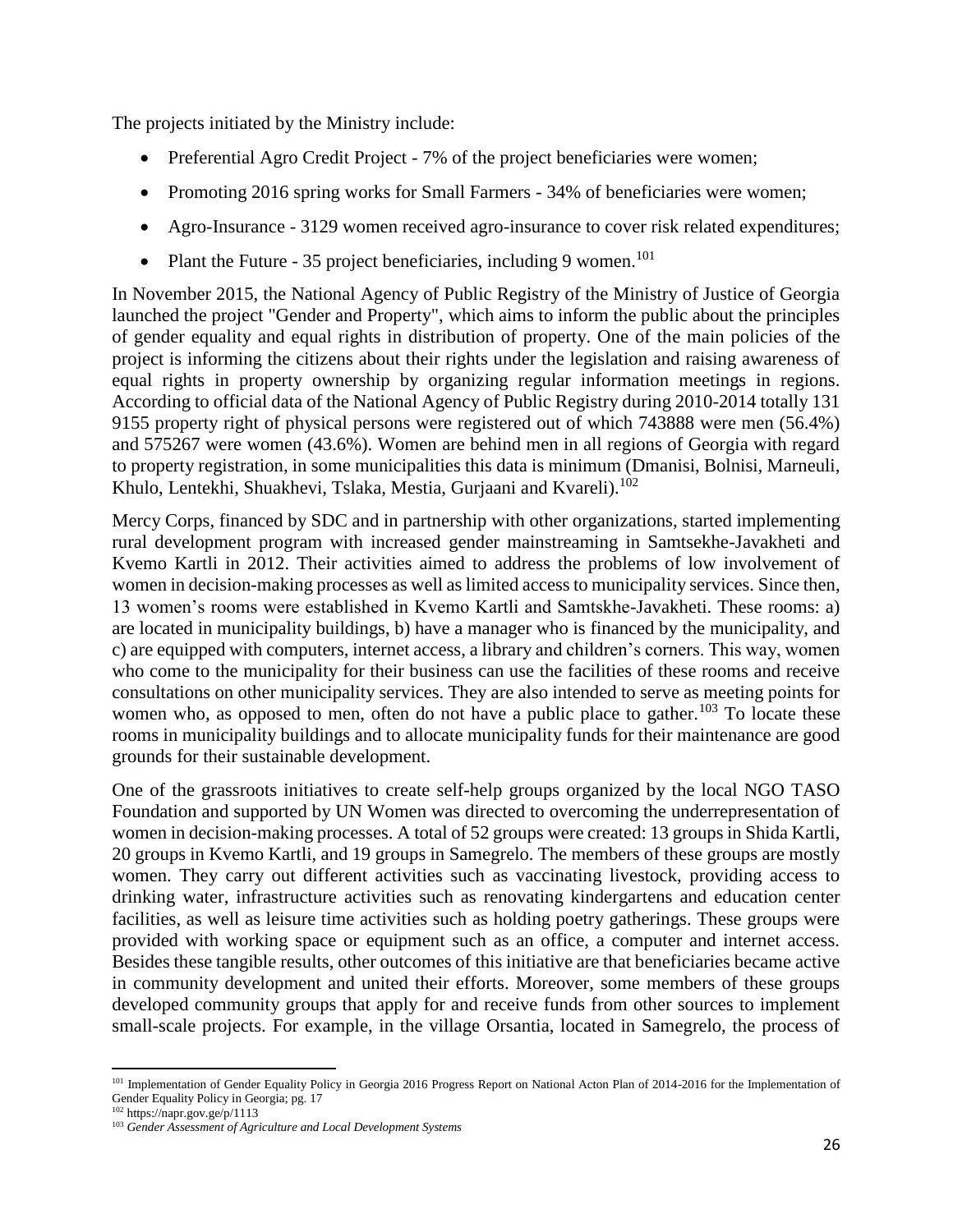The projects initiated by the Ministry include:

- Preferential Agro Credit Project - 7% of the project beneficiaries were women;
- Promoting 2016 spring works for Small Farmers - 34% of beneficiaries were women;
- Agro-Insurance - 3129 women received agro-insurance to cover risk related expenditures;
- Plant the Future - 35 project beneficiaries, including 9 women.[101]

In November 2015, the National Agency of Public Registry of the Ministry of Justice of Georgia launched the project "Gender and Property", which aims to inform the public about the principles of gender equality and equal rights in distribution of property. One of the main policies of the project is informing the citizens about their rights under the legislation and raising awareness of equal rights in property ownership by organizing regular information meetings in regions. According to official data of the National Agency of Public Registry during 2010-2014 totally 131 9155 property right of physical persons were registered out of which 743888 were men (56.4%) and 575267 were women (43.6%). Women are behind men in all regions of Georgia with regard to property registration, in some municipalities this data is minimum (Dmanisi, Bolnisi, Marneuli, Khulo, Lentekhi, Shuakhevi, Tslaka, Mestia, Gurjaani and Kvareli).[102]

Mercy Corps, financed by SDC and in partnership with other organizations, started implementing rural development program with increased gender mainstreaming in Samtsekhe-Javakheti and Kvemo Kartli in 2012. Their activities aimed to address the problems of low involvement of women in decision-making processes as well as limited access to municipality services. Since then, 13 women's rooms were established in Kvemo Kartli and Samtskhe-Javakheti. These rooms: a) are located in municipality buildings, b) have a manager who is financed by the municipality, and c) are equipped with computers, internet access, a library and children's corners. This way, women who come to the municipality for their business can use the facilities of these rooms and receive consultations on other municipality services. They are also intended to serve as meeting points for women who, as opposed to men, often do not have a public place to gather.[103] To locate these rooms in municipality buildings and to allocate municipality funds for their maintenance are good grounds for their sustainable development.

One of the grassroots initiatives to create self-help groups organized by the local NGO TASO Foundation and supported by UN Women was directed to overcoming the underrepresentation of women in decision-making processes. A total of 52 groups were created: 13 groups in Shida Kartli, 20 groups in Kvemo Kartli, and 19 groups in Samegrelo. The members of these groups are mostly women. They carry out different activities such as vaccinating livestock, providing access to drinking water, infrastructure activities such as renovating kindergartens and education center facilities, as well as leisure time activities such as holding poetry gatherings. These groups were provided with working space or equipment such as an office, a computer and internet access. Besides these tangible results, other outcomes of this initiative are that beneficiaries became active in community development and united their efforts. Moreover, some members of these groups developed community groups that apply for and receive funds from other sources to implement small-scale projects. For example, in the village Orsantia, located in Samegrelo, the process of

---

[101] Implementation of Gender Equality Policy in Georgia 2016 Progress Report on National Acton Plan of 2014-2016 for the Implementation of Gender Equality Policy in Georgia; pg. 17

[102] https://napr.gov.ge/p/1113

[103] *Gender Assessment of Agriculture and Local Development Systems*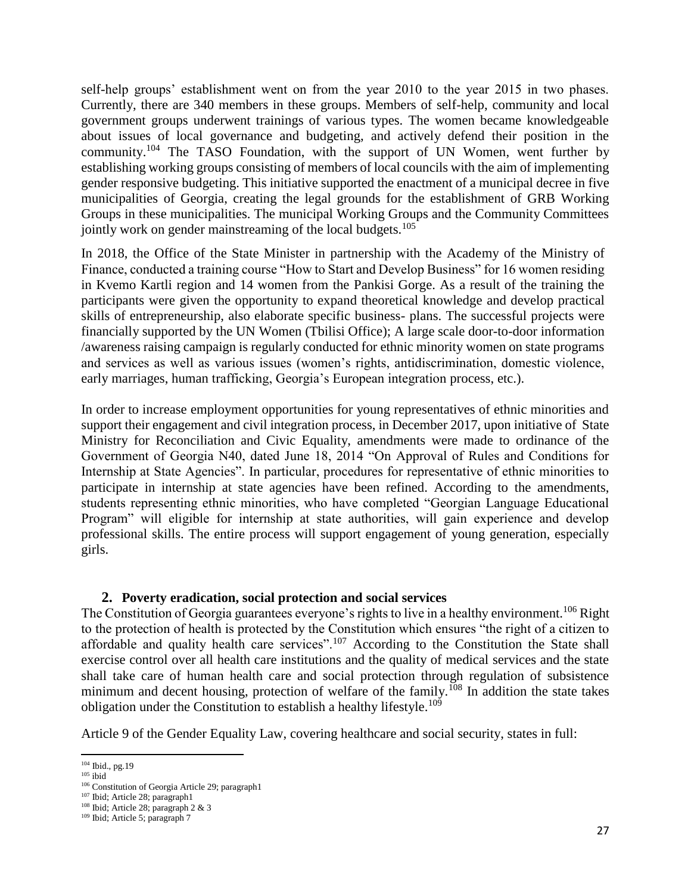self-help groups' establishment went on from the year 2010 to the year 2015 in two phases. Currently, there are 340 members in these groups. Members of self-help, community and local government groups underwent trainings of various types. The women became knowledgeable about issues of local governance and budgeting, and actively defend their position in the community.[104] The TASO Foundation, with the support of UN Women, went further by establishing working groups consisting of members of local councils with the aim of implementing gender responsive budgeting. This initiative supported the enactment of a municipal decree in five municipalities of Georgia, creating the legal grounds for the establishment of GRB Working Groups in these municipalities. The municipal Working Groups and the Community Committees jointly work on gender mainstreaming of the local budgets.[105]

In 2018, the Office of the State Minister in partnership with the Academy of the Ministry of Finance, conducted a training course "How to Start and Develop Business" for 16 women residing in Kvemo Kartli region and 14 women from the Pankisi Gorge. As a result of the training the participants were given the opportunity to expand theoretical knowledge and develop practical skills of entrepreneurship, also elaborate specific business- plans. The successful projects were financially supported by the UN Women (Tbilisi Office); A large scale door-to-door information /awareness raising campaign is regularly conducted for ethnic minority women on state programs and services as well as various issues (women's rights, antidiscrimination, domestic violence, early marriages, human trafficking, Georgia's European integration process, etc.).

In order to increase employment opportunities for young representatives of ethnic minorities and support their engagement and civil integration process, in December 2017, upon initiative of State Ministry for Reconciliation and Civic Equality, amendments were made to ordinance of the Government of Georgia N40, dated June 18, 2014 "On Approval of Rules and Conditions for Internship at State Agencies". In particular, procedures for representative of ethnic minorities to participate in internship at state agencies have been refined. According to the amendments, students representing ethnic minorities, who have completed "Georgian Language Educational Program" will eligible for internship at state authorities, will gain experience and develop professional skills. The entire process will support engagement of young generation, especially girls.

## 2. Poverty eradication, social protection and social services

The Constitution of Georgia guarantees everyone's rights to live in a healthy environment.[106] Right to the protection of health is protected by the Constitution which ensures "the right of a citizen to affordable and quality health care services".[107] According to the Constitution the State shall exercise control over all health care institutions and the quality of medical services and the state shall take care of human health care and social protection through regulation of subsistence minimum and decent housing, protection of welfare of the family.[108] In addition the state takes obligation under the Constitution to establish a healthy lifestyle.[109]

Article 9 of the Gender Equality Law, covering healthcare and social security, states in full:

---

[104] Ibid., pg.19
[105] ibid
[106] Constitution of Georgia Article 29; paragraph1
[107] Ibid; Article 28; paragraph1
[108] Ibid; Article 28; paragraph 2 & 3
[109] Ibid; Article 5; paragraph 7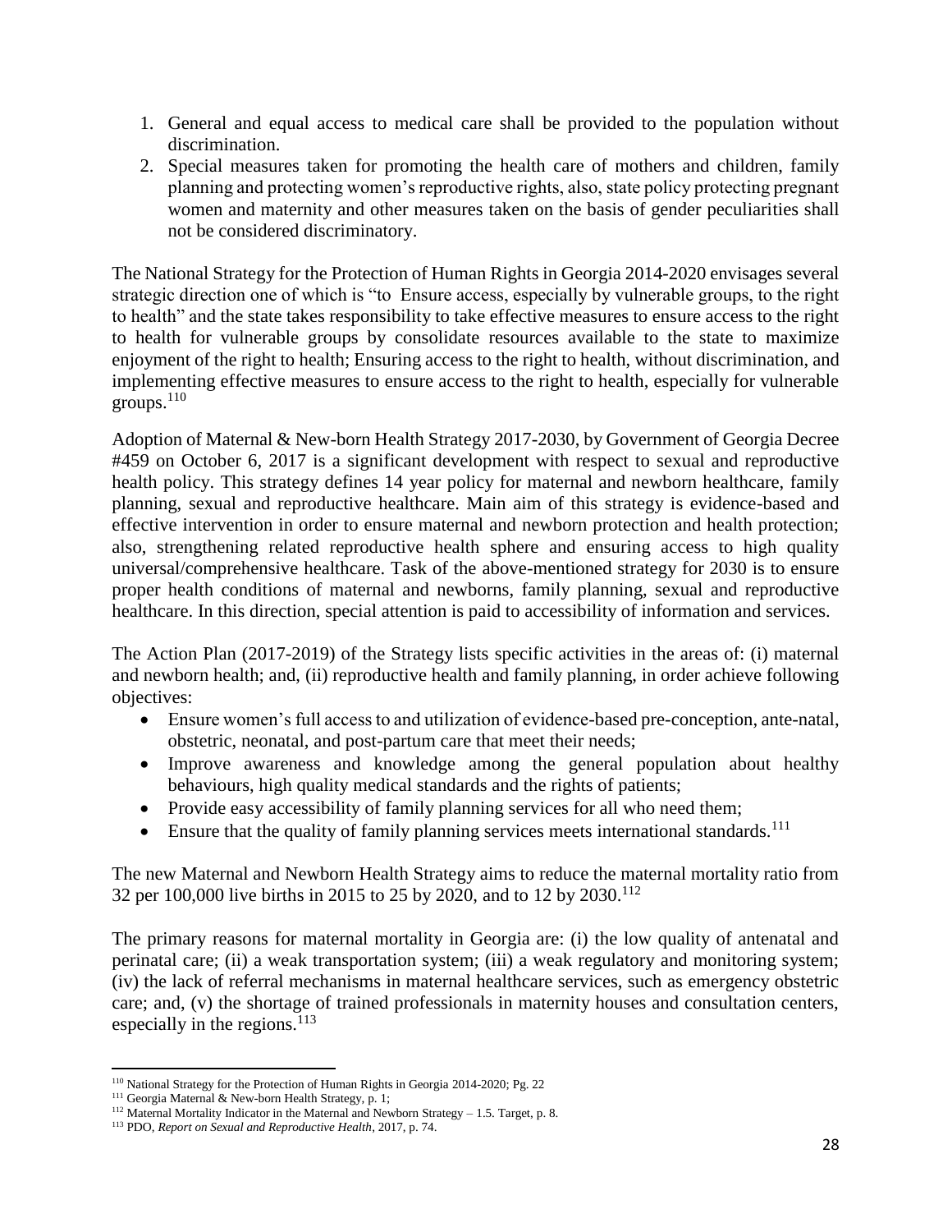1. General and equal access to medical care shall be provided to the population without discrimination.
2. Special measures taken for promoting the health care of mothers and children, family planning and protecting women's reproductive rights, also, state policy protecting pregnant women and maternity and other measures taken on the basis of gender peculiarities shall not be considered discriminatory.

The National Strategy for the Protection of Human Rights in Georgia 2014-2020 envisages several strategic direction one of which is "to  Ensure access, especially by vulnerable groups, to the right to health" and the state takes responsibility to take effective measures to ensure access to the right to health for vulnerable groups by consolidate resources available to the state to maximize enjoyment of the right to health; Ensuring access to the right to health, without discrimination, and implementing effective measures to ensure access to the right to health, especially for vulnerable groups.[110]

Adoption of Maternal & New-born Health Strategy 2017-2030, by Government of Georgia Decree #459 on October 6, 2017 is a significant development with respect to sexual and reproductive health policy. This strategy defines 14 year policy for maternal and newborn healthcare, family planning, sexual and reproductive healthcare. Main aim of this strategy is evidence-based and effective intervention in order to ensure maternal and newborn protection and health protection; also, strengthening related reproductive health sphere and ensuring access to high quality universal/comprehensive healthcare. Task of the above-mentioned strategy for 2030 is to ensure proper health conditions of maternal and newborns, family planning, sexual and reproductive healthcare. In this direction, special attention is paid to accessibility of information and services.

The Action Plan (2017-2019) of the Strategy lists specific activities in the areas of: (i) maternal and newborn health; and, (ii) reproductive health and family planning, in order achieve following objectives:

- Ensure women's full access to and utilization of evidence-based pre-conception, ante-natal, obstetric, neonatal, and post-partum care that meet their needs;
- Improve awareness and knowledge among the general population about healthy behaviours, high quality medical standards and the rights of patients;
- Provide easy accessibility of family planning services for all who need them;
- Ensure that the quality of family planning services meets international standards.[111]

The new Maternal and Newborn Health Strategy aims to reduce the maternal mortality ratio from 32 per 100,000 live births in 2015 to 25 by 2020, and to 12 by 2030.[112]

The primary reasons for maternal mortality in Georgia are: (i) the low quality of antenatal and perinatal care; (ii) a weak transportation system; (iii) a weak regulatory and monitoring system; (iv) the lack of referral mechanisms in maternal healthcare services, such as emergency obstetric care; and, (v) the shortage of trained professionals in maternity houses and consultation centers, especially in the regions.[113]

---

[110] National Strategy for the Protection of Human Rights in Georgia 2014-2020; Pg. 22

[111] Georgia Maternal & New-born Health Strategy, p. 1;

[112] Maternal Mortality Indicator in the Maternal and Newborn Strategy – 1.5. Target, p. 8.

[113] PDO, *Report on Sexual and Reproductive Health*, 2017, p. 74.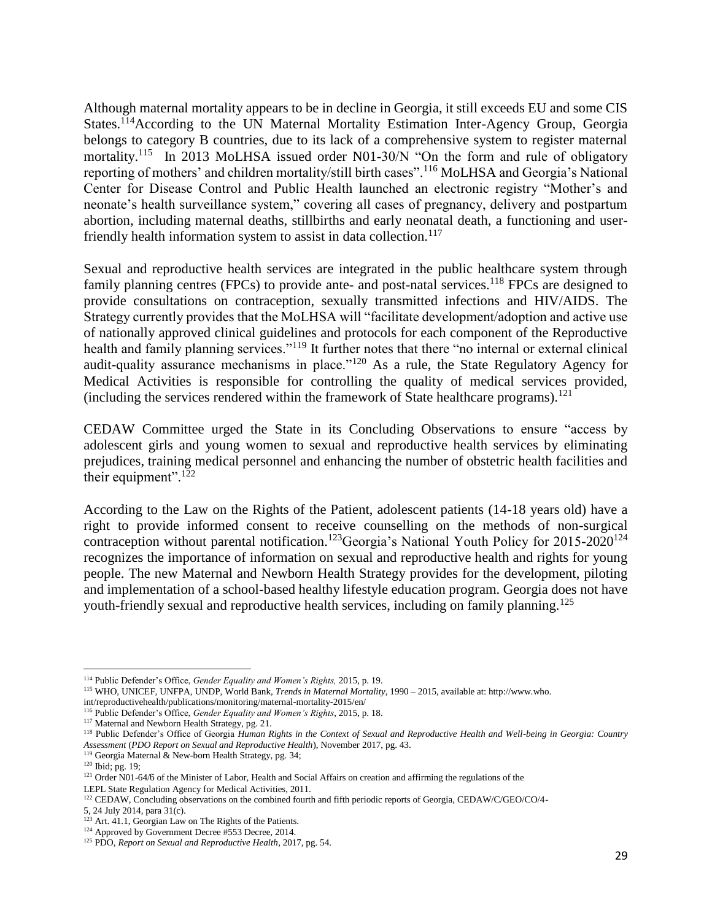Although maternal mortality appears to be in decline in Georgia, it still exceeds EU and some CIS States.[114]According to the UN Maternal Mortality Estimation Inter-Agency Group, Georgia belongs to category B countries, due to its lack of a comprehensive system to register maternal mortality.[115] In 2013 MoLHSA issued order N01-30/N "On the form and rule of obligatory reporting of mothers' and children mortality/still birth cases".[116] MoLHSA and Georgia's National Center for Disease Control and Public Health launched an electronic registry "Mother's and neonate's health surveillance system," covering all cases of pregnancy, delivery and postpartum abortion, including maternal deaths, stillbirths and early neonatal death, a functioning and user-friendly health information system to assist in data collection.[117]

Sexual and reproductive health services are integrated in the public healthcare system through family planning centres (FPCs) to provide ante- and post-natal services.[118] FPCs are designed to provide consultations on contraception, sexually transmitted infections and HIV/AIDS. The Strategy currently provides that the MoLHSA will "facilitate development/adoption and active use of nationally approved clinical guidelines and protocols for each component of the Reproductive health and family planning services."[119] It further notes that there "no internal or external clinical audit-quality assurance mechanisms in place."[120] As a rule, the State Regulatory Agency for Medical Activities is responsible for controlling the quality of medical services provided, (including the services rendered within the framework of State healthcare programs).[121]

CEDAW Committee urged the State in its Concluding Observations to ensure "access by adolescent girls and young women to sexual and reproductive health services by eliminating prejudices, training medical personnel and enhancing the number of obstetric health facilities and their equipment".[122]

According to the Law on the Rights of the Patient, adolescent patients (14-18 years old) have a right to provide informed consent to receive counselling on the methods of non-surgical contraception without parental notification.[123]Georgia's National Youth Policy for 2015-2020[124] recognizes the importance of information on sexual and reproductive health and rights for young people. The new Maternal and Newborn Health Strategy provides for the development, piloting and implementation of a school-based healthy lifestyle education program. Georgia does not have youth-friendly sexual and reproductive health services, including on family planning.[125]

---

[114] Public Defender's Office, *Gender Equality and Women's Rights,* 2015, p. 19.

[115] WHO, UNICEF, UNFPA, UNDP, World Bank, *Trends in Maternal Mortality*, 1990 – 2015, available at: http://www.who.int/reproductivehealth/publications/monitoring/maternal-mortality-2015/en/

[116] Public Defender's Office, *Gender Equality and Women's Rights*, 2015, p. 18.

[117] Maternal and Newborn Health Strategy, pg. 21.

[118] Public Defender's Office of Georgia *Human Rights in the Context of Sexual and Reproductive Health and Well-being in Georgia: Country Assessment* (*PDO Report on Sexual and Reproductive Health*), November 2017, pg. 43.

[119] Georgia Maternal & New-born Health Strategy, pg. 34;

[120] Ibid; pg. 19;

[121] Order N01-64/6 of the Minister of Labor, Health and Social Affairs on creation and affirming the regulations of the LEPL State Regulation Agency for Medical Activities, 2011.

[122] CEDAW, Concluding observations on the combined fourth and fifth periodic reports of Georgia, CEDAW/C/GEO/CO/4-5, 24 July 2014, para 31(c).

[123] Art. 41.1, Georgian Law on The Rights of the Patients.

[124] Approved by Government Decree #553 Decree, 2014.

[125] PDO, *Report on Sexual and Reproductive Health*, 2017, pg. 54.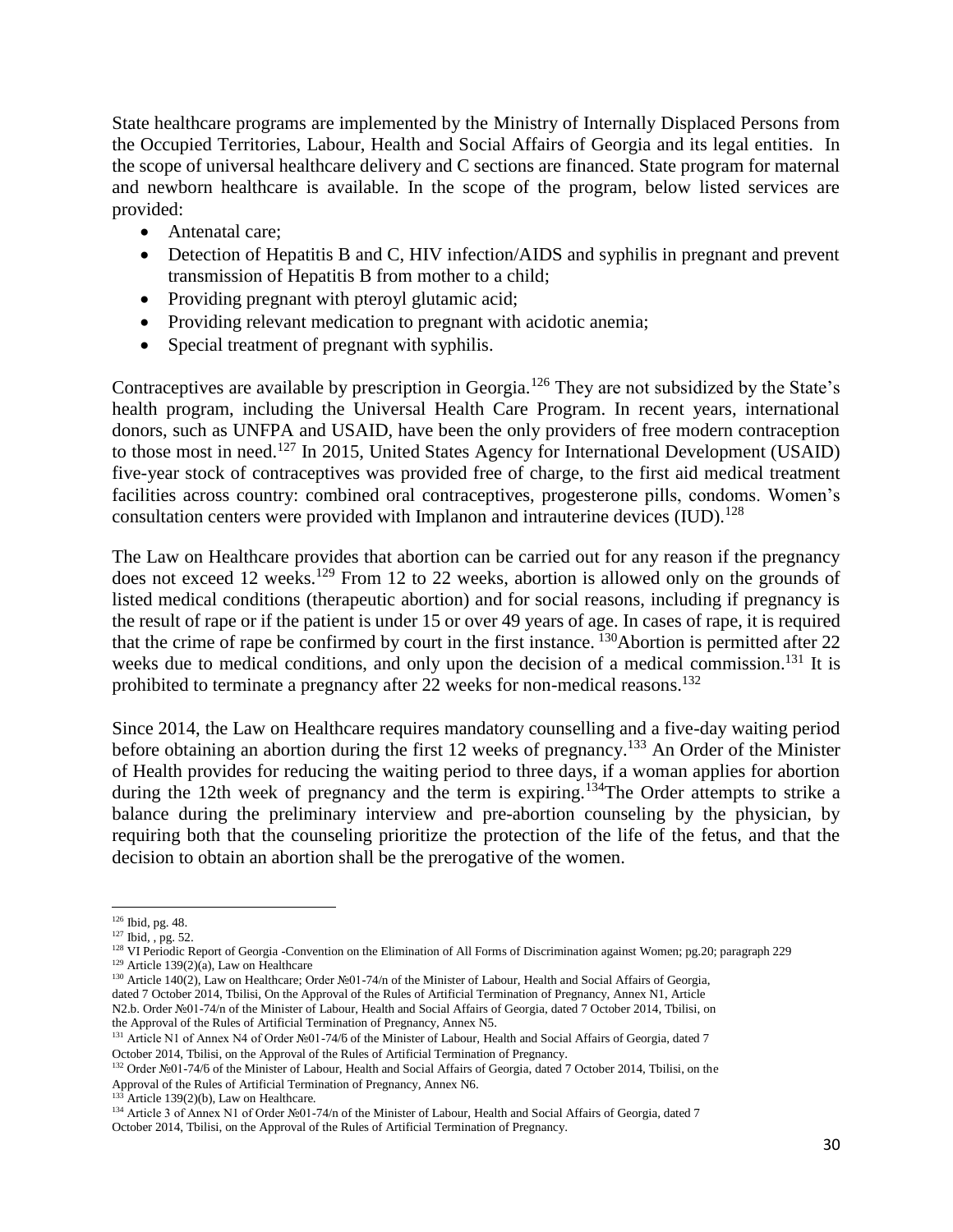State healthcare programs are implemented by the Ministry of Internally Displaced Persons from the Occupied Territories, Labour, Health and Social Affairs of Georgia and its legal entities. In the scope of universal healthcare delivery and C sections are financed. State program for maternal and newborn healthcare is available. In the scope of the program, below listed services are provided:

- Antenatal care;
- Detection of Hepatitis B and C, HIV infection/AIDS and syphilis in pregnant and prevent transmission of Hepatitis B from mother to a child;
- Providing pregnant with pteroyl glutamic acid;
- Providing relevant medication to pregnant with acidotic anemia;
- Special treatment of pregnant with syphilis.

Contraceptives are available by prescription in Georgia.[126] They are not subsidized by the State's health program, including the Universal Health Care Program. In recent years, international donors, such as UNFPA and USAID, have been the only providers of free modern contraception to those most in need.[127] In 2015, United States Agency for International Development (USAID) five-year stock of contraceptives was provided free of charge, to the first aid medical treatment facilities across country: combined oral contraceptives, progesterone pills, condoms. Women's consultation centers were provided with Implanon and intrauterine devices (IUD).[128]

The Law on Healthcare provides that abortion can be carried out for any reason if the pregnancy does not exceed 12 weeks.[129] From 12 to 22 weeks, abortion is allowed only on the grounds of listed medical conditions (therapeutic abortion) and for social reasons, including if pregnancy is the result of rape or if the patient is under 15 or over 49 years of age. In cases of rape, it is required that the crime of rape be confirmed by court in the first instance. [130]Abortion is permitted after 22 weeks due to medical conditions, and only upon the decision of a medical commission.[131] It is prohibited to terminate a pregnancy after 22 weeks for non-medical reasons.[132]

Since 2014, the Law on Healthcare requires mandatory counselling and a five-day waiting period before obtaining an abortion during the first 12 weeks of pregnancy.[133] An Order of the Minister of Health provides for reducing the waiting period to three days, if a woman applies for abortion during the 12th week of pregnancy and the term is expiring.[134]The Order attempts to strike a balance during the preliminary interview and pre-abortion counseling by the physician, by requiring both that the counseling prioritize the protection of the life of the fetus, and that the decision to obtain an abortion shall be the prerogative of the women.

---

[126] Ibid, pg. 48.

[127] Ibid, , pg. 52.

[128] VI Periodic Report of Georgia -Convention on the Elimination of All Forms of Discrimination against Women; pg.20; paragraph 229

[129] Article 139(2)(a), Law on Healthcare

[130] Article 140(2), Law on Healthcare; Order №01-74/n of the Minister of Labour, Health and Social Affairs of Georgia, dated 7 October 2014, Tbilisi, On the Approval of the Rules of Artificial Termination of Pregnancy, Annex N1, Article N2.b. Order №01-74/n of the Minister of Labour, Health and Social Affairs of Georgia, dated 7 October 2014, Tbilisi, on the Approval of the Rules of Artificial Termination of Pregnancy, Annex N5.

[131] Article N1 of Annex N4 of Order №01-74/б of the Minister of Labour, Health and Social Affairs of Georgia, dated 7 October 2014, Tbilisi, on the Approval of the Rules of Artificial Termination of Pregnancy.

[132] Order №01-74/б of the Minister of Labour, Health and Social Affairs of Georgia, dated 7 October 2014, Tbilisi, on the Approval of the Rules of Artificial Termination of Pregnancy, Annex N6.

[133] Article 139(2)(b), Law on Healthcare.

[134] Article 3 of Annex N1 of Order №01-74/n of the Minister of Labour, Health and Social Affairs of Georgia, dated 7 October 2014, Tbilisi, on the Approval of the Rules of Artificial Termination of Pregnancy.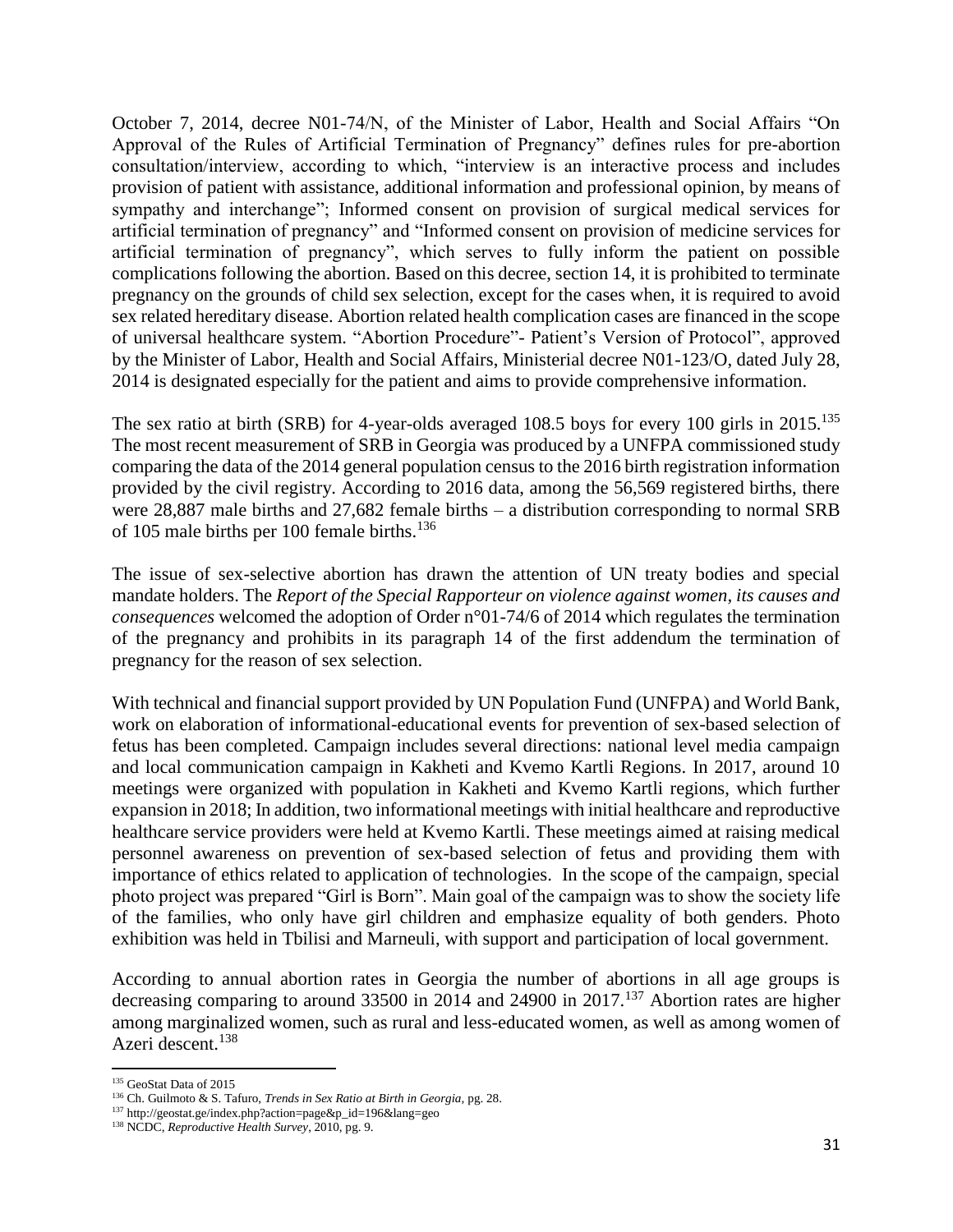October 7, 2014, decree N01-74/N, of the Minister of Labor, Health and Social Affairs "On Approval of the Rules of Artificial Termination of Pregnancy" defines rules for pre-abortion consultation/interview, according to which, "interview is an interactive process and includes provision of patient with assistance, additional information and professional opinion, by means of sympathy and interchange"; Informed consent on provision of surgical medical services for artificial termination of pregnancy" and "Informed consent on provision of medicine services for artificial termination of pregnancy", which serves to fully inform the patient on possible complications following the abortion. Based on this decree, section 14, it is prohibited to terminate pregnancy on the grounds of child sex selection, except for the cases when, it is required to avoid sex related hereditary disease. Abortion related health complication cases are financed in the scope of universal healthcare system. "Abortion Procedure"- Patient's Version of Protocol", approved by the Minister of Labor, Health and Social Affairs, Ministerial decree N01-123/O, dated July 28, 2014 is designated especially for the patient and aims to provide comprehensive information.

The sex ratio at birth (SRB) for 4-year-olds averaged 108.5 boys for every 100 girls in 2015.[135] The most recent measurement of SRB in Georgia was produced by a UNFPA commissioned study comparing the data of the 2014 general population census to the 2016 birth registration information provided by the civil registry. According to 2016 data, among the 56,569 registered births, there were 28,887 male births and 27,682 female births – a distribution corresponding to normal SRB of 105 male births per 100 female births.[136]

The issue of sex-selective abortion has drawn the attention of UN treaty bodies and special mandate holders. The *Report of the Special Rapporteur on violence against women, its causes and consequences* welcomed the adoption of Order n°01-74/6 of 2014 which regulates the termination of the pregnancy and prohibits in its paragraph 14 of the first addendum the termination of pregnancy for the reason of sex selection.

With technical and financial support provided by UN Population Fund (UNFPA) and World Bank, work on elaboration of informational-educational events for prevention of sex-based selection of fetus has been completed. Campaign includes several directions: national level media campaign and local communication campaign in Kakheti and Kvemo Kartli Regions. In 2017, around 10 meetings were organized with population in Kakheti and Kvemo Kartli regions, which further expansion in 2018; In addition, two informational meetings with initial healthcare and reproductive healthcare service providers were held at Kvemo Kartli. These meetings aimed at raising medical personnel awareness on prevention of sex-based selection of fetus and providing them with importance of ethics related to application of technologies. In the scope of the campaign, special photo project was prepared "Girl is Born". Main goal of the campaign was to show the society life of the families, who only have girl children and emphasize equality of both genders. Photo exhibition was held in Tbilisi and Marneuli, with support and participation of local government.

According to annual abortion rates in Georgia the number of abortions in all age groups is decreasing comparing to around 33500 in 2014 and 24900 in 2017.[137] Abortion rates are higher among marginalized women, such as rural and less-educated women, as well as among women of Azeri descent.[138]

---

[135] GeoStat Data of 2015

[136] Ch. Guilmoto & S. Tafuro, *Trends in Sex Ratio at Birth in Georgia*, pg. 28.

[137] http://geostat.ge/index.php?action=page&p_id=196&lang=geo

[138] NCDC, *Reproductive Health Survey*, 2010, pg. 9.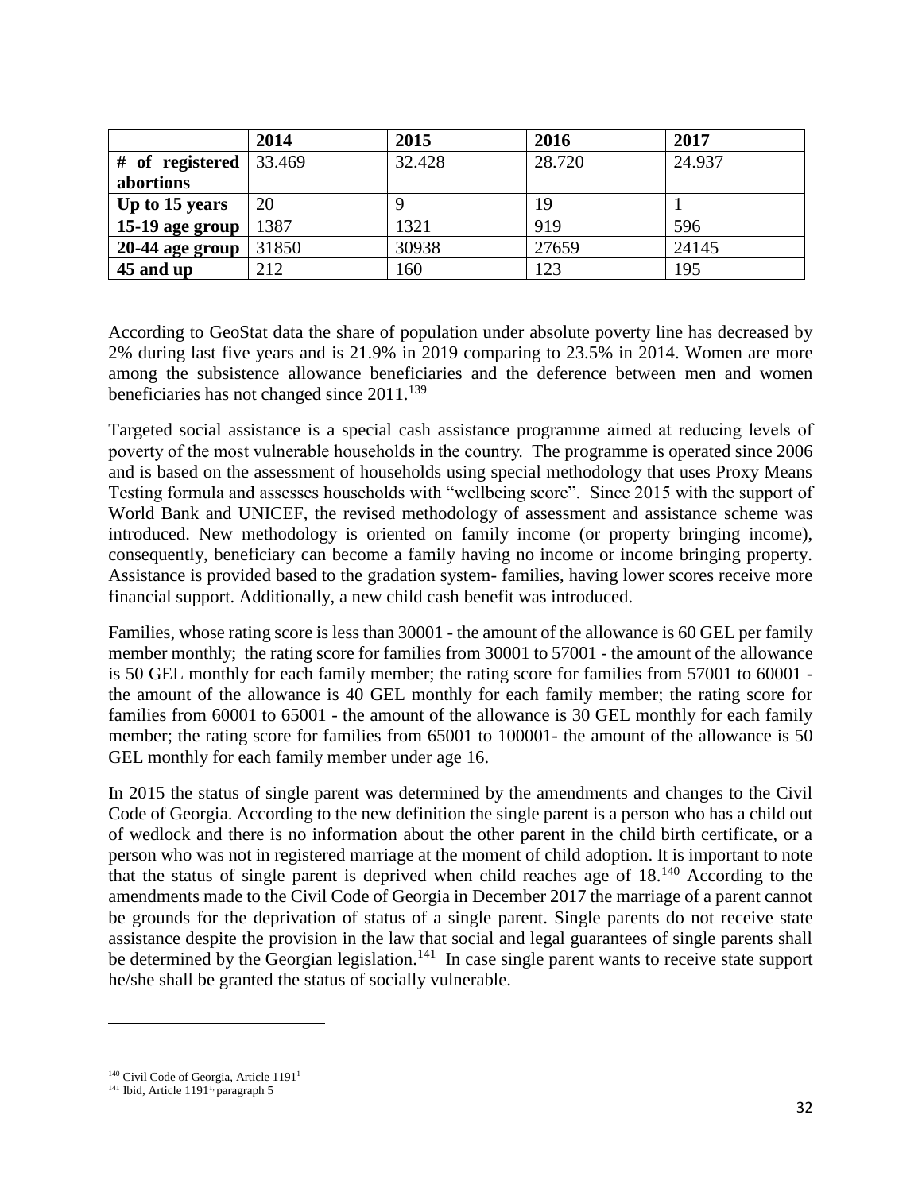|  | 2014 | 2015 | 2016 | 2017 |
|---|---|---|---|---|
| **# of registered abortions** | 33.469 | 32.428 | 28.720 | 24.937 |
| **Up to 15 years** | 20 | 9 | 19 | 1 |
| **15-19 age group** | 1387 | 1321 | 919 | 596 |
| **20-44 age group** | 31850 | 30938 | 27659 | 24145 |
| **45 and up** | 212 | 160 | 123 | 195 |

According to GeoStat data the share of population under absolute poverty line has decreased by 2% during last five years and is 21.9% in 2019 comparing to 23.5% in 2014. Women are more among the subsistence allowance beneficiaries and the deference between men and women beneficiaries has not changed since 2011.[139]

Targeted social assistance is a special cash assistance programme aimed at reducing levels of poverty of the most vulnerable households in the country. The programme is operated since 2006 and is based on the assessment of households using special methodology that uses Proxy Means Testing formula and assesses households with "wellbeing score". Since 2015 with the support of World Bank and UNICEF, the revised methodology of assessment and assistance scheme was introduced. New methodology is oriented on family income (or property bringing income), consequently, beneficiary can become a family having no income or income bringing property. Assistance is provided based to the gradation system- families, having lower scores receive more financial support. Additionally, a new child cash benefit was introduced.

Families, whose rating score is less than 30001 - the amount of the allowance is 60 GEL per family member monthly; the rating score for families from 30001 to 57001 - the amount of the allowance is 50 GEL monthly for each family member; the rating score for families from 57001 to 60001 - the amount of the allowance is 40 GEL monthly for each family member; the rating score for families from 60001 to 65001 - the amount of the allowance is 30 GEL monthly for each family member; the rating score for families from 65001 to 100001- the amount of the allowance is 50 GEL monthly for each family member under age 16.

In 2015 the status of single parent was determined by the amendments and changes to the Civil Code of Georgia. According to the new definition the single parent is a person who has a child out of wedlock and there is no information about the other parent in the child birth certificate, or a person who was not in registered marriage at the moment of child adoption. It is important to note that the status of single parent is deprived when child reaches age of 18.[140] According to the amendments made to the Civil Code of Georgia in December 2017 the marriage of a parent cannot be grounds for the deprivation of status of a single parent. Single parents do not receive state assistance despite the provision in the law that social and legal guarantees of single parents shall be determined by the Georgian legislation.[141] In case single parent wants to receive state support he/she shall be granted the status of socially vulnerable.

[140] Civil Code of Georgia, Article 1191[1]

[141] Ibid, Article 1191[1], paragraph 5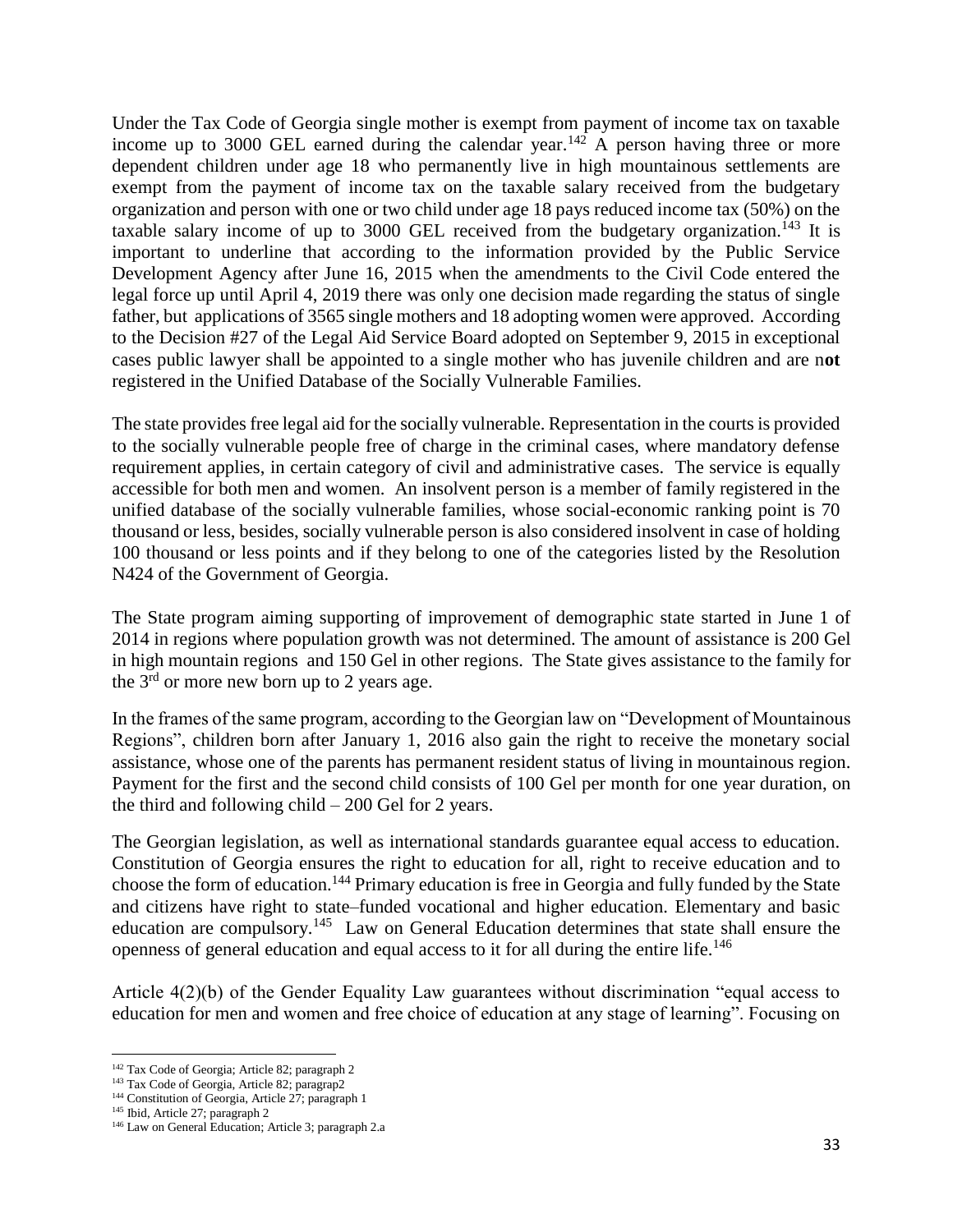Under the Tax Code of Georgia single mother is exempt from payment of income tax on taxable income up to 3000 GEL earned during the calendar year.[142] A person having three or more dependent children under age 18 who permanently live in high mountainous settlements are exempt from the payment of income tax on the taxable salary received from the budgetary organization and person with one or two child under age 18 pays reduced income tax (50%) on the taxable salary income of up to 3000 GEL received from the budgetary organization.[143] It is important to underline that according to the information provided by the Public Service Development Agency after June 16, 2015 when the amendments to the Civil Code entered the legal force up until April 4, 2019 there was only one decision made regarding the status of single father, but applications of 3565 single mothers and 18 adopting women were approved. According to the Decision #27 of the Legal Aid Service Board adopted on September 9, 2015 in exceptional cases public lawyer shall be appointed to a single mother who has juvenile children and are n**ot** registered in the Unified Database of the Socially Vulnerable Families.

The state provides free legal aid for the socially vulnerable. Representation in the courts is provided to the socially vulnerable people free of charge in the criminal cases, where mandatory defense requirement applies, in certain category of civil and administrative cases. The service is equally accessible for both men and women. An insolvent person is a member of family registered in the unified database of the socially vulnerable families, whose social-economic ranking point is 70 thousand or less, besides, socially vulnerable person is also considered insolvent in case of holding 100 thousand or less points and if they belong to one of the categories listed by the Resolution N424 of the Government of Georgia.

The State program aiming supporting of improvement of demographic state started in June 1 of 2014 in regions where population growth was not determined. The amount of assistance is 200 Gel in high mountain regions and 150 Gel in other regions. The State gives assistance to the family for the 3rd or more new born up to 2 years age.

In the frames of the same program, according to the Georgian law on "Development of Mountainous Regions", children born after January 1, 2016 also gain the right to receive the monetary social assistance, whose one of the parents has permanent resident status of living in mountainous region. Payment for the first and the second child consists of 100 Gel per month for one year duration, on the third and following child – 200 Gel for 2 years.

The Georgian legislation, as well as international standards guarantee equal access to education. Constitution of Georgia ensures the right to education for all, right to receive education and to choose the form of education.[144] Primary education is free in Georgia and fully funded by the State and citizens have right to state–funded vocational and higher education. Elementary and basic education are compulsory.[145] Law on General Education determines that state shall ensure the openness of general education and equal access to it for all during the entire life.[146]

Article 4(2)(b) of the Gender Equality Law guarantees without discrimination "equal access to education for men and women and free choice of education at any stage of learning". Focusing on

---

[142] Tax Code of Georgia; Article 82; paragraph 2

[143] Tax Code of Georgia, Article 82; paragrap2

[144] Constitution of Georgia, Article 27; paragraph 1

[145] Ibid, Article 27; paragraph 2

[146] Law on General Education; Article 3; paragraph 2.a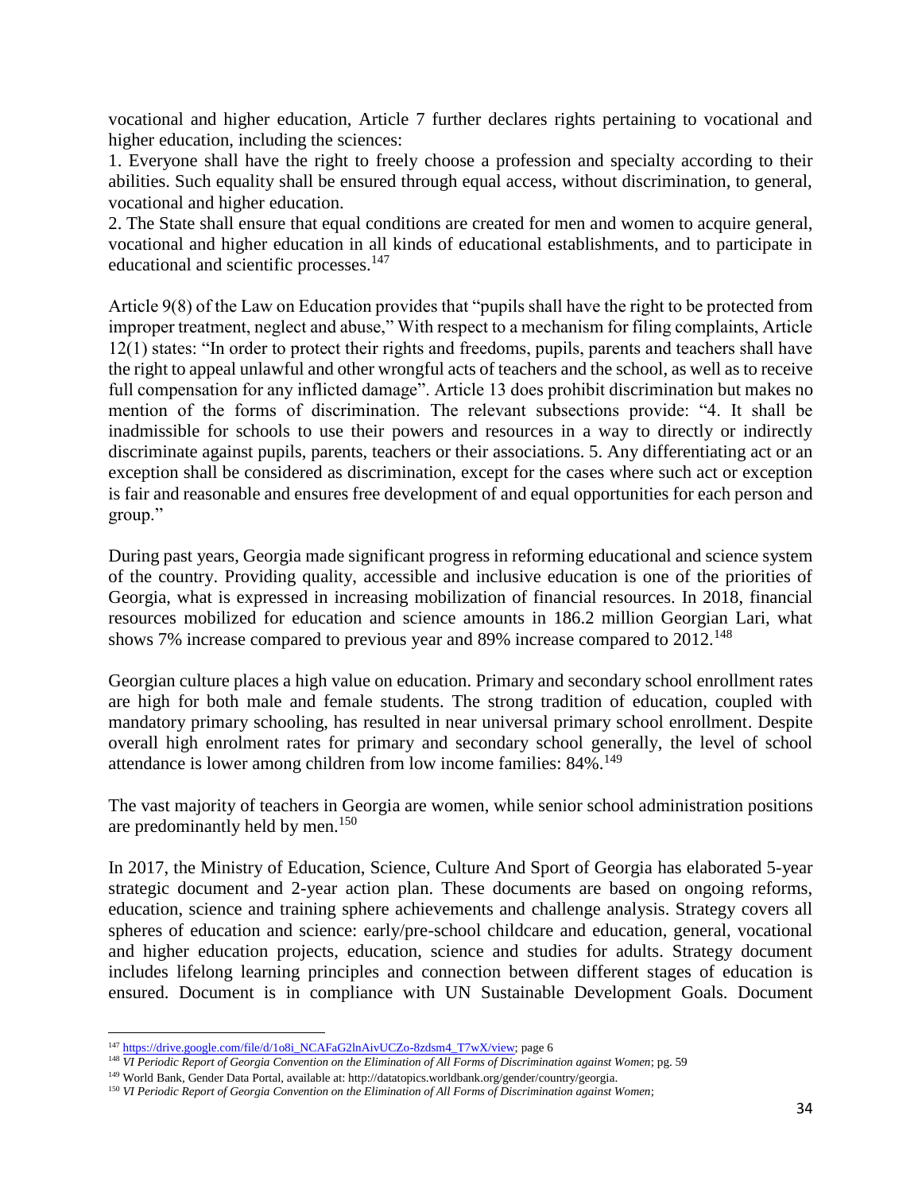vocational and higher education, Article 7 further declares rights pertaining to vocational and higher education, including the sciences:

1. Everyone shall have the right to freely choose a profession and specialty according to their abilities. Such equality shall be ensured through equal access, without discrimination, to general, vocational and higher education.
2. The State shall ensure that equal conditions are created for men and women to acquire general, vocational and higher education in all kinds of educational establishments, and to participate in educational and scientific processes.[147]

Article 9(8) of the Law on Education provides that "pupils shall have the right to be protected from improper treatment, neglect and abuse," With respect to a mechanism for filing complaints, Article 12(1) states: "In order to protect their rights and freedoms, pupils, parents and teachers shall have the right to appeal unlawful and other wrongful acts of teachers and the school, as well as to receive full compensation for any inflicted damage". Article 13 does prohibit discrimination but makes no mention of the forms of discrimination. The relevant subsections provide: "4. It shall be inadmissible for schools to use their powers and resources in a way to directly or indirectly discriminate against pupils, parents, teachers or their associations. 5. Any differentiating act or an exception shall be considered as discrimination, except for the cases where such act or exception is fair and reasonable and ensures free development of and equal opportunities for each person and group."

During past years, Georgia made significant progress in reforming educational and science system of the country. Providing quality, accessible and inclusive education is one of the priorities of Georgia, what is expressed in increasing mobilization of financial resources. In 2018, financial resources mobilized for education and science amounts in 186.2 million Georgian Lari, what shows 7% increase compared to previous year and 89% increase compared to 2012.[148]

Georgian culture places a high value on education. Primary and secondary school enrollment rates are high for both male and female students. The strong tradition of education, coupled with mandatory primary schooling, has resulted in near universal primary school enrollment. Despite overall high enrolment rates for primary and secondary school generally, the level of school attendance is lower among children from low income families: 84%.[149]

The vast majority of teachers in Georgia are women, while senior school administration positions are predominantly held by men.[150]

In 2017, the Ministry of Education, Science, Culture And Sport of Georgia has elaborated 5-year strategic document and 2-year action plan. These documents are based on ongoing reforms, education, science and training sphere achievements and challenge analysis. Strategy covers all spheres of education and science: early/pre-school childcare and education, general, vocational and higher education projects, education, science and studies for adults. Strategy document includes lifelong learning principles and connection between different stages of education is ensured. Document is in compliance with UN Sustainable Development Goals. Document

---

[147] https://drive.google.com/file/d/1o8i_NCAFaG2lnAivUCZo-8zdsm4_T7wX/view; page 6

[148] *VI Periodic Report of Georgia Convention on the Elimination of All Forms of Discrimination against Women*; pg. 59

[149] World Bank, Gender Data Portal, available at: http://datatopics.worldbank.org/gender/country/georgia.

[150] *VI Periodic Report of Georgia Convention on the Elimination of All Forms of Discrimination against Women*;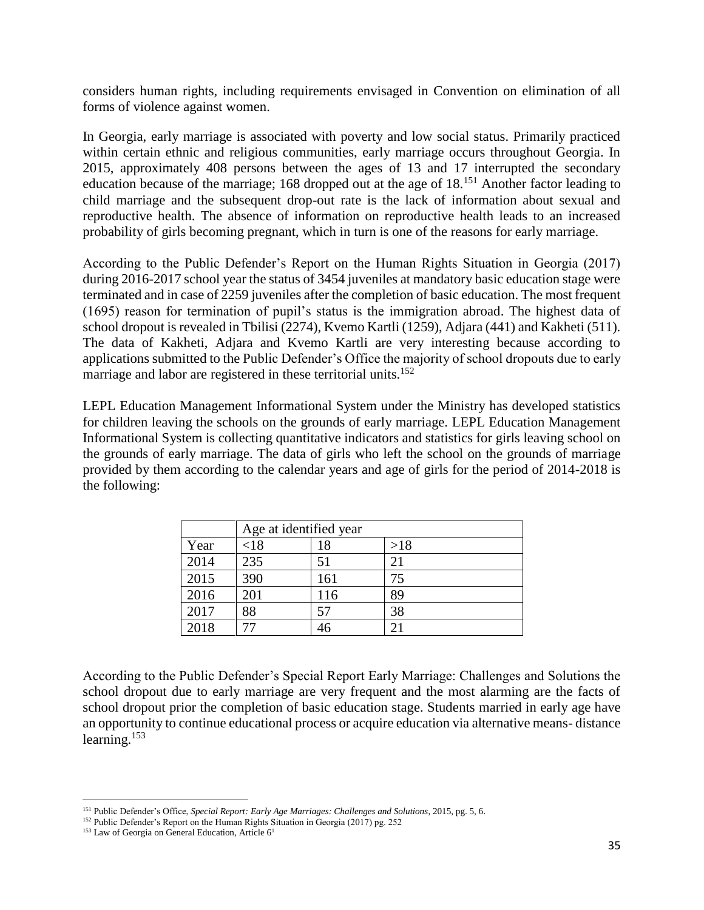considers human rights, including requirements envisaged in Convention on elimination of all forms of violence against women.

In Georgia, early marriage is associated with poverty and low social status. Primarily practiced within certain ethnic and religious communities, early marriage occurs throughout Georgia. In 2015, approximately 408 persons between the ages of 13 and 17 interrupted the secondary education because of the marriage; 168 dropped out at the age of 18.[151] Another factor leading to child marriage and the subsequent drop-out rate is the lack of information about sexual and reproductive health. The absence of information on reproductive health leads to an increased probability of girls becoming pregnant, which in turn is one of the reasons for early marriage.

According to the Public Defender's Report on the Human Rights Situation in Georgia (2017) during 2016-2017 school year the status of 3454 juveniles at mandatory basic education stage were terminated and in case of 2259 juveniles after the completion of basic education. The most frequent (1695) reason for termination of pupil's status is the immigration abroad. The highest data of school dropout is revealed in Tbilisi (2274), Kvemo Kartli (1259), Adjara (441) and Kakheti (511). The data of Kakheti, Adjara and Kvemo Kartli are very interesting because according to applications submitted to the Public Defender's Office the majority of school dropouts due to early marriage and labor are registered in these territorial units.[152]

LEPL Education Management Informational System under the Ministry has developed statistics for children leaving the schools on the grounds of early marriage. LEPL Education Management Informational System is collecting quantitative indicators and statistics for girls leaving school on the grounds of early marriage. The data of girls who left the school on the grounds of marriage provided by them according to the calendar years and age of girls for the period of 2014-2018 is the following:

| | Age at identified year | | |
|---|---|---|---|
| Year | <18 | 18 | >18 |
| 2014 | 235 | 51 | 21 |
| 2015 | 390 | 161 | 75 |
| 2016 | 201 | 116 | 89 |
| 2017 | 88 | 57 | 38 |
| 2018 | 77 | 46 | 21 |

According to the Public Defender's Special Report Early Marriage: Challenges and Solutions the school dropout due to early marriage are very frequent and the most alarming are the facts of school dropout prior the completion of basic education stage. Students married in early age have an opportunity to continue educational process or acquire education via alternative means- distance learning.[153]

---

[151] Public Defender's Office, *Special Report: Early Age Marriages: Challenges and Solutions*, 2015, pg. 5, 6.

[152] Public Defender's Report on the Human Rights Situation in Georgia (2017) pg. 252

[153] Law of Georgia on General Education, Article 6[1]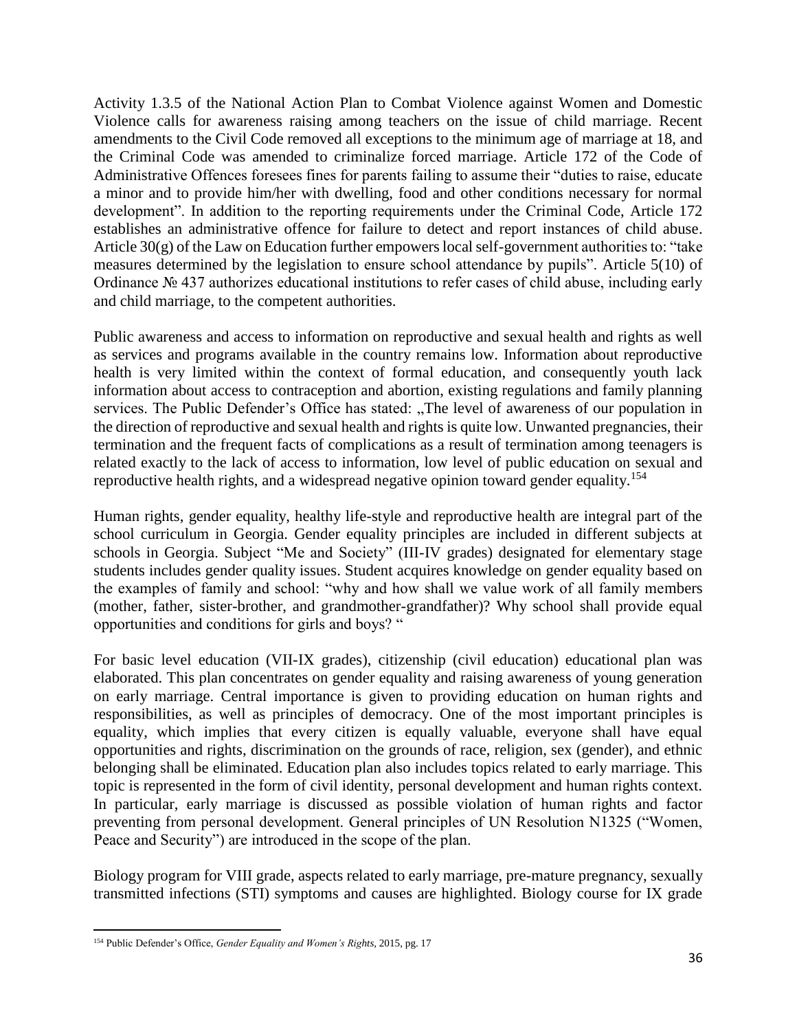Activity 1.3.5 of the National Action Plan to Combat Violence against Women and Domestic Violence calls for awareness raising among teachers on the issue of child marriage. Recent amendments to the Civil Code removed all exceptions to the minimum age of marriage at 18, and the Criminal Code was amended to criminalize forced marriage. Article 172 of the Code of Administrative Offences foresees fines for parents failing to assume their "duties to raise, educate a minor and to provide him/her with dwelling, food and other conditions necessary for normal development". In addition to the reporting requirements under the Criminal Code, Article 172 establishes an administrative offence for failure to detect and report instances of child abuse. Article 30(g) of the Law on Education further empowers local self-government authorities to: "take measures determined by the legislation to ensure school attendance by pupils". Article 5(10) of Ordinance № 437 authorizes educational institutions to refer cases of child abuse, including early and child marriage, to the competent authorities.

Public awareness and access to information on reproductive and sexual health and rights as well as services and programs available in the country remains low. Information about reproductive health is very limited within the context of formal education, and consequently youth lack information about access to contraception and abortion, existing regulations and family planning services. The Public Defender's Office has stated: „The level of awareness of our population in the direction of reproductive and sexual health and rights is quite low. Unwanted pregnancies, their termination and the frequent facts of complications as a result of termination among teenagers is related exactly to the lack of access to information, low level of public education on sexual and reproductive health rights, and a widespread negative opinion toward gender equality.[154]

Human rights, gender equality, healthy life-style and reproductive health are integral part of the school curriculum in Georgia. Gender equality principles are included in different subjects at schools in Georgia. Subject "Me and Society" (III-IV grades) designated for elementary stage students includes gender quality issues. Student acquires knowledge on gender equality based on the examples of family and school: "why and how shall we value work of all family members (mother, father, sister-brother, and grandmother-grandfather)? Why school shall provide equal opportunities and conditions for girls and boys? "

For basic level education (VII-IX grades), citizenship (civil education) educational plan was elaborated. This plan concentrates on gender equality and raising awareness of young generation on early marriage. Central importance is given to providing education on human rights and responsibilities, as well as principles of democracy. One of the most important principles is equality, which implies that every citizen is equally valuable, everyone shall have equal opportunities and rights, discrimination on the grounds of race, religion, sex (gender), and ethnic belonging shall be eliminated. Education plan also includes topics related to early marriage. This topic is represented in the form of civil identity, personal development and human rights context. In particular, early marriage is discussed as possible violation of human rights and factor preventing from personal development. General principles of UN Resolution N1325 ("Women, Peace and Security") are introduced in the scope of the plan.

Biology program for VIII grade, aspects related to early marriage, pre-mature pregnancy, sexually transmitted infections (STI) symptoms and causes are highlighted. Biology course for IX grade

---

[154] Public Defender's Office, *Gender Equality and Women's Rights*, 2015, pg. 17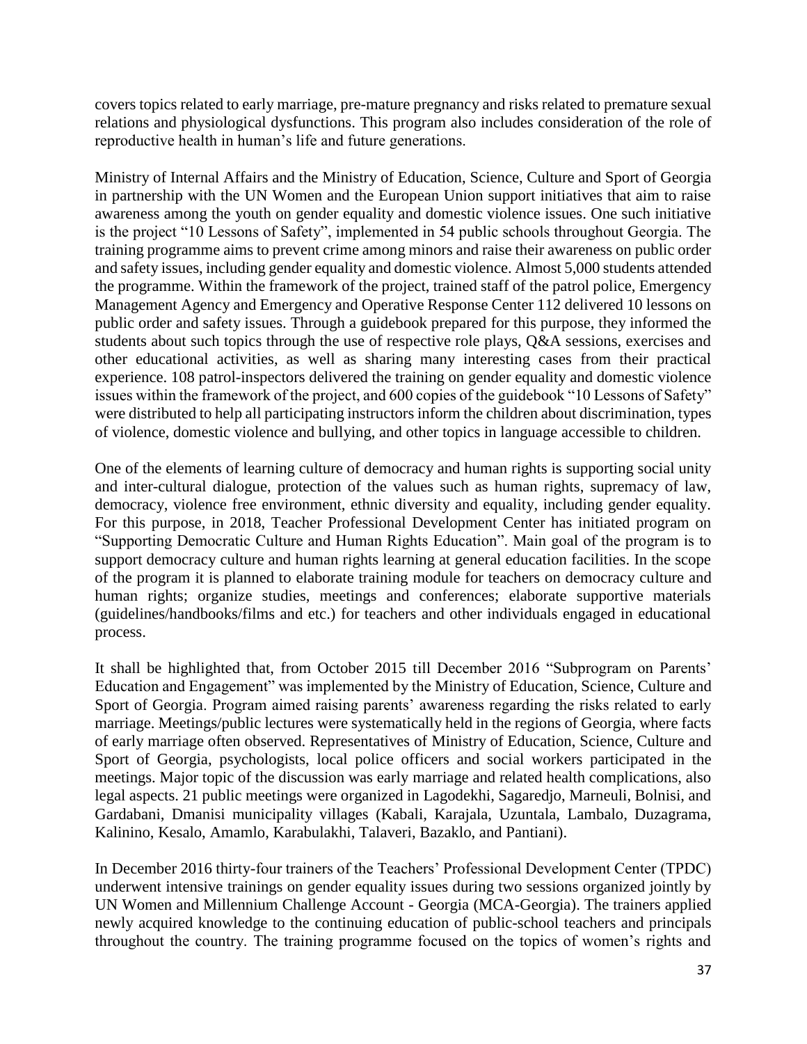covers topics related to early marriage, pre-mature pregnancy and risks related to premature sexual relations and physiological dysfunctions. This program also includes consideration of the role of reproductive health in human's life and future generations.

Ministry of Internal Affairs and the Ministry of Education, Science, Culture and Sport of Georgia in partnership with the UN Women and the European Union support initiatives that aim to raise awareness among the youth on gender equality and domestic violence issues. One such initiative is the project "10 Lessons of Safety", implemented in 54 public schools throughout Georgia. The training programme aims to prevent crime among minors and raise their awareness on public order and safety issues, including gender equality and domestic violence. Almost 5,000 students attended the programme. Within the framework of the project, trained staff of the patrol police, Emergency Management Agency and Emergency and Operative Response Center 112 delivered 10 lessons on public order and safety issues. Through a guidebook prepared for this purpose, they informed the students about such topics through the use of respective role plays, Q&A sessions, exercises and other educational activities, as well as sharing many interesting cases from their practical experience. 108 patrol-inspectors delivered the training on gender equality and domestic violence issues within the framework of the project, and 600 copies of the guidebook "10 Lessons of Safety" were distributed to help all participating instructors inform the children about discrimination, types of violence, domestic violence and bullying, and other topics in language accessible to children.

One of the elements of learning culture of democracy and human rights is supporting social unity and inter-cultural dialogue, protection of the values such as human rights, supremacy of law, democracy, violence free environment, ethnic diversity and equality, including gender equality. For this purpose, in 2018, Teacher Professional Development Center has initiated program on "Supporting Democratic Culture and Human Rights Education". Main goal of the program is to support democracy culture and human rights learning at general education facilities. In the scope of the program it is planned to elaborate training module for teachers on democracy culture and human rights; organize studies, meetings and conferences; elaborate supportive materials (guidelines/handbooks/films and etc.) for teachers and other individuals engaged in educational process.

It shall be highlighted that, from October 2015 till December 2016 "Subprogram on Parents' Education and Engagement" was implemented by the Ministry of Education, Science, Culture and Sport of Georgia. Program aimed raising parents' awareness regarding the risks related to early marriage. Meetings/public lectures were systematically held in the regions of Georgia, where facts of early marriage often observed. Representatives of Ministry of Education, Science, Culture and Sport of Georgia, psychologists, local police officers and social workers participated in the meetings. Major topic of the discussion was early marriage and related health complications, also legal aspects. 21 public meetings were organized in Lagodekhi, Sagaredjo, Marneuli, Bolnisi, and Gardabani, Dmanisi municipality villages (Kabali, Karajala, Uzuntala, Lambalo, Duzagrama, Kalinino, Kesalo, Amamlo, Karabulakhi, Talaveri, Bazaklo, and Pantiani).

In December 2016 thirty-four trainers of the Teachers' Professional Development Center (TPDC) underwent intensive trainings on gender equality issues during two sessions organized jointly by UN Women and Millennium Challenge Account - Georgia (MCA-Georgia). The trainers applied newly acquired knowledge to the continuing education of public-school teachers and principals throughout the country. The training programme focused on the topics of women's rights and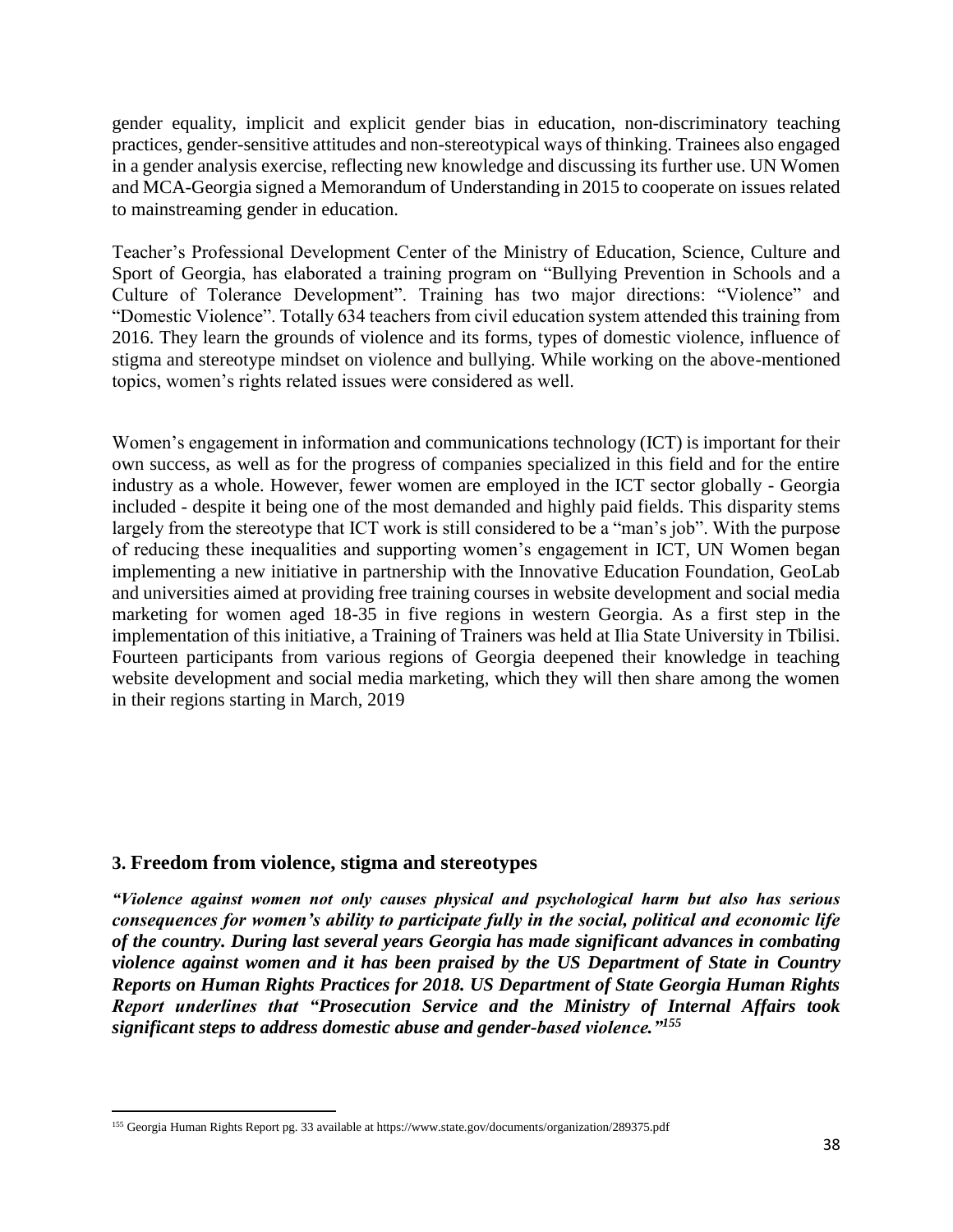gender equality, implicit and explicit gender bias in education, non-discriminatory teaching practices, gender-sensitive attitudes and non-stereotypical ways of thinking. Trainees also engaged in a gender analysis exercise, reflecting new knowledge and discussing its further use. UN Women and MCA-Georgia signed a Memorandum of Understanding in 2015 to cooperate on issues related to mainstreaming gender in education.

Teacher's Professional Development Center of the Ministry of Education, Science, Culture and Sport of Georgia, has elaborated a training program on "Bullying Prevention in Schools and a Culture of Tolerance Development". Training has two major directions: "Violence" and "Domestic Violence". Totally 634 teachers from civil education system attended this training from 2016. They learn the grounds of violence and its forms, types of domestic violence, influence of stigma and stereotype mindset on violence and bullying. While working on the above-mentioned topics, women's rights related issues were considered as well.

Women's engagement in information and communications technology (ICT) is important for their own success, as well as for the progress of companies specialized in this field and for the entire industry as a whole. However, fewer women are employed in the ICT sector globally - Georgia included - despite it being one of the most demanded and highly paid fields. This disparity stems largely from the stereotype that ICT work is still considered to be a "man's job". With the purpose of reducing these inequalities and supporting women's engagement in ICT, UN Women began implementing a new initiative in partnership with the Innovative Education Foundation, GeoLab and universities aimed at providing free training courses in website development and social media marketing for women aged 18-35 in five regions in western Georgia. As a first step in the implementation of this initiative, a Training of Trainers was held at Ilia State University in Tbilisi. Fourteen participants from various regions of Georgia deepened their knowledge in teaching website development and social media marketing, which they will then share among the women in their regions starting in March, 2019

## 3. Freedom from violence, stigma and stereotypes

***"Violence against women not only causes physical and psychological harm but also has serious consequences for women's ability to participate fully in the social, political and economic life of the country. During last several years Georgia has made significant advances in combating violence against women and it has been praised by the US Department of State in Country Reports on Human Rights Practices for 2018. US Department of State Georgia Human Rights Report underlines that "Prosecution Service and the Ministry of Internal Affairs took significant steps to address domestic abuse and gender-based violence."[155]***

[155] Georgia Human Rights Report pg. 33 available at https://www.state.gov/documents/organization/289375.pdf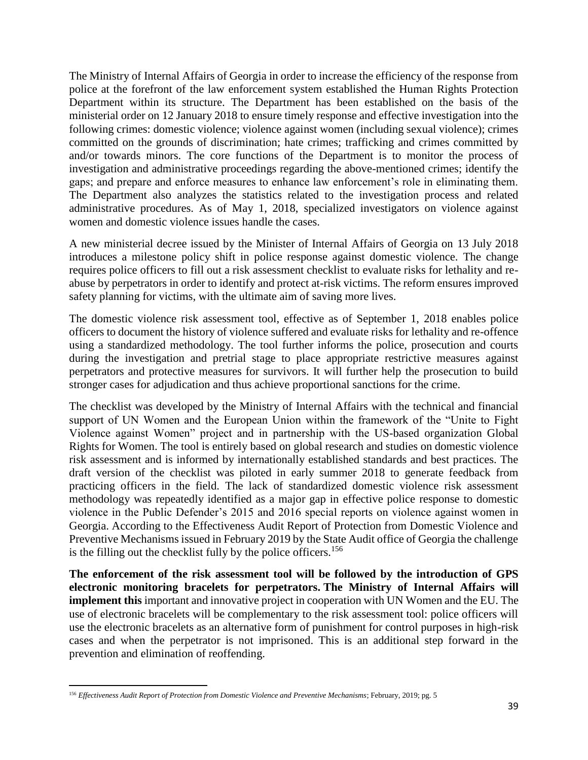The Ministry of Internal Affairs of Georgia in order to increase the efficiency of the response from police at the forefront of the law enforcement system established the Human Rights Protection Department within its structure. The Department has been established on the basis of the ministerial order on 12 January 2018 to ensure timely response and effective investigation into the following crimes: domestic violence; violence against women (including sexual violence); crimes committed on the grounds of discrimination; hate crimes; trafficking and crimes committed by and/or towards minors. The core functions of the Department is to monitor the process of investigation and administrative proceedings regarding the above-mentioned crimes; identify the gaps; and prepare and enforce measures to enhance law enforcement's role in eliminating them. The Department also analyzes the statistics related to the investigation process and related administrative procedures. As of May 1, 2018, specialized investigators on violence against women and domestic violence issues handle the cases.

A new ministerial decree issued by the Minister of Internal Affairs of Georgia on 13 July 2018 introduces a milestone policy shift in police response against domestic violence. The change requires police officers to fill out a risk assessment checklist to evaluate risks for lethality and re-abuse by perpetrators in order to identify and protect at-risk victims. The reform ensures improved safety planning for victims, with the ultimate aim of saving more lives.

The domestic violence risk assessment tool, effective as of September 1, 2018 enables police officers to document the history of violence suffered and evaluate risks for lethality and re-offence using a standardized methodology. The tool further informs the police, prosecution and courts during the investigation and pretrial stage to place appropriate restrictive measures against perpetrators and protective measures for survivors. It will further help the prosecution to build stronger cases for adjudication and thus achieve proportional sanctions for the crime.

The checklist was developed by the Ministry of Internal Affairs with the technical and financial support of UN Women and the European Union within the framework of the "Unite to Fight Violence against Women" project and in partnership with the US-based organization Global Rights for Women. The tool is entirely based on global research and studies on domestic violence risk assessment and is informed by internationally established standards and best practices. The draft version of the checklist was piloted in early summer 2018 to generate feedback from practicing officers in the field. The lack of standardized domestic violence risk assessment methodology was repeatedly identified as a major gap in effective police response to domestic violence in the Public Defender's 2015 and 2016 special reports on violence against women in Georgia. According to the Effectiveness Audit Report of Protection from Domestic Violence and Preventive Mechanisms issued in February 2019 by the State Audit office of Georgia the challenge is the filling out the checklist fully by the police officers.[156]

**The enforcement of the risk assessment tool will be followed by the introduction of GPS electronic monitoring bracelets for perpetrators. The Ministry of Internal Affairs will implement this** important and innovative project in cooperation with UN Women and the EU. The use of electronic bracelets will be complementary to the risk assessment tool: police officers will use the electronic bracelets as an alternative form of punishment for control purposes in high-risk cases and when the perpetrator is not imprisoned. This is an additional step forward in the prevention and elimination of reoffending.

[156] *Effectiveness Audit Report of Protection from Domestic Violence and Preventive Mechanisms*; February, 2019; pg. 5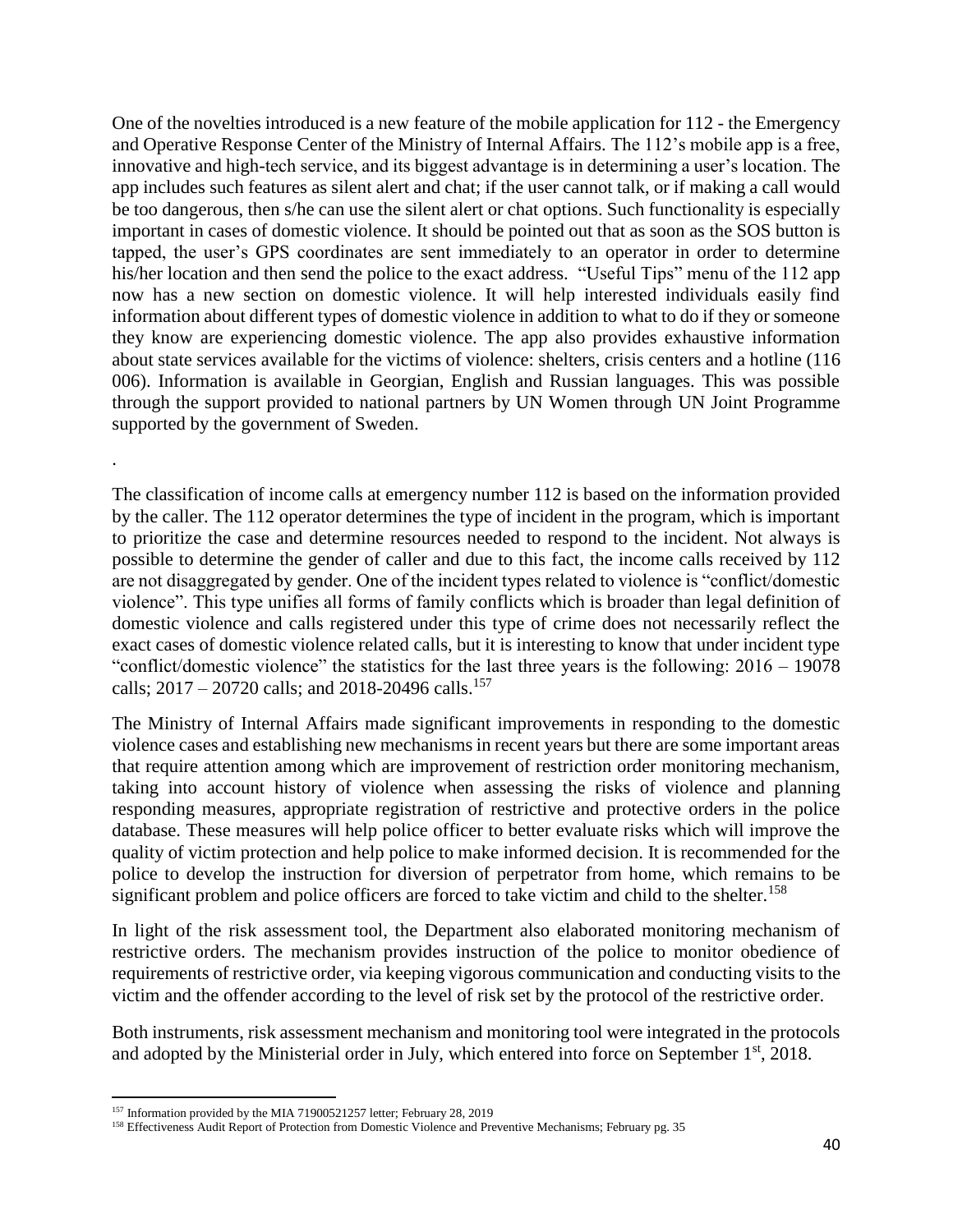One of the novelties introduced is a new feature of the mobile application for 112 - the Emergency and Operative Response Center of the Ministry of Internal Affairs. The 112's mobile app is a free, innovative and high-tech service, and its biggest advantage is in determining a user's location. The app includes such features as silent alert and chat; if the user cannot talk, or if making a call would be too dangerous, then s/he can use the silent alert or chat options. Such functionality is especially important in cases of domestic violence. It should be pointed out that as soon as the SOS button is tapped, the user's GPS coordinates are sent immediately to an operator in order to determine his/her location and then send the police to the exact address. "Useful Tips" menu of the 112 app now has a new section on domestic violence. It will help interested individuals easily find information about different types of domestic violence in addition to what to do if they or someone they know are experiencing domestic violence. The app also provides exhaustive information about state services available for the victims of violence: shelters, crisis centers and a hotline (116 006). Information is available in Georgian, English and Russian languages. This was possible through the support provided to national partners by UN Women through UN Joint Programme supported by the government of Sweden.

.

The classification of income calls at emergency number 112 is based on the information provided by the caller. The 112 operator determines the type of incident in the program, which is important to prioritize the case and determine resources needed to respond to the incident. Not always is possible to determine the gender of caller and due to this fact, the income calls received by 112 are not disaggregated by gender. One of the incident types related to violence is "conflict/domestic violence". This type unifies all forms of family conflicts which is broader than legal definition of domestic violence and calls registered under this type of crime does not necessarily reflect the exact cases of domestic violence related calls, but it is interesting to know that under incident type "conflict/domestic violence" the statistics for the last three years is the following: 2016 – 19078 calls; 2017 – 20720 calls; and 2018-20496 calls.[157]

The Ministry of Internal Affairs made significant improvements in responding to the domestic violence cases and establishing new mechanisms in recent years but there are some important areas that require attention among which are improvement of restriction order monitoring mechanism, taking into account history of violence when assessing the risks of violence and planning responding measures, appropriate registration of restrictive and protective orders in the police database. These measures will help police officer to better evaluate risks which will improve the quality of victim protection and help police to make informed decision. It is recommended for the police to develop the instruction for diversion of perpetrator from home, which remains to be significant problem and police officers are forced to take victim and child to the shelter.[158]

In light of the risk assessment tool, the Department also elaborated monitoring mechanism of restrictive orders. The mechanism provides instruction of the police to monitor obedience of requirements of restrictive order, via keeping vigorous communication and conducting visits to the victim and the offender according to the level of risk set by the protocol of the restrictive order.

Both instruments, risk assessment mechanism and monitoring tool were integrated in the protocols and adopted by the Ministerial order in July, which entered into force on September 1st, 2018.

---

[157] Information provided by the MIA 71900521257 letter; February 28, 2019

[158] Effectiveness Audit Report of Protection from Domestic Violence and Preventive Mechanisms; February pg. 35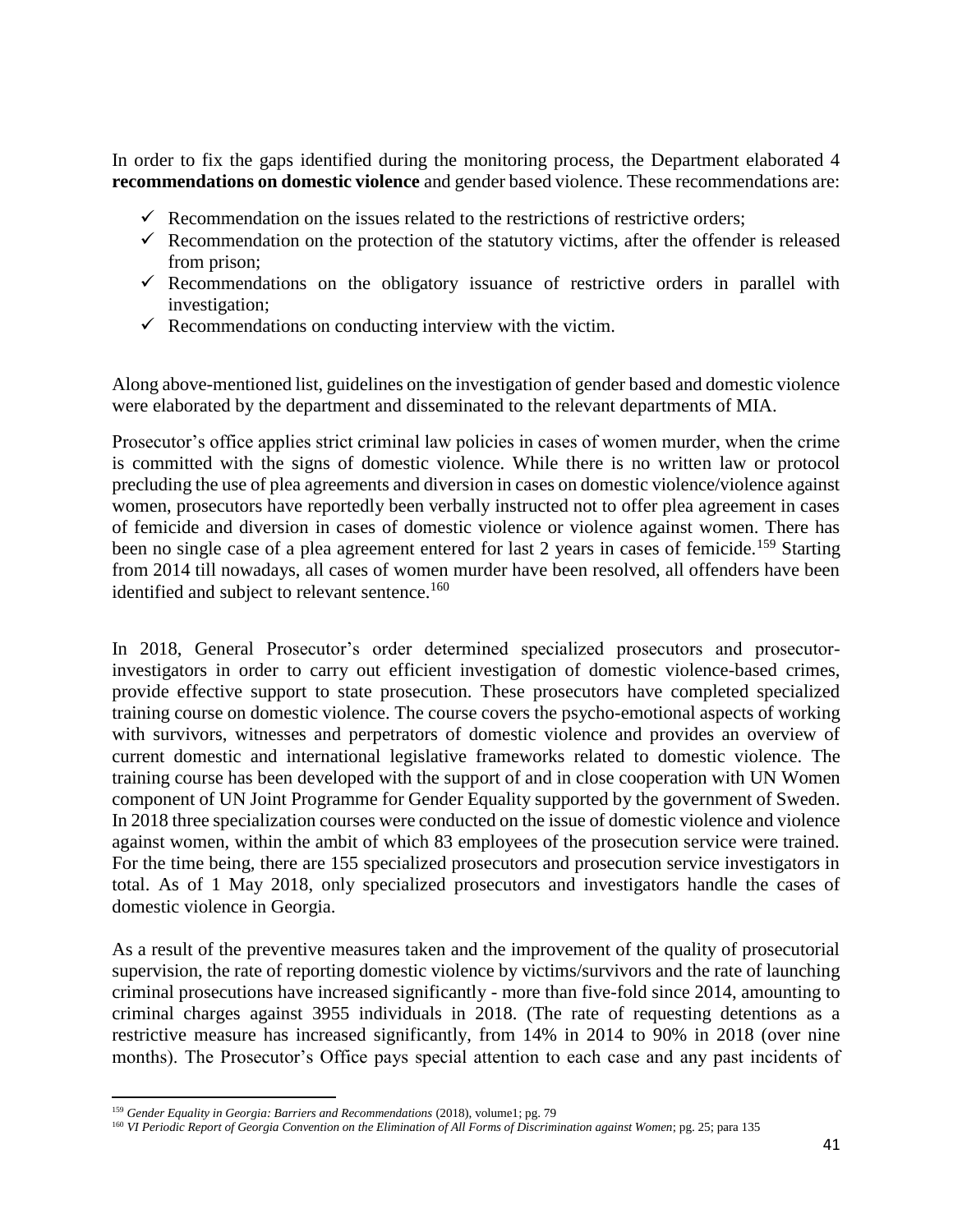In order to fix the gaps identified during the monitoring process, the Department elaborated 4 **recommendations on domestic violence** and gender based violence. These recommendations are:

- ✓ Recommendation on the issues related to the restrictions of restrictive orders;
- ✓ Recommendation on the protection of the statutory victims, after the offender is released from prison;
- ✓ Recommendations on the obligatory issuance of restrictive orders in parallel with investigation;
- ✓ Recommendations on conducting interview with the victim.

Along above-mentioned list, guidelines on the investigation of gender based and domestic violence were elaborated by the department and disseminated to the relevant departments of MIA.

Prosecutor's office applies strict criminal law policies in cases of women murder, when the crime is committed with the signs of domestic violence. While there is no written law or protocol precluding the use of plea agreements and diversion in cases on domestic violence/violence against women, prosecutors have reportedly been verbally instructed not to offer plea agreement in cases of femicide and diversion in cases of domestic violence or violence against women. There has been no single case of a plea agreement entered for last 2 years in cases of femicide.[159] Starting from 2014 till nowadays, all cases of women murder have been resolved, all offenders have been identified and subject to relevant sentence.[160]

In 2018, General Prosecutor's order determined specialized prosecutors and prosecutor-investigators in order to carry out efficient investigation of domestic violence-based crimes, provide effective support to state prosecution. These prosecutors have completed specialized training course on domestic violence. The course covers the psycho-emotional aspects of working with survivors, witnesses and perpetrators of domestic violence and provides an overview of current domestic and international legislative frameworks related to domestic violence. The training course has been developed with the support of and in close cooperation with UN Women component of UN Joint Programme for Gender Equality supported by the government of Sweden. In 2018 three specialization courses were conducted on the issue of domestic violence and violence against women, within the ambit of which 83 employees of the prosecution service were trained. For the time being, there are 155 specialized prosecutors and prosecution service investigators in total. As of 1 May 2018, only specialized prosecutors and investigators handle the cases of domestic violence in Georgia.

As a result of the preventive measures taken and the improvement of the quality of prosecutorial supervision, the rate of reporting domestic violence by victims/survivors and the rate of launching criminal prosecutions have increased significantly - more than five-fold since 2014, amounting to criminal charges against 3955 individuals in 2018. (The rate of requesting detentions as a restrictive measure has increased significantly, from 14% in 2014 to 90% in 2018 (over nine months). The Prosecutor's Office pays special attention to each case and any past incidents of

---

[159] *Gender Equality in Georgia: Barriers and Recommendations* (2018), volume1; pg. 79

[160] *VI Periodic Report of Georgia Convention on the Elimination of All Forms of Discrimination against Women*; pg. 25; para 135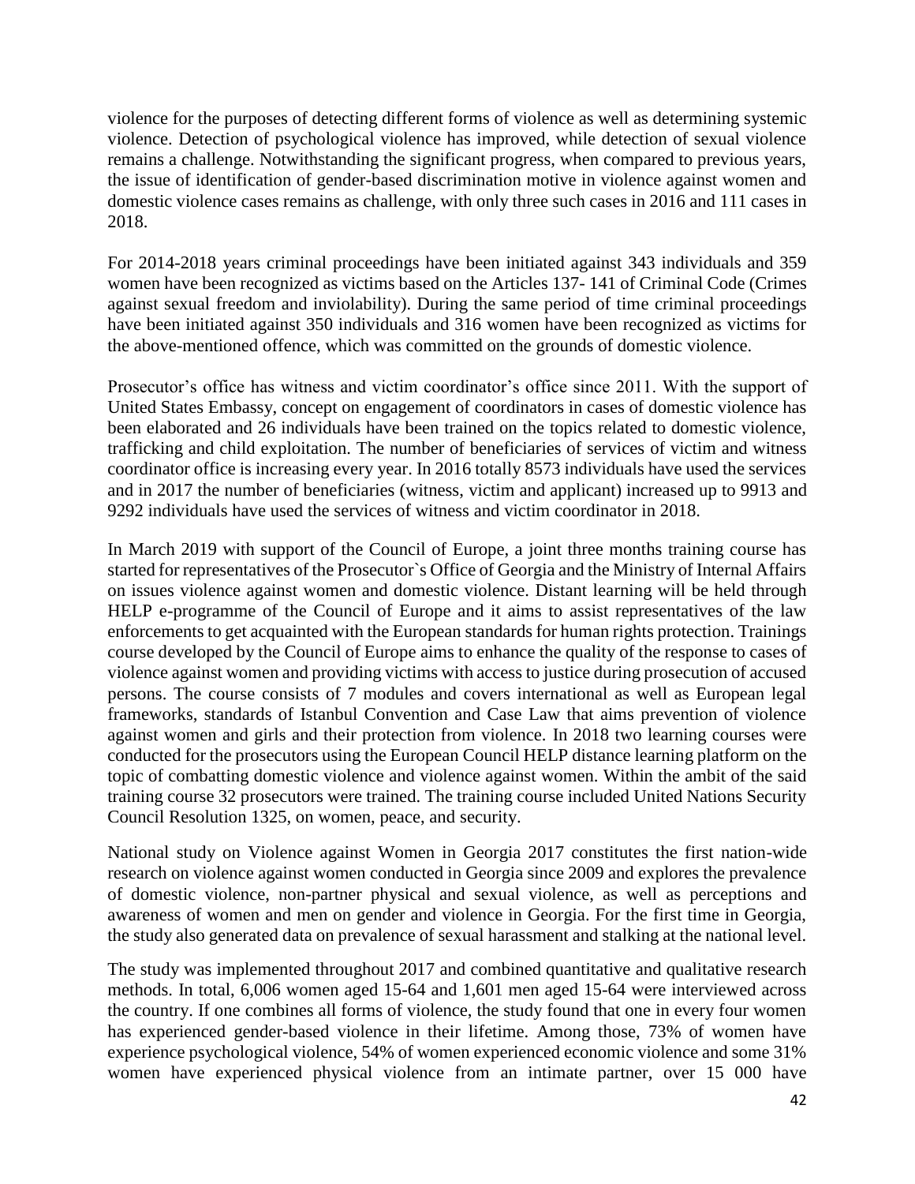violence for the purposes of detecting different forms of violence as well as determining systemic violence. Detection of psychological violence has improved, while detection of sexual violence remains a challenge. Notwithstanding the significant progress, when compared to previous years, the issue of identification of gender-based discrimination motive in violence against women and domestic violence cases remains as challenge, with only three such cases in 2016 and 111 cases in 2018.

For 2014-2018 years criminal proceedings have been initiated against 343 individuals and 359 women have been recognized as victims based on the Articles 137- 141 of Criminal Code (Crimes against sexual freedom and inviolability). During the same period of time criminal proceedings have been initiated against 350 individuals and 316 women have been recognized as victims for the above-mentioned offence, which was committed on the grounds of domestic violence.

Prosecutor's office has witness and victim coordinator's office since 2011. With the support of United States Embassy, concept on engagement of coordinators in cases of domestic violence has been elaborated and 26 individuals have been trained on the topics related to domestic violence, trafficking and child exploitation. The number of beneficiaries of services of victim and witness coordinator office is increasing every year. In 2016 totally 8573 individuals have used the services and in 2017 the number of beneficiaries (witness, victim and applicant) increased up to 9913 and 9292 individuals have used the services of witness and victim coordinator in 2018.

In March 2019 with support of the Council of Europe, a joint three months training course has started for representatives of the Prosecutor`s Office of Georgia and the Ministry of Internal Affairs on issues violence against women and domestic violence. Distant learning will be held through HELP e-programme of the Council of Europe and it aims to assist representatives of the law enforcements to get acquainted with the European standards for human rights protection. Trainings course developed by the Council of Europe aims to enhance the quality of the response to cases of violence against women and providing victims with access to justice during prosecution of accused persons. The course consists of 7 modules and covers international as well as European legal frameworks, standards of Istanbul Convention and Case Law that aims prevention of violence against women and girls and their protection from violence. In 2018 two learning courses were conducted for the prosecutors using the European Council HELP distance learning platform on the topic of combatting domestic violence and violence against women. Within the ambit of the said training course 32 prosecutors were trained. The training course included United Nations Security Council Resolution 1325, on women, peace, and security.

National study on Violence against Women in Georgia 2017 constitutes the first nation-wide research on violence against women conducted in Georgia since 2009 and explores the prevalence of domestic violence, non-partner physical and sexual violence, as well as perceptions and awareness of women and men on gender and violence in Georgia. For the first time in Georgia, the study also generated data on prevalence of sexual harassment and stalking at the national level.

The study was implemented throughout 2017 and combined quantitative and qualitative research methods. In total, 6,006 women aged 15-64 and 1,601 men aged 15-64 were interviewed across the country. If one combines all forms of violence, the study found that one in every four women has experienced gender-based violence in their lifetime. Among those, 73% of women have experience psychological violence, 54% of women experienced economic violence and some 31% women have experienced physical violence from an intimate partner, over 15 000 have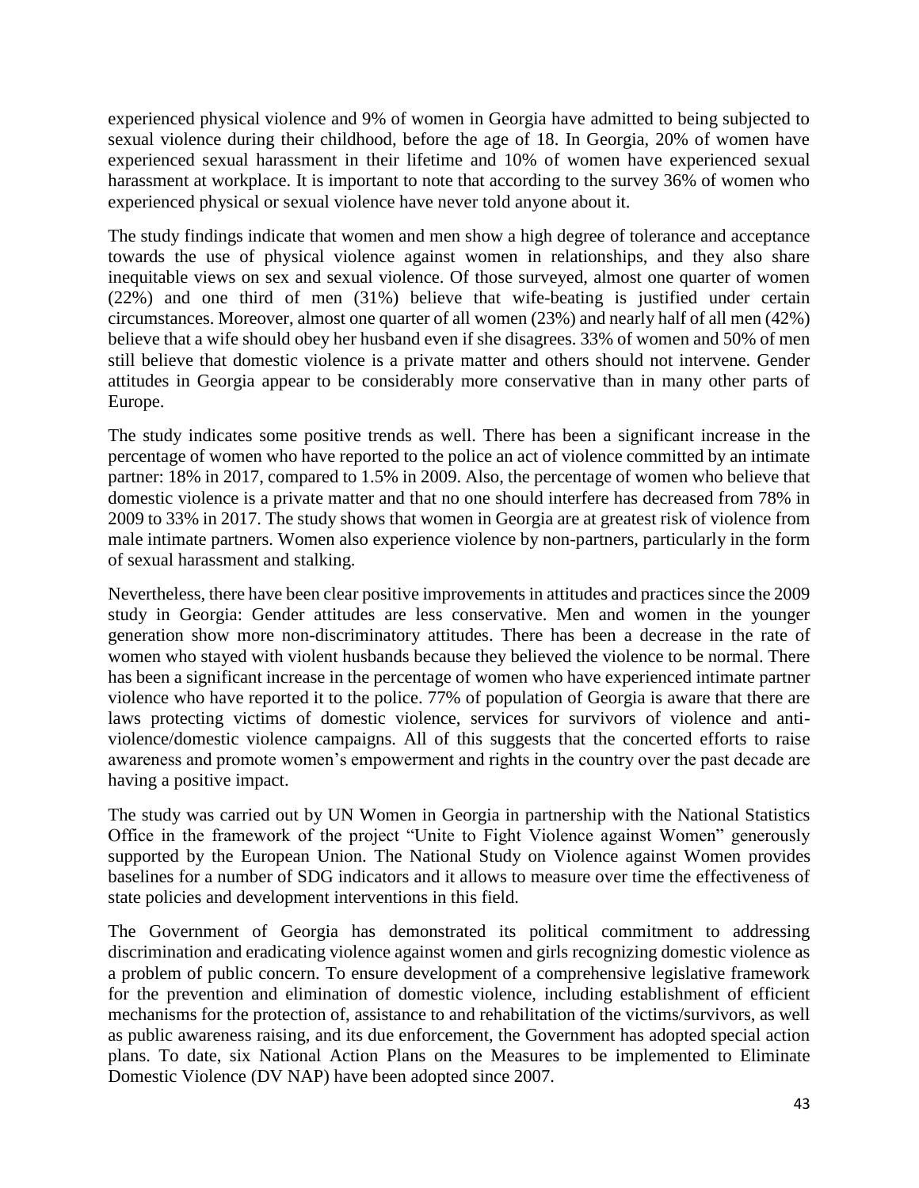experienced physical violence and 9% of women in Georgia have admitted to being subjected to sexual violence during their childhood, before the age of 18. In Georgia, 20% of women have experienced sexual harassment in their lifetime and 10% of women have experienced sexual harassment at workplace. It is important to note that according to the survey 36% of women who experienced physical or sexual violence have never told anyone about it.

The study findings indicate that women and men show a high degree of tolerance and acceptance towards the use of physical violence against women in relationships, and they also share inequitable views on sex and sexual violence. Of those surveyed, almost one quarter of women (22%) and one third of men (31%) believe that wife-beating is justified under certain circumstances. Moreover, almost one quarter of all women (23%) and nearly half of all men (42%) believe that a wife should obey her husband even if she disagrees. 33% of women and 50% of men still believe that domestic violence is a private matter and others should not intervene. Gender attitudes in Georgia appear to be considerably more conservative than in many other parts of Europe.

The study indicates some positive trends as well. There has been a significant increase in the percentage of women who have reported to the police an act of violence committed by an intimate partner: 18% in 2017, compared to 1.5% in 2009. Also, the percentage of women who believe that domestic violence is a private matter and that no one should interfere has decreased from 78% in 2009 to 33% in 2017. The study shows that women in Georgia are at greatest risk of violence from male intimate partners. Women also experience violence by non-partners, particularly in the form of sexual harassment and stalking.

Nevertheless, there have been clear positive improvements in attitudes and practices since the 2009 study in Georgia: Gender attitudes are less conservative. Men and women in the younger generation show more non-discriminatory attitudes. There has been a decrease in the rate of women who stayed with violent husbands because they believed the violence to be normal. There has been a significant increase in the percentage of women who have experienced intimate partner violence who have reported it to the police. 77% of population of Georgia is aware that there are laws protecting victims of domestic violence, services for survivors of violence and anti-violence/domestic violence campaigns. All of this suggests that the concerted efforts to raise awareness and promote women's empowerment and rights in the country over the past decade are having a positive impact.

The study was carried out by UN Women in Georgia in partnership with the National Statistics Office in the framework of the project "Unite to Fight Violence against Women" generously supported by the European Union. The National Study on Violence against Women provides baselines for a number of SDG indicators and it allows to measure over time the effectiveness of state policies and development interventions in this field.

The Government of Georgia has demonstrated its political commitment to addressing discrimination and eradicating violence against women and girls recognizing domestic violence as a problem of public concern. To ensure development of a comprehensive legislative framework for the prevention and elimination of domestic violence, including establishment of efficient mechanisms for the protection of, assistance to and rehabilitation of the victims/survivors, as well as public awareness raising, and its due enforcement, the Government has adopted special action plans. To date, six National Action Plans on the Measures to be implemented to Eliminate Domestic Violence (DV NAP) have been adopted since 2007.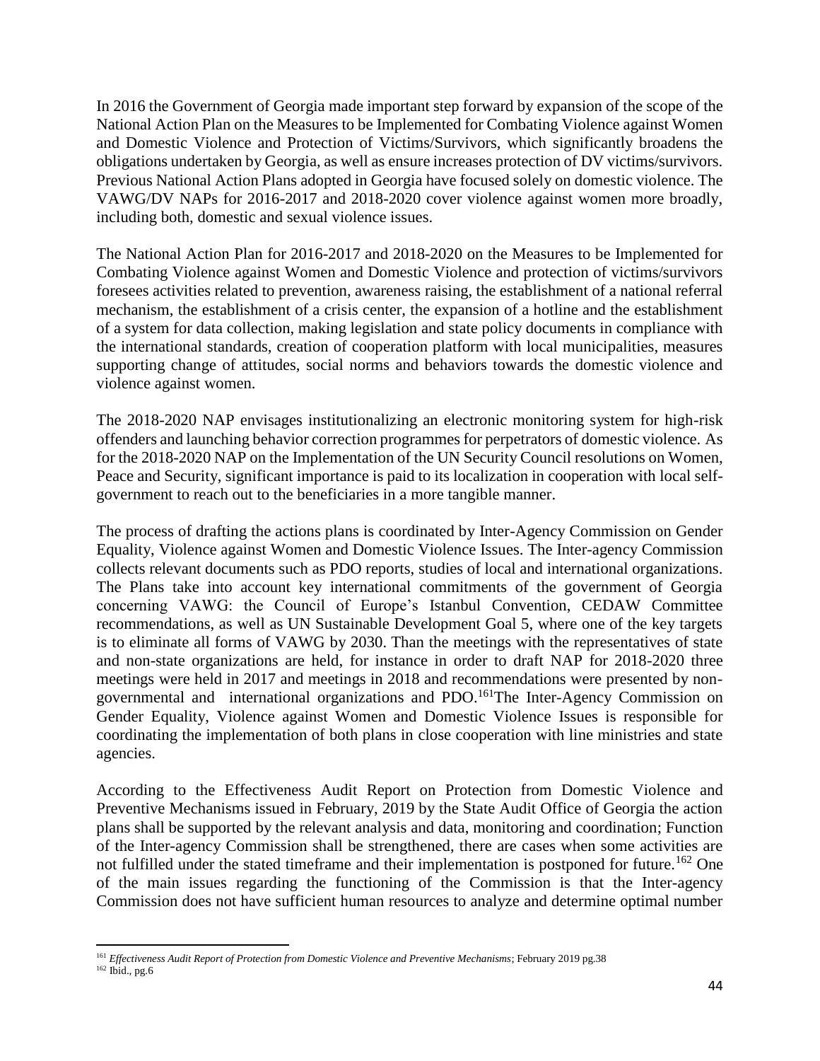In 2016 the Government of Georgia made important step forward by expansion of the scope of the National Action Plan on the Measures to be Implemented for Combating Violence against Women and Domestic Violence and Protection of Victims/Survivors, which significantly broadens the obligations undertaken by Georgia, as well as ensure increases protection of DV victims/survivors. Previous National Action Plans adopted in Georgia have focused solely on domestic violence. The VAWG/DV NAPs for 2016-2017 and 2018-2020 cover violence against women more broadly, including both, domestic and sexual violence issues.

The National Action Plan for 2016-2017 and 2018-2020 on the Measures to be Implemented for Combating Violence against Women and Domestic Violence and protection of victims/survivors foresees activities related to prevention, awareness raising, the establishment of a national referral mechanism, the establishment of a crisis center, the expansion of a hotline and the establishment of a system for data collection, making legislation and state policy documents in compliance with the international standards, creation of cooperation platform with local municipalities, measures supporting change of attitudes, social norms and behaviors towards the domestic violence and violence against women.

The 2018-2020 NAP envisages institutionalizing an electronic monitoring system for high-risk offenders and launching behavior correction programmes for perpetrators of domestic violence. As for the 2018-2020 NAP on the Implementation of the UN Security Council resolutions on Women, Peace and Security, significant importance is paid to its localization in cooperation with local self-government to reach out to the beneficiaries in a more tangible manner.

The process of drafting the actions plans is coordinated by Inter-Agency Commission on Gender Equality, Violence against Women and Domestic Violence Issues. The Inter-agency Commission collects relevant documents such as PDO reports, studies of local and international organizations. The Plans take into account key international commitments of the government of Georgia concerning VAWG: the Council of Europe's Istanbul Convention, CEDAW Committee recommendations, as well as UN Sustainable Development Goal 5, where one of the key targets is to eliminate all forms of VAWG by 2030. Than the meetings with the representatives of state and non-state organizations are held, for instance in order to draft NAP for 2018-2020 three meetings were held in 2017 and meetings in 2018 and recommendations were presented by non-governmental and international organizations and PDO.[161]The Inter-Agency Commission on Gender Equality, Violence against Women and Domestic Violence Issues is responsible for coordinating the implementation of both plans in close cooperation with line ministries and state agencies.

According to the Effectiveness Audit Report on Protection from Domestic Violence and Preventive Mechanisms issued in February, 2019 by the State Audit Office of Georgia the action plans shall be supported by the relevant analysis and data, monitoring and coordination; Function of the Inter-agency Commission shall be strengthened, there are cases when some activities are not fulfilled under the stated timeframe and their implementation is postponed for future.[162] One of the main issues regarding the functioning of the Commission is that the Inter-agency Commission does not have sufficient human resources to analyze and determine optimal number

---

[161] *Effectiveness Audit Report of Protection from Domestic Violence and Preventive Mechanisms*; February 2019 pg.38

[162] Ibid., pg.6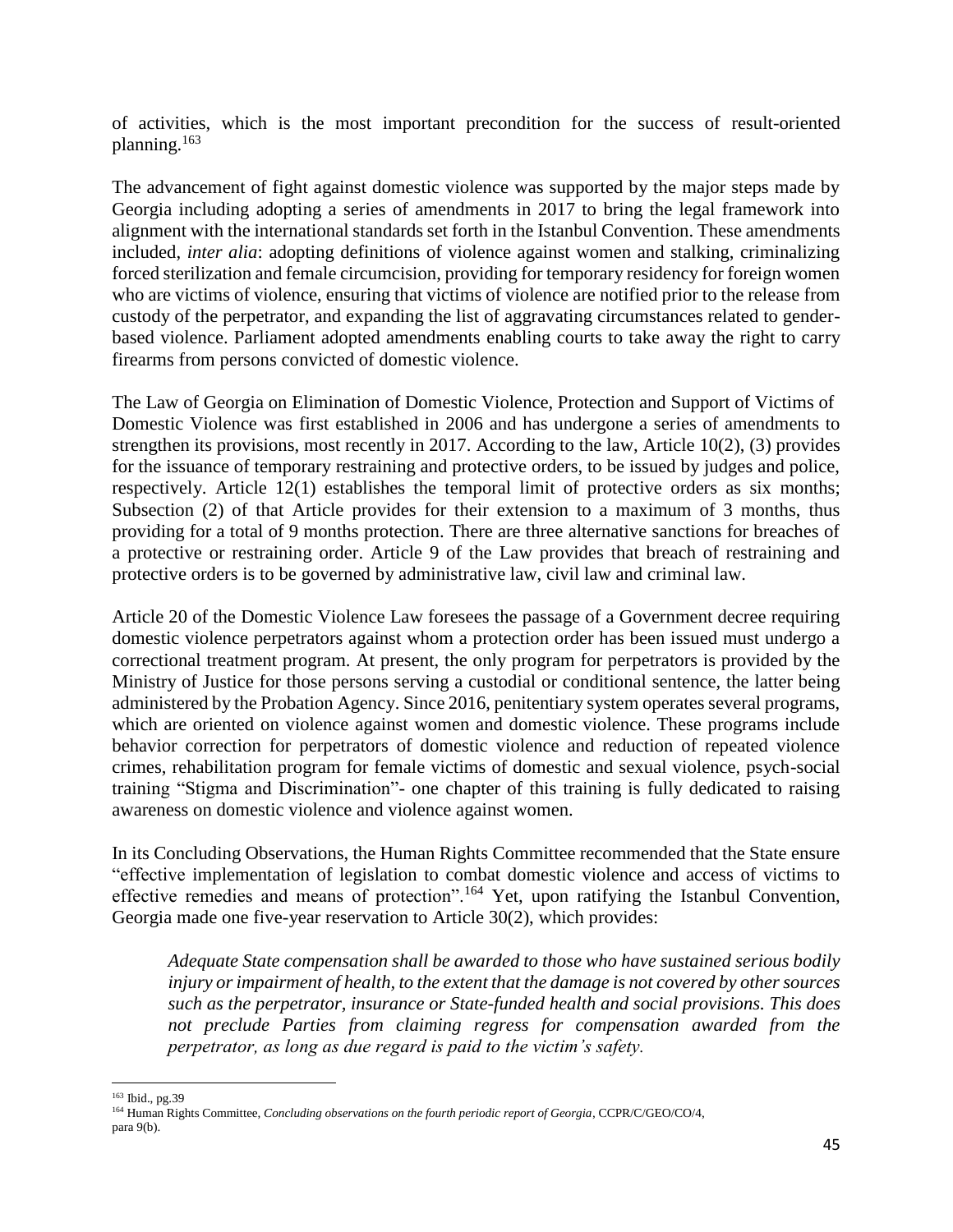of activities, which is the most important precondition for the success of result-oriented planning.[163]

The advancement of fight against domestic violence was supported by the major steps made by Georgia including adopting a series of amendments in 2017 to bring the legal framework into alignment with the international standards set forth in the Istanbul Convention. These amendments included, *inter alia*: adopting definitions of violence against women and stalking, criminalizing forced sterilization and female circumcision, providing for temporary residency for foreign women who are victims of violence, ensuring that victims of violence are notified prior to the release from custody of the perpetrator, and expanding the list of aggravating circumstances related to gender-based violence. Parliament adopted amendments enabling courts to take away the right to carry firearms from persons convicted of domestic violence.

The Law of Georgia on Elimination of Domestic Violence, Protection and Support of Victims of Domestic Violence was first established in 2006 and has undergone a series of amendments to strengthen its provisions, most recently in 2017. According to the law, Article 10(2), (3) provides for the issuance of temporary restraining and protective orders, to be issued by judges and police, respectively. Article 12(1) establishes the temporal limit of protective orders as six months; Subsection (2) of that Article provides for their extension to a maximum of 3 months, thus providing for a total of 9 months protection. There are three alternative sanctions for breaches of a protective or restraining order. Article 9 of the Law provides that breach of restraining and protective orders is to be governed by administrative law, civil law and criminal law.

Article 20 of the Domestic Violence Law foresees the passage of a Government decree requiring domestic violence perpetrators against whom a protection order has been issued must undergo a correctional treatment program. At present, the only program for perpetrators is provided by the Ministry of Justice for those persons serving a custodial or conditional sentence, the latter being administered by the Probation Agency. Since 2016, penitentiary system operates several programs, which are oriented on violence against women and domestic violence. These programs include behavior correction for perpetrators of domestic violence and reduction of repeated violence crimes, rehabilitation program for female victims of domestic and sexual violence, psych-social training "Stigma and Discrimination"- one chapter of this training is fully dedicated to raising awareness on domestic violence and violence against women.

In its Concluding Observations, the Human Rights Committee recommended that the State ensure "effective implementation of legislation to combat domestic violence and access of victims to effective remedies and means of protection".[164] Yet, upon ratifying the Istanbul Convention, Georgia made one five-year reservation to Article 30(2), which provides:

> *Adequate State compensation shall be awarded to those who have sustained serious bodily injury or impairment of health, to the extent that the damage is not covered by other sources such as the perpetrator, insurance or State-funded health and social provisions. This does not preclude Parties from claiming regress for compensation awarded from the perpetrator, as long as due regard is paid to the victim's safety.*

---

[163] Ibid., pg.39

[164] Human Rights Committee, *Concluding observations on the fourth periodic report of Georgia*, CCPR/C/GEO/CO/4, para 9(b).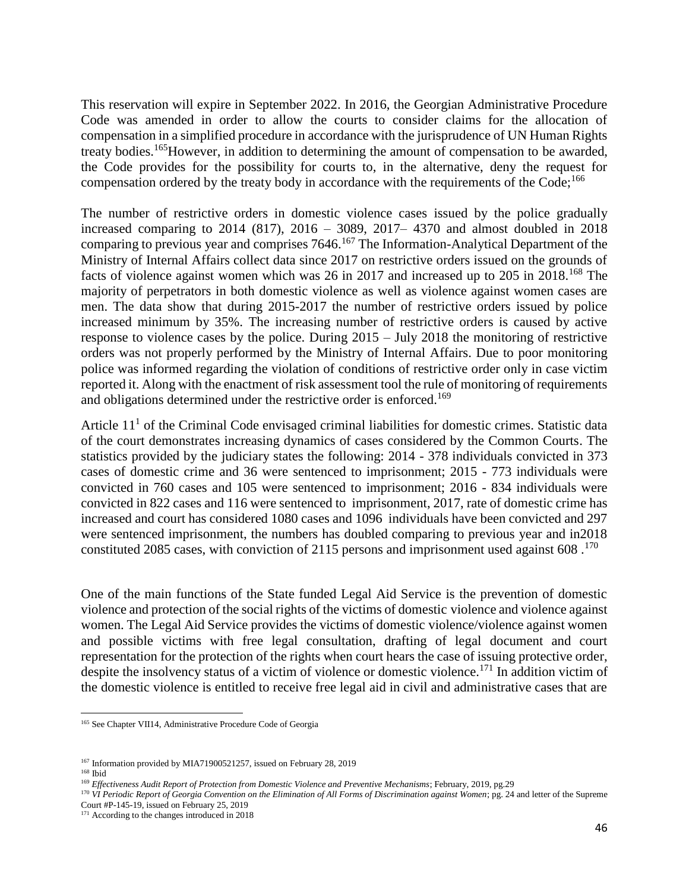This reservation will expire in September 2022. In 2016, the Georgian Administrative Procedure Code was amended in order to allow the courts to consider claims for the allocation of compensation in a simplified procedure in accordance with the jurisprudence of UN Human Rights treaty bodies.[165]However, in addition to determining the amount of compensation to be awarded, the Code provides for the possibility for courts to, in the alternative, deny the request for compensation ordered by the treaty body in accordance with the requirements of the Code;[166]

The number of restrictive orders in domestic violence cases issued by the police gradually increased comparing to 2014 (817), 2016 – 3089, 2017– 4370 and almost doubled in 2018 comparing to previous year and comprises 7646.[167] The Information-Analytical Department of the Ministry of Internal Affairs collect data since 2017 on restrictive orders issued on the grounds of facts of violence against women which was 26 in 2017 and increased up to 205 in 2018.[168] The majority of perpetrators in both domestic violence as well as violence against women cases are men. The data show that during 2015-2017 the number of restrictive orders issued by police increased minimum by 35%. The increasing number of restrictive orders is caused by active response to violence cases by the police. During 2015 – July 2018 the monitoring of restrictive orders was not properly performed by the Ministry of Internal Affairs. Due to poor monitoring police was informed regarding the violation of conditions of restrictive order only in case victim reported it. Along with the enactment of risk assessment tool the rule of monitoring of requirements and obligations determined under the restrictive order is enforced.[169]

Article $11^1$ of the Criminal Code envisaged criminal liabilities for domestic crimes. Statistic data of the court demonstrates increasing dynamics of cases considered by the Common Courts. The statistics provided by the judiciary states the following: 2014 - 378 individuals convicted in 373 cases of domestic crime and 36 were sentenced to imprisonment; 2015 - 773 individuals were convicted in 760 cases and 105 were sentenced to imprisonment; 2016 - 834 individuals were convicted in 822 cases and 116 were sentenced to imprisonment, 2017, rate of domestic crime has increased and court has considered 1080 cases and 1096 individuals have been convicted and 297 were sentenced imprisonment, the numbers has doubled comparing to previous year and in2018 constituted 2085 cases, with conviction of 2115 persons and imprisonment used against 608 .[170]

One of the main functions of the State funded Legal Aid Service is the prevention of domestic violence and protection of the social rights of the victims of domestic violence and violence against women. The Legal Aid Service provides the victims of domestic violence/violence against women and possible victims with free legal consultation, drafting of legal document and court representation for the protection of the rights when court hears the case of issuing protective order, despite the insolvency status of a victim of violence or domestic violence.[171] In addition victim of the domestic violence is entitled to receive free legal aid in civil and administrative cases that are

---

[165] See Chapter VII14, Administrative Procedure Code of Georgia

[167] Information provided by MIA71900521257, issued on February 28, 2019

[168] Ibid

[169] *Effectiveness Audit Report of Protection from Domestic Violence and Preventive Mechanisms*; February, 2019, pg.29

[170] *VI Periodic Report of Georgia Convention on the Elimination of All Forms of Discrimination against Women*; pg. 24 and letter of the Supreme Court #P-145-19, issued on February 25, 2019

[171] According to the changes introduced in 2018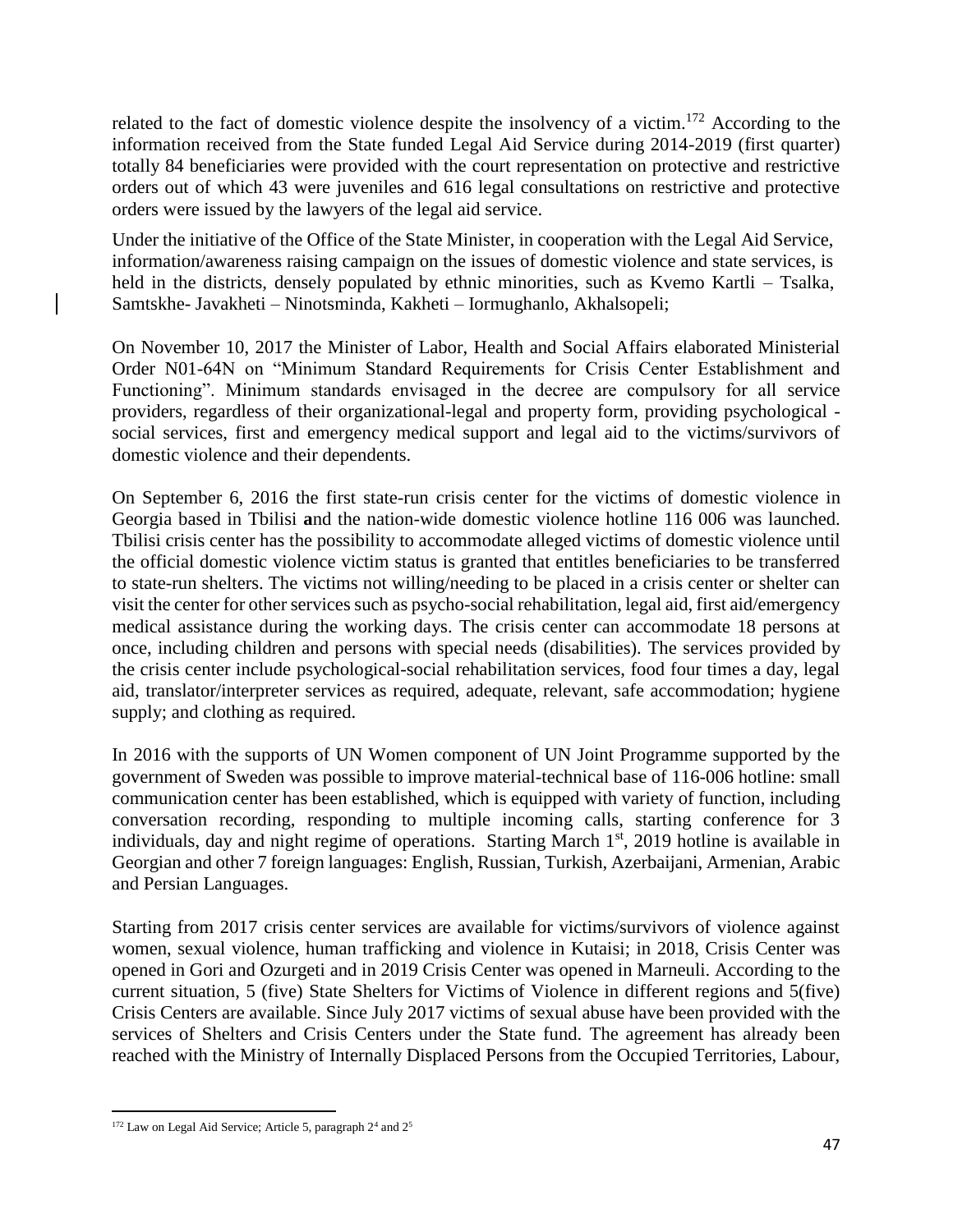related to the fact of domestic violence despite the insolvency of a victim.[172] According to the information received from the State funded Legal Aid Service during 2014-2019 (first quarter) totally 84 beneficiaries were provided with the court representation on protective and restrictive orders out of which 43 were juveniles and 616 legal consultations on restrictive and protective orders were issued by the lawyers of the legal aid service.

Under the initiative of the Office of the State Minister, in cooperation with the Legal Aid Service, information/awareness raising campaign on the issues of domestic violence and state services, is held in the districts, densely populated by ethnic minorities, such as Kvemo Kartli – Tsalka, Samtskhe- Javakheti – Ninotsminda, Kakheti – Iormughanlo, Akhalsopeli;

On November 10, 2017 the Minister of Labor, Health and Social Affairs elaborated Ministerial Order N01-64N on "Minimum Standard Requirements for Crisis Center Establishment and Functioning". Minimum standards envisaged in the decree are compulsory for all service providers, regardless of their organizational-legal and property form, providing psychological - social services, first and emergency medical support and legal aid to the victims/survivors of domestic violence and their dependents.

On September 6, 2016 the first state-run crisis center for the victims of domestic violence in Georgia based in Tbilisi **a**nd the nation-wide domestic violence hotline 116 006 was launched. Tbilisi crisis center has the possibility to accommodate alleged victims of domestic violence until the official domestic violence victim status is granted that entitles beneficiaries to be transferred to state-run shelters. The victims not willing/needing to be placed in a crisis center or shelter can visit the center for other services such as psycho-social rehabilitation, legal aid, first aid/emergency medical assistance during the working days. The crisis center can accommodate 18 persons at once, including children and persons with special needs (disabilities). The services provided by the crisis center include psychological-social rehabilitation services, food four times a day, legal aid, translator/interpreter services as required, adequate, relevant, safe accommodation; hygiene supply; and clothing as required.

In 2016 with the supports of UN Women component of UN Joint Programme supported by the government of Sweden was possible to improve material-technical base of 116-006 hotline: small communication center has been established, which is equipped with variety of function, including conversation recording, responding to multiple incoming calls, starting conference for 3 individuals, day and night regime of operations. Starting March 1st, 2019 hotline is available in Georgian and other 7 foreign languages: English, Russian, Turkish, Azerbaijani, Armenian, Arabic and Persian Languages.

Starting from 2017 crisis center services are available for victims/survivors of violence against women, sexual violence, human trafficking and violence in Kutaisi; in 2018, Crisis Center was opened in Gori and Ozurgeti and in 2019 Crisis Center was opened in Marneuli. According to the current situation, 5 (five) State Shelters for Victims of Violence in different regions and 5(five) Crisis Centers are available. Since July 2017 victims of sexual abuse have been provided with the services of Shelters and Crisis Centers under the State fund. The agreement has already been reached with the Ministry of Internally Displaced Persons from the Occupied Territories, Labour,

---

[172] Law on Legal Aid Service; Article 5, paragraph $2^4$ and $2^5$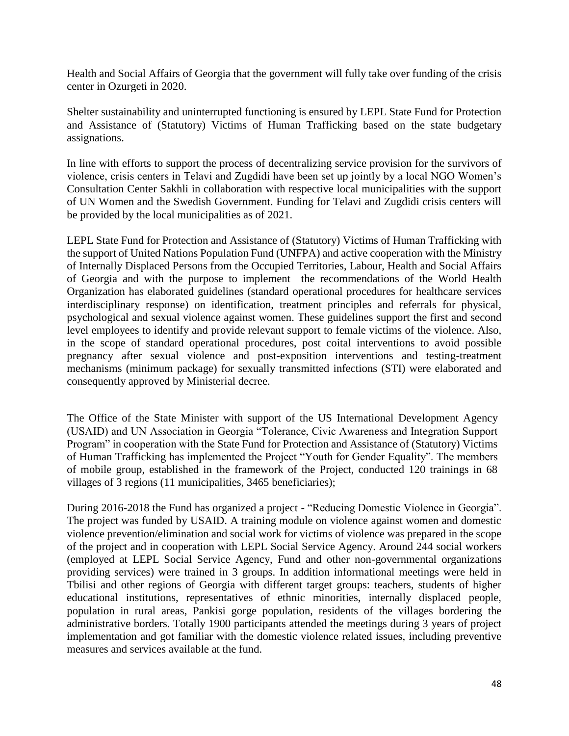Health and Social Affairs of Georgia that the government will fully take over funding of the crisis center in Ozurgeti in 2020.

Shelter sustainability and uninterrupted functioning is ensured by LEPL State Fund for Protection and Assistance of (Statutory) Victims of Human Trafficking based on the state budgetary assignations.

In line with efforts to support the process of decentralizing service provision for the survivors of violence, crisis centers in Telavi and Zugdidi have been set up jointly by a local NGO Women's Consultation Center Sakhli in collaboration with respective local municipalities with the support of UN Women and the Swedish Government. Funding for Telavi and Zugdidi crisis centers will be provided by the local municipalities as of 2021.

LEPL State Fund for Protection and Assistance of (Statutory) Victims of Human Trafficking with the support of United Nations Population Fund (UNFPA) and active cooperation with the Ministry of Internally Displaced Persons from the Occupied Territories, Labour, Health and Social Affairs of Georgia and with the purpose to implement the recommendations of the World Health Organization has elaborated guidelines (standard operational procedures for healthcare services interdisciplinary response) on identification, treatment principles and referrals for physical, psychological and sexual violence against women. These guidelines support the first and second level employees to identify and provide relevant support to female victims of the violence. Also, in the scope of standard operational procedures, post coital interventions to avoid possible pregnancy after sexual violence and post-exposition interventions and testing-treatment mechanisms (minimum package) for sexually transmitted infections (STI) were elaborated and consequently approved by Ministerial decree.

The Office of the State Minister with support of the US International Development Agency (USAID) and UN Association in Georgia "Tolerance, Civic Awareness and Integration Support Program" in cooperation with the State Fund for Protection and Assistance of (Statutory) Victims of Human Trafficking has implemented the Project "Youth for Gender Equality". The members of mobile group, established in the framework of the Project, conducted 120 trainings in 68 villages of 3 regions (11 municipalities, 3465 beneficiaries);

During 2016-2018 the Fund has organized a project - "Reducing Domestic Violence in Georgia". The project was funded by USAID. A training module on violence against women and domestic violence prevention/elimination and social work for victims of violence was prepared in the scope of the project and in cooperation with LEPL Social Service Agency. Around 244 social workers (employed at LEPL Social Service Agency, Fund and other non-governmental organizations providing services) were trained in 3 groups. In addition informational meetings were held in Tbilisi and other regions of Georgia with different target groups: teachers, students of higher educational institutions, representatives of ethnic minorities, internally displaced people, population in rural areas, Pankisi gorge population, residents of the villages bordering the administrative borders. Totally 1900 participants attended the meetings during 3 years of project implementation and got familiar with the domestic violence related issues, including preventive measures and services available at the fund.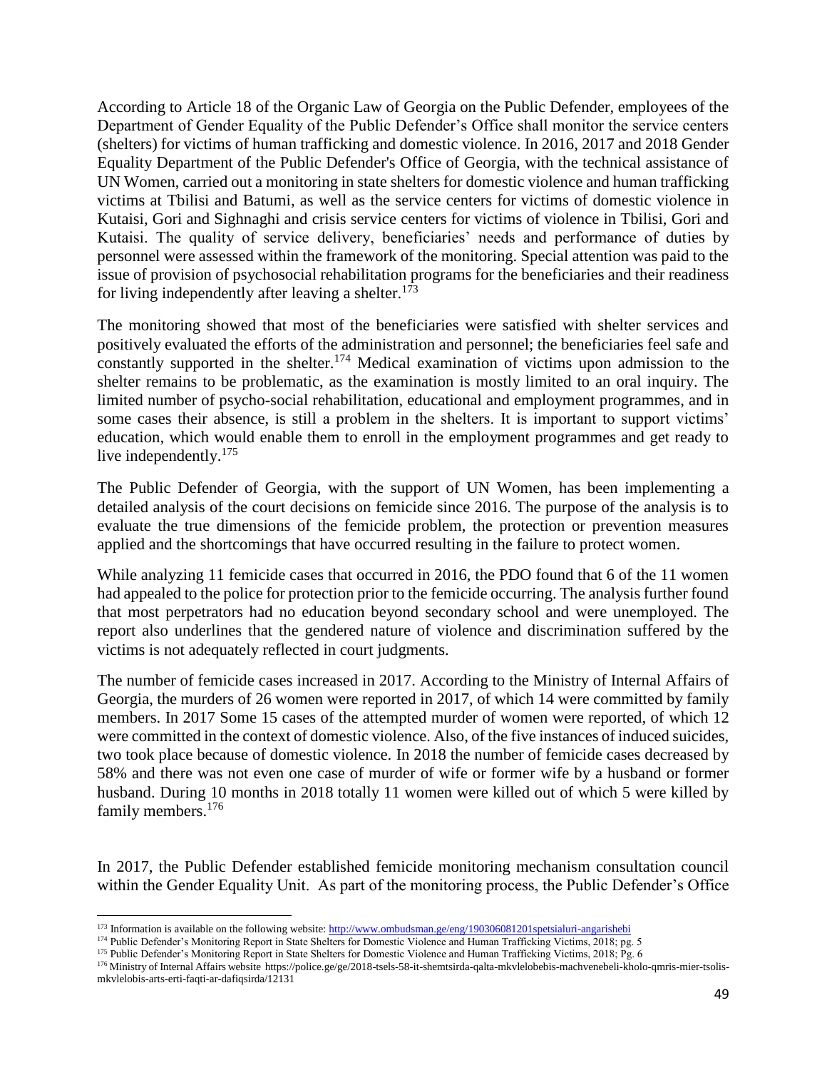According to Article 18 of the Organic Law of Georgia on the Public Defender, employees of the Department of Gender Equality of the Public Defender's Office shall monitor the service centers (shelters) for victims of human trafficking and domestic violence. In 2016, 2017 and 2018 Gender Equality Department of the Public Defender's Office of Georgia, with the technical assistance of UN Women, carried out a monitoring in state shelters for domestic violence and human trafficking victims at Tbilisi and Batumi, as well as the service centers for victims of domestic violence in Kutaisi, Gori and Sighnaghi and crisis service centers for victims of violence in Tbilisi, Gori and Kutaisi. The quality of service delivery, beneficiaries' needs and performance of duties by personnel were assessed within the framework of the monitoring. Special attention was paid to the issue of provision of psychosocial rehabilitation programs for the beneficiaries and their readiness for living independently after leaving a shelter.[173]

The monitoring showed that most of the beneficiaries were satisfied with shelter services and positively evaluated the efforts of the administration and personnel; the beneficiaries feel safe and constantly supported in the shelter.[174] Medical examination of victims upon admission to the shelter remains to be problematic, as the examination is mostly limited to an oral inquiry. The limited number of psycho-social rehabilitation, educational and employment programmes, and in some cases their absence, is still a problem in the shelters. It is important to support victims' education, which would enable them to enroll in the employment programmes and get ready to live independently.[175]

The Public Defender of Georgia, with the support of UN Women, has been implementing a detailed analysis of the court decisions on femicide since 2016. The purpose of the analysis is to evaluate the true dimensions of the femicide problem, the protection or prevention measures applied and the shortcomings that have occurred resulting in the failure to protect women.

While analyzing 11 femicide cases that occurred in 2016, the PDO found that 6 of the 11 women had appealed to the police for protection prior to the femicide occurring. The analysis further found that most perpetrators had no education beyond secondary school and were unemployed. The report also underlines that the gendered nature of violence and discrimination suffered by the victims is not adequately reflected in court judgments.

The number of femicide cases increased in 2017. According to the Ministry of Internal Affairs of Georgia, the murders of 26 women were reported in 2017, of which 14 were committed by family members. In 2017 Some 15 cases of the attempted murder of women were reported, of which 12 were committed in the context of domestic violence. Also, of the five instances of induced suicides, two took place because of domestic violence. In 2018 the number of femicide cases decreased by 58% and there was not even one case of murder of wife or former wife by a husband or former husband. During 10 months in 2018 totally 11 women were killed out of which 5 were killed by family members.[176]

In 2017, the Public Defender established femicide monitoring mechanism consultation council within the Gender Equality Unit. As part of the monitoring process, the Public Defender's Office

---

[173] Information is available on the following website: http://www.ombudsman.ge/eng/190306081201spetsialuri-angarishebi

[174] Public Defender's Monitoring Report in State Shelters for Domestic Violence and Human Trafficking Victims, 2018; pg. 5

[175] Public Defender's Monitoring Report in State Shelters for Domestic Violence and Human Trafficking Victims, 2018; Pg. 6

[176] Ministry of Internal Affairs website https://police.ge/ge/2018-tsels-58-it-shemtsirda-qalta-mkvlelobebis-machvenebeli-kholo-qmris-mier-tsolis-mkvlelobis-arts-erti-faqti-ar-dafiqsirda/12131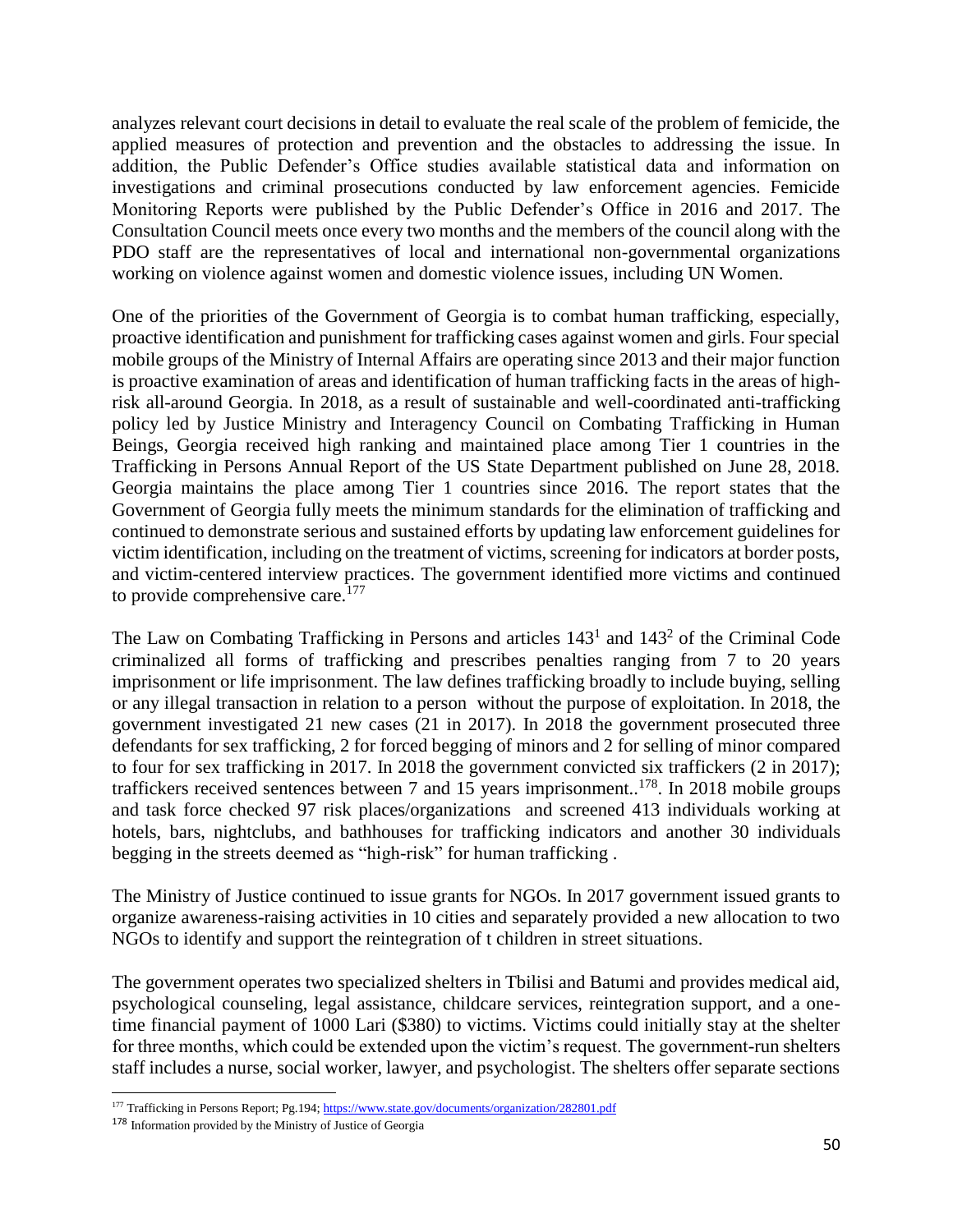analyzes relevant court decisions in detail to evaluate the real scale of the problem of femicide, the applied measures of protection and prevention and the obstacles to addressing the issue. In addition, the Public Defender's Office studies available statistical data and information on investigations and criminal prosecutions conducted by law enforcement agencies. Femicide Monitoring Reports were published by the Public Defender's Office in 2016 and 2017. The Consultation Council meets once every two months and the members of the council along with the PDO staff are the representatives of local and international non-governmental organizations working on violence against women and domestic violence issues, including UN Women.

One of the priorities of the Government of Georgia is to combat human trafficking, especially, proactive identification and punishment for trafficking cases against women and girls. Four special mobile groups of the Ministry of Internal Affairs are operating since 2013 and their major function is proactive examination of areas and identification of human trafficking facts in the areas of high-risk all-around Georgia. In 2018, as a result of sustainable and well-coordinated anti-trafficking policy led by Justice Ministry and Interagency Council on Combating Trafficking in Human Beings, Georgia received high ranking and maintained place among Tier 1 countries in the Trafficking in Persons Annual Report of the US State Department published on June 28, 2018. Georgia maintains the place among Tier 1 countries since 2016. The report states that the Government of Georgia fully meets the minimum standards for the elimination of trafficking and continued to demonstrate serious and sustained efforts by updating law enforcement guidelines for victim identification, including on the treatment of victims, screening for indicators at border posts, and victim-centered interview practices. The government identified more victims and continued to provide comprehensive care.[177]

The Law on Combating Trafficking in Persons and articles $143^1$ and $143^2$ of the Criminal Code criminalized all forms of trafficking and prescribes penalties ranging from 7 to 20 years imprisonment or life imprisonment. The law defines trafficking broadly to include buying, selling or any illegal transaction in relation to a person without the purpose of exploitation. In 2018, the government investigated 21 new cases (21 in 2017). In 2018 the government prosecuted three defendants for sex trafficking, 2 for forced begging of minors and 2 for selling of minor compared to four for sex trafficking in 2017. In 2018 the government convicted six traffickers (2 in 2017); traffickers received sentences between 7 and 15 years imprisonment..[178]. In 2018 mobile groups and task force checked 97 risk places/organizations and screened 413 individuals working at hotels, bars, nightclubs, and bathhouses for trafficking indicators and another 30 individuals begging in the streets deemed as "high-risk" for human trafficking .

The Ministry of Justice continued to issue grants for NGOs. In 2017 government issued grants to organize awareness-raising activities in 10 cities and separately provided a new allocation to two NGOs to identify and support the reintegration of t children in street situations.

The government operates two specialized shelters in Tbilisi and Batumi and provides medical aid, psychological counseling, legal assistance, childcare services, reintegration support, and a one-time financial payment of 1000 Lari ($380) to victims. Victims could initially stay at the shelter for three months, which could be extended upon the victim's request. The government-run shelters staff includes a nurse, social worker, lawyer, and psychologist. The shelters offer separate sections

---

[177] Trafficking in Persons Report; Pg.194; https://www.state.gov/documents/organization/282801.pdf

[178] Information provided by the Ministry of Justice of Georgia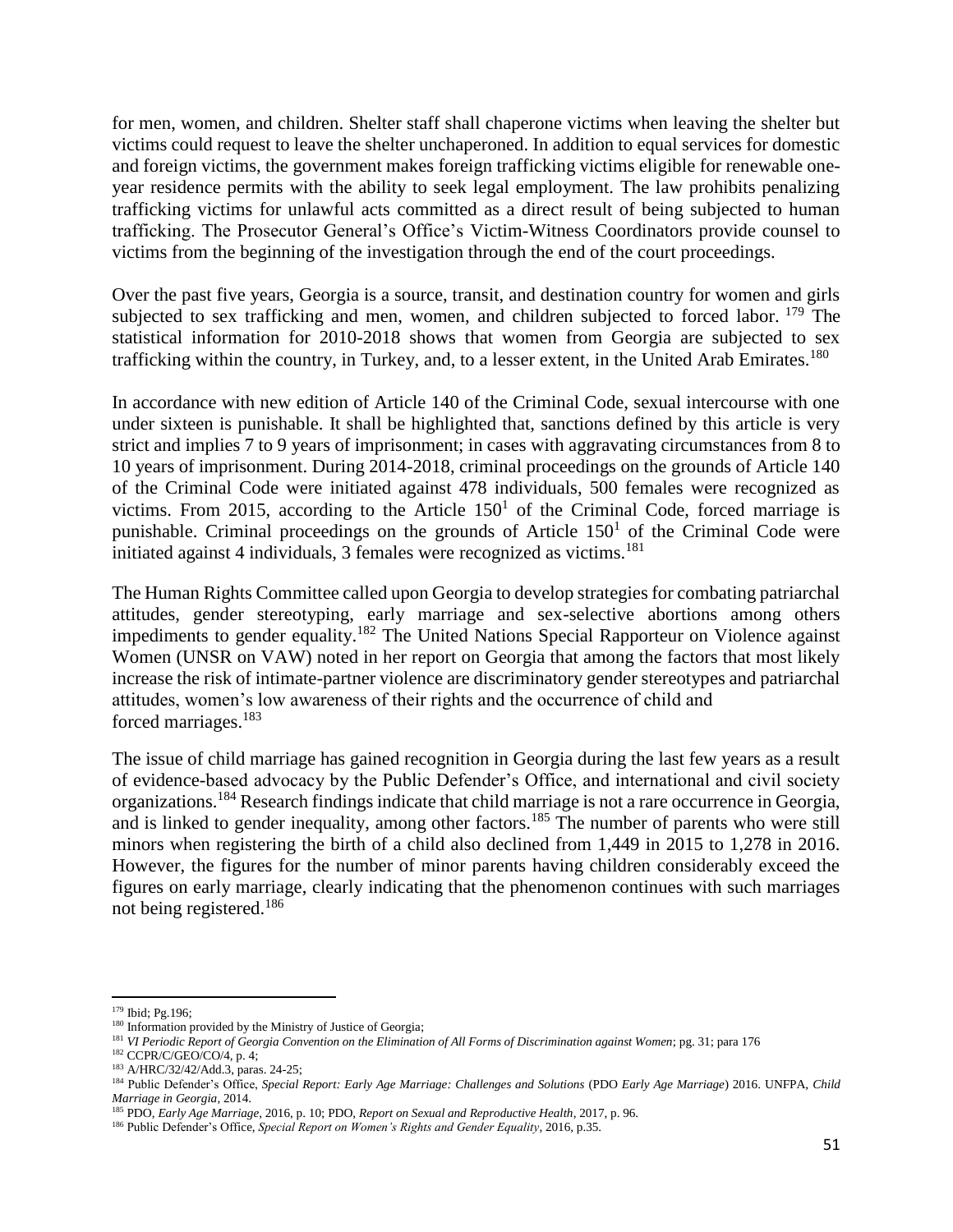for men, women, and children. Shelter staff shall chaperone victims when leaving the shelter but victims could request to leave the shelter unchaperoned. In addition to equal services for domestic and foreign victims, the government makes foreign trafficking victims eligible for renewable one-year residence permits with the ability to seek legal employment. The law prohibits penalizing trafficking victims for unlawful acts committed as a direct result of being subjected to human trafficking. The Prosecutor General's Office's Victim-Witness Coordinators provide counsel to victims from the beginning of the investigation through the end of the court proceedings.

Over the past five years, Georgia is a source, transit, and destination country for women and girls subjected to sex trafficking and men, women, and children subjected to forced labor. [179] The statistical information for 2010-2018 shows that women from Georgia are subjected to sex trafficking within the country, in Turkey, and, to a lesser extent, in the United Arab Emirates.[180]

In accordance with new edition of Article 140 of the Criminal Code, sexual intercourse with one under sixteen is punishable. It shall be highlighted that, sanctions defined by this article is very strict and implies 7 to 9 years of imprisonment; in cases with aggravating circumstances from 8 to 10 years of imprisonment. During 2014-2018, criminal proceedings on the grounds of Article 140 of the Criminal Code were initiated against 478 individuals, 500 females were recognized as victims. From 2015, according to the Article $150^1$ of the Criminal Code, forced marriage is punishable. Criminal proceedings on the grounds of Article $150^1$ of the Criminal Code were initiated against 4 individuals, 3 females were recognized as victims.[181]

The Human Rights Committee called upon Georgia to develop strategies for combating patriarchal attitudes, gender stereotyping, early marriage and sex-selective abortions among others impediments to gender equality.[182] The United Nations Special Rapporteur on Violence against Women (UNSR on VAW) noted in her report on Georgia that among the factors that most likely increase the risk of intimate-partner violence are discriminatory gender stereotypes and patriarchal attitudes, women's low awareness of their rights and the occurrence of child and forced marriages.[183]

The issue of child marriage has gained recognition in Georgia during the last few years as a result of evidence-based advocacy by the Public Defender's Office, and international and civil society organizations.[184] Research findings indicate that child marriage is not a rare occurrence in Georgia, and is linked to gender inequality, among other factors.[185] The number of parents who were still minors when registering the birth of a child also declined from 1,449 in 2015 to 1,278 in 2016. However, the figures for the number of minor parents having children considerably exceed the figures on early marriage, clearly indicating that the phenomenon continues with such marriages not being registered.[186]

---

[179] Ibid; Pg.196;

[180] Information provided by the Ministry of Justice of Georgia;

[181] *VI Periodic Report of Georgia Convention on the Elimination of All Forms of Discrimination against Women*; pg. 31; para 176

[182] CCPR/C/GEO/CO/4, p. 4;

[183] A/HRC/32/42/Add.3, paras. 24-25;

[184] Public Defender's Office, *Special Report: Early Age Marriage: Challenges and Solutions* (PDO *Early Age Marriage*) 2016. UNFPA, *Child Marriage in Georgia*, 2014.

[185] PDO, *Early Age Marriage*, 2016, p. 10; PDO, *Report on Sexual and Reproductive Health*, 2017, p. 96.

[186] Public Defender's Office, *Special Report on Women's Rights and Gender Equality*, 2016, p.35.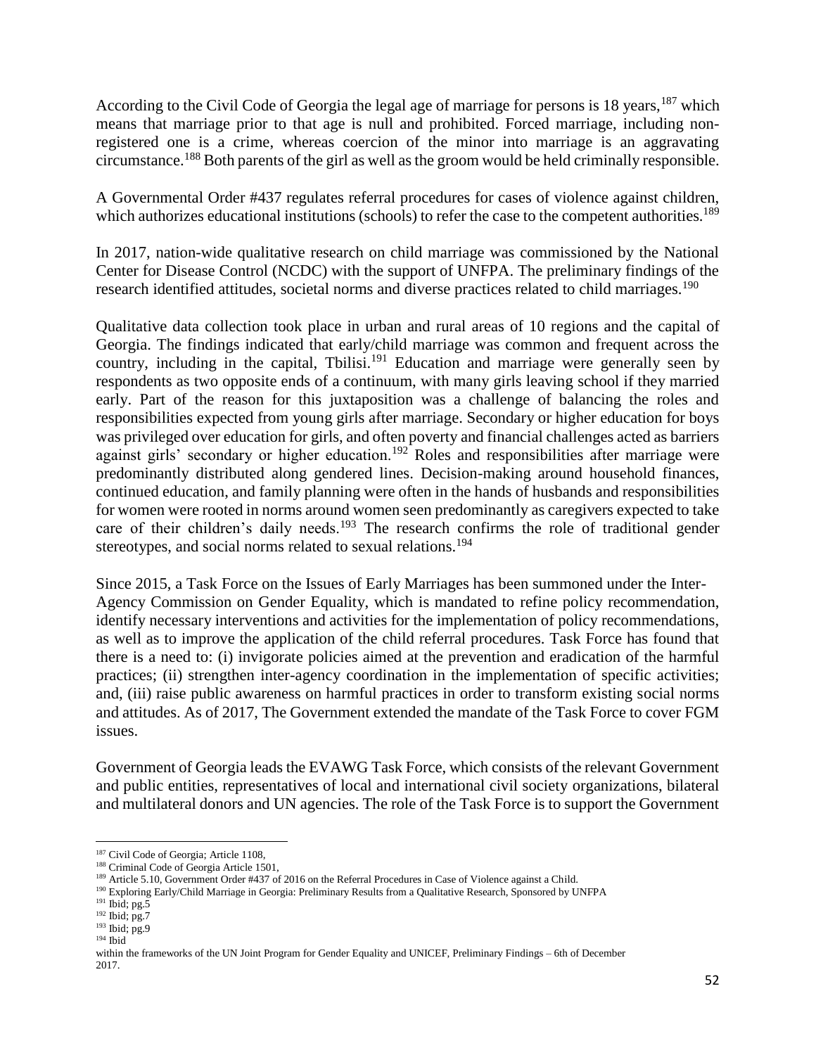According to the Civil Code of Georgia the legal age of marriage for persons is 18 years,[187] which means that marriage prior to that age is null and prohibited. Forced marriage, including non-registered one is a crime, whereas coercion of the minor into marriage is an aggravating circumstance.[188] Both parents of the girl as well as the groom would be held criminally responsible.

A Governmental Order #437 regulates referral procedures for cases of violence against children, which authorizes educational institutions (schools) to refer the case to the competent authorities.[189]

In 2017, nation-wide qualitative research on child marriage was commissioned by the National Center for Disease Control (NCDC) with the support of UNFPA. The preliminary findings of the research identified attitudes, societal norms and diverse practices related to child marriages.[190]

Qualitative data collection took place in urban and rural areas of 10 regions and the capital of Georgia. The findings indicated that early/child marriage was common and frequent across the country, including in the capital, Tbilisi.[191] Education and marriage were generally seen by respondents as two opposite ends of a continuum, with many girls leaving school if they married early. Part of the reason for this juxtaposition was a challenge of balancing the roles and responsibilities expected from young girls after marriage. Secondary or higher education for boys was privileged over education for girls, and often poverty and financial challenges acted as barriers against girls' secondary or higher education.[192] Roles and responsibilities after marriage were predominantly distributed along gendered lines. Decision-making around household finances, continued education, and family planning were often in the hands of husbands and responsibilities for women were rooted in norms around women seen predominantly as caregivers expected to take care of their children's daily needs.[193] The research confirms the role of traditional gender stereotypes, and social norms related to sexual relations.[194]

Since 2015, a Task Force on the Issues of Early Marriages has been summoned under the Inter-Agency Commission on Gender Equality, which is mandated to refine policy recommendation, identify necessary interventions and activities for the implementation of policy recommendations, as well as to improve the application of the child referral procedures. Task Force has found that there is a need to: (i) invigorate policies aimed at the prevention and eradication of the harmful practices; (ii) strengthen inter-agency coordination in the implementation of specific activities; and, (iii) raise public awareness on harmful practices in order to transform existing social norms and attitudes. As of 2017, The Government extended the mandate of the Task Force to cover FGM issues.

Government of Georgia leads the EVAWG Task Force, which consists of the relevant Government and public entities, representatives of local and international civil society organizations, bilateral and multilateral donors and UN agencies. The role of the Task Force is to support the Government

---

[187] Civil Code of Georgia; Article 1108,

[188] Criminal Code of Georgia Article 1501,

[189] Article 5.10, Government Order #437 of 2016 on the Referral Procedures in Case of Violence against a Child.

[190] Exploring Early/Child Marriage in Georgia: Preliminary Results from a Qualitative Research, Sponsored by UNFPA within the frameworks of the UN Joint Program for Gender Equality and UNICEF, Preliminary Findings – 6th of December 2017.

[191] Ibid; pg.5

[192] Ibid; pg.7

[193] Ibid; pg.9

[194] Ibid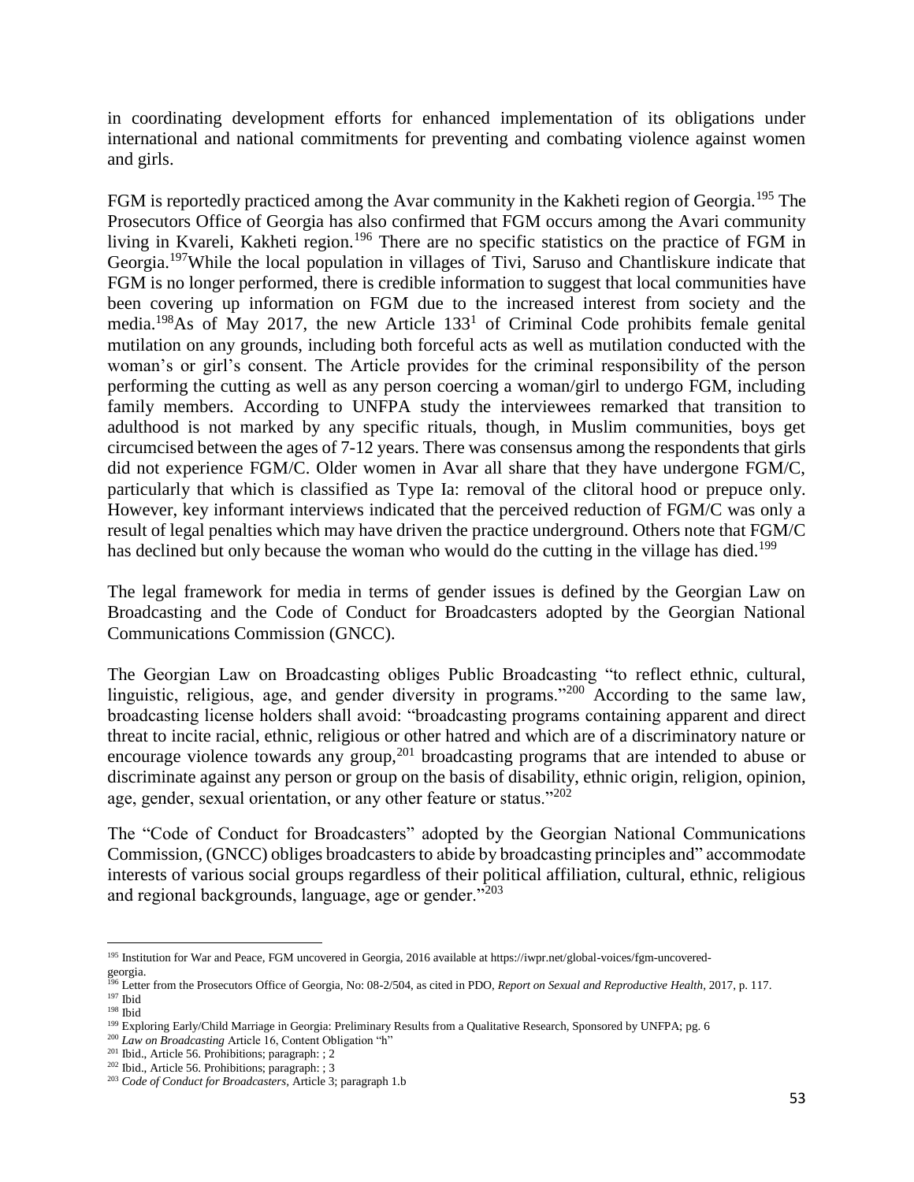in coordinating development efforts for enhanced implementation of its obligations under international and national commitments for preventing and combating violence against women and girls.

FGM is reportedly practiced among the Avar community in the Kakheti region of Georgia.[195] The Prosecutors Office of Georgia has also confirmed that FGM occurs among the Avari community living in Kvareli, Kakheti region.[196] There are no specific statistics on the practice of FGM in Georgia.[197]While the local population in villages of Tivi, Saruso and Chantliskure indicate that FGM is no longer performed, there is credible information to suggest that local communities have been covering up information on FGM due to the increased interest from society and the media.[198]As of May 2017, the new Article 133[1] of Criminal Code prohibits female genital mutilation on any grounds, including both forceful acts as well as mutilation conducted with the woman's or girl's consent. The Article provides for the criminal responsibility of the person performing the cutting as well as any person coercing a woman/girl to undergo FGM, including family members. According to UNFPA study the interviewees remarked that transition to adulthood is not marked by any specific rituals, though, in Muslim communities, boys get circumcised between the ages of 7-12 years. There was consensus among the respondents that girls did not experience FGM/C. Older women in Avar all share that they have undergone FGM/C, particularly that which is classified as Type Ia: removal of the clitoral hood or prepuce only. However, key informant interviews indicated that the perceived reduction of FGM/C was only a result of legal penalties which may have driven the practice underground. Others note that FGM/C has declined but only because the woman who would do the cutting in the village has died.[199]

The legal framework for media in terms of gender issues is defined by the Georgian Law on Broadcasting and the Code of Conduct for Broadcasters adopted by the Georgian National Communications Commission (GNCC).

The Georgian Law on Broadcasting obliges Public Broadcasting "to reflect ethnic, cultural, linguistic, religious, age, and gender diversity in programs."[200] According to the same law, broadcasting license holders shall avoid: "broadcasting programs containing apparent and direct threat to incite racial, ethnic, religious or other hatred and which are of a discriminatory nature or encourage violence towards any group,[201] broadcasting programs that are intended to abuse or discriminate against any person or group on the basis of disability, ethnic origin, religion, opinion, age, gender, sexual orientation, or any other feature or status."[202]

The "Code of Conduct for Broadcasters" adopted by the Georgian National Communications Commission, (GNCC) obliges broadcasters to abide by broadcasting principles and" accommodate interests of various social groups regardless of their political affiliation, cultural, ethnic, religious and regional backgrounds, language, age or gender."[203]

---

[195] Institution for War and Peace, FGM uncovered in Georgia, 2016 available at https://iwpr.net/global-voices/fgm-uncovered-georgia.

[196] Letter from the Prosecutors Office of Georgia, No: 08-2/504, as cited in PDO, *Report on Sexual and Reproductive Health*, 2017, p. 117.

[197] Ibid

[198] Ibid

[199] Exploring Early/Child Marriage in Georgia: Preliminary Results from a Qualitative Research, Sponsored by UNFPA; pg. 6

[200] *Law on Broadcasting* Article 16, Content Obligation "h"

[201] Ibid., Article 56. Prohibitions; paragraph: ; 2

[202] Ibid., Article 56. Prohibitions; paragraph: ; 3

[203] *Code of Conduct for Broadcasters*, Article 3; paragraph 1.b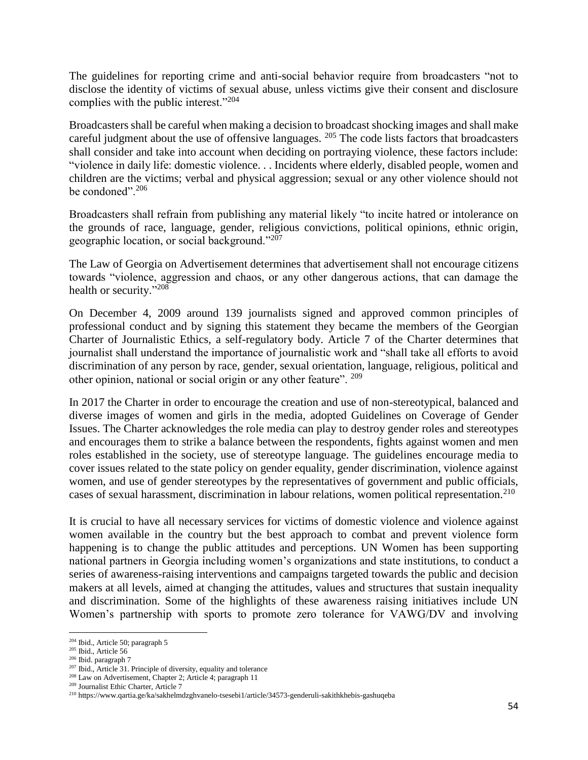The guidelines for reporting crime and anti-social behavior require from broadcasters "not to disclose the identity of victims of sexual abuse, unless victims give their consent and disclosure complies with the public interest."[204]

Broadcasters shall be careful when making a decision to broadcast shocking images and shall make careful judgment about the use of offensive languages. [205] The code lists factors that broadcasters shall consider and take into account when deciding on portraying violence, these factors include: "violence in daily life: domestic violence. . . Incidents where elderly, disabled people, women and children are the victims; verbal and physical aggression; sexual or any other violence should not be condoned".[206]

Broadcasters shall refrain from publishing any material likely "to incite hatred or intolerance on the grounds of race, language, gender, religious convictions, political opinions, ethnic origin, geographic location, or social background."[207]

The Law of Georgia on Advertisement determines that advertisement shall not encourage citizens towards "violence, aggression and chaos, or any other dangerous actions, that can damage the health or security."[208]

On December 4, 2009 around 139 journalists signed and approved common principles of professional conduct and by signing this statement they became the members of the Georgian Charter of Journalistic Ethics, a self-regulatory body. Article 7 of the Charter determines that journalist shall understand the importance of journalistic work and "shall take all efforts to avoid discrimination of any person by race, gender, sexual orientation, language, religious, political and other opinion, national or social origin or any other feature". [209]

In 2017 the Charter in order to encourage the creation and use of non-stereotypical, balanced and diverse images of women and girls in the media, adopted Guidelines on Coverage of Gender Issues. The Charter acknowledges the role media can play to destroy gender roles and stereotypes and encourages them to strike a balance between the respondents, fights against women and men roles established in the society, use of stereotype language. The guidelines encourage media to cover issues related to the state policy on gender equality, gender discrimination, violence against women, and use of gender stereotypes by the representatives of government and public officials, cases of sexual harassment, discrimination in labour relations, women political representation.[210]

It is crucial to have all necessary services for victims of domestic violence and violence against women available in the country but the best approach to combat and prevent violence form happening is to change the public attitudes and perceptions. UN Women has been supporting national partners in Georgia including women's organizations and state institutions, to conduct a series of awareness-raising interventions and campaigns targeted towards the public and decision makers at all levels, aimed at changing the attitudes, values and structures that sustain inequality and discrimination. Some of the highlights of these awareness raising initiatives include UN Women's partnership with sports to promote zero tolerance for VAWG/DV and involving

---

[204] Ibid., Article 50; paragraph 5

[205] Ibid., Article 56

[206] Ibid. paragraph 7

[207] Ibid., Article 31. Principle of diversity, equality and tolerance

[208] Law on Advertisement, Chapter 2; Article 4; paragraph 11

[209] Journalist Ethic Charter, Article 7

[210] https://www.qartia.ge/ka/sakhelmdzghvanelo-tsesebi1/article/34573-genderuli-sakithkhebis-gashuqeba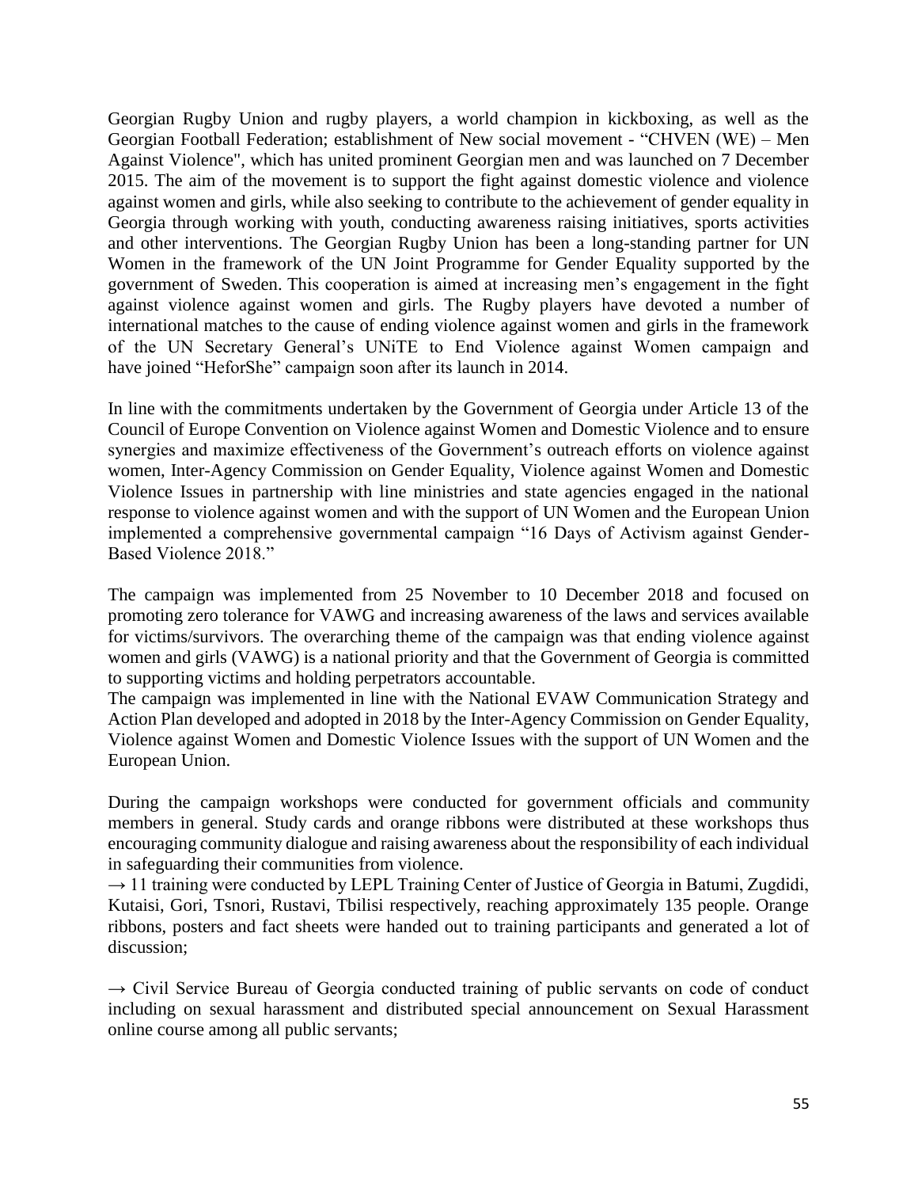Georgian Rugby Union and rugby players, a world champion in kickboxing, as well as the Georgian Football Federation; establishment of New social movement - "CHVEN (WE) – Men Against Violence", which has united prominent Georgian men and was launched on 7 December 2015. The aim of the movement is to support the fight against domestic violence and violence against women and girls, while also seeking to contribute to the achievement of gender equality in Georgia through working with youth, conducting awareness raising initiatives, sports activities and other interventions. The Georgian Rugby Union has been a long-standing partner for UN Women in the framework of the UN Joint Programme for Gender Equality supported by the government of Sweden. This cooperation is aimed at increasing men's engagement in the fight against violence against women and girls. The Rugby players have devoted a number of international matches to the cause of ending violence against women and girls in the framework of the UN Secretary General's UNiTE to End Violence against Women campaign and have joined "HeforShe" campaign soon after its launch in 2014.

In line with the commitments undertaken by the Government of Georgia under Article 13 of the Council of Europe Convention on Violence against Women and Domestic Violence and to ensure synergies and maximize effectiveness of the Government's outreach efforts on violence against women, Inter-Agency Commission on Gender Equality, Violence against Women and Domestic Violence Issues in partnership with line ministries and state agencies engaged in the national response to violence against women and with the support of UN Women and the European Union implemented a comprehensive governmental campaign "16 Days of Activism against Gender-Based Violence 2018."

The campaign was implemented from 25 November to 10 December 2018 and focused on promoting zero tolerance for VAWG and increasing awareness of the laws and services available for victims/survivors. The overarching theme of the campaign was that ending violence against women and girls (VAWG) is a national priority and that the Government of Georgia is committed to supporting victims and holding perpetrators accountable.
The campaign was implemented in line with the National EVAW Communication Strategy and Action Plan developed and adopted in 2018 by the Inter-Agency Commission on Gender Equality, Violence against Women and Domestic Violence Issues with the support of UN Women and the European Union.

During the campaign workshops were conducted for government officials and community members in general. Study cards and orange ribbons were distributed at these workshops thus encouraging community dialogue and raising awareness about the responsibility of each individual in safeguarding their communities from violence.
→ 11 training were conducted by LEPL Training Center of Justice of Georgia in Batumi, Zugdidi, Kutaisi, Gori, Tsnori, Rustavi, Tbilisi respectively, reaching approximately 135 people. Orange ribbons, posters and fact sheets were handed out to training participants and generated a lot of discussion;

→ Civil Service Bureau of Georgia conducted training of public servants on code of conduct including on sexual harassment and distributed special announcement on Sexual Harassment online course among all public servants;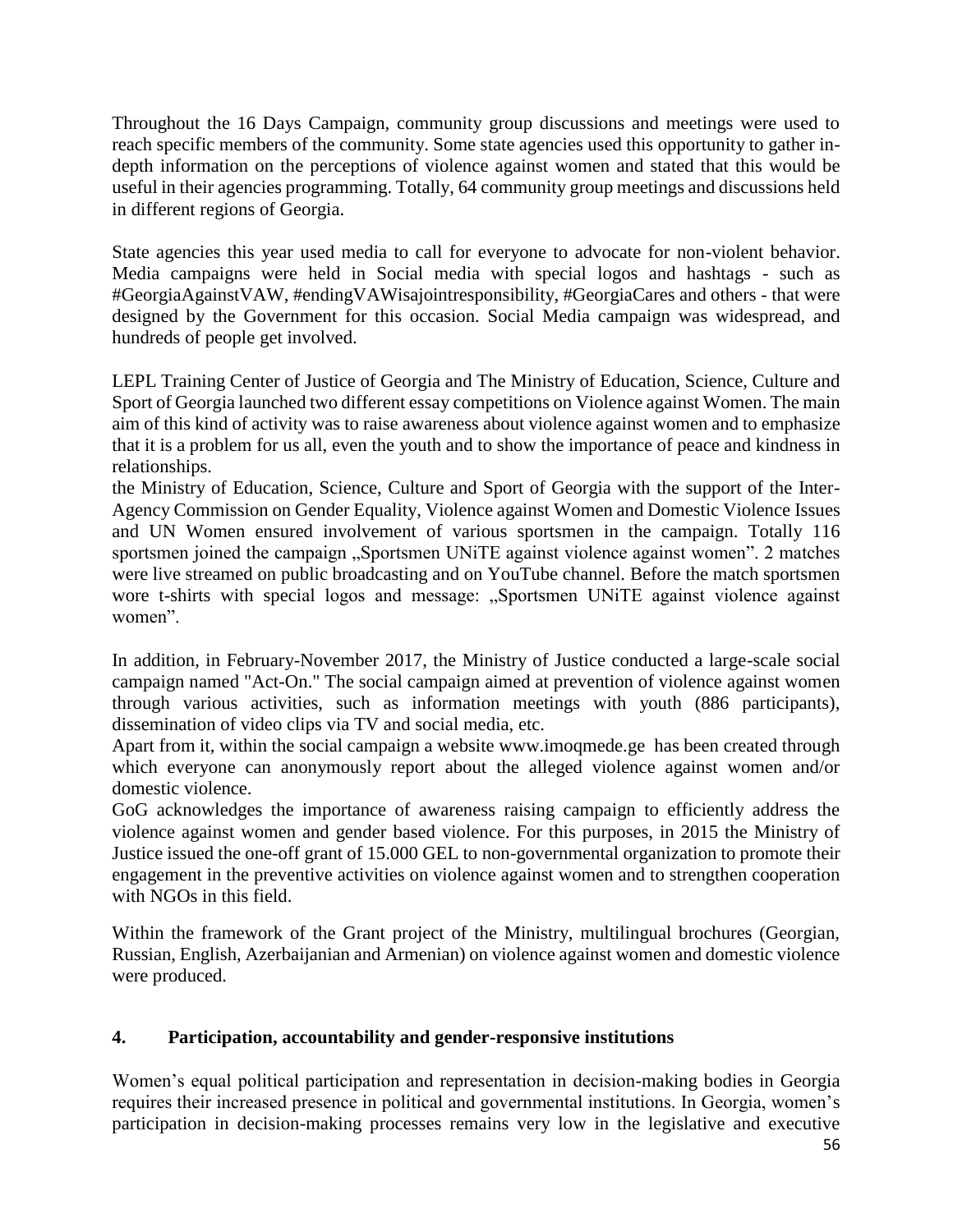Throughout the 16 Days Campaign, community group discussions and meetings were used to reach specific members of the community. Some state agencies used this opportunity to gather in-depth information on the perceptions of violence against women and stated that this would be useful in their agencies programming. Totally, 64 community group meetings and discussions held in different regions of Georgia.

State agencies this year used media to call for everyone to advocate for non-violent behavior. Media campaigns were held in Social media with special logos and hashtags - such as #GeorgiaAgainstVAW, #endingVAWisajointresponsibility, #GeorgiaCares and others - that were designed by the Government for this occasion. Social Media campaign was widespread, and hundreds of people get involved.

LEPL Training Center of Justice of Georgia and The Ministry of Education, Science, Culture and Sport of Georgia launched two different essay competitions on Violence against Women. The main aim of this kind of activity was to raise awareness about violence against women and to emphasize that it is a problem for us all, even the youth and to show the importance of peace and kindness in relationships.

the Ministry of Education, Science, Culture and Sport of Georgia with the support of the Inter-Agency Commission on Gender Equality, Violence against Women and Domestic Violence Issues and UN Women ensured involvement of various sportsmen in the campaign. Totally 116 sportsmen joined the campaign „Sportsmen UNiTE against violence against women". 2 matches were live streamed on public broadcasting and on YouTube channel. Before the match sportsmen wore t-shirts with special logos and message: „Sportsmen UNiTE against violence against women".

In addition, in February-November 2017, the Ministry of Justice conducted a large-scale social campaign named "Act-On." The social campaign aimed at prevention of violence against women through various activities, such as information meetings with youth (886 participants), dissemination of video clips via TV and social media, etc.

Apart from it, within the social campaign a website www.imoqmede.ge has been created through which everyone can anonymously report about the alleged violence against women and/or domestic violence.

GoG acknowledges the importance of awareness raising campaign to efficiently address the violence against women and gender based violence. For this purposes, in 2015 the Ministry of Justice issued the one-off grant of 15.000 GEL to non-governmental organization to promote their engagement in the preventive activities on violence against women and to strengthen cooperation with NGOs in this field.

Within the framework of the Grant project of the Ministry, multilingual brochures (Georgian, Russian, English, Azerbaijanian and Armenian) on violence against women and domestic violence were produced.

## 4. Participation, accountability and gender-responsive institutions

Women's equal political participation and representation in decision-making bodies in Georgia requires their increased presence in political and governmental institutions. In Georgia, women's participation in decision-making processes remains very low in the legislative and executive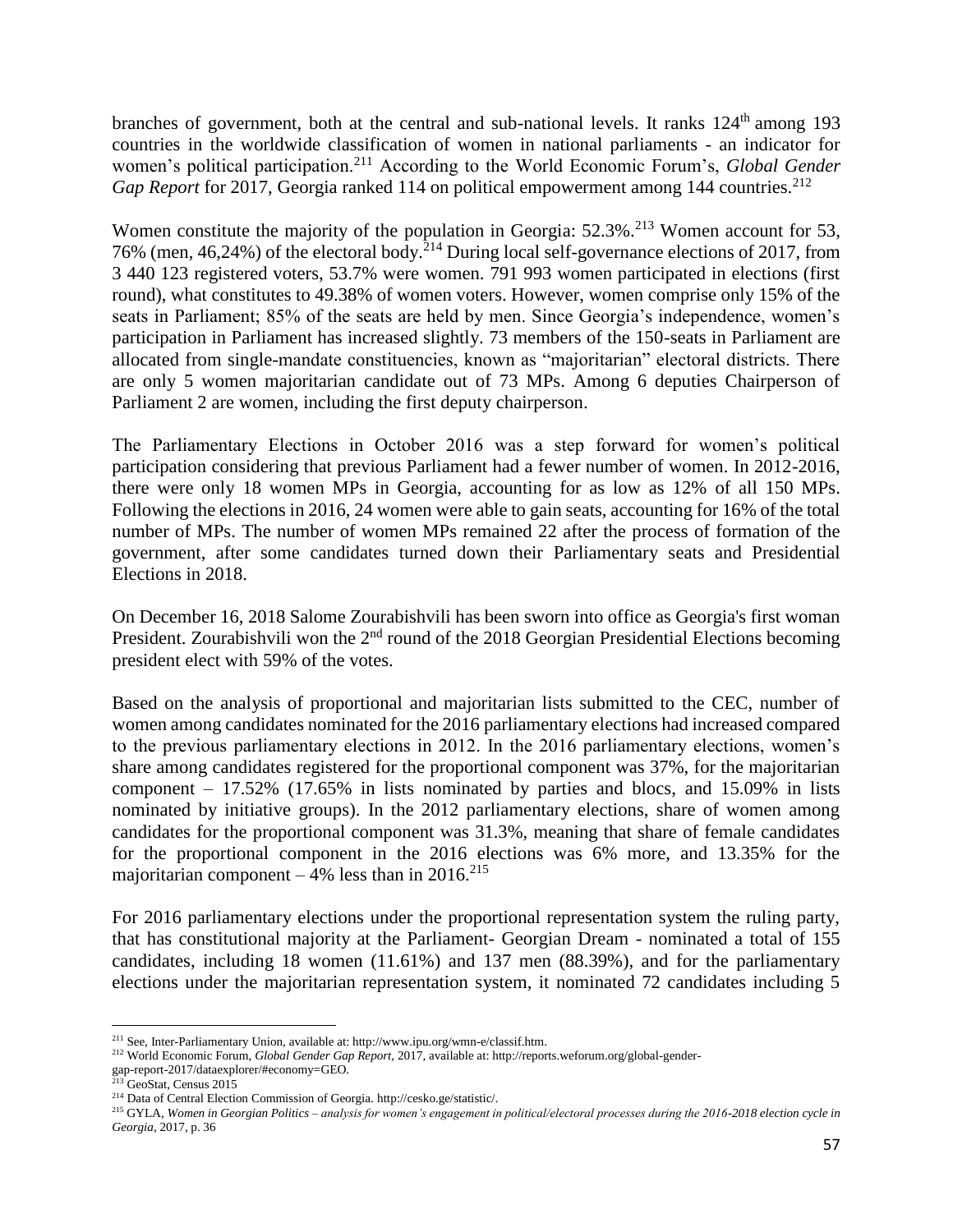branches of government, both at the central and sub-national levels. It ranks 124th among 193 countries in the worldwide classification of women in national parliaments - an indicator for women's political participation.[211] According to the World Economic Forum's, *Global Gender Gap Report* for 2017, Georgia ranked 114 on political empowerment among 144 countries.[212]

Women constitute the majority of the population in Georgia: 52.3%.[213] Women account for 53, 76% (men, 46,24%) of the electoral body.[214] During local self-governance elections of 2017, from 3 440 123 registered voters, 53.7% were women. 791 993 women participated in elections (first round), what constitutes to 49.38% of women voters. However, women comprise only 15% of the seats in Parliament; 85% of the seats are held by men. Since Georgia's independence, women's participation in Parliament has increased slightly. 73 members of the 150-seats in Parliament are allocated from single-mandate constituencies, known as "majoritarian" electoral districts. There are only 5 women majoritarian candidate out of 73 MPs. Among 6 deputies Chairperson of Parliament 2 are women, including the first deputy chairperson.

The Parliamentary Elections in October 2016 was a step forward for women's political participation considering that previous Parliament had a fewer number of women. In 2012-2016, there were only 18 women MPs in Georgia, accounting for as low as 12% of all 150 MPs. Following the elections in 2016, 24 women were able to gain seats, accounting for 16% of the total number of MPs. The number of women MPs remained 22 after the process of formation of the government, after some candidates turned down their Parliamentary seats and Presidential Elections in 2018.

On December 16, 2018 Salome Zourabishvili has been sworn into office as Georgia's first woman President. Zourabishvili won the 2nd round of the 2018 Georgian Presidential Elections becoming president elect with 59% of the votes.

Based on the analysis of proportional and majoritarian lists submitted to the CEC, number of women among candidates nominated for the 2016 parliamentary elections had increased compared to the previous parliamentary elections in 2012. In the 2016 parliamentary elections, women's share among candidates registered for the proportional component was 37%, for the majoritarian component – 17.52% (17.65% in lists nominated by parties and blocs, and 15.09% in lists nominated by initiative groups). In the 2012 parliamentary elections, share of women among candidates for the proportional component was 31.3%, meaning that share of female candidates for the proportional component in the 2016 elections was 6% more, and 13.35% for the majoritarian component – 4% less than in 2016.[215]

For 2016 parliamentary elections under the proportional representation system the ruling party, that has constitutional majority at the Parliament- Georgian Dream - nominated a total of 155 candidates, including 18 women (11.61%) and 137 men (88.39%), and for the parliamentary elections under the majoritarian representation system, it nominated 72 candidates including 5

---

[211] See, Inter-Parliamentary Union, available at: http://www.ipu.org/wmn-e/classif.htm.

[212] World Economic Forum, *Global Gender Gap Report*, 2017, available at: http://reports.weforum.org/global-gender-gap-report-2017/dataexplorer/#economy=GEO.

[213] GeoStat, Census 2015

[214] Data of Central Election Commission of Georgia. http://cesko.ge/statistic/.

[215] GYLA, *Women in Georgian Politics – analysis for women's engagement in political/electoral processes during the 2016-2018 election cycle in Georgia*, 2017, p. 36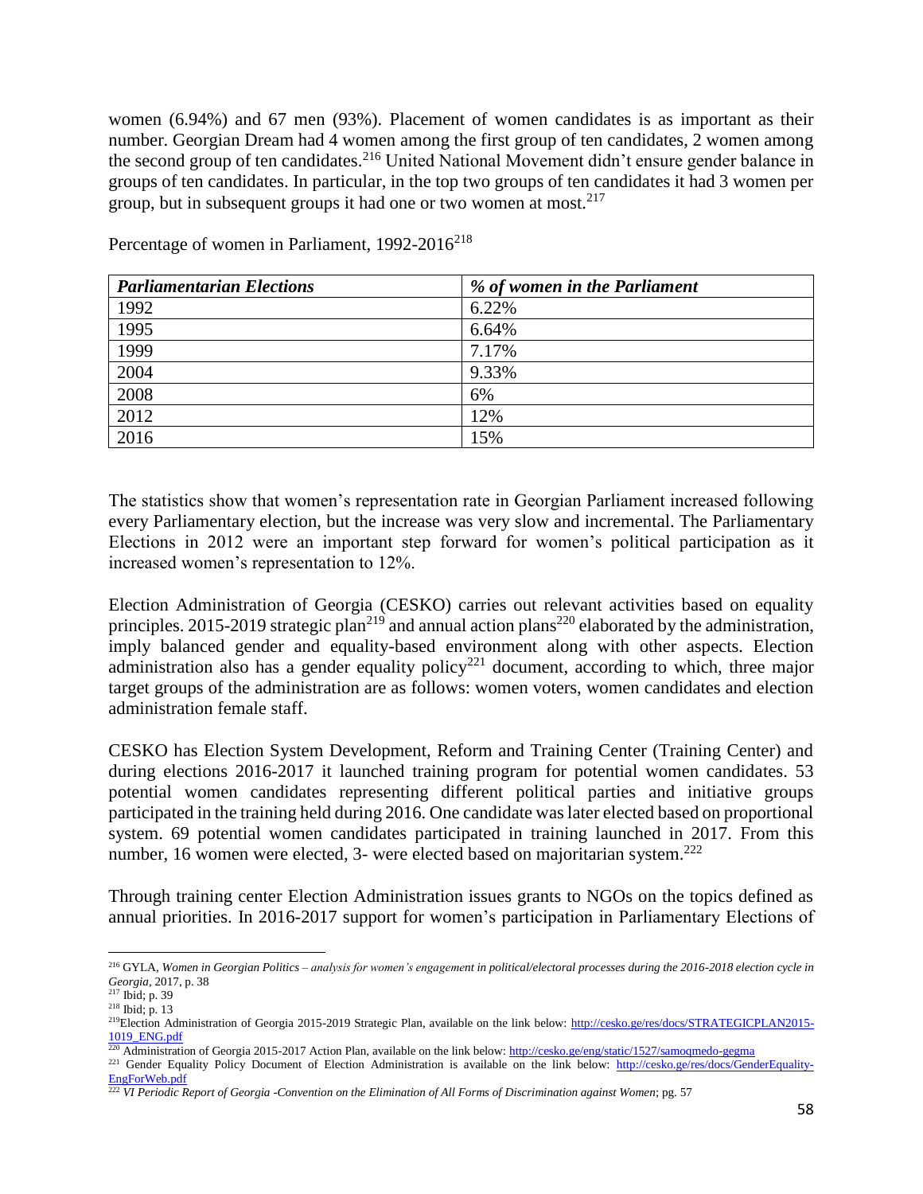women (6.94%) and 67 men (93%). Placement of women candidates is as important as their number. Georgian Dream had 4 women among the first group of ten candidates, 2 women among the second group of ten candidates.[216] United National Movement didn't ensure gender balance in groups of ten candidates. In particular, in the top two groups of ten candidates it had 3 women per group, but in subsequent groups it had one or two women at most.[217]

Percentage of women in Parliament, 1992-2016[218]

| *Parliamentarian Elections* | *% of women in the Parliament* |
|---|---|
| 1992 | 6.22% |
| 1995 | 6.64% |
| 1999 | 7.17% |
| 2004 | 9.33% |
| 2008 | 6% |
| 2012 | 12% |
| 2016 | 15% |

The statistics show that women's representation rate in Georgian Parliament increased following every Parliamentary election, but the increase was very slow and incremental. The Parliamentary Elections in 2012 were an important step forward for women's political participation as it increased women's representation to 12%.

Election Administration of Georgia (CESKO) carries out relevant activities based on equality principles. 2015-2019 strategic plan[219] and annual action plans[220] elaborated by the administration, imply balanced gender and equality-based environment along with other aspects. Election administration also has a gender equality policy[221] document, according to which, three major target groups of the administration are as follows: women voters, women candidates and election administration female staff.

CESKO has Election System Development, Reform and Training Center (Training Center) and during elections 2016-2017 it launched training program for potential women candidates. 53 potential women candidates representing different political parties and initiative groups participated in the training held during 2016. One candidate was later elected based on proportional system. 69 potential women candidates participated in training launched in 2017. From this number, 16 women were elected, 3- were elected based on majoritarian system.[222]

Through training center Election Administration issues grants to NGOs on the topics defined as annual priorities. In 2016-2017 support for women's participation in Parliamentary Elections of

---

[216] GYLA, *Women in Georgian Politics – analysis for women's engagement in political/electoral processes during the 2016-2018 election cycle in Georgia*, 2017, p. 38

[217] Ibid; p. 39

[218] Ibid; p. 13

[219] Election Administration of Georgia 2015-2019 Strategic Plan, available on the link below: http://cesko.ge/res/docs/STRATEGICPLAN2015-1019_ENG.pdf

[220] Administration of Georgia 2015-2017 Action Plan, available on the link below: http://cesko.ge/eng/static/1527/samoqmedo-gegma

[221] Gender Equality Policy Document of Election Administration is available on the link below: http://cesko.ge/res/docs/GenderEquality-EngForWeb.pdf

[222] *VI Periodic Report of Georgia -Convention on the Elimination of All Forms of Discrimination against Women*; pg. 57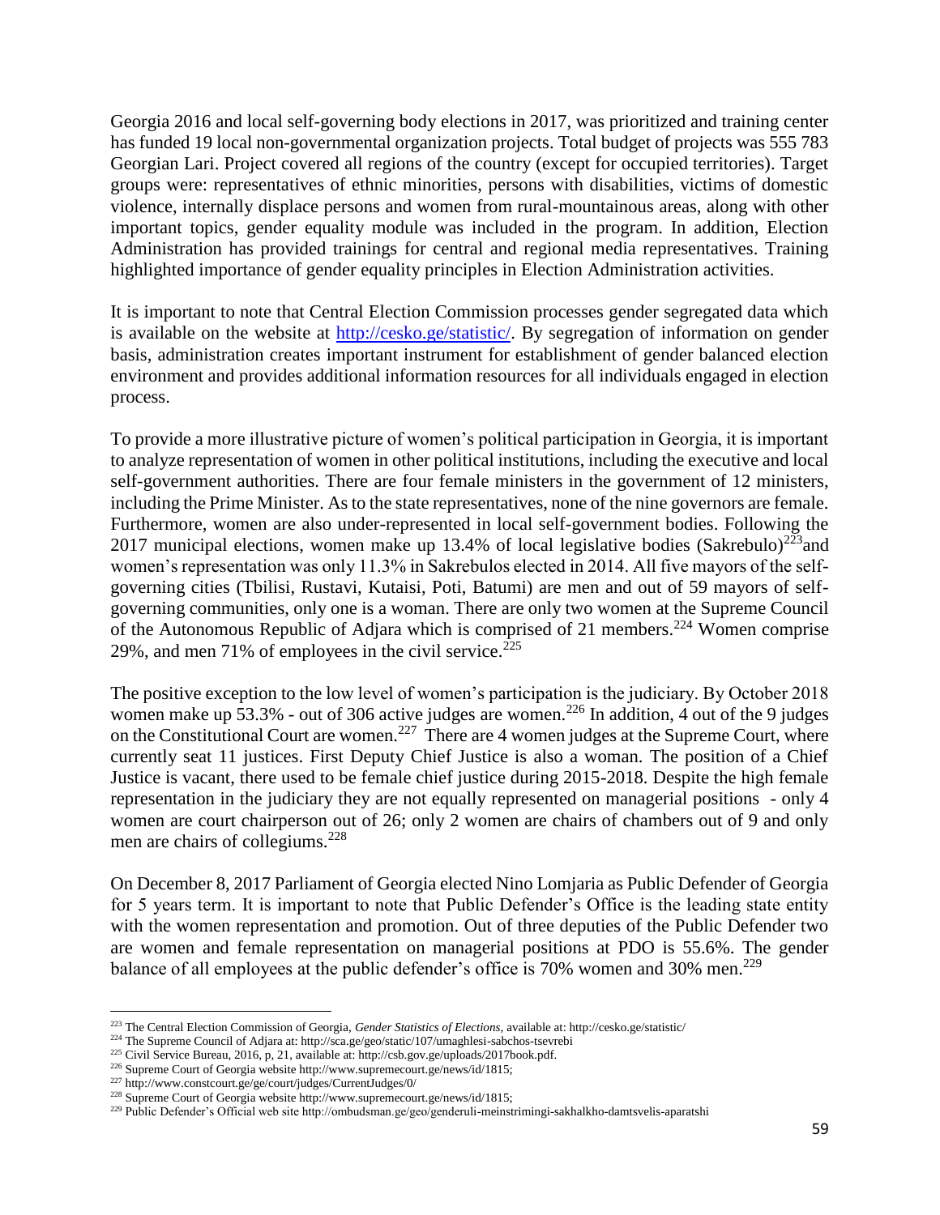Georgia 2016 and local self-governing body elections in 2017, was prioritized and training center has funded 19 local non-governmental organization projects. Total budget of projects was 555 783 Georgian Lari. Project covered all regions of the country (except for occupied territories). Target groups were: representatives of ethnic minorities, persons with disabilities, victims of domestic violence, internally displace persons and women from rural-mountainous areas, along with other important topics, gender equality module was included in the program. In addition, Election Administration has provided trainings for central and regional media representatives. Training highlighted importance of gender equality principles in Election Administration activities.

It is important to note that Central Election Commission processes gender segregated data which is available on the website at http://cesko.ge/statistic/. By segregation of information on gender basis, administration creates important instrument for establishment of gender balanced election environment and provides additional information resources for all individuals engaged in election process.

To provide a more illustrative picture of women's political participation in Georgia, it is important to analyze representation of women in other political institutions, including the executive and local self-government authorities. There are four female ministers in the government of 12 ministers, including the Prime Minister. As to the state representatives, none of the nine governors are female. Furthermore, women are also under-represented in local self-government bodies. Following the 2017 municipal elections, women make up 13.4% of local legislative bodies (Sakrebulo)[223]and women's representation was only 11.3% in Sakrebulos elected in 2014. All five mayors of the self-governing cities (Tbilisi, Rustavi, Kutaisi, Poti, Batumi) are men and out of 59 mayors of self-governing communities, only one is a woman. There are only two women at the Supreme Council of the Autonomous Republic of Adjara which is comprised of 21 members.[224] Women comprise 29%, and men 71% of employees in the civil service.[225]

The positive exception to the low level of women's participation is the judiciary. By October 2018 women make up 53.3% - out of 306 active judges are women.[226] In addition, 4 out of the 9 judges on the Constitutional Court are women.[227] There are 4 women judges at the Supreme Court, where currently seat 11 justices. First Deputy Chief Justice is also a woman. The position of a Chief Justice is vacant, there used to be female chief justice during 2015-2018. Despite the high female representation in the judiciary they are not equally represented on managerial positions - only 4 women are court chairperson out of 26; only 2 women are chairs of chambers out of 9 and only men are chairs of collegiums.[228]

On December 8, 2017 Parliament of Georgia elected Nino Lomjaria as Public Defender of Georgia for 5 years term. It is important to note that Public Defender's Office is the leading state entity with the women representation and promotion. Out of three deputies of the Public Defender two are women and female representation on managerial positions at PDO is 55.6%. The gender balance of all employees at the public defender's office is 70% women and 30% men.[229]

---

[223] The Central Election Commission of Georgia, *Gender Statistics of Elections*, available at: http://cesko.ge/statistic/

[224] The Supreme Council of Adjara at: http://sca.ge/geo/static/107/umaghlesi-sabchos-tsevrebi

[225] Civil Service Bureau, 2016, p, 21, available at: http://csb.gov.ge/uploads/2017book.pdf.

[226] Supreme Court of Georgia website http://www.supremecourt.ge/news/id/1815;

[227] http://www.constcourt.ge/ge/court/judges/CurrentJudges/0/

[228] Supreme Court of Georgia website http://www.supremecourt.ge/news/id/1815;

[229] Public Defender's Official web site http://ombudsman.ge/geo/genderuli-meinstrimingi-sakhalkho-damtsvelis-aparatshi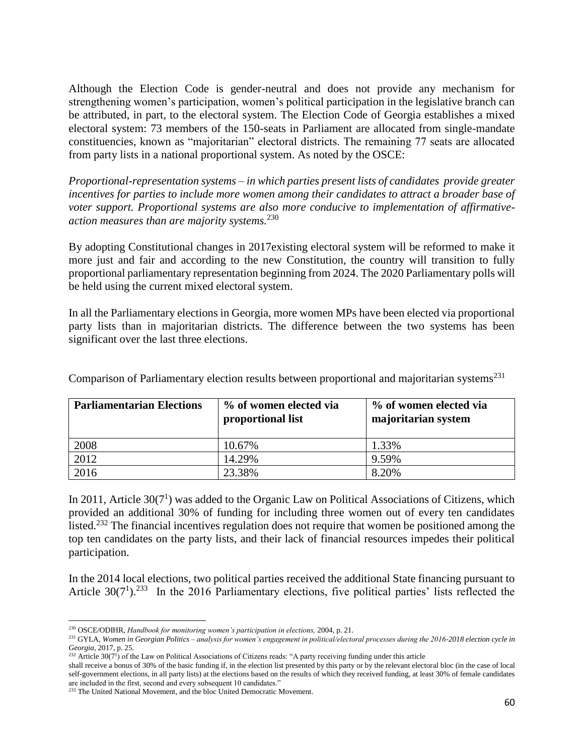Although the Election Code is gender-neutral and does not provide any mechanism for strengthening women's participation, women's political participation in the legislative branch can be attributed, in part, to the electoral system. The Election Code of Georgia establishes a mixed electoral system: 73 members of the 150-seats in Parliament are allocated from single-mandate constituencies, known as "majoritarian" electoral districts. The remaining 77 seats are allocated from party lists in a national proportional system. As noted by the OSCE:

*Proportional-representation systems – in which parties present lists of candidates provide greater incentives for parties to include more women among their candidates to attract a broader base of voter support. Proportional systems are also more conducive to implementation of affirmative-action measures than are majority systems.*[230]

By adopting Constitutional changes in 2017existing electoral system will be reformed to make it more just and fair and according to the new Constitution, the country will transition to fully proportional parliamentary representation beginning from 2024. The 2020 Parliamentary polls will be held using the current mixed electoral system.

In all the Parliamentary elections in Georgia, more women MPs have been elected via proportional party lists than in majoritarian districts. The difference between the two systems has been significant over the last three elections.

Comparison of Parliamentary election results between proportional and majoritarian systems[231]

| Parliamentarian Elections | % of women elected via proportional list | % of women elected via majoritarian system |
|---|---|---|
| 2008 | 10.67% | 1.33% |
| 2012 | 14.29% | 9.59% |
| 2016 | 23.38% | 8.20% |

In 2011, Article $30(7^1)$ was added to the Organic Law on Political Associations of Citizens, which provided an additional 30% of funding for including three women out of every ten candidates listed.[232] The financial incentives regulation does not require that women be positioned among the top ten candidates on the party lists, and their lack of financial resources impedes their political participation.

In the 2014 local elections, two political parties received the additional State financing pursuant to Article $30(7^1)$.[233] In the 2016 Parliamentary elections, five political parties' lists reflected the

---

[230] OSCE/ODIHR, *Handbook for monitoring women's participation in elections,* 2004, p. 21.

[231] GYLA, *Women in Georgian Politics – analysis for women's engagement in political/electoral processes during the 2016-2018 election cycle in Georgia*, 2017, p. 25.

[232] Article $30(7^1)$ of the Law on Political Associations of Citizens reads: "A party receiving funding under this article shall receive a bonus of 30% of the basic funding if, in the election list presented by this party or by the relevant electoral bloc (in the case of local self-government elections, in all party lists) at the elections based on the results of which they received funding, at least 30% of female candidates are included in the first, second and every subsequent 10 candidates."

[233] The United National Movement, and the bloc United Democratic Movement.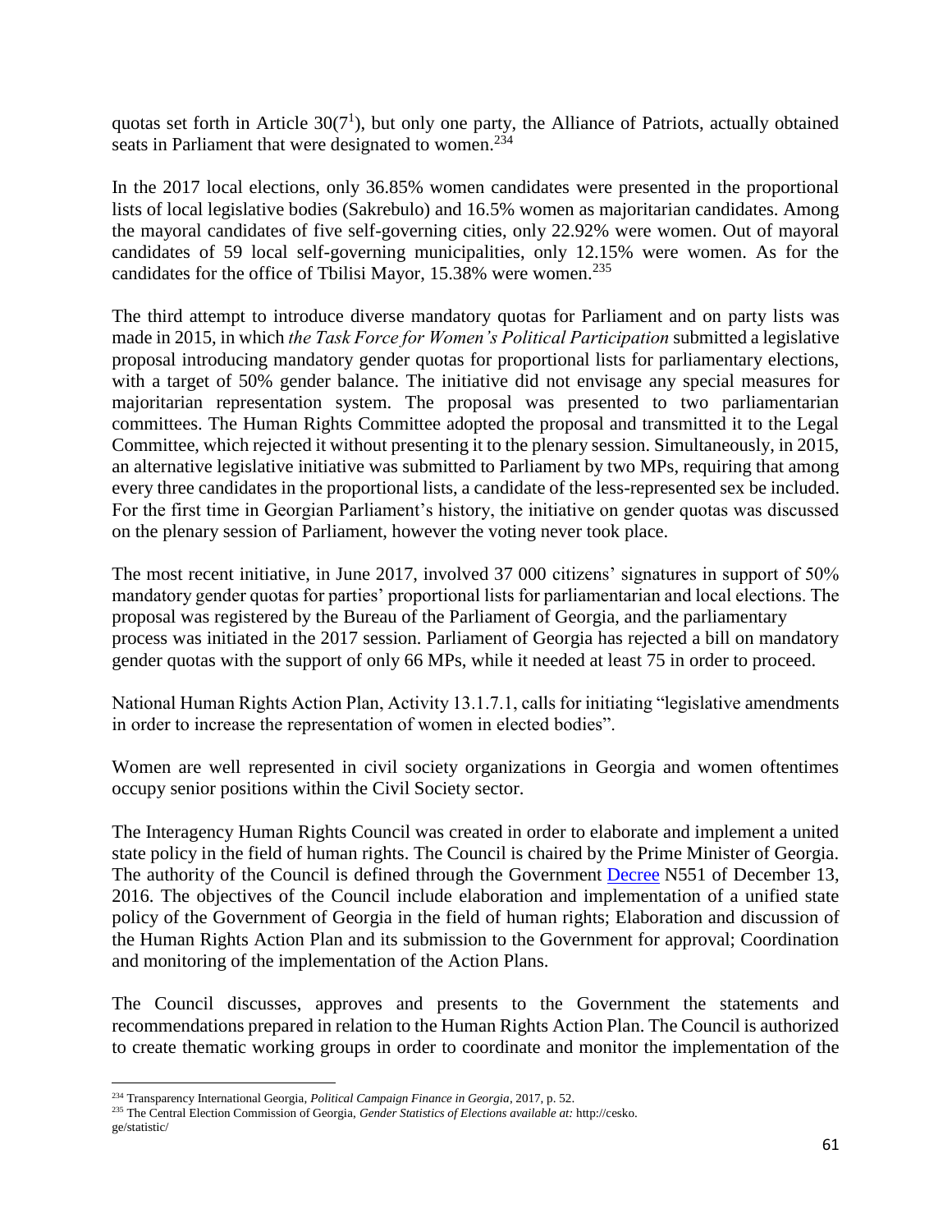quotas set forth in Article 30($7^1$), but only one party, the Alliance of Patriots, actually obtained seats in Parliament that were designated to women.[234]

In the 2017 local elections, only 36.85% women candidates were presented in the proportional lists of local legislative bodies (Sakrebulo) and 16.5% women as majoritarian candidates. Among the mayoral candidates of five self-governing cities, only 22.92% were women. Out of mayoral candidates of 59 local self-governing municipalities, only 12.15% were women. As for the candidates for the office of Tbilisi Mayor, 15.38% were women.[235]

The third attempt to introduce diverse mandatory quotas for Parliament and on party lists was made in 2015, in which *the Task Force for Women's Political Participation* submitted a legislative proposal introducing mandatory gender quotas for proportional lists for parliamentary elections, with a target of 50% gender balance. The initiative did not envisage any special measures for majoritarian representation system. The proposal was presented to two parliamentarian committees. The Human Rights Committee adopted the proposal and transmitted it to the Legal Committee, which rejected it without presenting it to the plenary session. Simultaneously, in 2015, an alternative legislative initiative was submitted to Parliament by two MPs, requiring that among every three candidates in the proportional lists, a candidate of the less-represented sex be included. For the first time in Georgian Parliament's history, the initiative on gender quotas was discussed on the plenary session of Parliament, however the voting never took place.

The most recent initiative, in June 2017, involved 37 000 citizens' signatures in support of 50% mandatory gender quotas for parties' proportional lists for parliamentarian and local elections. The proposal was registered by the Bureau of the Parliament of Georgia, and the parliamentary process was initiated in the 2017 session. Parliament of Georgia has rejected a bill on mandatory gender quotas with the support of only 66 MPs, while it needed at least 75 in order to proceed.

National Human Rights Action Plan, Activity 13.1.7.1, calls for initiating "legislative amendments in order to increase the representation of women in elected bodies".

Women are well represented in civil society organizations in Georgia and women oftentimes occupy senior positions within the Civil Society sector.

The Interagency Human Rights Council was created in order to elaborate and implement a united state policy in the field of human rights. The Council is chaired by the Prime Minister of Georgia. The authority of the Council is defined through the Government Decree N551 of December 13, 2016. The objectives of the Council include elaboration and implementation of a unified state policy of the Government of Georgia in the field of human rights; Elaboration and discussion of the Human Rights Action Plan and its submission to the Government for approval; Coordination and monitoring of the implementation of the Action Plans.

The Council discusses, approves and presents to the Government the statements and recommendations prepared in relation to the Human Rights Action Plan. The Council is authorized to create thematic working groups in order to coordinate and monitor the implementation of the

---

[234] Transparency International Georgia, *Political Campaign Finance in Georgia*, 2017, p. 52.

[235] The Central Election Commission of Georgia, *Gender Statistics of Elections available at:* http://cesko.ge/statistic/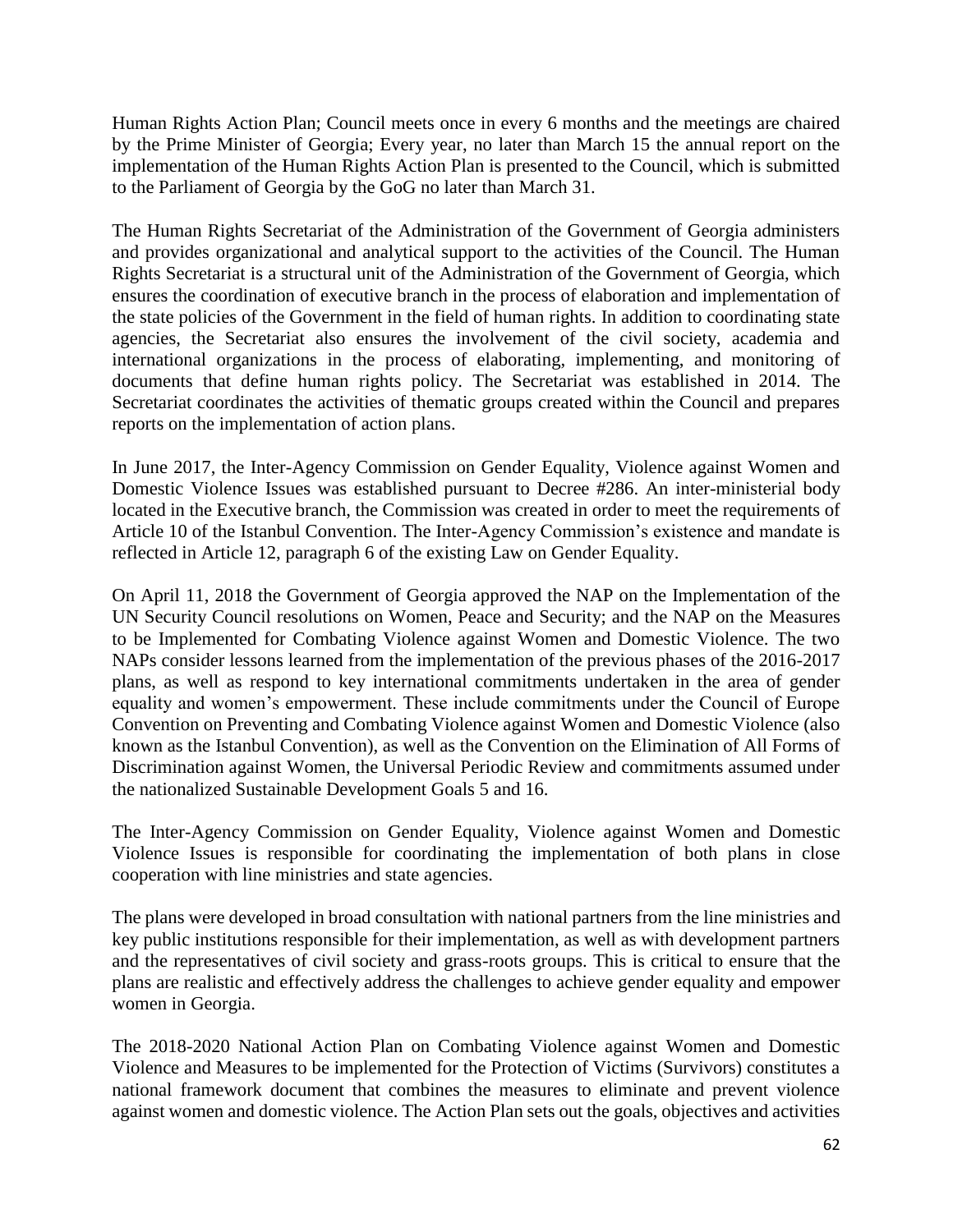Human Rights Action Plan; Council meets once in every 6 months and the meetings are chaired by the Prime Minister of Georgia; Every year, no later than March 15 the annual report on the implementation of the Human Rights Action Plan is presented to the Council, which is submitted to the Parliament of Georgia by the GoG no later than March 31.

The Human Rights Secretariat of the Administration of the Government of Georgia administers and provides organizational and analytical support to the activities of the Council. The Human Rights Secretariat is a structural unit of the Administration of the Government of Georgia, which ensures the coordination of executive branch in the process of elaboration and implementation of the state policies of the Government in the field of human rights. In addition to coordinating state agencies, the Secretariat also ensures the involvement of the civil society, academia and international organizations in the process of elaborating, implementing, and monitoring of documents that define human rights policy. The Secretariat was established in 2014. The Secretariat coordinates the activities of thematic groups created within the Council and prepares reports on the implementation of action plans.

In June 2017, the Inter-Agency Commission on Gender Equality, Violence against Women and Domestic Violence Issues was established pursuant to Decree #286. An inter-ministerial body located in the Executive branch, the Commission was created in order to meet the requirements of Article 10 of the Istanbul Convention. The Inter-Agency Commission's existence and mandate is reflected in Article 12, paragraph 6 of the existing Law on Gender Equality.

On April 11, 2018 the Government of Georgia approved the NAP on the Implementation of the UN Security Council resolutions on Women, Peace and Security; and the NAP on the Measures to be Implemented for Combating Violence against Women and Domestic Violence. The two NAPs consider lessons learned from the implementation of the previous phases of the 2016-2017 plans, as well as respond to key international commitments undertaken in the area of gender equality and women's empowerment. These include commitments under the Council of Europe Convention on Preventing and Combating Violence against Women and Domestic Violence (also known as the Istanbul Convention), as well as the Convention on the Elimination of All Forms of Discrimination against Women, the Universal Periodic Review and commitments assumed under the nationalized Sustainable Development Goals 5 and 16.

The Inter-Agency Commission on Gender Equality, Violence against Women and Domestic Violence Issues is responsible for coordinating the implementation of both plans in close cooperation with line ministries and state agencies.

The plans were developed in broad consultation with national partners from the line ministries and key public institutions responsible for their implementation, as well as with development partners and the representatives of civil society and grass-roots groups. This is critical to ensure that the plans are realistic and effectively address the challenges to achieve gender equality and empower women in Georgia.

The 2018-2020 National Action Plan on Combating Violence against Women and Domestic Violence and Measures to be implemented for the Protection of Victims (Survivors) constitutes a national framework document that combines the measures to eliminate and prevent violence against women and domestic violence. The Action Plan sets out the goals, objectives and activities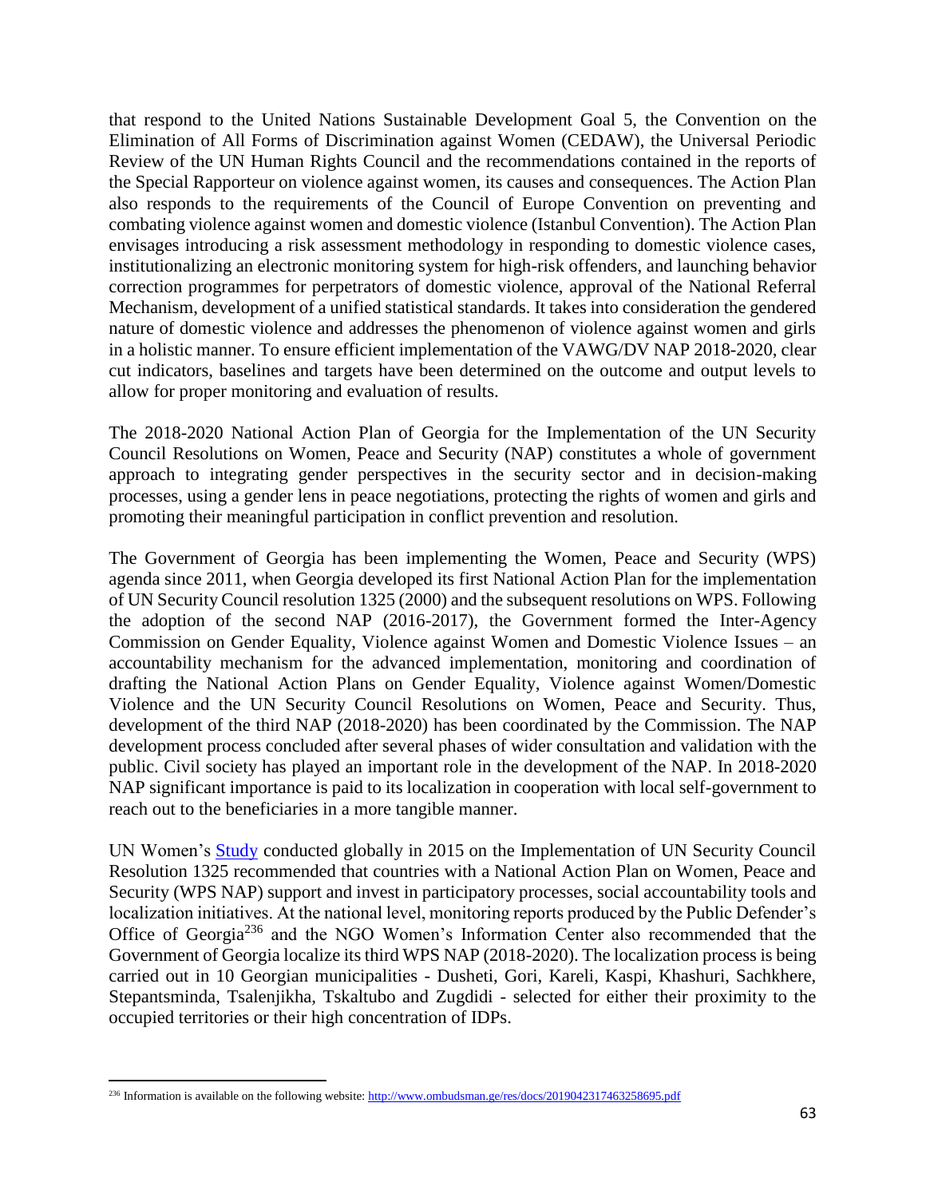that respond to the United Nations Sustainable Development Goal 5, the Convention on the Elimination of All Forms of Discrimination against Women (CEDAW), the Universal Periodic Review of the UN Human Rights Council and the recommendations contained in the reports of the Special Rapporteur on violence against women, its causes and consequences. The Action Plan also responds to the requirements of the Council of Europe Convention on preventing and combating violence against women and domestic violence (Istanbul Convention). The Action Plan envisages introducing a risk assessment methodology in responding to domestic violence cases, institutionalizing an electronic monitoring system for high-risk offenders, and launching behavior correction programmes for perpetrators of domestic violence, approval of the National Referral Mechanism, development of a unified statistical standards. It takes into consideration the gendered nature of domestic violence and addresses the phenomenon of violence against women and girls in a holistic manner. To ensure efficient implementation of the VAWG/DV NAP 2018-2020, clear cut indicators, baselines and targets have been determined on the outcome and output levels to allow for proper monitoring and evaluation of results.

The 2018-2020 National Action Plan of Georgia for the Implementation of the UN Security Council Resolutions on Women, Peace and Security (NAP) constitutes a whole of government approach to integrating gender perspectives in the security sector and in decision-making processes, using a gender lens in peace negotiations, protecting the rights of women and girls and promoting their meaningful participation in conflict prevention and resolution.

The Government of Georgia has been implementing the Women, Peace and Security (WPS) agenda since 2011, when Georgia developed its first National Action Plan for the implementation of UN Security Council resolution 1325 (2000) and the subsequent resolutions on WPS. Following the adoption of the second NAP (2016-2017), the Government formed the Inter-Agency Commission on Gender Equality, Violence against Women and Domestic Violence Issues – an accountability mechanism for the advanced implementation, monitoring and coordination of drafting the National Action Plans on Gender Equality, Violence against Women/Domestic Violence and the UN Security Council Resolutions on Women, Peace and Security. Thus, development of the third NAP (2018-2020) has been coordinated by the Commission. The NAP development process concluded after several phases of wider consultation and validation with the public. Civil society has played an important role in the development of the NAP. In 2018-2020 NAP significant importance is paid to its localization in cooperation with local self-government to reach out to the beneficiaries in a more tangible manner.

UN Women's Study conducted globally in 2015 on the Implementation of UN Security Council Resolution 1325 recommended that countries with a National Action Plan on Women, Peace and Security (WPS NAP) support and invest in participatory processes, social accountability tools and localization initiatives. At the national level, monitoring reports produced by the Public Defender's Office of Georgia[236] and the NGO Women's Information Center also recommended that the Government of Georgia localize its third WPS NAP (2018-2020). The localization process is being carried out in 10 Georgian municipalities - Dusheti, Gori, Kareli, Kaspi, Khashuri, Sachkhere, Stepantsminda, Tsalenjikha, Tskaltubo and Zugdidi - selected for either their proximity to the occupied territories or their high concentration of IDPs.

[236] Information is available on the following website: http://www.ombudsman.ge/res/docs/2019042317463258695.pdf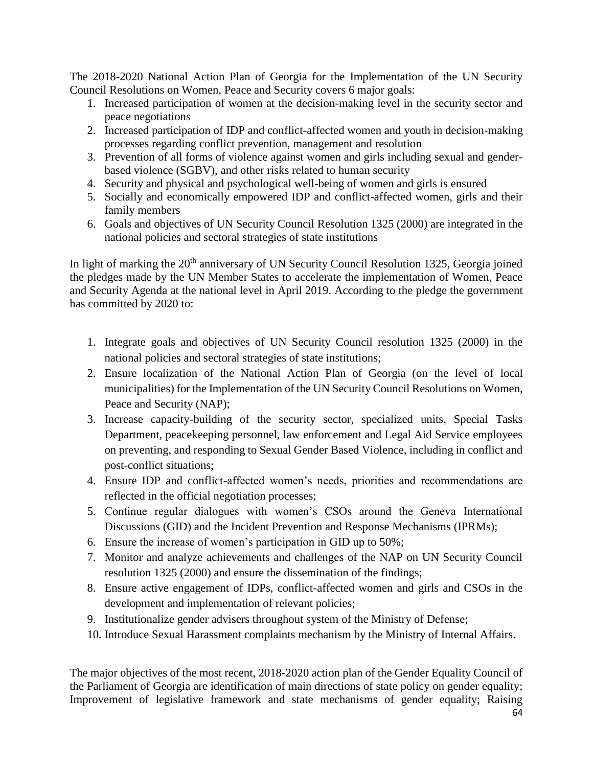The 2018-2020 National Action Plan of Georgia for the Implementation of the UN Security Council Resolutions on Women, Peace and Security covers 6 major goals:

1. Increased participation of women at the decision-making level in the security sector and peace negotiations
2. Increased participation of IDP and conflict-affected women and youth in decision-making processes regarding conflict prevention, management and resolution
3. Prevention of all forms of violence against women and girls including sexual and gender-based violence (SGBV), and other risks related to human security
4. Security and physical and psychological well-being of women and girls is ensured
5. Socially and economically empowered IDP and conflict-affected women, girls and their family members
6. Goals and objectives of UN Security Council Resolution 1325 (2000) are integrated in the national policies and sectoral strategies of state institutions

In light of marking the 20th anniversary of UN Security Council Resolution 1325, Georgia joined the pledges made by the UN Member States to accelerate the implementation of Women, Peace and Security Agenda at the national level in April 2019. According to the pledge the government has committed by 2020 to:

1. Integrate goals and objectives of UN Security Council resolution 1325 (2000) in the national policies and sectoral strategies of state institutions;
2. Ensure localization of the National Action Plan of Georgia (on the level of local municipalities) for the Implementation of the UN Security Council Resolutions on Women, Peace and Security (NAP);
3. Increase capacity-building of the security sector, specialized units, Special Tasks Department, peacekeeping personnel, law enforcement and Legal Aid Service employees on preventing, and responding to Sexual Gender Based Violence, including in conflict and post-conflict situations;
4. Ensure IDP and conflict-affected women's needs, priorities and recommendations are reflected in the official negotiation processes;
5. Continue regular dialogues with women's CSOs around the Geneva International Discussions (GID) and the Incident Prevention and Response Mechanisms (IPRMs);
6. Ensure the increase of women's participation in GID up to 50%;
7. Monitor and analyze achievements and challenges of the NAP on UN Security Council resolution 1325 (2000) and ensure the dissemination of the findings;
8. Ensure active engagement of IDPs, conflict-affected women and girls and CSOs in the development and implementation of relevant policies;
9. Institutionalize gender advisers throughout system of the Ministry of Defense;
10. Introduce Sexual Harassment complaints mechanism by the Ministry of Internal Affairs.

The major objectives of the most recent, 2018-2020 action plan of the Gender Equality Council of the Parliament of Georgia are identification of main directions of state policy on gender equality; Improvement of legislative framework and state mechanisms of gender equality; Raising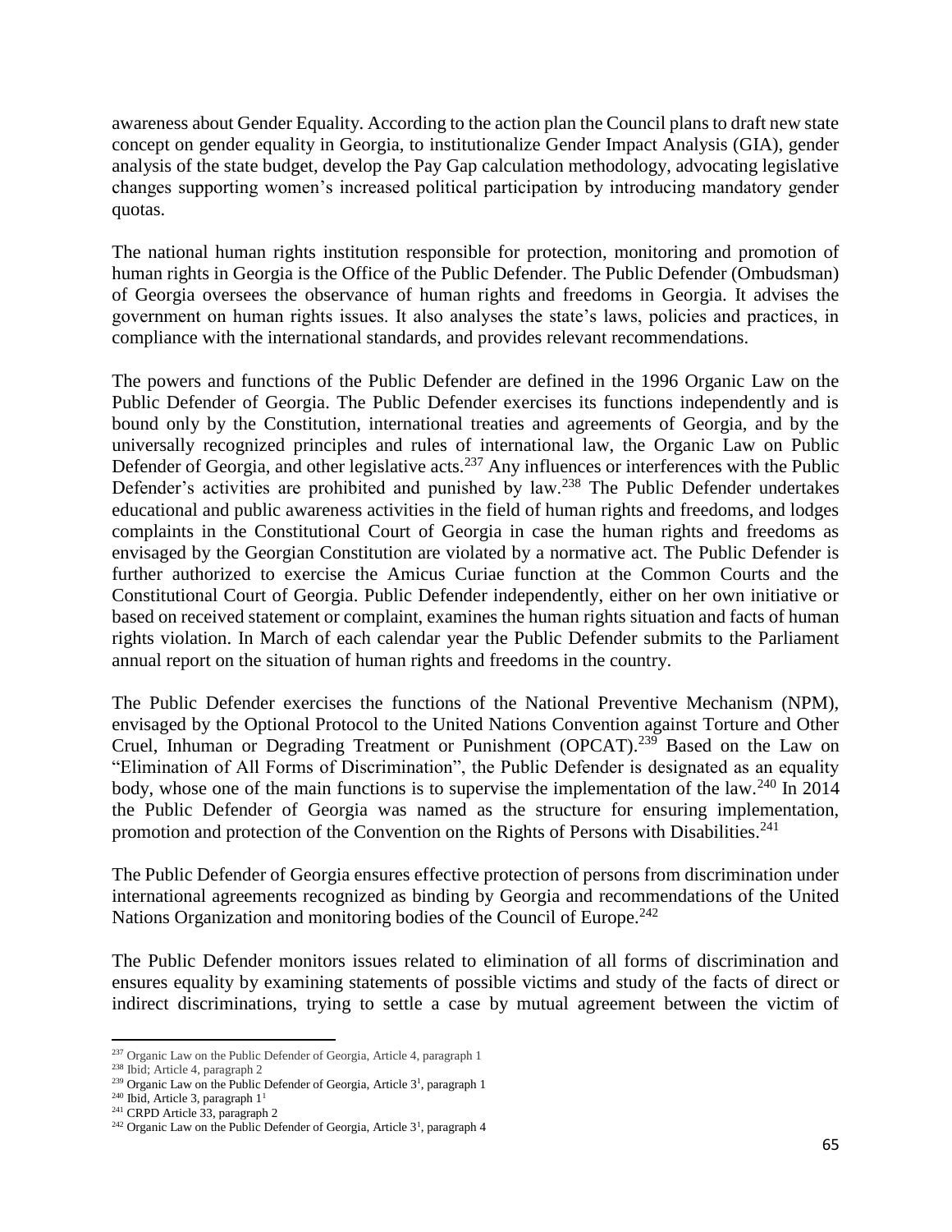awareness about Gender Equality. According to the action plan the Council plans to draft new state concept on gender equality in Georgia, to institutionalize Gender Impact Analysis (GIA), gender analysis of the state budget, develop the Pay Gap calculation methodology, advocating legislative changes supporting women's increased political participation by introducing mandatory gender quotas.

The national human rights institution responsible for protection, monitoring and promotion of human rights in Georgia is the Office of the Public Defender. The Public Defender (Ombudsman) of Georgia oversees the observance of human rights and freedoms in Georgia. It advises the government on human rights issues. It also analyses the state's laws, policies and practices, in compliance with the international standards, and provides relevant recommendations.

The powers and functions of the Public Defender are defined in the 1996 Organic Law on the Public Defender of Georgia. The Public Defender exercises its functions independently and is bound only by the Constitution, international treaties and agreements of Georgia, and by the universally recognized principles and rules of international law, the Organic Law on Public Defender of Georgia, and other legislative acts.[237] Any influences or interferences with the Public Defender's activities are prohibited and punished by law.[238] The Public Defender undertakes educational and public awareness activities in the field of human rights and freedoms, and lodges complaints in the Constitutional Court of Georgia in case the human rights and freedoms as envisaged by the Georgian Constitution are violated by a normative act. The Public Defender is further authorized to exercise the Amicus Curiae function at the Common Courts and the Constitutional Court of Georgia. Public Defender independently, either on her own initiative or based on received statement or complaint, examines the human rights situation and facts of human rights violation. In March of each calendar year the Public Defender submits to the Parliament annual report on the situation of human rights and freedoms in the country.

The Public Defender exercises the functions of the National Preventive Mechanism (NPM), envisaged by the Optional Protocol to the United Nations Convention against Torture and Other Cruel, Inhuman or Degrading Treatment or Punishment (OPCAT).[239] Based on the Law on "Elimination of All Forms of Discrimination", the Public Defender is designated as an equality body, whose one of the main functions is to supervise the implementation of the law.[240] In 2014 the Public Defender of Georgia was named as the structure for ensuring implementation, promotion and protection of the Convention on the Rights of Persons with Disabilities.[241]

The Public Defender of Georgia ensures effective protection of persons from discrimination under international agreements recognized as binding by Georgia and recommendations of the United Nations Organization and monitoring bodies of the Council of Europe.[242]

The Public Defender monitors issues related to elimination of all forms of discrimination and ensures equality by examining statements of possible victims and study of the facts of direct or indirect discriminations, trying to settle a case by mutual agreement between the victim of

---

[237] Organic Law on the Public Defender of Georgia, Article 4, paragraph 1

[238] Ibid; Article 4, paragraph 2

[239] Organic Law on the Public Defender of Georgia, Article 3[1], paragraph 1

[240] Ibid, Article 3, paragraph 1[1]

[241] CRPD Article 33, paragraph 2

[242] Organic Law on the Public Defender of Georgia, Article 3[1], paragraph 4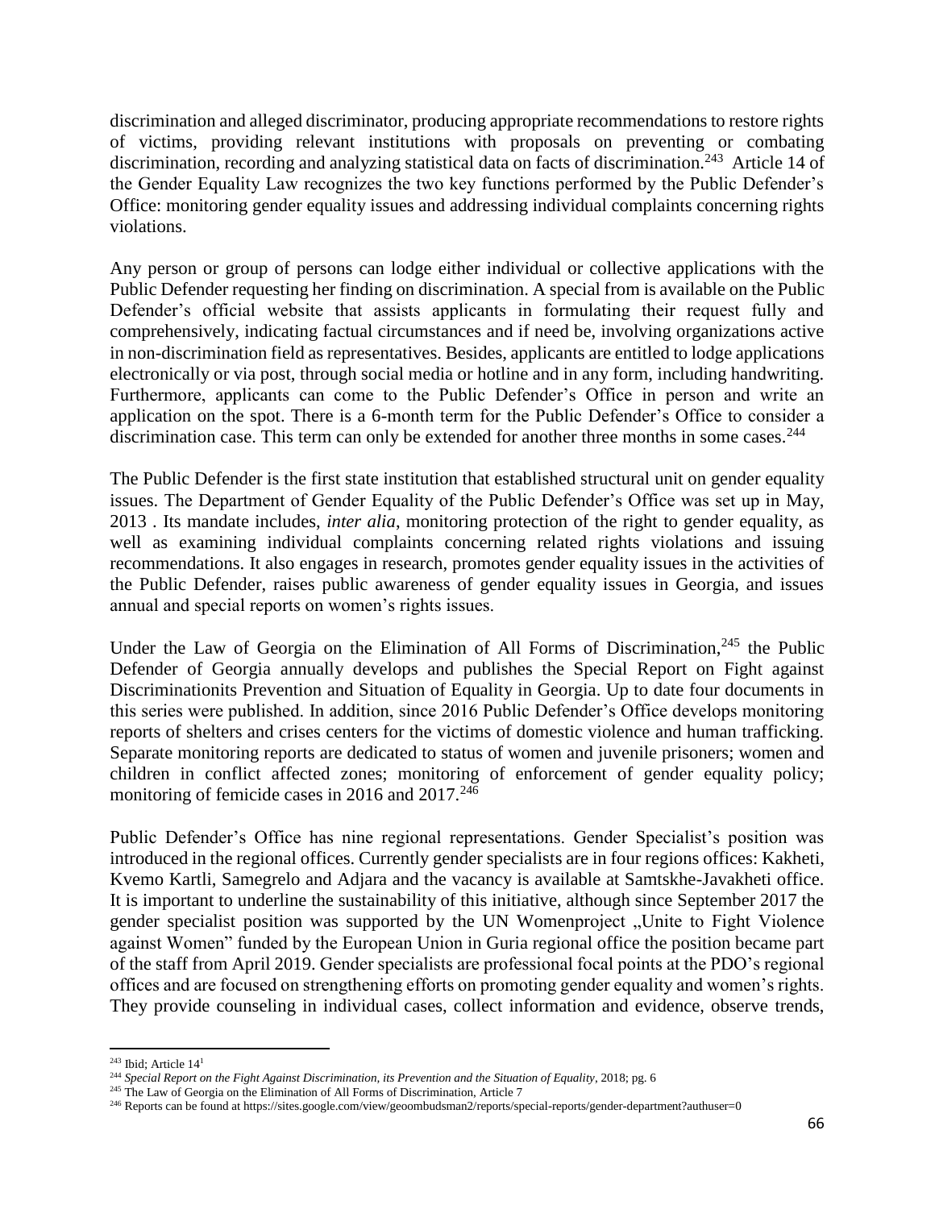discrimination and alleged discriminator, producing appropriate recommendations to restore rights of victims, providing relevant institutions with proposals on preventing or combating discrimination, recording and analyzing statistical data on facts of discrimination.[243] Article 14 of the Gender Equality Law recognizes the two key functions performed by the Public Defender's Office: monitoring gender equality issues and addressing individual complaints concerning rights violations.

Any person or group of persons can lodge either individual or collective applications with the Public Defender requesting her finding on discrimination. A special from is available on the Public Defender's official website that assists applicants in formulating their request fully and comprehensively, indicating factual circumstances and if need be, involving organizations active in non-discrimination field as representatives. Besides, applicants are entitled to lodge applications electronically or via post, through social media or hotline and in any form, including handwriting. Furthermore, applicants can come to the Public Defender's Office in person and write an application on the spot. There is a 6-month term for the Public Defender's Office to consider a discrimination case. This term can only be extended for another three months in some cases.[244]

The Public Defender is the first state institution that established structural unit on gender equality issues. The Department of Gender Equality of the Public Defender's Office was set up in May, 2013 . Its mandate includes, *inter alia*, monitoring protection of the right to gender equality, as well as examining individual complaints concerning related rights violations and issuing recommendations. It also engages in research, promotes gender equality issues in the activities of the Public Defender, raises public awareness of gender equality issues in Georgia, and issues annual and special reports on women's rights issues.

Under the Law of Georgia on the Elimination of All Forms of Discrimination,[245] the Public Defender of Georgia annually develops and publishes the Special Report on Fight against Discriminationits Prevention and Situation of Equality in Georgia. Up to date four documents in this series were published. In addition, since 2016 Public Defender's Office develops monitoring reports of shelters and crises centers for the victims of domestic violence and human trafficking. Separate monitoring reports are dedicated to status of women and juvenile prisoners; women and children in conflict affected zones; monitoring of enforcement of gender equality policy; monitoring of femicide cases in 2016 and 2017.[246]

Public Defender's Office has nine regional representations. Gender Specialist's position was introduced in the regional offices. Currently gender specialists are in four regions offices: Kakheti, Kvemo Kartli, Samegrelo and Adjara and the vacancy is available at Samtskhe-Javakheti office. It is important to underline the sustainability of this initiative, although since September 2017 the gender specialist position was supported by the UN Womenproject „Unite to Fight Violence against Women" funded by the European Union in Guria regional office the position became part of the staff from April 2019. Gender specialists are professional focal points at the PDO's regional offices and are focused on strengthening efforts on promoting gender equality and women's rights. They provide counseling in individual cases, collect information and evidence, observe trends,

---

[243] Ibid; Article 14[1]

[244] *Special Report on the Fight Against Discrimination, its Prevention and the Situation of Equality*, 2018; pg. 6

[245] The Law of Georgia on the Elimination of All Forms of Discrimination, Article 7

[246] Reports can be found at https://sites.google.com/view/geoombudsman2/reports/special-reports/gender-department?authuser=0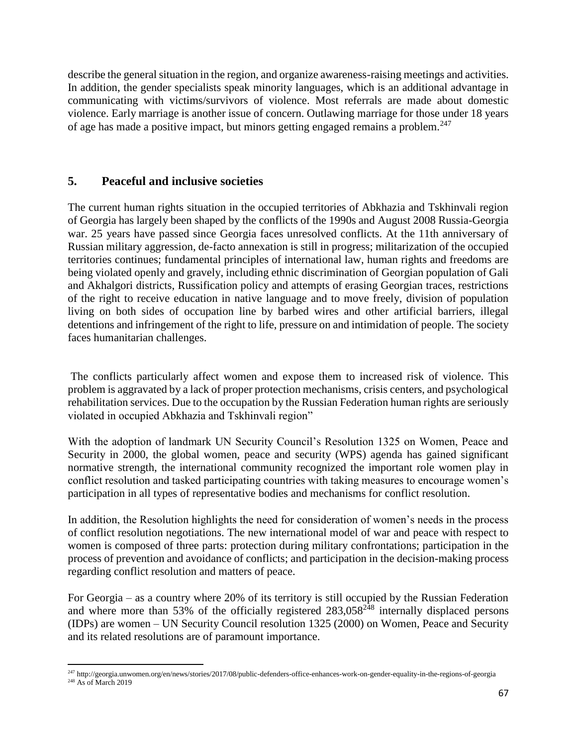describe the general situation in the region, and organize awareness-raising meetings and activities. In addition, the gender specialists speak minority languages, which is an additional advantage in communicating with victims/survivors of violence. Most referrals are made about domestic violence. Early marriage is another issue of concern. Outlawing marriage for those under 18 years of age has made a positive impact, but minors getting engaged remains a problem.[247]

## 5. Peaceful and inclusive societies

The current human rights situation in the occupied territories of Abkhazia and Tskhinvali region of Georgia has largely been shaped by the conflicts of the 1990s and August 2008 Russia-Georgia war. 25 years have passed since Georgia faces unresolved conflicts. At the 11th anniversary of Russian military aggression, de-facto annexation is still in progress; militarization of the occupied territories continues; fundamental principles of international law, human rights and freedoms are being violated openly and gravely, including ethnic discrimination of Georgian population of Gali and Akhalgori districts, Russification policy and attempts of erasing Georgian traces, restrictions of the right to receive education in native language and to move freely, division of population living on both sides of occupation line by barbed wires and other artificial barriers, illegal detentions and infringement of the right to life, pressure on and intimidation of people. The society faces humanitarian challenges.

The conflicts particularly affect women and expose them to increased risk of violence. This problem is aggravated by a lack of proper protection mechanisms, crisis centers, and psychological rehabilitation services. Due to the occupation by the Russian Federation human rights are seriously violated in occupied Abkhazia and Tskhinvali region"

With the adoption of landmark UN Security Council's Resolution 1325 on Women, Peace and Security in 2000, the global women, peace and security (WPS) agenda has gained significant normative strength, the international community recognized the important role women play in conflict resolution and tasked participating countries with taking measures to encourage women's participation in all types of representative bodies and mechanisms for conflict resolution.

In addition, the Resolution highlights the need for consideration of women's needs in the process of conflict resolution negotiations. The new international model of war and peace with respect to women is composed of three parts: protection during military confrontations; participation in the process of prevention and avoidance of conflicts; and participation in the decision-making process regarding conflict resolution and matters of peace.

For Georgia – as a country where 20% of its territory is still occupied by the Russian Federation and where more than 53% of the officially registered 283,058[248] internally displaced persons (IDPs) are women – UN Security Council resolution 1325 (2000) on Women, Peace and Security and its related resolutions are of paramount importance.

---

[247] http://georgia.unwomen.org/en/news/stories/2017/08/public-defenders-office-enhances-work-on-gender-equality-in-the-regions-of-georgia

[248] As of March 2019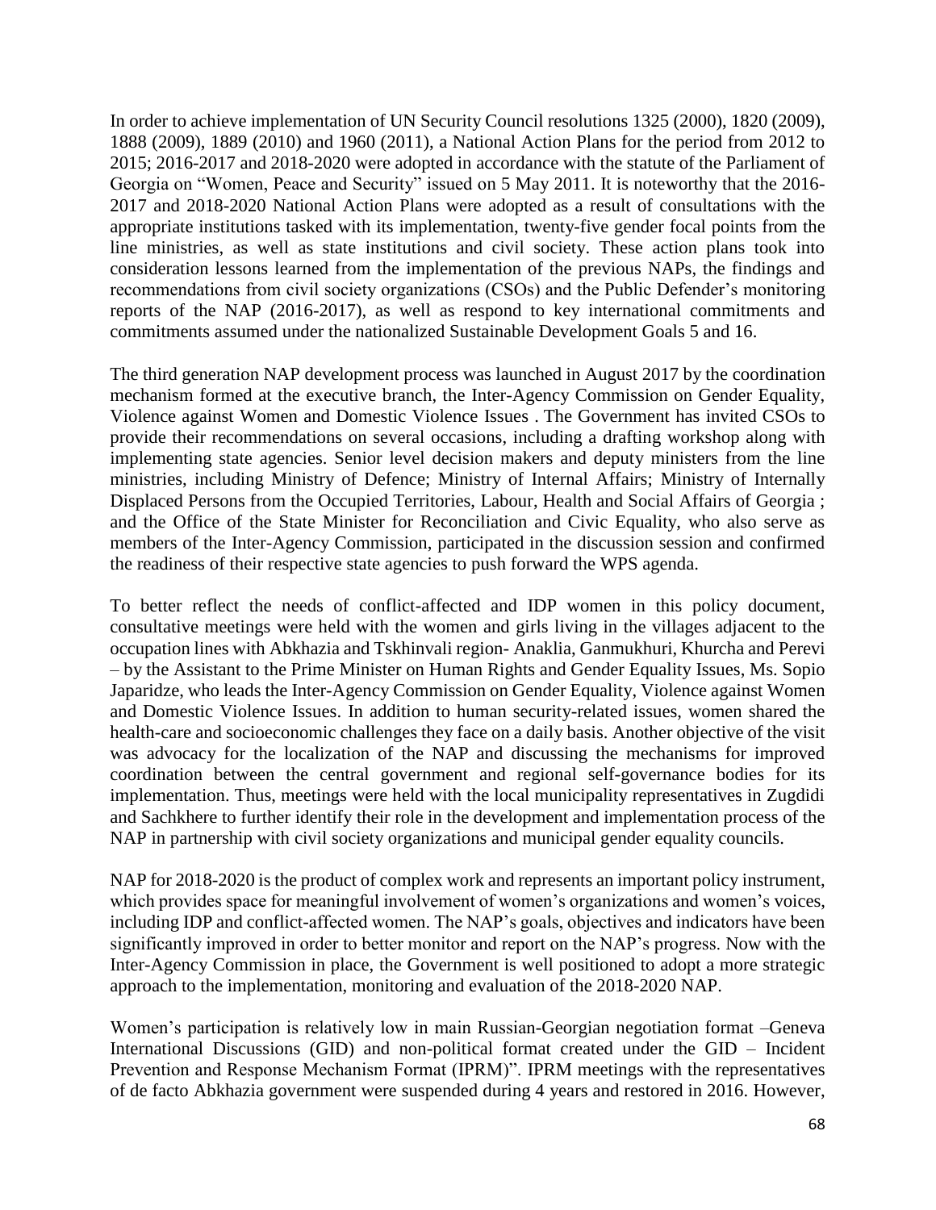In order to achieve implementation of UN Security Council resolutions 1325 (2000), 1820 (2009), 1888 (2009), 1889 (2010) and 1960 (2011), a National Action Plans for the period from 2012 to 2015; 2016-2017 and 2018-2020 were adopted in accordance with the statute of the Parliament of Georgia on "Women, Peace and Security" issued on 5 May 2011. It is noteworthy that the 2016-2017 and 2018-2020 National Action Plans were adopted as a result of consultations with the appropriate institutions tasked with its implementation, twenty-five gender focal points from the line ministries, as well as state institutions and civil society. These action plans took into consideration lessons learned from the implementation of the previous NAPs, the findings and recommendations from civil society organizations (CSOs) and the Public Defender's monitoring reports of the NAP (2016-2017), as well as respond to key international commitments and commitments assumed under the nationalized Sustainable Development Goals 5 and 16.

The third generation NAP development process was launched in August 2017 by the coordination mechanism formed at the executive branch, the Inter-Agency Commission on Gender Equality, Violence against Women and Domestic Violence Issues . The Government has invited CSOs to provide their recommendations on several occasions, including a drafting workshop along with implementing state agencies. Senior level decision makers and deputy ministers from the line ministries, including Ministry of Defence; Ministry of Internal Affairs; Ministry of Internally Displaced Persons from the Occupied Territories, Labour, Health and Social Affairs of Georgia ; and the Office of the State Minister for Reconciliation and Civic Equality, who also serve as members of the Inter-Agency Commission, participated in the discussion session and confirmed the readiness of their respective state agencies to push forward the WPS agenda.

To better reflect the needs of conflict-affected and IDP women in this policy document, consultative meetings were held with the women and girls living in the villages adjacent to the occupation lines with Abkhazia and Tskhinvali region- Anaklia, Ganmukhuri, Khurcha and Perevi – by the Assistant to the Prime Minister on Human Rights and Gender Equality Issues, Ms. Sopio Japaridze, who leads the Inter-Agency Commission on Gender Equality, Violence against Women and Domestic Violence Issues. In addition to human security-related issues, women shared the health-care and socioeconomic challenges they face on a daily basis. Another objective of the visit was advocacy for the localization of the NAP and discussing the mechanisms for improved coordination between the central government and regional self-governance bodies for its implementation. Thus, meetings were held with the local municipality representatives in Zugdidi and Sachkhere to further identify their role in the development and implementation process of the NAP in partnership with civil society organizations and municipal gender equality councils.

NAP for 2018-2020 is the product of complex work and represents an important policy instrument, which provides space for meaningful involvement of women's organizations and women's voices, including IDP and conflict-affected women. The NAP's goals, objectives and indicators have been significantly improved in order to better monitor and report on the NAP's progress. Now with the Inter-Agency Commission in place, the Government is well positioned to adopt a more strategic approach to the implementation, monitoring and evaluation of the 2018-2020 NAP.

Women's participation is relatively low in main Russian-Georgian negotiation format –Geneva International Discussions (GID) and non-political format created under the GID – Incident Prevention and Response Mechanism Format (IPRM)". IPRM meetings with the representatives of de facto Abkhazia government were suspended during 4 years and restored in 2016. However,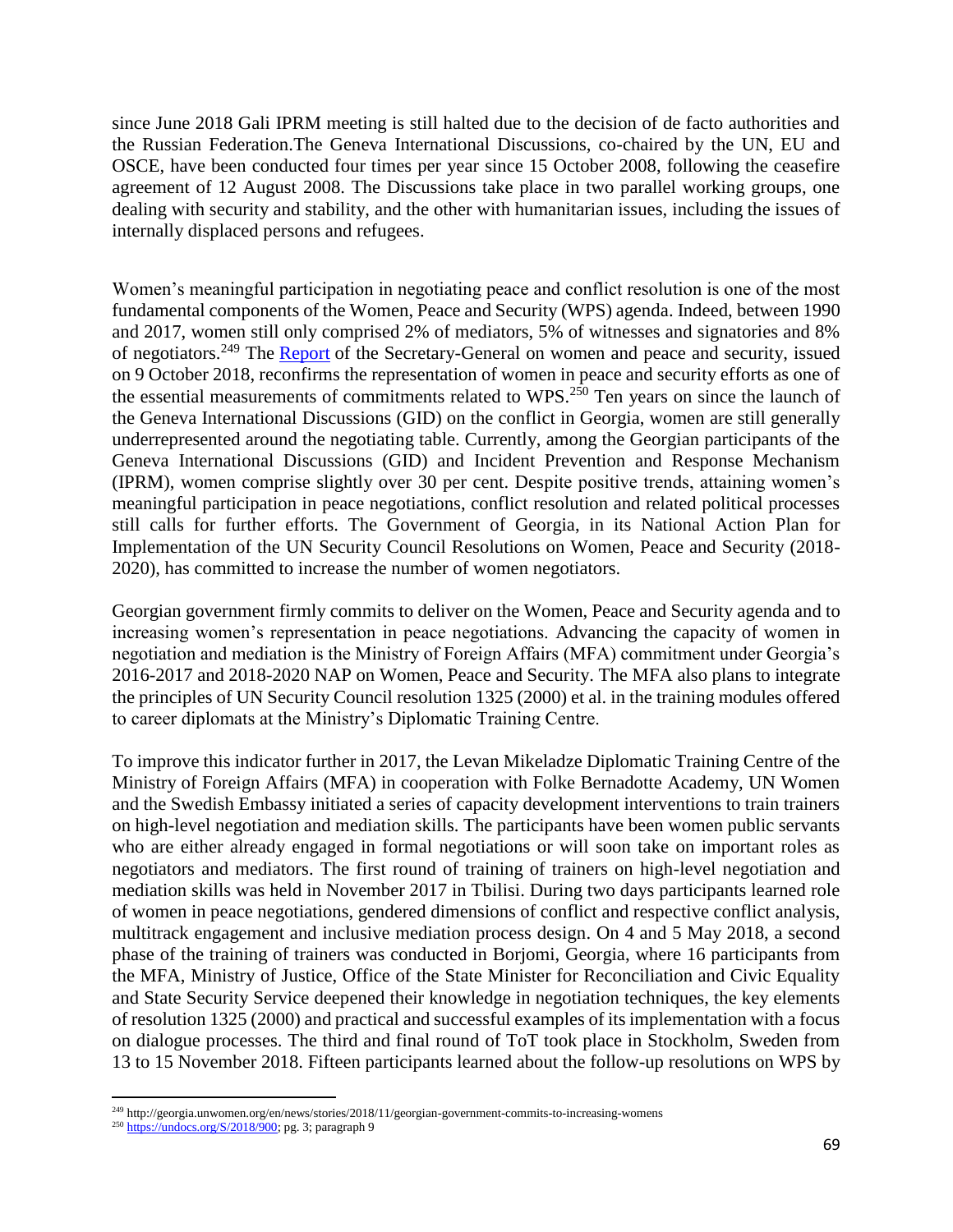since June 2018 Gali IPRM meeting is still halted due to the decision of de facto authorities and the Russian Federation.The Geneva International Discussions, co-chaired by the UN, EU and OSCE, have been conducted four times per year since 15 October 2008, following the ceasefire agreement of 12 August 2008. The Discussions take place in two parallel working groups, one dealing with security and stability, and the other with humanitarian issues, including the issues of internally displaced persons and refugees.

Women's meaningful participation in negotiating peace and conflict resolution is one of the most fundamental components of the Women, Peace and Security (WPS) agenda. Indeed, between 1990 and 2017, women still only comprised 2% of mediators, 5% of witnesses and signatories and 8% of negotiators.[249] The [Report](https://undocs.org/S/2018/900) of the Secretary-General on women and peace and security, issued on 9 October 2018, reconfirms the representation of women in peace and security efforts as one of the essential measurements of commitments related to WPS.[250] Ten years on since the launch of the Geneva International Discussions (GID) on the conflict in Georgia, women are still generally underrepresented around the negotiating table. Currently, among the Georgian participants of the Geneva International Discussions (GID) and Incident Prevention and Response Mechanism (IPRM), women comprise slightly over 30 per cent. Despite positive trends, attaining women's meaningful participation in peace negotiations, conflict resolution and related political processes still calls for further efforts. The Government of Georgia, in its National Action Plan for Implementation of the UN Security Council Resolutions on Women, Peace and Security (2018-2020), has committed to increase the number of women negotiators.

Georgian government firmly commits to deliver on the Women, Peace and Security agenda and to increasing women's representation in peace negotiations. Advancing the capacity of women in negotiation and mediation is the Ministry of Foreign Affairs (MFA) commitment under Georgia's 2016-2017 and 2018-2020 NAP on Women, Peace and Security. The MFA also plans to integrate the principles of UN Security Council resolution 1325 (2000) et al. in the training modules offered to career diplomats at the Ministry's Diplomatic Training Centre.

To improve this indicator further in 2017, the Levan Mikeladze Diplomatic Training Centre of the Ministry of Foreign Affairs (MFA) in cooperation with Folke Bernadotte Academy, UN Women and the Swedish Embassy initiated a series of capacity development interventions to train trainers on high-level negotiation and mediation skills. The participants have been women public servants who are either already engaged in formal negotiations or will soon take on important roles as negotiators and mediators. The first round of training of trainers on high-level negotiation and mediation skills was held in November 2017 in Tbilisi. During two days participants learned role of women in peace negotiations, gendered dimensions of conflict and respective conflict analysis, multitrack engagement and inclusive mediation process design. On 4 and 5 May 2018, a second phase of the training of trainers was conducted in Borjomi, Georgia, where 16 participants from the MFA, Ministry of Justice, Office of the State Minister for Reconciliation and Civic Equality and State Security Service deepened their knowledge in negotiation techniques, the key elements of resolution 1325 (2000) and practical and successful examples of its implementation with a focus on dialogue processes. The third and final round of ToT took place in Stockholm, Sweden from 13 to 15 November 2018. Fifteen participants learned about the follow-up resolutions on WPS by

---

[249] http://georgia.unwomen.org/en/news/stories/2018/11/georgian-government-commits-to-increasing-womens

[250] https://undocs.org/S/2018/900; pg. 3; paragraph 9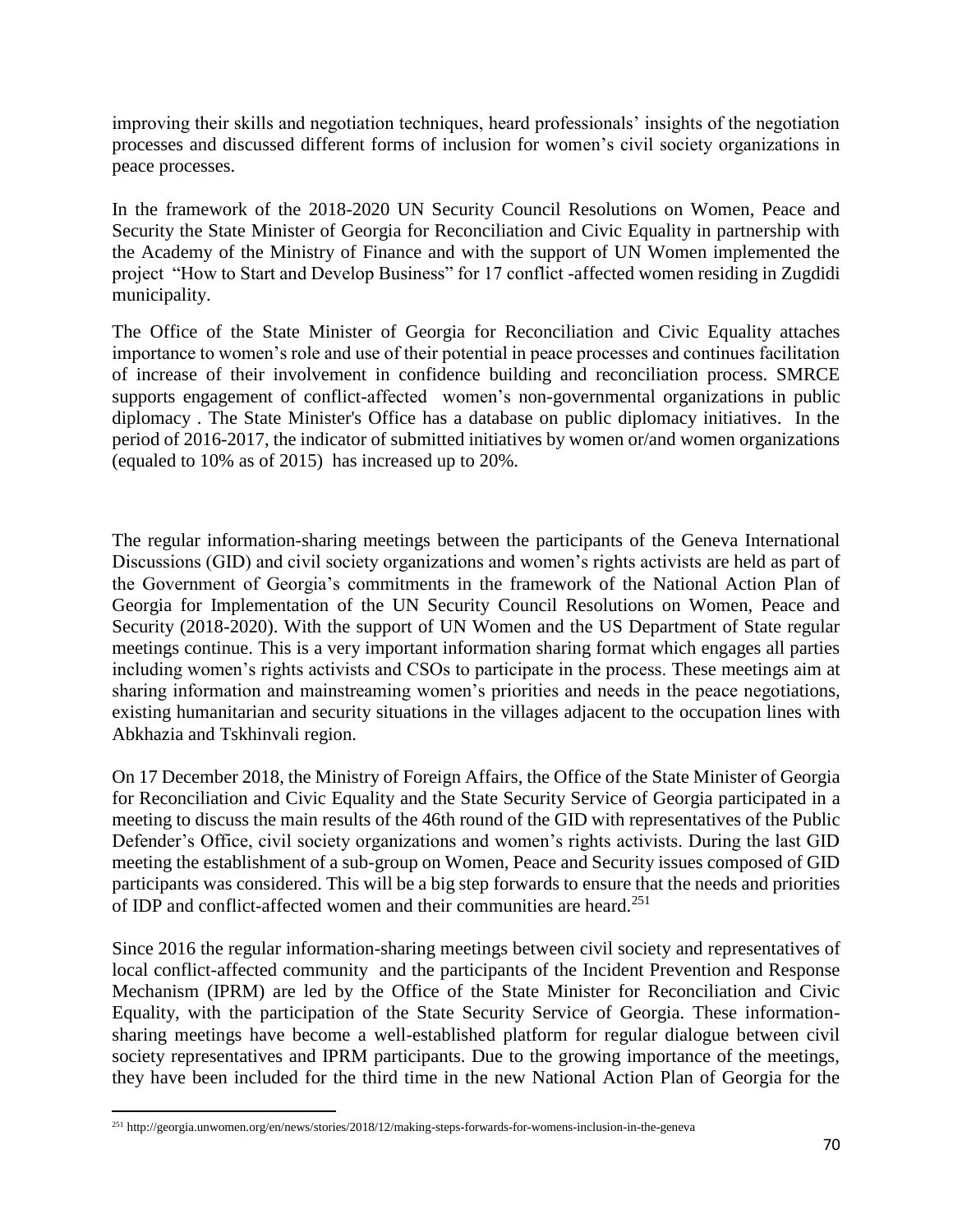improving their skills and negotiation techniques, heard professionals' insights of the negotiation processes and discussed different forms of inclusion for women's civil society organizations in peace processes.

In the framework of the 2018-2020 UN Security Council Resolutions on Women, Peace and Security the State Minister of Georgia for Reconciliation and Civic Equality in partnership with the Academy of the Ministry of Finance and with the support of UN Women implemented the project "How to Start and Develop Business" for 17 conflict -affected women residing in Zugdidi municipality.

The Office of the State Minister of Georgia for Reconciliation and Civic Equality attaches importance to women's role and use of their potential in peace processes and continues facilitation of increase of their involvement in confidence building and reconciliation process. SMRCE supports engagement of conflict-affected women's non-governmental organizations in public diplomacy . The State Minister's Office has a database on public diplomacy initiatives. In the period of 2016-2017, the indicator of submitted initiatives by women or/and women organizations (equaled to 10% as of 2015) has increased up to 20%.

The regular information-sharing meetings between the participants of the Geneva International Discussions (GID) and civil society organizations and women's rights activists are held as part of the Government of Georgia's commitments in the framework of the National Action Plan of Georgia for Implementation of the UN Security Council Resolutions on Women, Peace and Security (2018-2020). With the support of UN Women and the US Department of State regular meetings continue. This is a very important information sharing format which engages all parties including women's rights activists and CSOs to participate in the process. These meetings aim at sharing information and mainstreaming women's priorities and needs in the peace negotiations, existing humanitarian and security situations in the villages adjacent to the occupation lines with Abkhazia and Tskhinvali region.

On 17 December 2018, the Ministry of Foreign Affairs, the Office of the State Minister of Georgia for Reconciliation and Civic Equality and the State Security Service of Georgia participated in a meeting to discuss the main results of the 46th round of the GID with representatives of the Public Defender's Office, civil society organizations and women's rights activists. During the last GID meeting the establishment of a sub-group on Women, Peace and Security issues composed of GID participants was considered. This will be a big step forwards to ensure that the needs and priorities of IDP and conflict-affected women and their communities are heard.[251]

Since 2016 the regular information-sharing meetings between civil society and representatives of local conflict-affected community and the participants of the Incident Prevention and Response Mechanism (IPRM) are led by the Office of the State Minister for Reconciliation and Civic Equality, with the participation of the State Security Service of Georgia. These information-sharing meetings have become a well-established platform for regular dialogue between civil society representatives and IPRM participants. Due to the growing importance of the meetings, they have been included for the third time in the new National Action Plan of Georgia for the

[251] http://georgia.unwomen.org/en/news/stories/2018/12/making-steps-forwards-for-womens-inclusion-in-the-geneva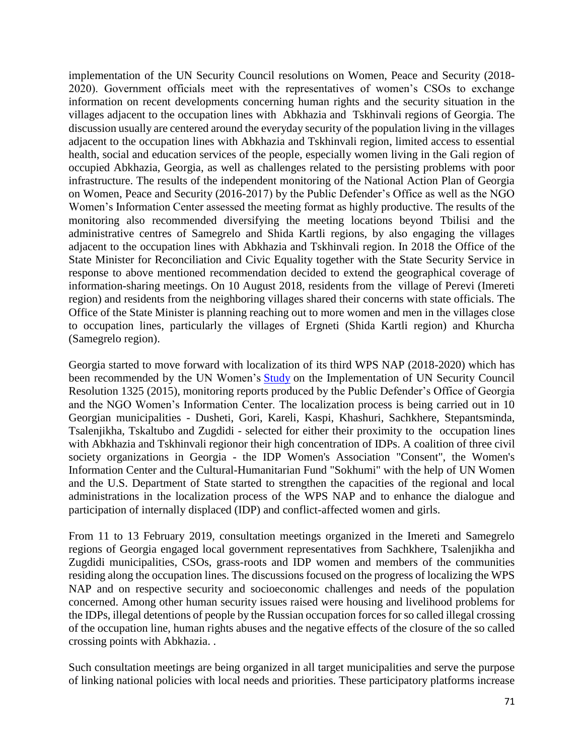implementation of the UN Security Council resolutions on Women, Peace and Security (2018-2020). Government officials meet with the representatives of women's CSOs to exchange information on recent developments concerning human rights and the security situation in the villages adjacent to the occupation lines with Abkhazia and Tskhinvali regions of Georgia. The discussion usually are centered around the everyday security of the population living in the villages adjacent to the occupation lines with Abkhazia and Tskhinvali region, limited access to essential health, social and education services of the people, especially women living in the Gali region of occupied Abkhazia, Georgia, as well as challenges related to the persisting problems with poor infrastructure. The results of the independent monitoring of the National Action Plan of Georgia on Women, Peace and Security (2016-2017) by the Public Defender's Office as well as the NGO Women's Information Center assessed the meeting format as highly productive. The results of the monitoring also recommended diversifying the meeting locations beyond Tbilisi and the administrative centres of Samegrelo and Shida Kartli regions, by also engaging the villages adjacent to the occupation lines with Abkhazia and Tskhinvali region. In 2018 the Office of the State Minister for Reconciliation and Civic Equality together with the State Security Service in response to above mentioned recommendation decided to extend the geographical coverage of information-sharing meetings. On 10 August 2018, residents from the village of Perevi (Imereti region) and residents from the neighboring villages shared their concerns with state officials. The Office of the State Minister is planning reaching out to more women and men in the villages close to occupation lines, particularly the villages of Ergneti (Shida Kartli region) and Khurcha (Samegrelo region).

Georgia started to move forward with localization of its third WPS NAP (2018-2020) which has been recommended by the UN Women's Study on the Implementation of UN Security Council Resolution 1325 (2015), monitoring reports produced by the Public Defender's Office of Georgia and the NGO Women's Information Center. The localization process is being carried out in 10 Georgian municipalities - Dusheti, Gori, Kareli, Kaspi, Khashuri, Sachkhere, Stepantsminda, Tsalenjikha, Tskaltubo and Zugdidi - selected for either their proximity to the occupation lines with Abkhazia and Tskhinvali regionor their high concentration of IDPs. A coalition of three civil society organizations in Georgia - the IDP Women's Association "Consent", the Women's Information Center and the Cultural-Humanitarian Fund "Sokhumi" with the help of UN Women and the U.S. Department of State started to strengthen the capacities of the regional and local administrations in the localization process of the WPS NAP and to enhance the dialogue and participation of internally displaced (IDP) and conflict-affected women and girls.

From 11 to 13 February 2019, consultation meetings organized in the Imereti and Samegrelo regions of Georgia engaged local government representatives from Sachkhere, Tsalenjikha and Zugdidi municipalities, CSOs, grass-roots and IDP women and members of the communities residing along the occupation lines. The discussions focused on the progress of localizing the WPS NAP and on respective security and socioeconomic challenges and needs of the population concerned. Among other human security issues raised were housing and livelihood problems for the IDPs, illegal detentions of people by the Russian occupation forces for so called illegal crossing of the occupation line, human rights abuses and the negative effects of the closure of the so called crossing points with Abkhazia. .

Such consultation meetings are being organized in all target municipalities and serve the purpose of linking national policies with local needs and priorities. These participatory platforms increase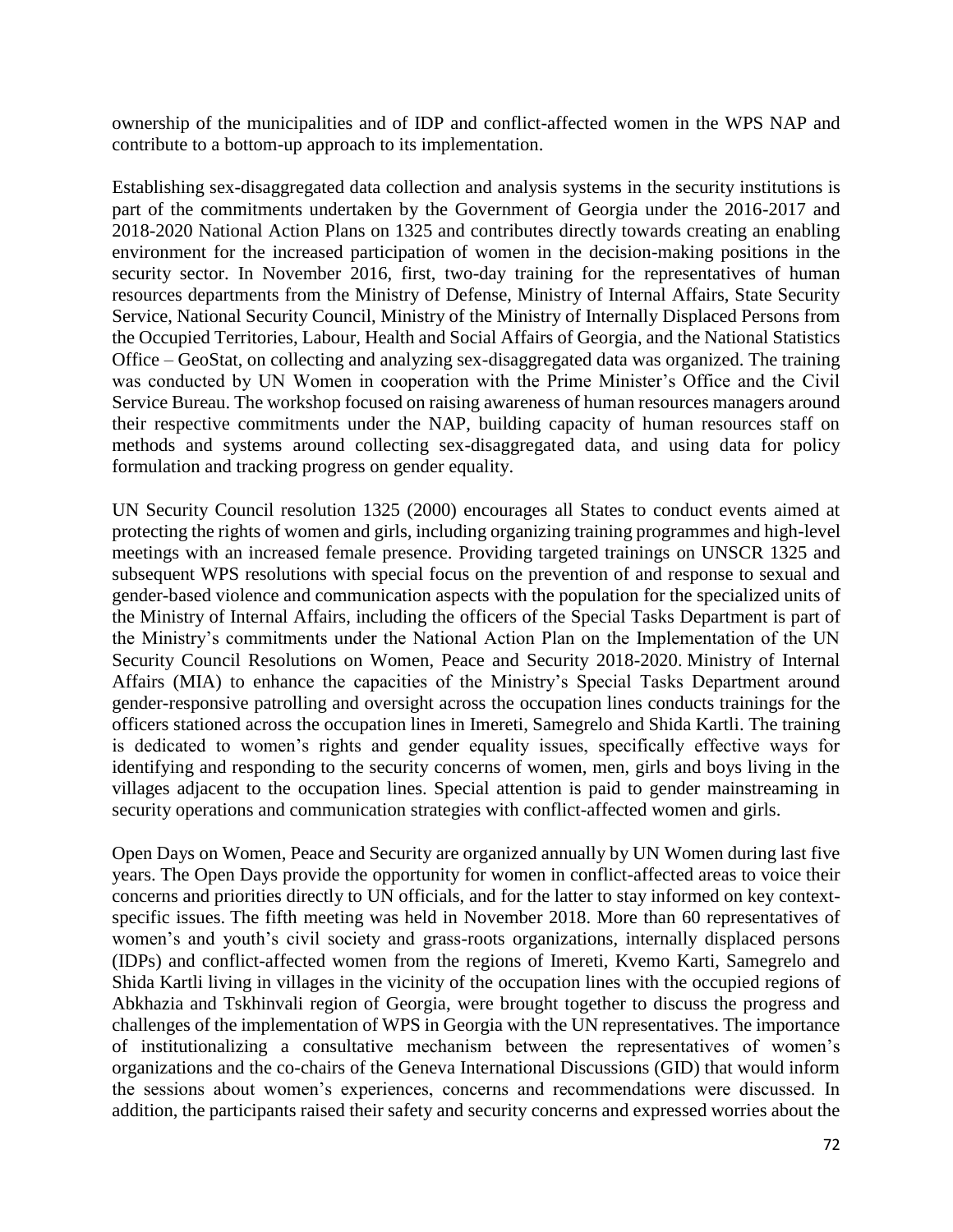ownership of the municipalities and of IDP and conflict-affected women in the WPS NAP and contribute to a bottom-up approach to its implementation.

Establishing sex-disaggregated data collection and analysis systems in the security institutions is part of the commitments undertaken by the Government of Georgia under the 2016-2017 and 2018-2020 National Action Plans on 1325 and contributes directly towards creating an enabling environment for the increased participation of women in the decision-making positions in the security sector. In November 2016, first, two-day training for the representatives of human resources departments from the Ministry of Defense, Ministry of Internal Affairs, State Security Service, National Security Council, Ministry of the Ministry of Internally Displaced Persons from the Occupied Territories, Labour, Health and Social Affairs of Georgia, and the National Statistics Office – GeoStat, on collecting and analyzing sex-disaggregated data was organized. The training was conducted by UN Women in cooperation with the Prime Minister's Office and the Civil Service Bureau. The workshop focused on raising awareness of human resources managers around their respective commitments under the NAP, building capacity of human resources staff on methods and systems around collecting sex-disaggregated data, and using data for policy formulation and tracking progress on gender equality.

UN Security Council resolution 1325 (2000) encourages all States to conduct events aimed at protecting the rights of women and girls, including organizing training programmes and high-level meetings with an increased female presence. Providing targeted trainings on UNSCR 1325 and subsequent WPS resolutions with special focus on the prevention of and response to sexual and gender-based violence and communication aspects with the population for the specialized units of the Ministry of Internal Affairs, including the officers of the Special Tasks Department is part of the Ministry's commitments under the National Action Plan on the Implementation of the UN Security Council Resolutions on Women, Peace and Security 2018-2020. Ministry of Internal Affairs (MIA) to enhance the capacities of the Ministry's Special Tasks Department around gender-responsive patrolling and oversight across the occupation lines conducts trainings for the officers stationed across the occupation lines in Imereti, Samegrelo and Shida Kartli. The training is dedicated to women's rights and gender equality issues, specifically effective ways for identifying and responding to the security concerns of women, men, girls and boys living in the villages adjacent to the occupation lines. Special attention is paid to gender mainstreaming in security operations and communication strategies with conflict-affected women and girls.

Open Days on Women, Peace and Security are organized annually by UN Women during last five years. The Open Days provide the opportunity for women in conflict-affected areas to voice their concerns and priorities directly to UN officials, and for the latter to stay informed on key context-specific issues. The fifth meeting was held in November 2018. More than 60 representatives of women's and youth's civil society and grass-roots organizations, internally displaced persons (IDPs) and conflict-affected women from the regions of Imereti, Kvemo Karti, Samegrelo and Shida Kartli living in villages in the vicinity of the occupation lines with the occupied regions of Abkhazia and Tskhinvali region of Georgia, were brought together to discuss the progress and challenges of the implementation of WPS in Georgia with the UN representatives. The importance of institutionalizing a consultative mechanism between the representatives of women's organizations and the co-chairs of the Geneva International Discussions (GID) that would inform the sessions about women's experiences, concerns and recommendations were discussed. In addition, the participants raised their safety and security concerns and expressed worries about the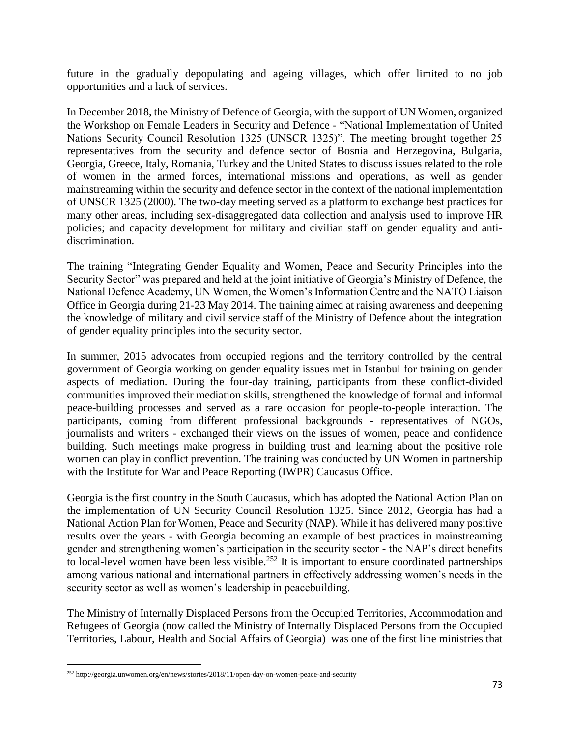future in the gradually depopulating and ageing villages, which offer limited to no job opportunities and a lack of services.

In December 2018, the Ministry of Defence of Georgia, with the support of UN Women, organized the Workshop on Female Leaders in Security and Defence - "National Implementation of United Nations Security Council Resolution 1325 (UNSCR 1325)". The meeting brought together 25 representatives from the security and defence sector of Bosnia and Herzegovina, Bulgaria, Georgia, Greece, Italy, Romania, Turkey and the United States to discuss issues related to the role of women in the armed forces, international missions and operations, as well as gender mainstreaming within the security and defence sector in the context of the national implementation of UNSCR 1325 (2000). The two-day meeting served as a platform to exchange best practices for many other areas, including sex-disaggregated data collection and analysis used to improve HR policies; and capacity development for military and civilian staff on gender equality and anti-discrimination.

The training "Integrating Gender Equality and Women, Peace and Security Principles into the Security Sector" was prepared and held at the joint initiative of Georgia's Ministry of Defence, the National Defence Academy, UN Women, the Women's Information Centre and the NATO Liaison Office in Georgia during 21-23 May 2014. The training aimed at raising awareness and deepening the knowledge of military and civil service staff of the Ministry of Defence about the integration of gender equality principles into the security sector.

In summer, 2015 advocates from occupied regions and the territory controlled by the central government of Georgia working on gender equality issues met in Istanbul for training on gender aspects of mediation. During the four-day training, participants from these conflict-divided communities improved their mediation skills, strengthened the knowledge of formal and informal peace-building processes and served as a rare occasion for people-to-people interaction. The participants, coming from different professional backgrounds - representatives of NGOs, journalists and writers - exchanged their views on the issues of women, peace and confidence building. Such meetings make progress in building trust and learning about the positive role women can play in conflict prevention. The training was conducted by UN Women in partnership with the Institute for War and Peace Reporting (IWPR) Caucasus Office.

Georgia is the first country in the South Caucasus, which has adopted the National Action Plan on the implementation of UN Security Council Resolution 1325. Since 2012, Georgia has had a National Action Plan for Women, Peace and Security (NAP). While it has delivered many positive results over the years - with Georgia becoming an example of best practices in mainstreaming gender and strengthening women's participation in the security sector - the NAP's direct benefits to local-level women have been less visible.[252] It is important to ensure coordinated partnerships among various national and international partners in effectively addressing women's needs in the security sector as well as women's leadership in peacebuilding.

The Ministry of Internally Displaced Persons from the Occupied Territories, Accommodation and Refugees of Georgia (now called the Ministry of Internally Displaced Persons from the Occupied Territories, Labour, Health and Social Affairs of Georgia) was one of the first line ministries that

[252] http://georgia.unwomen.org/en/news/stories/2018/11/open-day-on-women-peace-and-security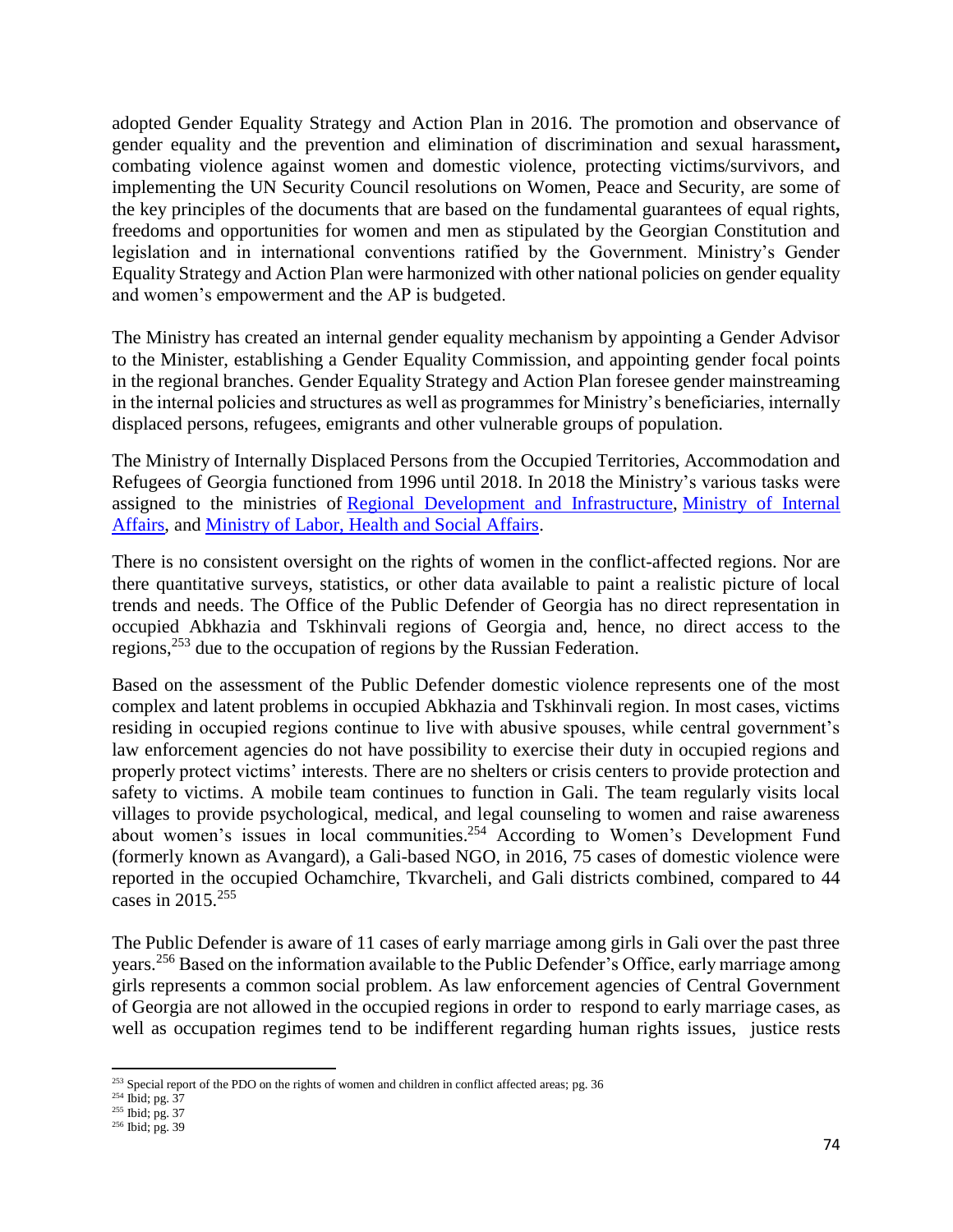adopted Gender Equality Strategy and Action Plan in 2016. The promotion and observance of gender equality and the prevention and elimination of discrimination and sexual harassment**,** combating violence against women and domestic violence, protecting victims/survivors, and implementing the UN Security Council resolutions on Women, Peace and Security, are some of the key principles of the documents that are based on the fundamental guarantees of equal rights, freedoms and opportunities for women and men as stipulated by the Georgian Constitution and legislation and in international conventions ratified by the Government. Ministry's Gender Equality Strategy and Action Plan were harmonized with other national policies on gender equality and women's empowerment and the AP is budgeted.

The Ministry has created an internal gender equality mechanism by appointing a Gender Advisor to the Minister, establishing a Gender Equality Commission, and appointing gender focal points in the regional branches. Gender Equality Strategy and Action Plan foresee gender mainstreaming in the internal policies and structures as well as programmes for Ministry's beneficiaries, internally displaced persons, refugees, emigrants and other vulnerable groups of population.

The Ministry of Internally Displaced Persons from the Occupied Territories, Accommodation and Refugees of Georgia functioned from 1996 until 2018. In 2018 the Ministry's various tasks were assigned to the ministries of Regional Development and Infrastructure, Ministry of Internal Affairs, and Ministry of Labor, Health and Social Affairs.

There is no consistent oversight on the rights of women in the conflict-affected regions. Nor are there quantitative surveys, statistics, or other data available to paint a realistic picture of local trends and needs. The Office of the Public Defender of Georgia has no direct representation in occupied Abkhazia and Tskhinvali regions of Georgia and, hence, no direct access to the regions,[253] due to the occupation of regions by the Russian Federation.

Based on the assessment of the Public Defender domestic violence represents one of the most complex and latent problems in occupied Abkhazia and Tskhinvali region. In most cases, victims residing in occupied regions continue to live with abusive spouses, while central government's law enforcement agencies do not have possibility to exercise their duty in occupied regions and properly protect victims' interests. There are no shelters or crisis centers to provide protection and safety to victims. A mobile team continues to function in Gali. The team regularly visits local villages to provide psychological, medical, and legal counseling to women and raise awareness about women's issues in local communities.[254] According to Women's Development Fund (formerly known as Avangard), a Gali-based NGO, in 2016, 75 cases of domestic violence were reported in the occupied Ochamchire, Tkvarcheli, and Gali districts combined, compared to 44 cases in 2015.[255]

The Public Defender is aware of 11 cases of early marriage among girls in Gali over the past three years.[256] Based on the information available to the Public Defender's Office, early marriage among girls represents a common social problem. As law enforcement agencies of Central Government of Georgia are not allowed in the occupied regions in order to respond to early marriage cases, as well as occupation regimes tend to be indifferent regarding human rights issues, justice rests

---

[253] Special report of the PDO on the rights of women and children in conflict affected areas; pg. 36

[254] Ibid; pg. 37

[255] Ibid; pg. 37

[256] Ibid; pg. 39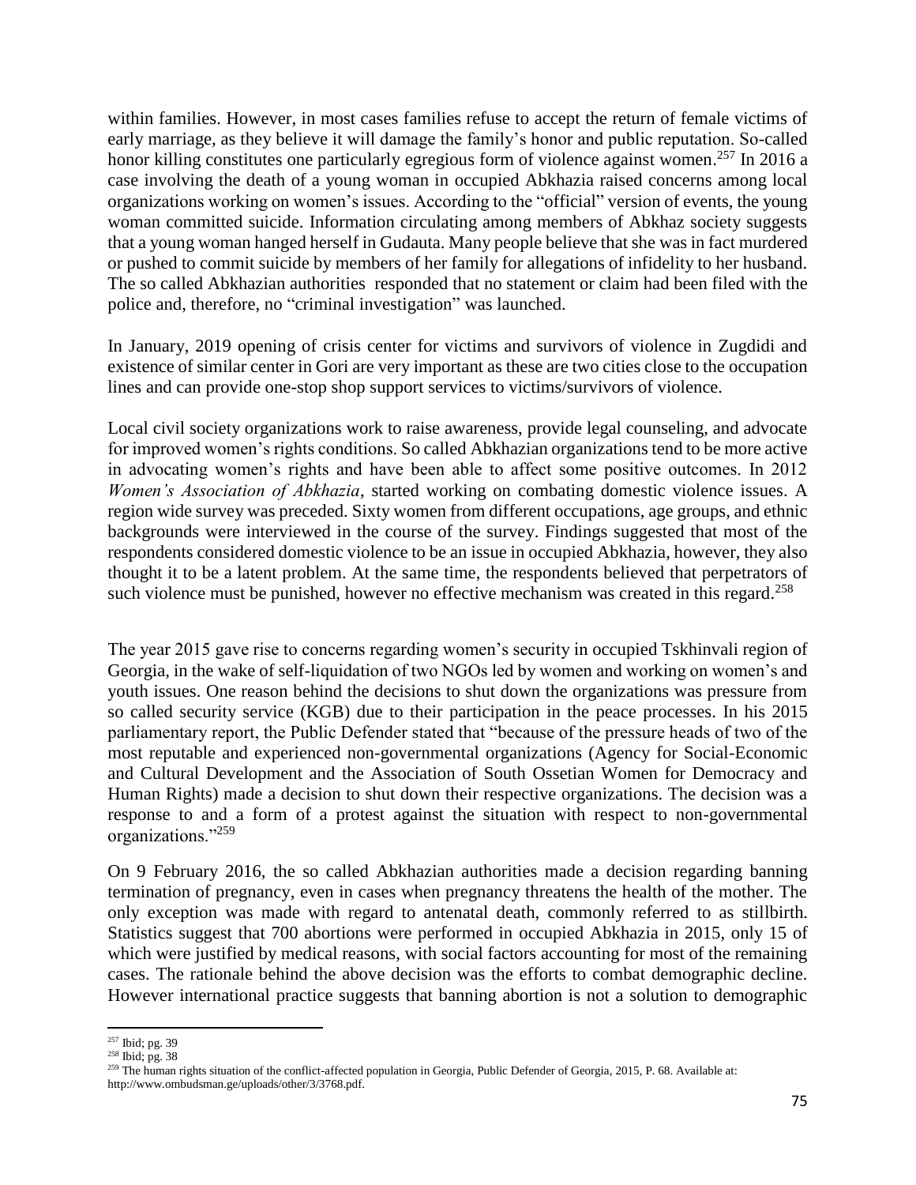within families. However, in most cases families refuse to accept the return of female victims of early marriage, as they believe it will damage the family's honor and public reputation. So-called honor killing constitutes one particularly egregious form of violence against women.[257] In 2016 a case involving the death of a young woman in occupied Abkhazia raised concerns among local organizations working on women's issues. According to the "official" version of events, the young woman committed suicide. Information circulating among members of Abkhaz society suggests that a young woman hanged herself in Gudauta. Many people believe that she was in fact murdered or pushed to commit suicide by members of her family for allegations of infidelity to her husband. The so called Abkhazian authorities responded that no statement or claim had been filed with the police and, therefore, no "criminal investigation" was launched.

In January, 2019 opening of crisis center for victims and survivors of violence in Zugdidi and existence of similar center in Gori are very important as these are two cities close to the occupation lines and can provide one-stop shop support services to victims/survivors of violence.

Local civil society organizations work to raise awareness, provide legal counseling, and advocate for improved women's rights conditions. So called Abkhazian organizations tend to be more active in advocating women's rights and have been able to affect some positive outcomes. In 2012 *Women's Association of Abkhazia*, started working on combating domestic violence issues. A region wide survey was preceded. Sixty women from different occupations, age groups, and ethnic backgrounds were interviewed in the course of the survey. Findings suggested that most of the respondents considered domestic violence to be an issue in occupied Abkhazia, however, they also thought it to be a latent problem. At the same time, the respondents believed that perpetrators of such violence must be punished, however no effective mechanism was created in this regard.[258]

The year 2015 gave rise to concerns regarding women's security in occupied Tskhinvali region of Georgia, in the wake of self-liquidation of two NGOs led by women and working on women's and youth issues. One reason behind the decisions to shut down the organizations was pressure from so called security service (KGB) due to their participation in the peace processes. In his 2015 parliamentary report, the Public Defender stated that "because of the pressure heads of two of the most reputable and experienced non-governmental organizations (Agency for Social-Economic and Cultural Development and the Association of South Ossetian Women for Democracy and Human Rights) made a decision to shut down their respective organizations. The decision was a response to and a form of a protest against the situation with respect to non-governmental organizations."[259]

On 9 February 2016, the so called Abkhazian authorities made a decision regarding banning termination of pregnancy, even in cases when pregnancy threatens the health of the mother. The only exception was made with regard to antenatal death, commonly referred to as stillbirth. Statistics suggest that 700 abortions were performed in occupied Abkhazia in 2015, only 15 of which were justified by medical reasons, with social factors accounting for most of the remaining cases. The rationale behind the above decision was the efforts to combat demographic decline. However international practice suggests that banning abortion is not a solution to demographic

---

[257] Ibid; pg. 39

[258] Ibid; pg. 38

[259] The human rights situation of the conflict-affected population in Georgia, Public Defender of Georgia, 2015, P. 68. Available at: http://www.ombudsman.ge/uploads/other/3/3768.pdf.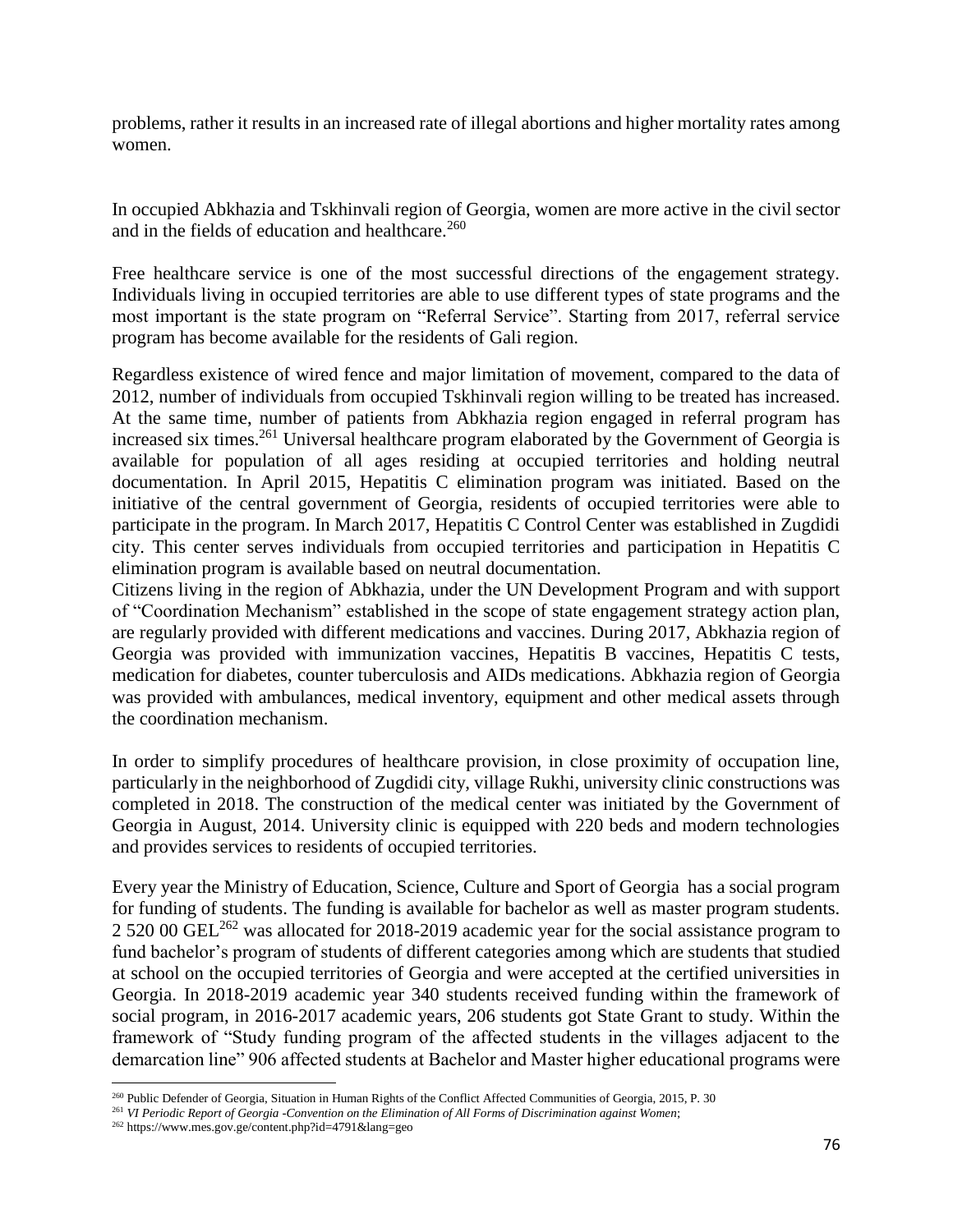problems, rather it results in an increased rate of illegal abortions and higher mortality rates among women.

In occupied Abkhazia and Tskhinvali region of Georgia, women are more active in the civil sector and in the fields of education and healthcare.[260]

Free healthcare service is one of the most successful directions of the engagement strategy. Individuals living in occupied territories are able to use different types of state programs and the most important is the state program on "Referral Service". Starting from 2017, referral service program has become available for the residents of Gali region.

Regardless existence of wired fence and major limitation of movement, compared to the data of 2012, number of individuals from occupied Tskhinvali region willing to be treated has increased. At the same time, number of patients from Abkhazia region engaged in referral program has increased six times.[261] Universal healthcare program elaborated by the Government of Georgia is available for population of all ages residing at occupied territories and holding neutral documentation. In April 2015, Hepatitis C elimination program was initiated. Based on the initiative of the central government of Georgia, residents of occupied territories were able to participate in the program. In March 2017, Hepatitis C Control Center was established in Zugdidi city. This center serves individuals from occupied territories and participation in Hepatitis C elimination program is available based on neutral documentation.
Citizens living in the region of Abkhazia, under the UN Development Program and with support of "Coordination Mechanism" established in the scope of state engagement strategy action plan, are regularly provided with different medications and vaccines. During 2017, Abkhazia region of Georgia was provided with immunization vaccines, Hepatitis B vaccines, Hepatitis C tests, medication for diabetes, counter tuberculosis and AIDs medications. Abkhazia region of Georgia was provided with ambulances, medical inventory, equipment and other medical assets through the coordination mechanism.

In order to simplify procedures of healthcare provision, in close proximity of occupation line, particularly in the neighborhood of Zugdidi city, village Rukhi, university clinic constructions was completed in 2018. The construction of the medical center was initiated by the Government of Georgia in August, 2014. University clinic is equipped with 220 beds and modern technologies and provides services to residents of occupied territories.

Every year the Ministry of Education, Science, Culture and Sport of Georgia has a social program for funding of students. The funding is available for bachelor as well as master program students. 2 520 00 GEL[262] was allocated for 2018-2019 academic year for the social assistance program to fund bachelor's program of students of different categories among which are students that studied at school on the occupied territories of Georgia and were accepted at the certified universities in Georgia. In 2018-2019 academic year 340 students received funding within the framework of social program, in 2016-2017 academic years, 206 students got State Grant to study. Within the framework of "Study funding program of the affected students in the villages adjacent to the demarcation line" 906 affected students at Bachelor and Master higher educational programs were

---

[260] Public Defender of Georgia, Situation in Human Rights of the Conflict Affected Communities of Georgia, 2015, P. 30

[261] *VI Periodic Report of Georgia -Convention on the Elimination of All Forms of Discrimination against Women*;

[262] https://www.mes.gov.ge/content.php?id=4791&lang=geo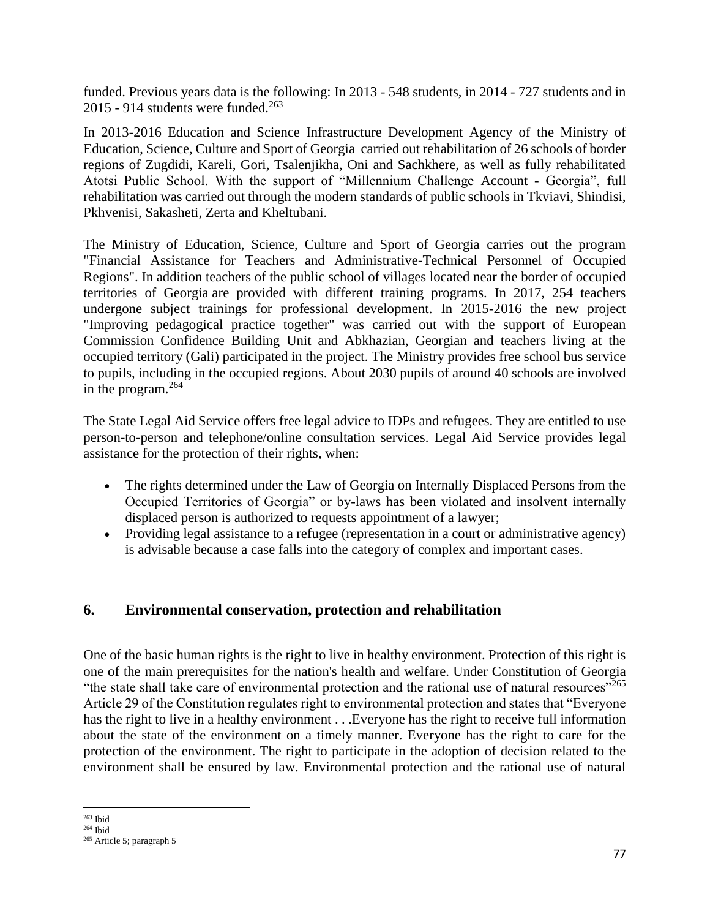funded. Previous years data is the following: In 2013 - 548 students, in 2014 - 727 students and in 2015 - 914 students were funded.[263]

In 2013-2016 Education and Science Infrastructure Development Agency of the Ministry of Education, Science, Culture and Sport of Georgia carried out rehabilitation of 26 schools of border regions of Zugdidi, Kareli, Gori, Tsalenjikha, Oni and Sachkhere, as well as fully rehabilitated Atotsi Public School. With the support of "Millennium Challenge Account - Georgia", full rehabilitation was carried out through the modern standards of public schools in Tkviavi, Shindisi, Pkhvenisi, Sakasheti, Zerta and Kheltubani.

The Ministry of Education, Science, Culture and Sport of Georgia carries out the program "Financial Assistance for Teachers and Administrative-Technical Personnel of Occupied Regions". In addition teachers of the public school of villages located near the border of occupied territories of Georgia are provided with different training programs. In 2017, 254 teachers undergone subject trainings for professional development. In 2015-2016 the new project "Improving pedagogical practice together" was carried out with the support of European Commission Confidence Building Unit and Abkhazian, Georgian and teachers living at the occupied territory (Gali) participated in the project. The Ministry provides free school bus service to pupils, including in the occupied regions. About 2030 pupils of around 40 schools are involved in the program.[264]

The State Legal Aid Service offers free legal advice to IDPs and refugees. They are entitled to use person-to-person and telephone/online consultation services. Legal Aid Service provides legal assistance for the protection of their rights, when:

- The rights determined under the Law of Georgia on Internally Displaced Persons from the Occupied Territories of Georgia" or by-laws has been violated and insolvent internally displaced person is authorized to requests appointment of a lawyer;
- Providing legal assistance to a refugee (representation in a court or administrative agency) is advisable because a case falls into the category of complex and important cases.

## 6. Environmental conservation, protection and rehabilitation

One of the basic human rights is the right to live in healthy environment. Protection of this right is one of the main prerequisites for the nation's health and welfare. Under Constitution of Georgia "the state shall take care of environmental protection and the rational use of natural resources"[265] Article 29 of the Constitution regulates right to environmental protection and states that "Everyone has the right to live in a healthy environment . . .Everyone has the right to receive full information about the state of the environment on a timely manner. Everyone has the right to care for the protection of the environment. The right to participate in the adoption of decision related to the environment shall be ensured by law. Environmental protection and the rational use of natural

[263] Ibid
[264] Ibid
[265] Article 5; paragraph 5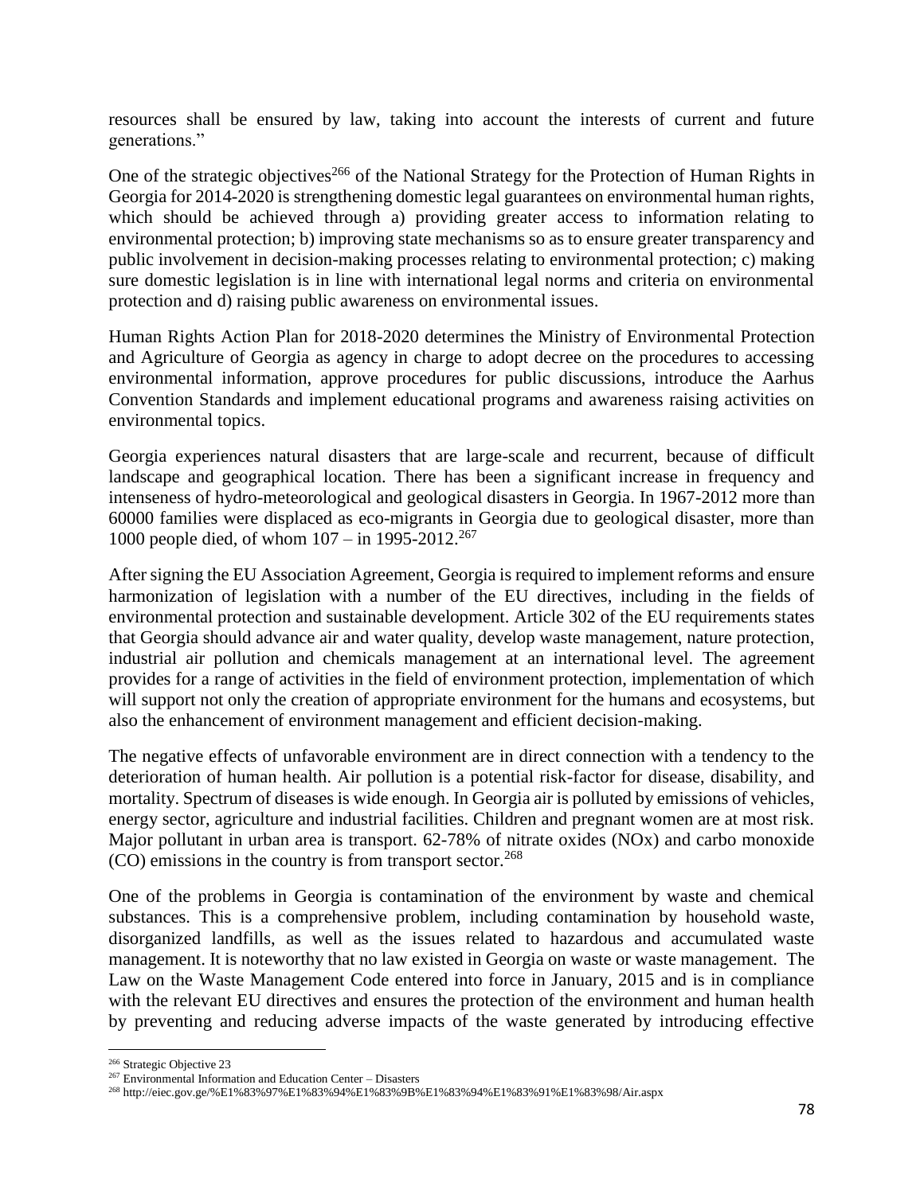resources shall be ensured by law, taking into account the interests of current and future generations."

One of the strategic objectives[266] of the National Strategy for the Protection of Human Rights in Georgia for 2014-2020 is strengthening domestic legal guarantees on environmental human rights, which should be achieved through a) providing greater access to information relating to environmental protection; b) improving state mechanisms so as to ensure greater transparency and public involvement in decision-making processes relating to environmental protection; c) making sure domestic legislation is in line with international legal norms and criteria on environmental protection and d) raising public awareness on environmental issues.

Human Rights Action Plan for 2018-2020 determines the Ministry of Environmental Protection and Agriculture of Georgia as agency in charge to adopt decree on the procedures to accessing environmental information, approve procedures for public discussions, introduce the Aarhus Convention Standards and implement educational programs and awareness raising activities on environmental topics.

Georgia experiences natural disasters that are large-scale and recurrent, because of difficult landscape and geographical location. There has been a significant increase in frequency and intenseness of hydro-meteorological and geological disasters in Georgia. In 1967-2012 more than 60000 families were displaced as eco-migrants in Georgia due to geological disaster, more than 1000 people died, of whom 107 – in 1995-2012.[267]

After signing the EU Association Agreement, Georgia is required to implement reforms and ensure harmonization of legislation with a number of the EU directives, including in the fields of environmental protection and sustainable development. Article 302 of the EU requirements states that Georgia should advance air and water quality, develop waste management, nature protection, industrial air pollution and chemicals management at an international level. The agreement provides for a range of activities in the field of environment protection, implementation of which will support not only the creation of appropriate environment for the humans and ecosystems, but also the enhancement of environment management and efficient decision-making.

The negative effects of unfavorable environment are in direct connection with a tendency to the deterioration of human health. Air pollution is a potential risk-factor for disease, disability, and mortality. Spectrum of diseases is wide enough. In Georgia air is polluted by emissions of vehicles, energy sector, agriculture and industrial facilities. Children and pregnant women are at most risk. Major pollutant in urban area is transport. 62-78% of nitrate oxides ($NO_x$) and carbo monoxide ($CO$) emissions in the country is from transport sector.[268]

One of the problems in Georgia is contamination of the environment by waste and chemical substances. This is a comprehensive problem, including contamination by household waste, disorganized landfills, as well as the issues related to hazardous and accumulated waste management. It is noteworthy that no law existed in Georgia on waste or waste management. The Law on the Waste Management Code entered into force in January, 2015 and is in compliance with the relevant EU directives and ensures the protection of the environment and human health by preventing and reducing adverse impacts of the waste generated by introducing effective

---

[266] Strategic Objective 23

[267] Environmental Information and Education Center – Disasters

[268] http://eiec.gov.ge/%E1%83%97%E1%83%94%E1%83%9B%E1%83%94%E1%83%91%E1%83%98/Air.aspx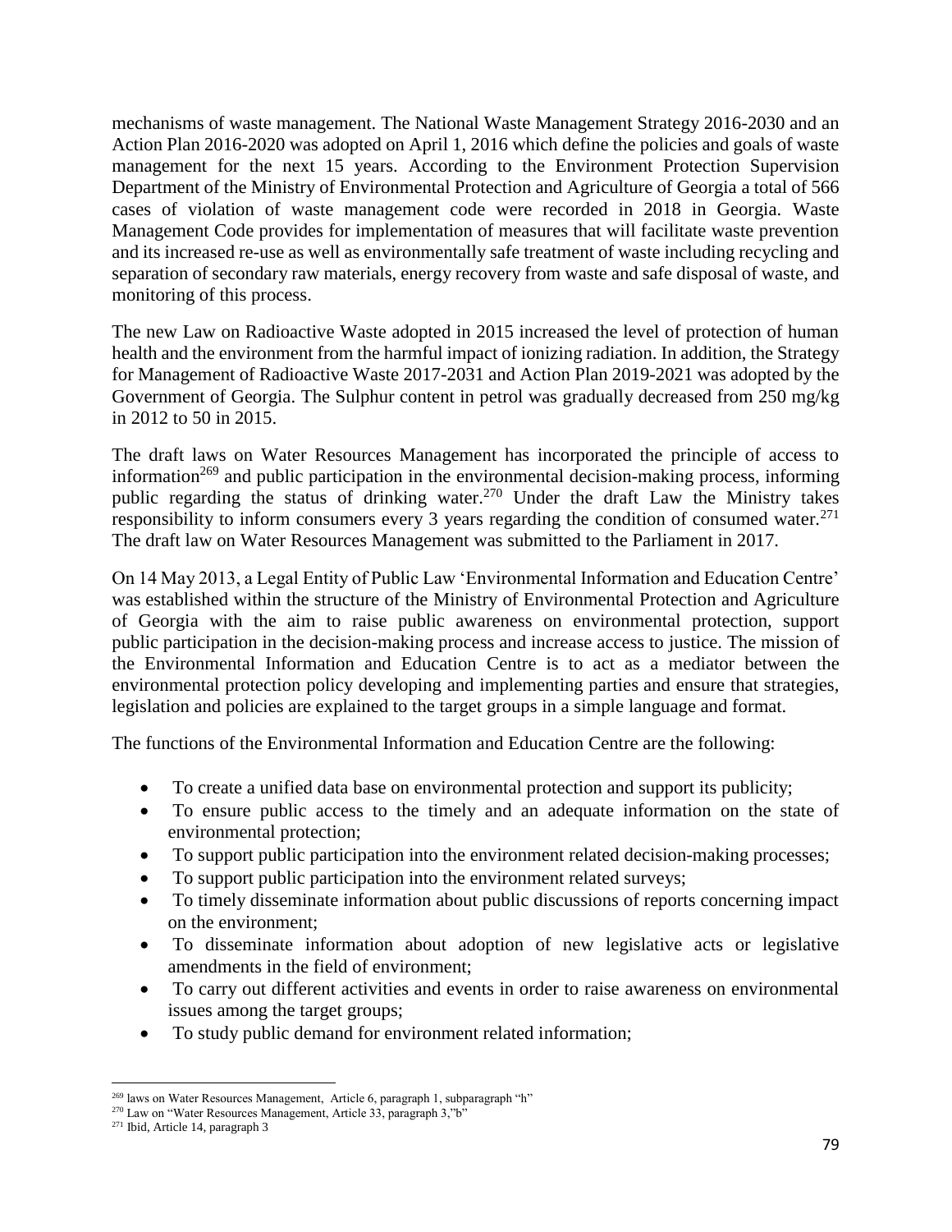mechanisms of waste management. The National Waste Management Strategy 2016-2030 and an Action Plan 2016-2020 was adopted on April 1, 2016 which define the policies and goals of waste management for the next 15 years. According to the Environment Protection Supervision Department of the Ministry of Environmental Protection and Agriculture of Georgia a total of 566 cases of violation of waste management code were recorded in 2018 in Georgia. Waste Management Code provides for implementation of measures that will facilitate waste prevention and its increased re-use as well as environmentally safe treatment of waste including recycling and separation of secondary raw materials, energy recovery from waste and safe disposal of waste, and monitoring of this process.

The new Law on Radioactive Waste adopted in 2015 increased the level of protection of human health and the environment from the harmful impact of ionizing radiation. In addition, the Strategy for Management of Radioactive Waste 2017-2031 and Action Plan 2019-2021 was adopted by the Government of Georgia. The Sulphur content in petrol was gradually decreased from 250 mg/kg in 2012 to 50 in 2015.

The draft laws on Water Resources Management has incorporated the principle of access to information[269] and public participation in the environmental decision-making process, informing public regarding the status of drinking water.[270] Under the draft Law the Ministry takes responsibility to inform consumers every 3 years regarding the condition of consumed water.[271] The draft law on Water Resources Management was submitted to the Parliament in 2017.

On 14 May 2013, a Legal Entity of Public Law 'Environmental Information and Education Centre' was established within the structure of the Ministry of Environmental Protection and Agriculture of Georgia with the aim to raise public awareness on environmental protection, support public participation in the decision-making process and increase access to justice. The mission of the Environmental Information and Education Centre is to act as a mediator between the environmental protection policy developing and implementing parties and ensure that strategies, legislation and policies are explained to the target groups in a simple language and format.

The functions of the Environmental Information and Education Centre are the following:

- To create a unified data base on environmental protection and support its publicity;
- To ensure public access to the timely and an adequate information on the state of environmental protection;
- To support public participation into the environment related decision-making processes;
- To support public participation into the environment related surveys;
- To timely disseminate information about public discussions of reports concerning impact on the environment;
- To disseminate information about adoption of new legislative acts or legislative amendments in the field of environment;
- To carry out different activities and events in order to raise awareness on environmental issues among the target groups;
- To study public demand for environment related information;

---

[269] laws on Water Resources Management, Article 6, paragraph 1, subparagraph "h"

[270] Law on "Water Resources Management, Article 33, paragraph 3,"b"

[271] Ibid, Article 14, paragraph 3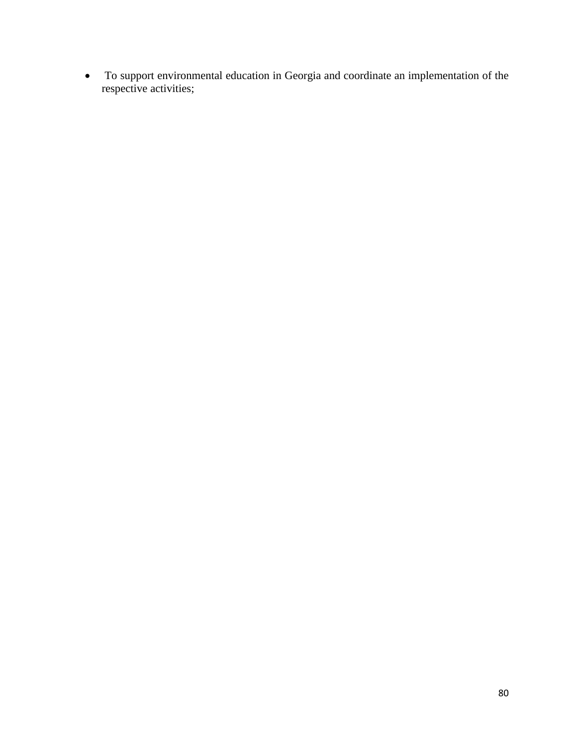- To support environmental education in Georgia and coordinate an implementation of the respective activities;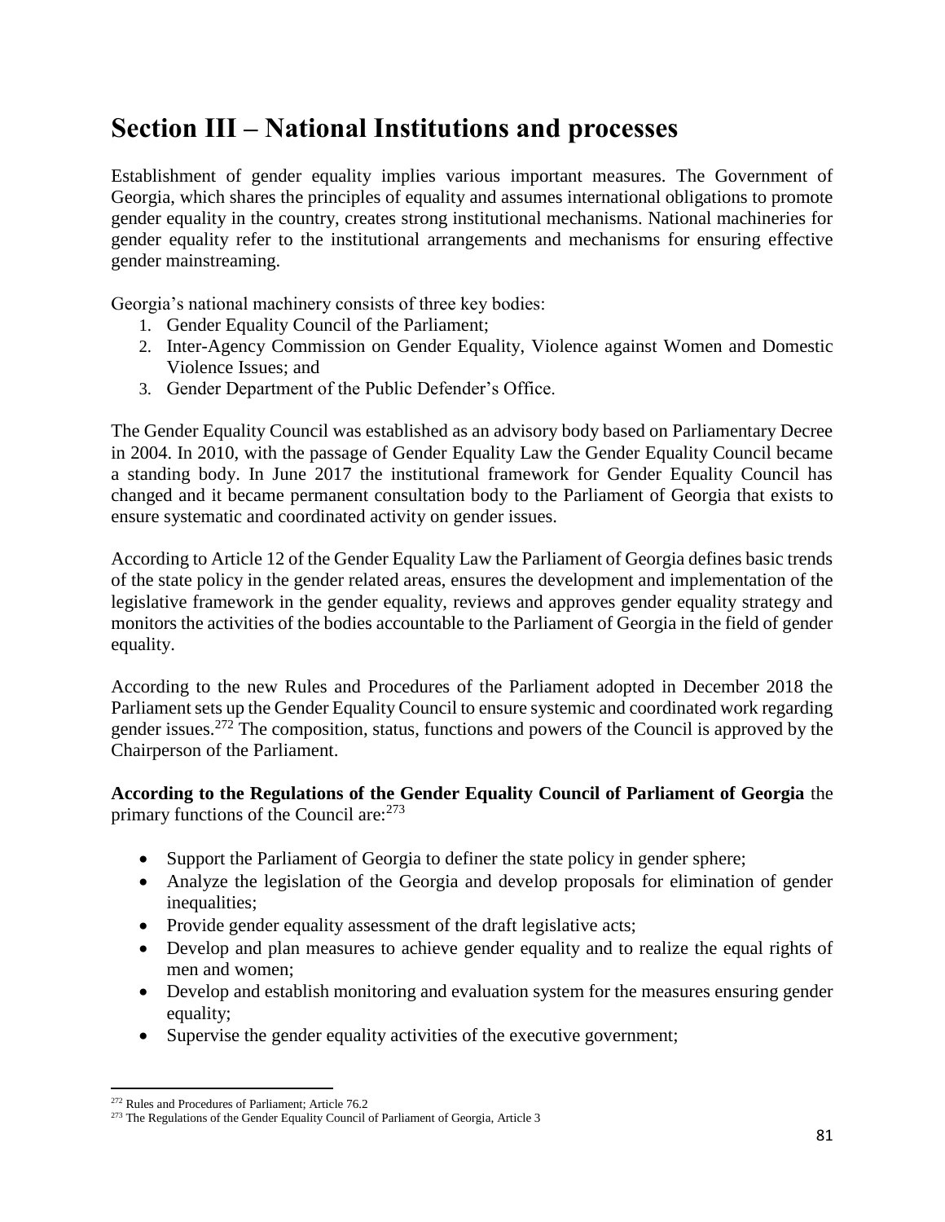# Section III – National Institutions and processes

Establishment of gender equality implies various important measures. The Government of Georgia, which shares the principles of equality and assumes international obligations to promote gender equality in the country, creates strong institutional mechanisms. National machineries for gender equality refer to the institutional arrangements and mechanisms for ensuring effective gender mainstreaming.

Georgia's national machinery consists of three key bodies:

1. Gender Equality Council of the Parliament;
2. Inter-Agency Commission on Gender Equality, Violence against Women and Domestic Violence Issues; and
3. Gender Department of the Public Defender's Office.

The Gender Equality Council was established as an advisory body based on Parliamentary Decree in 2004. In 2010, with the passage of Gender Equality Law the Gender Equality Council became a standing body. In June 2017 the institutional framework for Gender Equality Council has changed and it became permanent consultation body to the Parliament of Georgia that exists to ensure systematic and coordinated activity on gender issues.

According to Article 12 of the Gender Equality Law the Parliament of Georgia defines basic trends of the state policy in the gender related areas, ensures the development and implementation of the legislative framework in the gender equality, reviews and approves gender equality strategy and monitors the activities of the bodies accountable to the Parliament of Georgia in the field of gender equality.

According to the new Rules and Procedures of the Parliament adopted in December 2018 the Parliament sets up the Gender Equality Council to ensure systemic and coordinated work regarding gender issues.[272] The composition, status, functions and powers of the Council is approved by the Chairperson of the Parliament.

**According to the Regulations of the Gender Equality Council of Parliament of Georgia** the primary functions of the Council are:[273]

- Support the Parliament of Georgia to definer the state policy in gender sphere;
- Analyze the legislation of the Georgia and develop proposals for elimination of gender inequalities;
- Provide gender equality assessment of the draft legislative acts;
- Develop and plan measures to achieve gender equality and to realize the equal rights of men and women;
- Develop and establish monitoring and evaluation system for the measures ensuring gender equality;
- Supervise the gender equality activities of the executive government;

[272] Rules and Procedures of Parliament; Article 76.2

[273] The Regulations of the Gender Equality Council of Parliament of Georgia, Article 3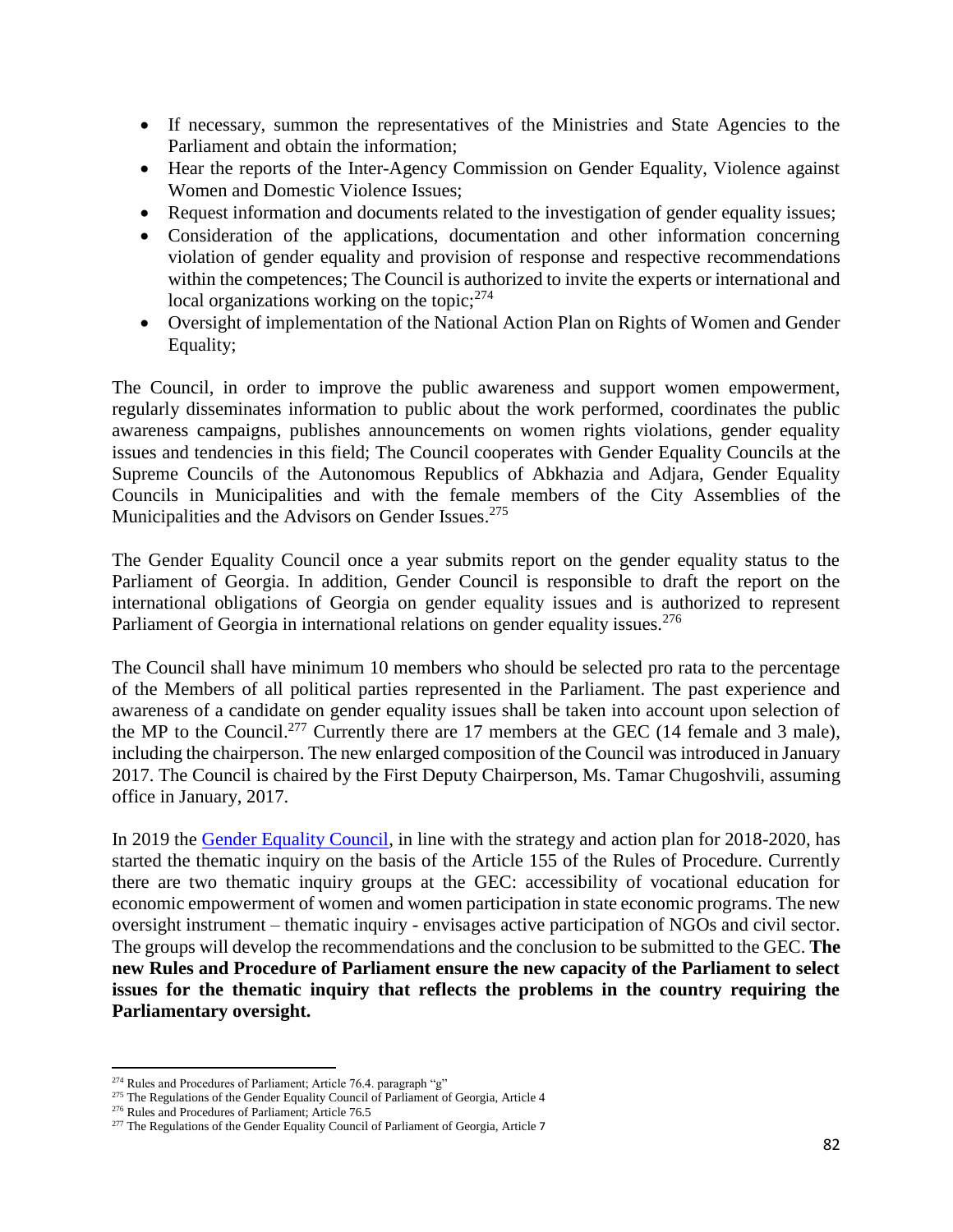- If necessary, summon the representatives of the Ministries and State Agencies to the Parliament and obtain the information;
- Hear the reports of the Inter-Agency Commission on Gender Equality, Violence against Women and Domestic Violence Issues;
- Request information and documents related to the investigation of gender equality issues;
- Consideration of the applications, documentation and other information concerning violation of gender equality and provision of response and respective recommendations within the competences; The Council is authorized to invite the experts or international and local organizations working on the topic;[274]
- Oversight of implementation of the National Action Plan on Rights of Women and Gender Equality;

The Council, in order to improve the public awareness and support women empowerment, regularly disseminates information to public about the work performed, coordinates the public awareness campaigns, publishes announcements on women rights violations, gender equality issues and tendencies in this field; The Council cooperates with Gender Equality Councils at the Supreme Councils of the Autonomous Republics of Abkhazia and Adjara, Gender Equality Councils in Municipalities and with the female members of the City Assemblies of the Municipalities and the Advisors on Gender Issues.[275]

The Gender Equality Council once a year submits report on the gender equality status to the Parliament of Georgia. In addition, Gender Council is responsible to draft the report on the international obligations of Georgia on gender equality issues and is authorized to represent Parliament of Georgia in international relations on gender equality issues.[276]

The Council shall have minimum 10 members who should be selected pro rata to the percentage of the Members of all political parties represented in the Parliament. The past experience and awareness of a candidate on gender equality issues shall be taken into account upon selection of the MP to the Council.[277] Currently there are 17 members at the GEC (14 female and 3 male), including the chairperson. The new enlarged composition of the Council was introduced in January 2017. The Council is chaired by the First Deputy Chairperson, Ms. Tamar Chugoshvili, assuming office in January, 2017.

In 2019 the Gender Equality Council, in line with the strategy and action plan for 2018-2020, has started the thematic inquiry on the basis of the Article 155 of the Rules of Procedure. Currently there are two thematic inquiry groups at the GEC: accessibility of vocational education for economic empowerment of women and women participation in state economic programs. The new oversight instrument – thematic inquiry - envisages active participation of NGOs and civil sector. The groups will develop the recommendations and the conclusion to be submitted to the GEC. **The new Rules and Procedure of Parliament ensure the new capacity of the Parliament to select issues for the thematic inquiry that reflects the problems in the country requiring the Parliamentary oversight.**

---

[274] Rules and Procedures of Parliament; Article 76.4. paragraph "g"

[275] The Regulations of the Gender Equality Council of Parliament of Georgia, Article 4

[276] Rules and Procedures of Parliament; Article 76.5

[277] The Regulations of the Gender Equality Council of Parliament of Georgia, Article 7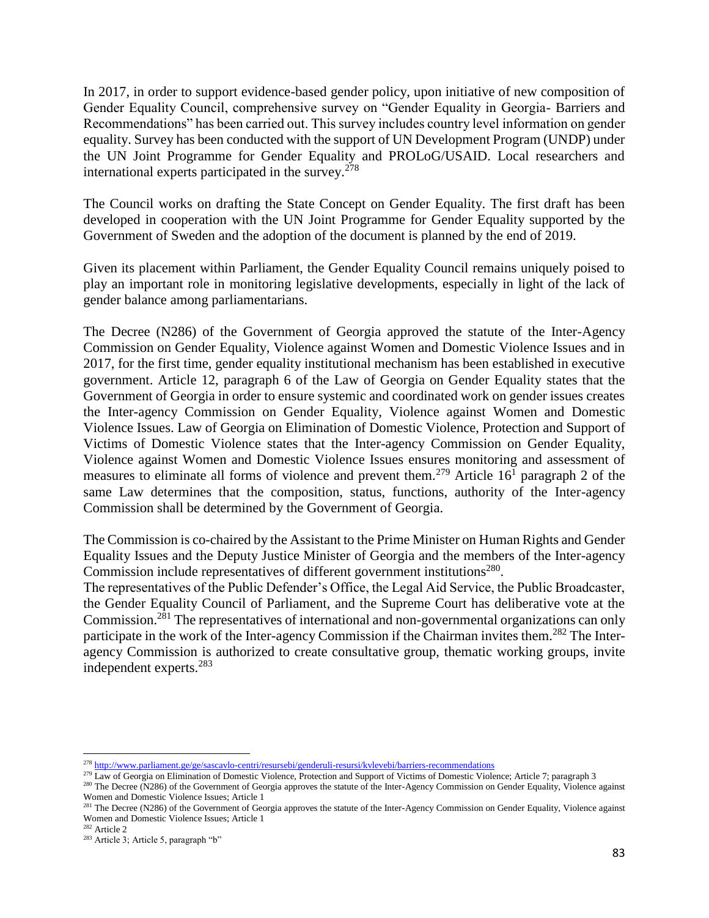In 2017, in order to support evidence-based gender policy, upon initiative of new composition of Gender Equality Council, comprehensive survey on "Gender Equality in Georgia- Barriers and Recommendations" has been carried out. This survey includes country level information on gender equality. Survey has been conducted with the support of UN Development Program (UNDP) under the UN Joint Programme for Gender Equality and PROLoG/USAID. Local researchers and international experts participated in the survey.[278]

The Council works on drafting the State Concept on Gender Equality. The first draft has been developed in cooperation with the UN Joint Programme for Gender Equality supported by the Government of Sweden and the adoption of the document is planned by the end of 2019.

Given its placement within Parliament, the Gender Equality Council remains uniquely poised to play an important role in monitoring legislative developments, especially in light of the lack of gender balance among parliamentarians.

The Decree (N286) of the Government of Georgia approved the statute of the Inter-Agency Commission on Gender Equality, Violence against Women and Domestic Violence Issues and in 2017, for the first time, gender equality institutional mechanism has been established in executive government. Article 12, paragraph 6 of the Law of Georgia on Gender Equality states that the Government of Georgia in order to ensure systemic and coordinated work on gender issues creates the Inter-agency Commission on Gender Equality, Violence against Women and Domestic Violence Issues. Law of Georgia on Elimination of Domestic Violence, Protection and Support of Victims of Domestic Violence states that the Inter-agency Commission on Gender Equality, Violence against Women and Domestic Violence Issues ensures monitoring and assessment of measures to eliminate all forms of violence and prevent them.[279] Article $16^1$ paragraph 2 of the same Law determines that the composition, status, functions, authority of the Inter-agency Commission shall be determined by the Government of Georgia.

The Commission is co-chaired by the Assistant to the Prime Minister on Human Rights and Gender Equality Issues and the Deputy Justice Minister of Georgia and the members of the Inter-agency Commission include representatives of different government institutions[280].

The representatives of the Public Defender's Office, the Legal Aid Service, the Public Broadcaster, the Gender Equality Council of Parliament, and the Supreme Court has deliberative vote at the Commission.[281] The representatives of international and non-governmental organizations can only participate in the work of the Inter-agency Commission if the Chairman invites them.[282] The Inter-agency Commission is authorized to create consultative group, thematic working groups, invite independent experts.[283]

---

[278] http://www.parliament.ge/ge/sascavlo-centri/resursebi/genderuli-resursi/kvlevebi/barriers-recommendations

[279] Law of Georgia on Elimination of Domestic Violence, Protection and Support of Victims of Domestic Violence; Article 7; paragraph 3

[280] The Decree (N286) of the Government of Georgia approves the statute of the Inter-Agency Commission on Gender Equality, Violence against Women and Domestic Violence Issues; Article 1

[281] The Decree (N286) of the Government of Georgia approves the statute of the Inter-Agency Commission on Gender Equality, Violence against Women and Domestic Violence Issues; Article 1

[282] Article 2

[283] Article 3; Article 5, paragraph "b"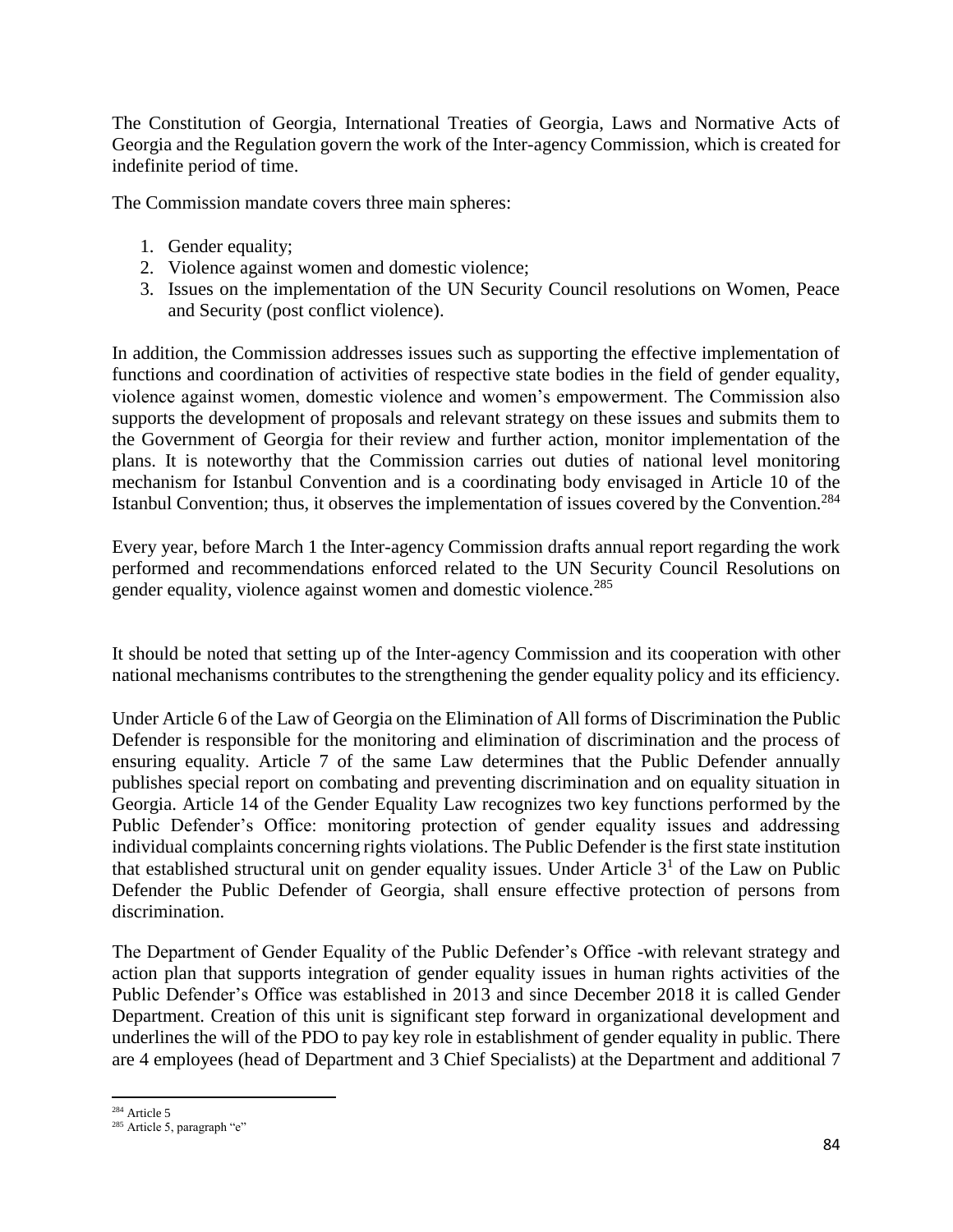The Constitution of Georgia, International Treaties of Georgia, Laws and Normative Acts of Georgia and the Regulation govern the work of the Inter-agency Commission, which is created for indefinite period of time.

The Commission mandate covers three main spheres:

1. Gender equality;
2. Violence against women and domestic violence;
3. Issues on the implementation of the UN Security Council resolutions on Women, Peace and Security (post conflict violence).

In addition, the Commission addresses issues such as supporting the effective implementation of functions and coordination of activities of respective state bodies in the field of gender equality, violence against women, domestic violence and women's empowerment. The Commission also supports the development of proposals and relevant strategy on these issues and submits them to the Government of Georgia for their review and further action, monitor implementation of the plans. It is noteworthy that the Commission carries out duties of national level monitoring mechanism for Istanbul Convention and is a coordinating body envisaged in Article 10 of the Istanbul Convention; thus, it observes the implementation of issues covered by the Convention.[284]

Every year, before March 1 the Inter-agency Commission drafts annual report regarding the work performed and recommendations enforced related to the UN Security Council Resolutions on gender equality, violence against women and domestic violence.[285]

It should be noted that setting up of the Inter-agency Commission and its cooperation with other national mechanisms contributes to the strengthening the gender equality policy and its efficiency.

Under Article 6 of the Law of Georgia on the Elimination of All forms of Discrimination the Public Defender is responsible for the monitoring and elimination of discrimination and the process of ensuring equality. Article 7 of the same Law determines that the Public Defender annually publishes special report on combating and preventing discrimination and on equality situation in Georgia. Article 14 of the Gender Equality Law recognizes two key functions performed by the Public Defender's Office: monitoring protection of gender equality issues and addressing individual complaints concerning rights violations. The Public Defender is the first state institution that established structural unit on gender equality issues. Under Article 3[1] of the Law on Public Defender the Public Defender of Georgia, shall ensure effective protection of persons from discrimination.

The Department of Gender Equality of the Public Defender's Office -with relevant strategy and action plan that supports integration of gender equality issues in human rights activities of the Public Defender's Office was established in 2013 and since December 2018 it is called Gender Department. Creation of this unit is significant step forward in organizational development and underlines the will of the PDO to pay key role in establishment of gender equality in public. There are 4 employees (head of Department and 3 Chief Specialists) at the Department and additional 7

---

[284] Article 5

[285] Article 5, paragraph "e"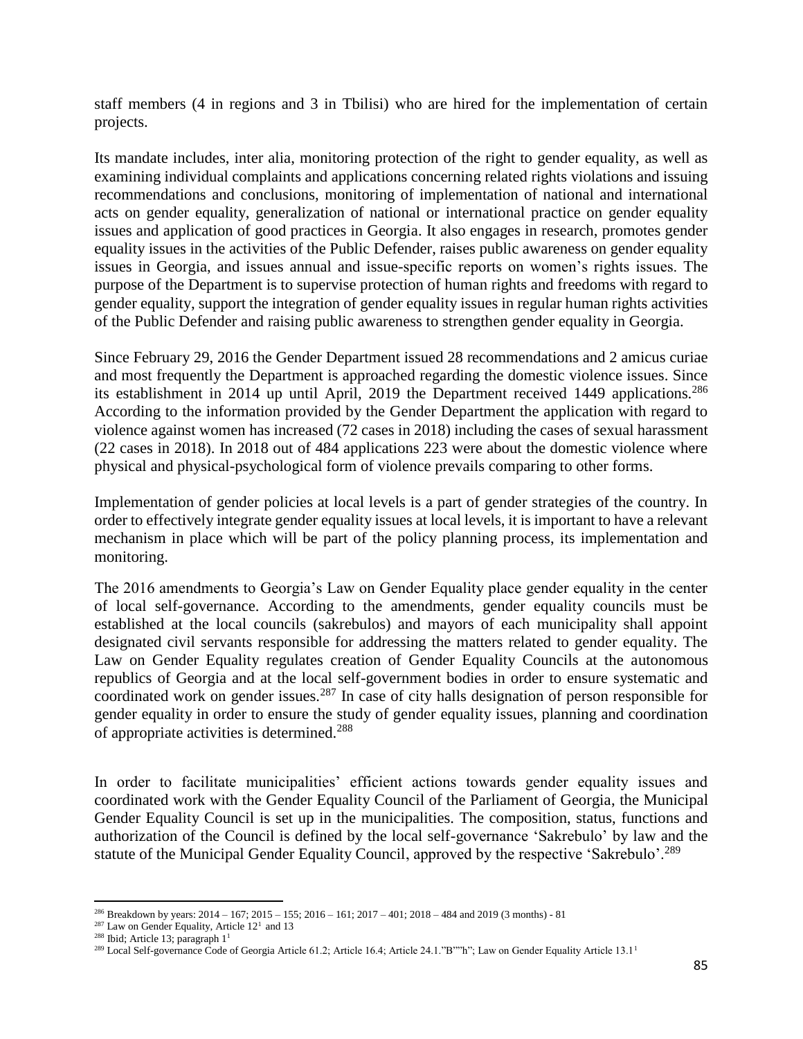staff members (4 in regions and 3 in Tbilisi) who are hired for the implementation of certain projects.

Its mandate includes, inter alia, monitoring protection of the right to gender equality, as well as examining individual complaints and applications concerning related rights violations and issuing recommendations and conclusions, monitoring of implementation of national and international acts on gender equality, generalization of national or international practice on gender equality issues and application of good practices in Georgia. It also engages in research, promotes gender equality issues in the activities of the Public Defender, raises public awareness on gender equality issues in Georgia, and issues annual and issue-specific reports on women's rights issues. The purpose of the Department is to supervise protection of human rights and freedoms with regard to gender equality, support the integration of gender equality issues in regular human rights activities of the Public Defender and raising public awareness to strengthen gender equality in Georgia.

Since February 29, 2016 the Gender Department issued 28 recommendations and 2 amicus curiae and most frequently the Department is approached regarding the domestic violence issues. Since its establishment in 2014 up until April, 2019 the Department received 1449 applications.[286] According to the information provided by the Gender Department the application with regard to violence against women has increased (72 cases in 2018) including the cases of sexual harassment (22 cases in 2018). In 2018 out of 484 applications 223 were about the domestic violence where physical and physical-psychological form of violence prevails comparing to other forms.

Implementation of gender policies at local levels is a part of gender strategies of the country. In order to effectively integrate gender equality issues at local levels, it is important to have a relevant mechanism in place which will be part of the policy planning process, its implementation and monitoring.

The 2016 amendments to Georgia's Law on Gender Equality place gender equality in the center of local self-governance. According to the amendments, gender equality councils must be established at the local councils (sakrebulos) and mayors of each municipality shall appoint designated civil servants responsible for addressing the matters related to gender equality. The Law on Gender Equality regulates creation of Gender Equality Councils at the autonomous republics of Georgia and at the local self-government bodies in order to ensure systematic and coordinated work on gender issues.[287] In case of city halls designation of person responsible for gender equality in order to ensure the study of gender equality issues, planning and coordination of appropriate activities is determined.[288]

In order to facilitate municipalities' efficient actions towards gender equality issues and coordinated work with the Gender Equality Council of the Parliament of Georgia, the Municipal Gender Equality Council is set up in the municipalities. The composition, status, functions and authorization of the Council is defined by the local self-governance 'Sakrebulo' by law and the statute of the Municipal Gender Equality Council, approved by the respective 'Sakrebulo'.[289]

---

[286] Breakdown by years: 2014 – 167; 2015 – 155; 2016 – 161; 2017 – 401; 2018 – 484 and 2019 (3 months) - 81

[287] Law on Gender Equality, Article 12[1] and 13

[288] Ibid; Article 13; paragraph 1[1]

[289] Local Self-governance Code of Georgia Article 61.2; Article 16.4; Article 24.1."B""h"; Law on Gender Equality Article 13.1[1]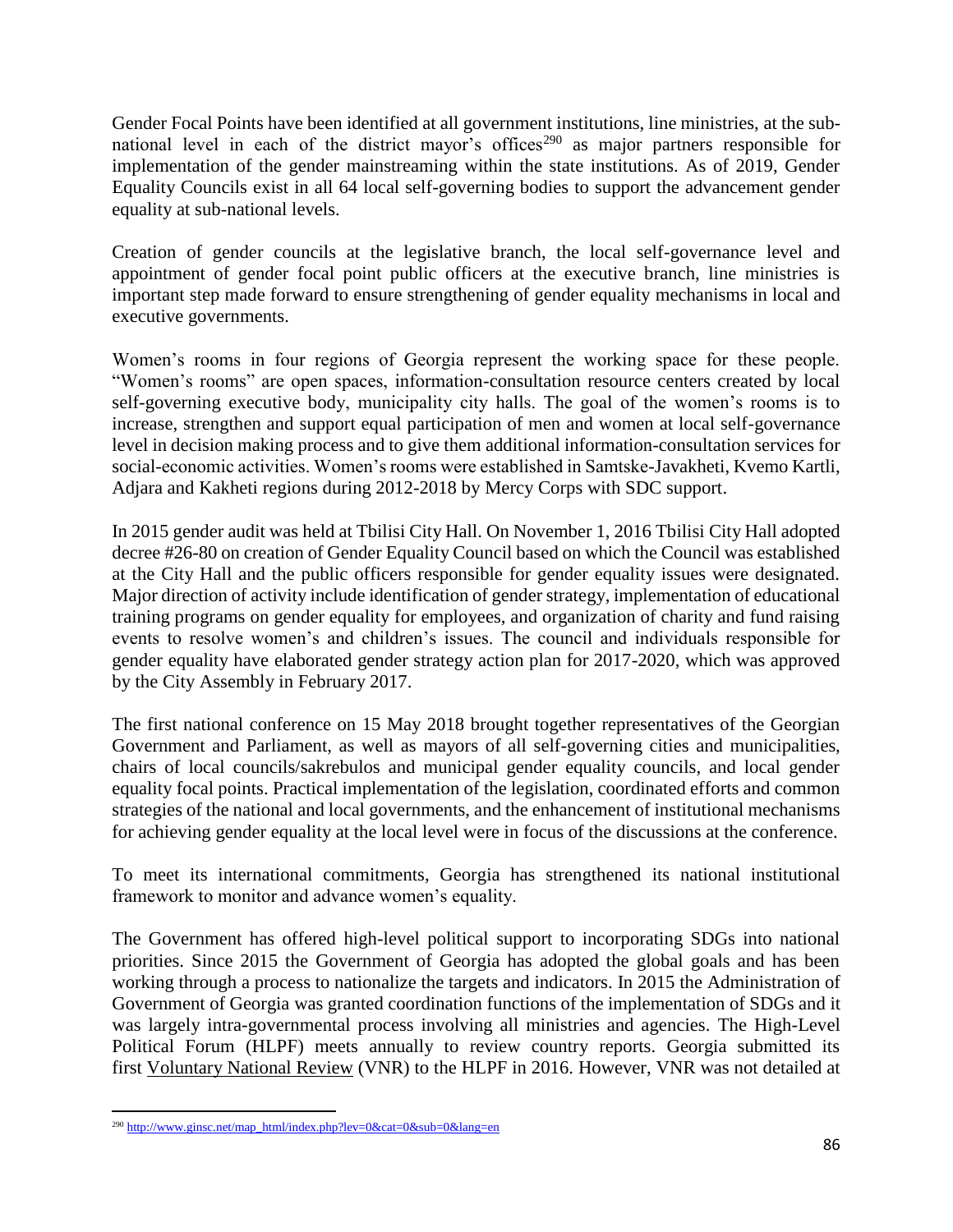Gender Focal Points have been identified at all government institutions, line ministries, at the sub-national level in each of the district mayor's offices[290] as major partners responsible for implementation of the gender mainstreaming within the state institutions. As of 2019, Gender Equality Councils exist in all 64 local self-governing bodies to support the advancement gender equality at sub-national levels.

Creation of gender councils at the legislative branch, the local self-governance level and appointment of gender focal point public officers at the executive branch, line ministries is important step made forward to ensure strengthening of gender equality mechanisms in local and executive governments.

Women's rooms in four regions of Georgia represent the working space for these people. "Women's rooms" are open spaces, information-consultation resource centers created by local self-governing executive body, municipality city halls. The goal of the women's rooms is to increase, strengthen and support equal participation of men and women at local self-governance level in decision making process and to give them additional information-consultation services for social-economic activities. Women's rooms were established in Samtske-Javakheti, Kvemo Kartli, Adjara and Kakheti regions during 2012-2018 by Mercy Corps with SDC support.

In 2015 gender audit was held at Tbilisi City Hall. On November 1, 2016 Tbilisi City Hall adopted decree #26-80 on creation of Gender Equality Council based on which the Council was established at the City Hall and the public officers responsible for gender equality issues were designated. Major direction of activity include identification of gender strategy, implementation of educational training programs on gender equality for employees, and organization of charity and fund raising events to resolve women's and children's issues. The council and individuals responsible for gender equality have elaborated gender strategy action plan for 2017-2020, which was approved by the City Assembly in February 2017.

The first national conference on 15 May 2018 brought together representatives of the Georgian Government and Parliament, as well as mayors of all self-governing cities and municipalities, chairs of local councils/sakrebulos and municipal gender equality councils, and local gender equality focal points. Practical implementation of the legislation, coordinated efforts and common strategies of the national and local governments, and the enhancement of institutional mechanisms for achieving gender equality at the local level were in focus of the discussions at the conference.

To meet its international commitments, Georgia has strengthened its national institutional framework to monitor and advance women's equality.

The Government has offered high-level political support to incorporating SDGs into national priorities. Since 2015 the Government of Georgia has adopted the global goals and has been working through a process to nationalize the targets and indicators. In 2015 the Administration of Government of Georgia was granted coordination functions of the implementation of SDGs and it was largely intra-governmental process involving all ministries and agencies. The High-Level Political Forum (HLPF) meets annually to review country reports. Georgia submitted its first Voluntary National Review (VNR) to the HLPF in 2016. However, VNR was not detailed at

[290] http://www.ginsc.net/map_html/index.php?lev=0&cat=0&sub=0&lang=en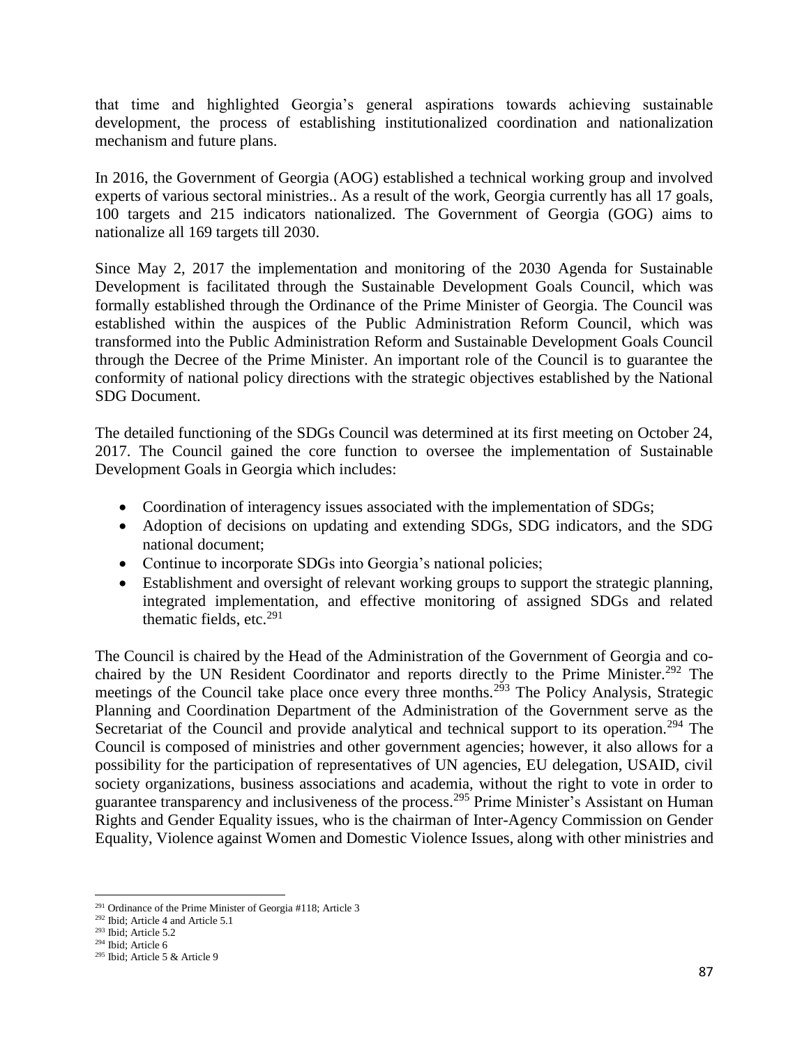that time and highlighted Georgia's general aspirations towards achieving sustainable development, the process of establishing institutionalized coordination and nationalization mechanism and future plans.

In 2016, the Government of Georgia (AOG) established a technical working group and involved experts of various sectoral ministries.. As a result of the work, Georgia currently has all 17 goals, 100 targets and 215 indicators nationalized. The Government of Georgia (GOG) aims to nationalize all 169 targets till 2030.

Since May 2, 2017 the implementation and monitoring of the 2030 Agenda for Sustainable Development is facilitated through the Sustainable Development Goals Council, which was formally established through the Ordinance of the Prime Minister of Georgia. The Council was established within the auspices of the Public Administration Reform Council, which was transformed into the Public Administration Reform and Sustainable Development Goals Council through the Decree of the Prime Minister. An important role of the Council is to guarantee the conformity of national policy directions with the strategic objectives established by the National SDG Document.

The detailed functioning of the SDGs Council was determined at its first meeting on October 24, 2017. The Council gained the core function to oversee the implementation of Sustainable Development Goals in Georgia which includes:

- Coordination of interagency issues associated with the implementation of SDGs;
- Adoption of decisions on updating and extending SDGs, SDG indicators, and the SDG national document;
- Continue to incorporate SDGs into Georgia's national policies;
- Establishment and oversight of relevant working groups to support the strategic planning, integrated implementation, and effective monitoring of assigned SDGs and related thematic fields, etc.[291]

The Council is chaired by the Head of the Administration of the Government of Georgia and co-chaired by the UN Resident Coordinator and reports directly to the Prime Minister.[292] The meetings of the Council take place once every three months.[293] The Policy Analysis, Strategic Planning and Coordination Department of the Administration of the Government serve as the Secretariat of the Council and provide analytical and technical support to its operation.[294] The Council is composed of ministries and other government agencies; however, it also allows for a possibility for the participation of representatives of UN agencies, EU delegation, USAID, civil society organizations, business associations and academia, without the right to vote in order to guarantee transparency and inclusiveness of the process.[295] Prime Minister's Assistant on Human Rights and Gender Equality issues, who is the chairman of Inter-Agency Commission on Gender Equality, Violence against Women and Domestic Violence Issues, along with other ministries and

---

[291] Ordinance of the Prime Minister of Georgia #118; Article 3
[292] Ibid; Article 4 and Article 5.1
[293] Ibid; Article 5.2
[294] Ibid; Article 6
[295] Ibid; Article 5 & Article 9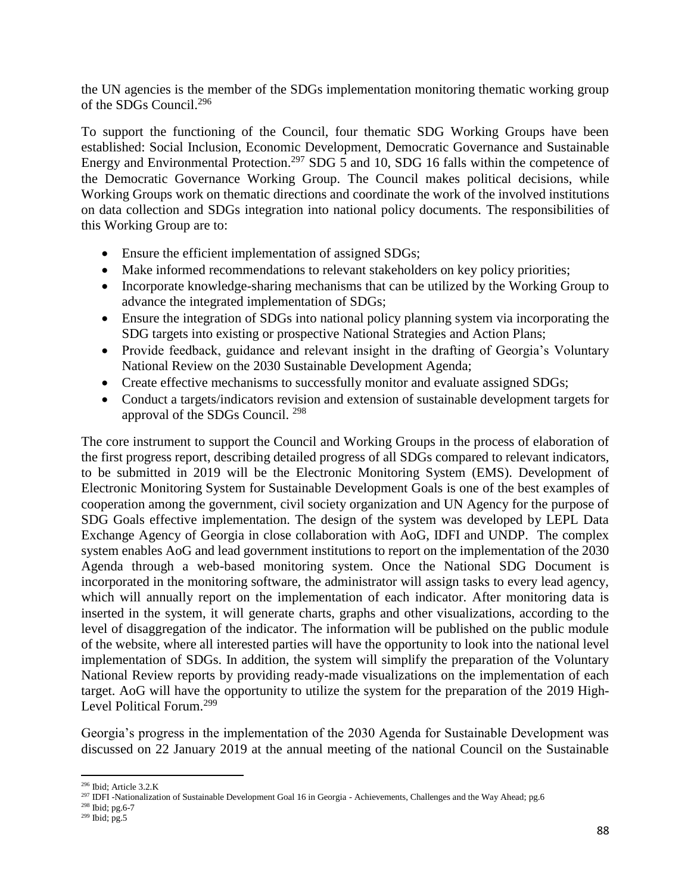the UN agencies is the member of the SDGs implementation monitoring thematic working group of the SDGs Council.[296]

To support the functioning of the Council, four thematic SDG Working Groups have been established: Social Inclusion, Economic Development, Democratic Governance and Sustainable Energy and Environmental Protection.[297] SDG 5 and 10, SDG 16 falls within the competence of the Democratic Governance Working Group. The Council makes political decisions, while Working Groups work on thematic directions and coordinate the work of the involved institutions on data collection and SDGs integration into national policy documents. The responsibilities of this Working Group are to:

- Ensure the efficient implementation of assigned SDGs;
- Make informed recommendations to relevant stakeholders on key policy priorities;
- Incorporate knowledge-sharing mechanisms that can be utilized by the Working Group to advance the integrated implementation of SDGs;
- Ensure the integration of SDGs into national policy planning system via incorporating the SDG targets into existing or prospective National Strategies and Action Plans;
- Provide feedback, guidance and relevant insight in the drafting of Georgia's Voluntary National Review on the 2030 Sustainable Development Agenda;
- Create effective mechanisms to successfully monitor and evaluate assigned SDGs;
- Conduct a targets/indicators revision and extension of sustainable development targets for approval of the SDGs Council. [298]

The core instrument to support the Council and Working Groups in the process of elaboration of the first progress report, describing detailed progress of all SDGs compared to relevant indicators, to be submitted in 2019 will be the Electronic Monitoring System (EMS). Development of Electronic Monitoring System for Sustainable Development Goals is one of the best examples of cooperation among the government, civil society organization and UN Agency for the purpose of SDG Goals effective implementation. The design of the system was developed by LEPL Data Exchange Agency of Georgia in close collaboration with AoG, IDFI and UNDP. The complex system enables AoG and lead government institutions to report on the implementation of the 2030 Agenda through a web-based monitoring system. Once the National SDG Document is incorporated in the monitoring software, the administrator will assign tasks to every lead agency, which will annually report on the implementation of each indicator. After monitoring data is inserted in the system, it will generate charts, graphs and other visualizations, according to the level of disaggregation of the indicator. The information will be published on the public module of the website, where all interested parties will have the opportunity to look into the national level implementation of SDGs. In addition, the system will simplify the preparation of the Voluntary National Review reports by providing ready-made visualizations on the implementation of each target. AoG will have the opportunity to utilize the system for the preparation of the 2019 High-Level Political Forum.[299]

Georgia's progress in the implementation of the 2030 Agenda for Sustainable Development was discussed on 22 January 2019 at the annual meeting of the national Council on the Sustainable

---

[296] Ibid; Article 3.2.K

[297] IDFI -Nationalization of Sustainable Development Goal 16 in Georgia - Achievements, Challenges and the Way Ahead; pg.6

[298] Ibid; pg.6-7

[299] Ibid; pg.5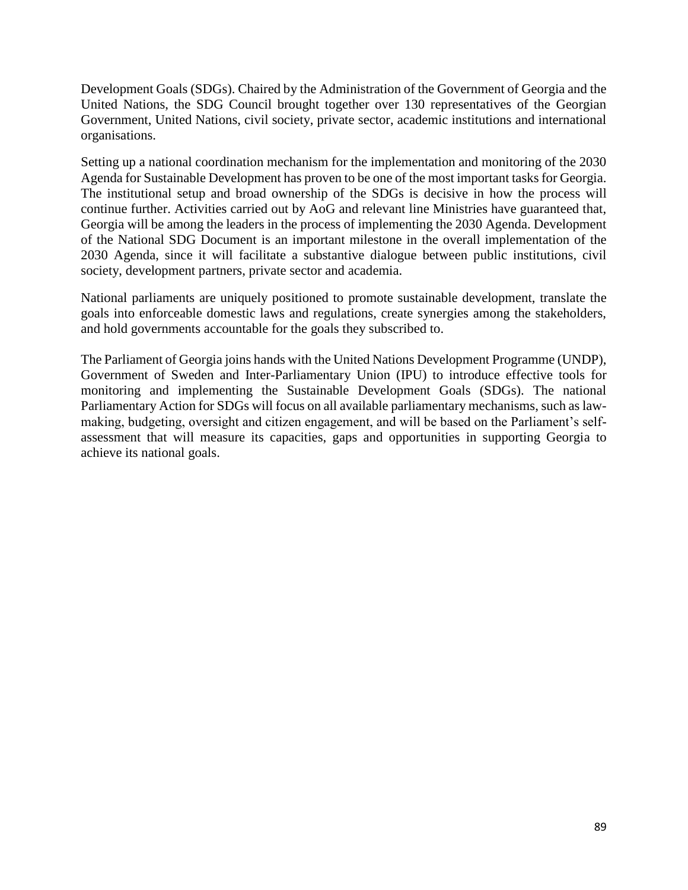Development Goals (SDGs). Chaired by the Administration of the Government of Georgia and the United Nations, the SDG Council brought together over 130 representatives of the Georgian Government, United Nations, civil society, private sector, academic institutions and international organisations.

Setting up a national coordination mechanism for the implementation and monitoring of the 2030 Agenda for Sustainable Development has proven to be one of the most important tasks for Georgia. The institutional setup and broad ownership of the SDGs is decisive in how the process will continue further. Activities carried out by AoG and relevant line Ministries have guaranteed that, Georgia will be among the leaders in the process of implementing the 2030 Agenda. Development of the National SDG Document is an important milestone in the overall implementation of the 2030 Agenda, since it will facilitate a substantive dialogue between public institutions, civil society, development partners, private sector and academia.

National parliaments are uniquely positioned to promote sustainable development, translate the goals into enforceable domestic laws and regulations, create synergies among the stakeholders, and hold governments accountable for the goals they subscribed to.

The Parliament of Georgia joins hands with the United Nations Development Programme (UNDP), Government of Sweden and Inter-Parliamentary Union (IPU) to introduce effective tools for monitoring and implementing the Sustainable Development Goals (SDGs). The national Parliamentary Action for SDGs will focus on all available parliamentary mechanisms, such as law-making, budgeting, oversight and citizen engagement, and will be based on the Parliament's self-assessment that will measure its capacities, gaps and opportunities in supporting Georgia to achieve its national goals.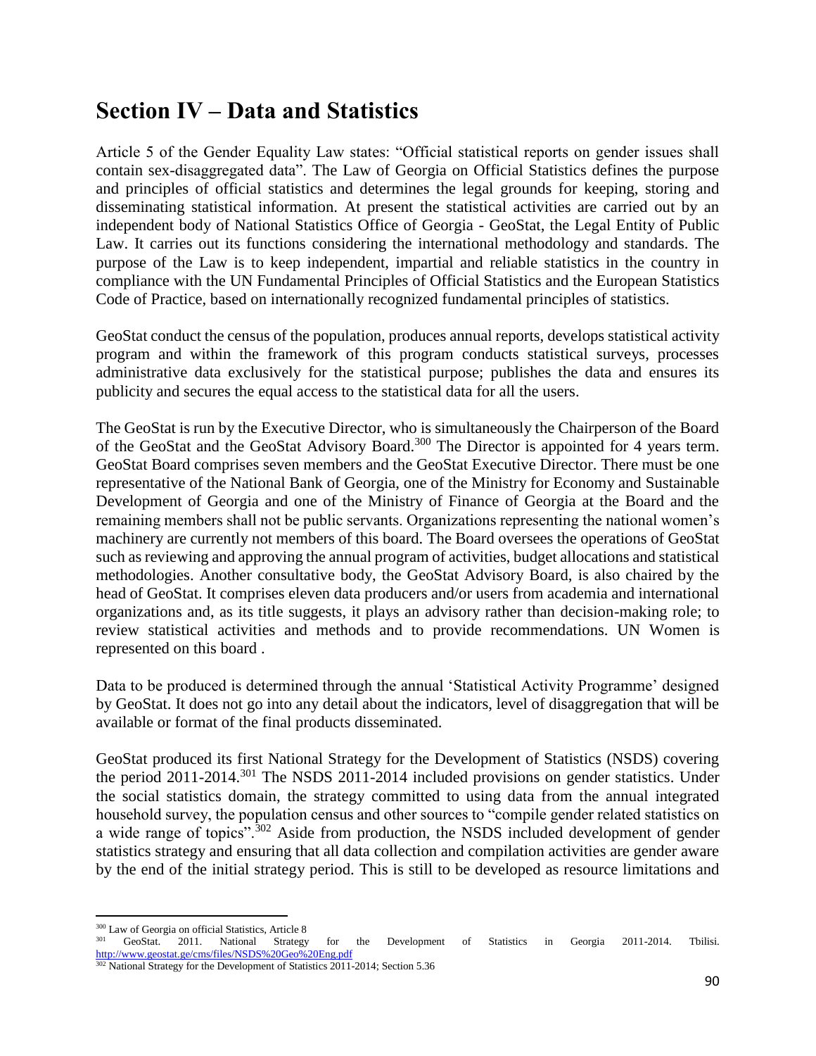# Section IV – Data and Statistics

Article 5 of the Gender Equality Law states: "Official statistical reports on gender issues shall contain sex-disaggregated data". The Law of Georgia on Official Statistics defines the purpose and principles of official statistics and determines the legal grounds for keeping, storing and disseminating statistical information. At present the statistical activities are carried out by an independent body of National Statistics Office of Georgia - GeoStat, the Legal Entity of Public Law. It carries out its functions considering the international methodology and standards. The purpose of the Law is to keep independent, impartial and reliable statistics in the country in compliance with the UN Fundamental Principles of Official Statistics and the European Statistics Code of Practice, based on internationally recognized fundamental principles of statistics.

GeoStat conduct the census of the population, produces annual reports, develops statistical activity program and within the framework of this program conducts statistical surveys, processes administrative data exclusively for the statistical purpose; publishes the data and ensures its publicity and secures the equal access to the statistical data for all the users.

The GeoStat is run by the Executive Director, who is simultaneously the Chairperson of the Board of the GeoStat and the GeoStat Advisory Board.[300] The Director is appointed for 4 years term. GeoStat Board comprises seven members and the GeoStat Executive Director. There must be one representative of the National Bank of Georgia, one of the Ministry for Economy and Sustainable Development of Georgia and one of the Ministry of Finance of Georgia at the Board and the remaining members shall not be public servants. Organizations representing the national women's machinery are currently not members of this board. The Board oversees the operations of GeoStat such as reviewing and approving the annual program of activities, budget allocations and statistical methodologies. Another consultative body, the GeoStat Advisory Board, is also chaired by the head of GeoStat. It comprises eleven data producers and/or users from academia and international organizations and, as its title suggests, it plays an advisory rather than decision-making role; to review statistical activities and methods and to provide recommendations. UN Women is represented on this board .

Data to be produced is determined through the annual 'Statistical Activity Programme' designed by GeoStat. It does not go into any detail about the indicators, level of disaggregation that will be available or format of the final products disseminated.

GeoStat produced its first National Strategy for the Development of Statistics (NSDS) covering the period 2011-2014.[301] The NSDS 2011-2014 included provisions on gender statistics. Under the social statistics domain, the strategy committed to using data from the annual integrated household survey, the population census and other sources to "compile gender related statistics on a wide range of topics".[302] Aside from production, the NSDS included development of gender statistics strategy and ensuring that all data collection and compilation activities are gender aware by the end of the initial strategy period. This is still to be developed as resource limitations and

---

[300] Law of Georgia on official Statistics, Article 8

[301] GeoStat. 2011. National Strategy for the Development of Statistics in Georgia 2011-2014. Tbilisi. http://www.geostat.ge/cms/files/NSDS%20Geo%20Eng.pdf

[302] National Strategy for the Development of Statistics 2011-2014; Section 5.36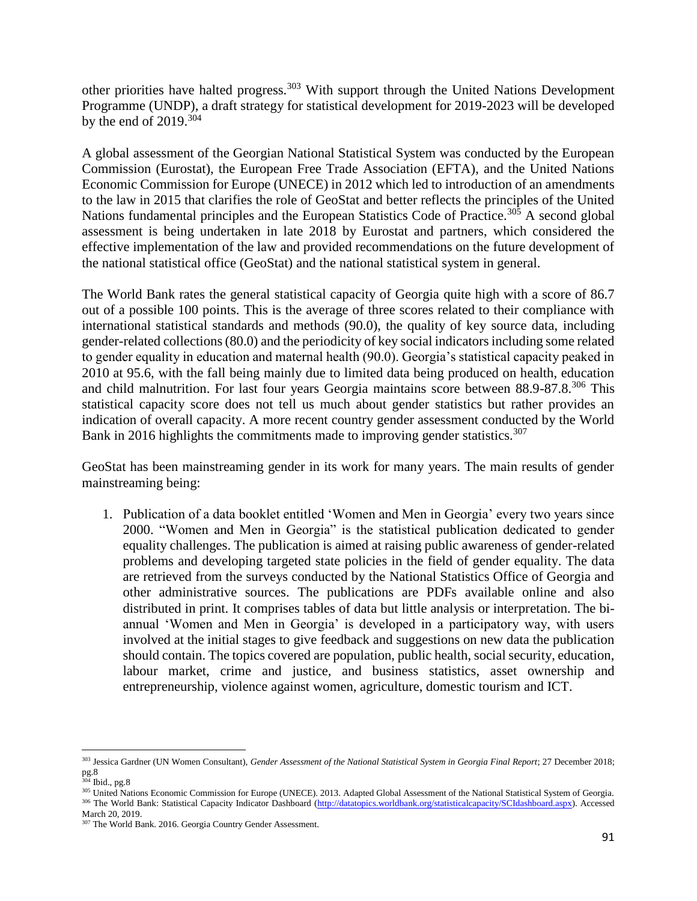other priorities have halted progress.[303] With support through the United Nations Development Programme (UNDP), a draft strategy for statistical development for 2019-2023 will be developed by the end of 2019.[304]

A global assessment of the Georgian National Statistical System was conducted by the European Commission (Eurostat), the European Free Trade Association (EFTA), and the United Nations Economic Commission for Europe (UNECE) in 2012 which led to introduction of an amendments to the law in 2015 that clarifies the role of GeoStat and better reflects the principles of the United Nations fundamental principles and the European Statistics Code of Practice.[305] A second global assessment is being undertaken in late 2018 by Eurostat and partners, which considered the effective implementation of the law and provided recommendations on the future development of the national statistical office (GeoStat) and the national statistical system in general.

The World Bank rates the general statistical capacity of Georgia quite high with a score of 86.7 out of a possible 100 points. This is the average of three scores related to their compliance with international statistical standards and methods (90.0), the quality of key source data, including gender-related collections (80.0) and the periodicity of key social indicators including some related to gender equality in education and maternal health (90.0). Georgia's statistical capacity peaked in 2010 at 95.6, with the fall being mainly due to limited data being produced on health, education and child malnutrition. For last four years Georgia maintains score between 88.9-87.8.[306] This statistical capacity score does not tell us much about gender statistics but rather provides an indication of overall capacity. A more recent country gender assessment conducted by the World Bank in 2016 highlights the commitments made to improving gender statistics.[307]

GeoStat has been mainstreaming gender in its work for many years. The main results of gender mainstreaming being:

1. Publication of a data booklet entitled 'Women and Men in Georgia' every two years since 2000. "Women and Men in Georgia" is the statistical publication dedicated to gender equality challenges. The publication is aimed at raising public awareness of gender-related problems and developing targeted state policies in the field of gender equality. The data are retrieved from the surveys conducted by the National Statistics Office of Georgia and other administrative sources. The publications are PDFs available online and also distributed in print. It comprises tables of data but little analysis or interpretation. The bi-annual 'Women and Men in Georgia' is developed in a participatory way, with users involved at the initial stages to give feedback and suggestions on new data the publication should contain. The topics covered are population, public health, social security, education, labour market, crime and justice, and business statistics, asset ownership and entrepreneurship, violence against women, agriculture, domestic tourism and ICT.

---

[303] Jessica Gardner (UN Women Consultant), *Gender Assessment of the National Statistical System in Georgia Final Report*; 27 December 2018; pg.8

[304] Ibid., pg.8

[305] United Nations Economic Commission for Europe (UNECE). 2013. Adapted Global Assessment of the National Statistical System of Georgia.

[306] The World Bank: Statistical Capacity Indicator Dashboard (http://datatopics.worldbank.org/statisticalcapacity/SCIdashboard.aspx). Accessed March 20, 2019.

[307] The World Bank. 2016. Georgia Country Gender Assessment.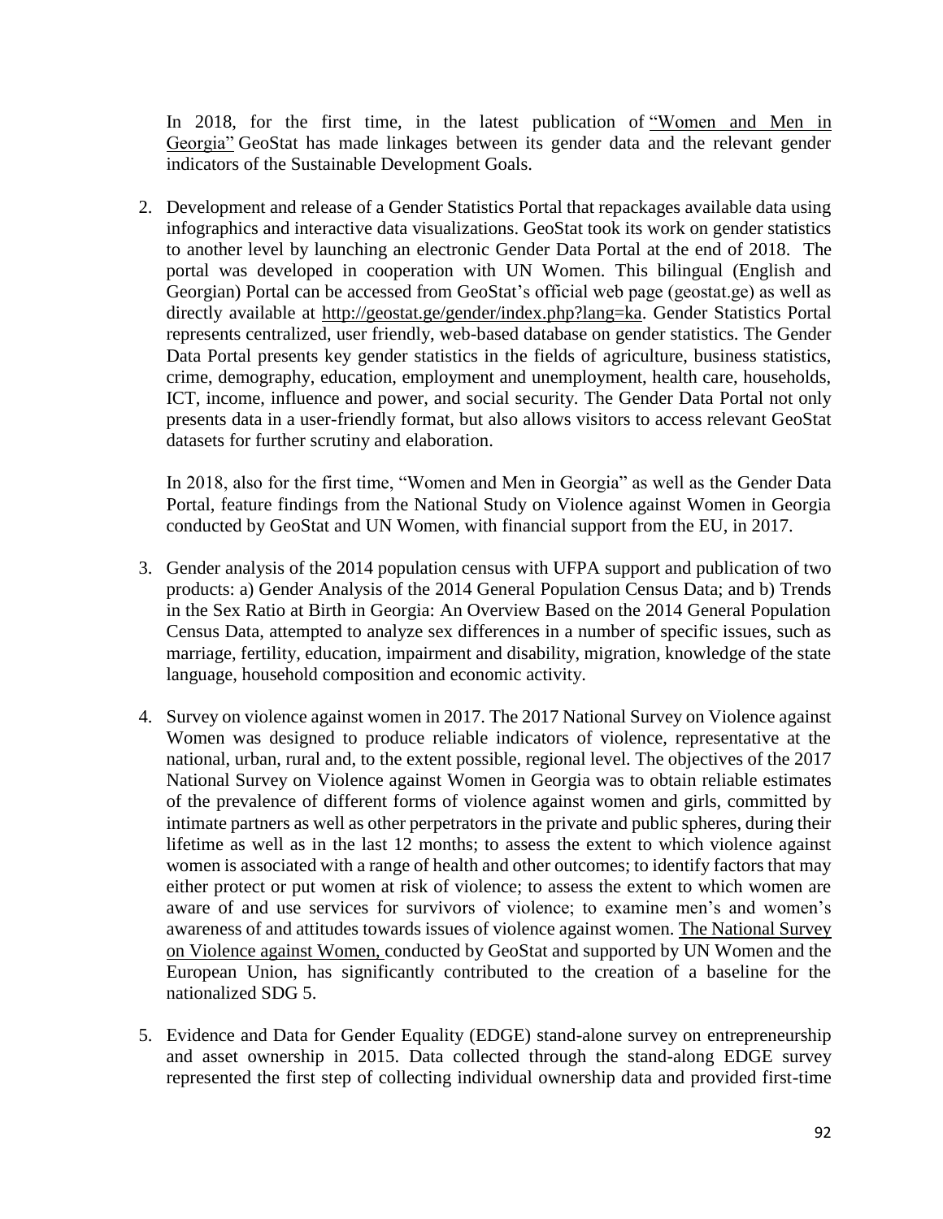In 2018, for the first time, in the latest publication of "Women and Men in Georgia" GeoStat has made linkages between its gender data and the relevant gender indicators of the Sustainable Development Goals.

2. Development and release of a Gender Statistics Portal that repackages available data using infographics and interactive data visualizations. GeoStat took its work on gender statistics to another level by launching an electronic Gender Data Portal at the end of 2018. The portal was developed in cooperation with UN Women. This bilingual (English and Georgian) Portal can be accessed from GeoStat's official web page (geostat.ge) as well as directly available at http://geostat.ge/gender/index.php?lang=ka. Gender Statistics Portal represents centralized, user friendly, web-based database on gender statistics. The Gender Data Portal presents key gender statistics in the fields of agriculture, business statistics, crime, demography, education, employment and unemployment, health care, households, ICT, income, influence and power, and social security. The Gender Data Portal not only presents data in a user-friendly format, but also allows visitors to access relevant GeoStat datasets for further scrutiny and elaboration.

   In 2018, also for the first time, "Women and Men in Georgia" as well as the Gender Data Portal, feature findings from the National Study on Violence against Women in Georgia conducted by GeoStat and UN Women, with financial support from the EU, in 2017.

3. Gender analysis of the 2014 population census with UFPA support and publication of two products: a) Gender Analysis of the 2014 General Population Census Data; and b) Trends in the Sex Ratio at Birth in Georgia: An Overview Based on the 2014 General Population Census Data, attempted to analyze sex differences in a number of specific issues, such as marriage, fertility, education, impairment and disability, migration, knowledge of the state language, household composition and economic activity.

4. Survey on violence against women in 2017. The 2017 National Survey on Violence against Women was designed to produce reliable indicators of violence, representative at the national, urban, rural and, to the extent possible, regional level. The objectives of the 2017 National Survey on Violence against Women in Georgia was to obtain reliable estimates of the prevalence of different forms of violence against women and girls, committed by intimate partners as well as other perpetrators in the private and public spheres, during their lifetime as well as in the last 12 months; to assess the extent to which violence against women is associated with a range of health and other outcomes; to identify factors that may either protect or put women at risk of violence; to assess the extent to which women are aware of and use services for survivors of violence; to examine men's and women's awareness of and attitudes towards issues of violence against women. The National Survey on Violence against Women, conducted by GeoStat and supported by UN Women and the European Union, has significantly contributed to the creation of a baseline for the nationalized SDG 5.

5. Evidence and Data for Gender Equality (EDGE) stand-alone survey on entrepreneurship and asset ownership in 2015. Data collected through the stand-along EDGE survey represented the first step of collecting individual ownership data and provided first-time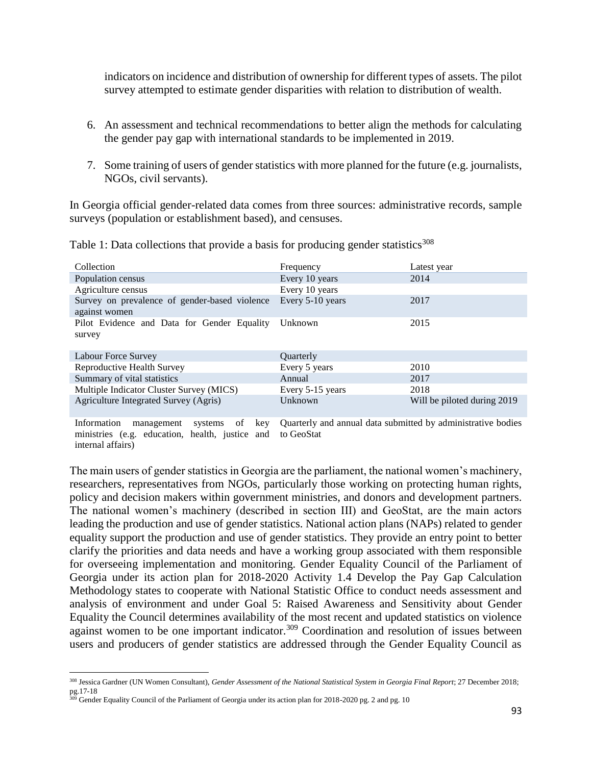indicators on incidence and distribution of ownership for different types of assets. The pilot survey attempted to estimate gender disparities with relation to distribution of wealth.

6. An assessment and technical recommendations to better align the methods for calculating the gender pay gap with international standards to be implemented in 2019.

7. Some training of users of gender statistics with more planned for the future (e.g. journalists, NGOs, civil servants).

In Georgia official gender-related data comes from three sources: administrative records, sample surveys (population or establishment based), and censuses.

Table 1: Data collections that provide a basis for producing gender statistics[308]

| Collection | Frequency | Latest year |
|---|---|---|
| Population census | Every 10 years | 2014 |
| Agriculture census | Every 10 years | |
| Survey on prevalence of gender-based violence against women | Every 5-10 years | 2017 |
| Pilot Evidence and Data for Gender Equality survey | Unknown | 2015 |
| Labour Force Survey | Quarterly | |
| Reproductive Health Survey | Every 5 years | 2010 |
| Summary of vital statistics | Annual | 2017 |
| Multiple Indicator Cluster Survey (MICS) | Every 5-15 years | 2018 |
| Agriculture Integrated Survey (Agris) | Unknown | Will be piloted during 2019 |
| Information management systems of key ministries (e.g. education, health, justice and internal affairs) | Quarterly and annual data submitted by administrative bodies to GeoStat | |

The main users of gender statistics in Georgia are the parliament, the national women's machinery, researchers, representatives from NGOs, particularly those working on protecting human rights, policy and decision makers within government ministries, and donors and development partners. The national women's machinery (described in section III) and GeoStat, are the main actors leading the production and use of gender statistics. National action plans (NAPs) related to gender equality support the production and use of gender statistics. They provide an entry point to better clarify the priorities and data needs and have a working group associated with them responsible for overseeing implementation and monitoring. Gender Equality Council of the Parliament of Georgia under its action plan for 2018-2020 Activity 1.4 Develop the Pay Gap Calculation Methodology states to cooperate with National Statistic Office to conduct needs assessment and analysis of environment and under Goal 5: Raised Awareness and Sensitivity about Gender Equality the Council determines availability of the most recent and updated statistics on violence against women to be one important indicator.[309] Coordination and resolution of issues between users and producers of gender statistics are addressed through the Gender Equality Council as

[308] Jessica Gardner (UN Women Consultant), *Gender Assessment of the National Statistical System in Georgia Final Report*; 27 December 2018; pg.17-18

[309] Gender Equality Council of the Parliament of Georgia under its action plan for 2018-2020 pg. 2 and pg. 10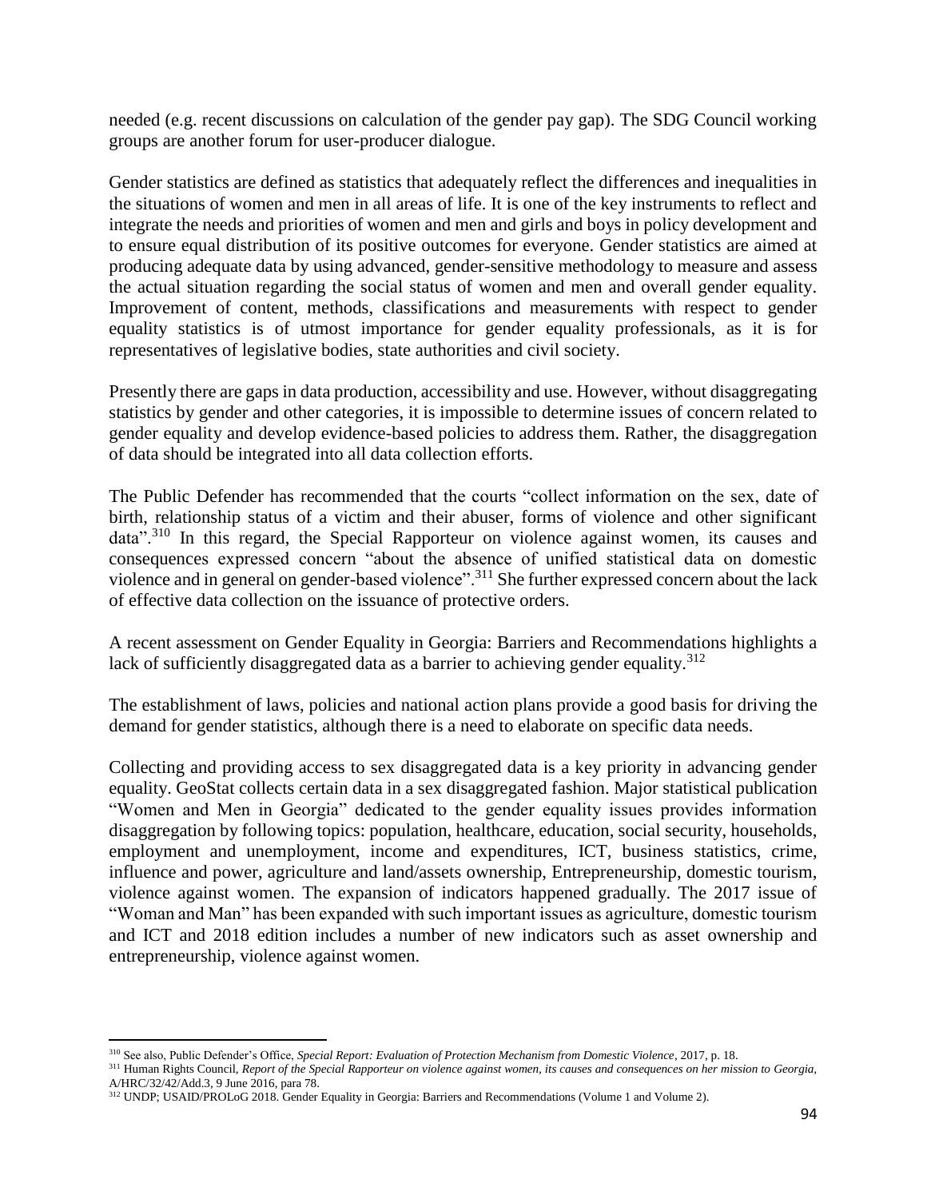needed (e.g. recent discussions on calculation of the gender pay gap). The SDG Council working groups are another forum for user-producer dialogue.

Gender statistics are defined as statistics that adequately reflect the differences and inequalities in the situations of women and men in all areas of life. It is one of the key instruments to reflect and integrate the needs and priorities of women and men and girls and boys in policy development and to ensure equal distribution of its positive outcomes for everyone. Gender statistics are aimed at producing adequate data by using advanced, gender-sensitive methodology to measure and assess the actual situation regarding the social status of women and men and overall gender equality. Improvement of content, methods, classifications and measurements with respect to gender equality statistics is of utmost importance for gender equality professionals, as it is for representatives of legislative bodies, state authorities and civil society.

Presently there are gaps in data production, accessibility and use. However, without disaggregating statistics by gender and other categories, it is impossible to determine issues of concern related to gender equality and develop evidence-based policies to address them. Rather, the disaggregation of data should be integrated into all data collection efforts.

The Public Defender has recommended that the courts "collect information on the sex, date of birth, relationship status of a victim and their abuser, forms of violence and other significant data".[310] In this regard, the Special Rapporteur on violence against women, its causes and consequences expressed concern "about the absence of unified statistical data on domestic violence and in general on gender-based violence".[311] She further expressed concern about the lack of effective data collection on the issuance of protective orders.

A recent assessment on Gender Equality in Georgia: Barriers and Recommendations highlights a lack of sufficiently disaggregated data as a barrier to achieving gender equality.[312]

The establishment of laws, policies and national action plans provide a good basis for driving the demand for gender statistics, although there is a need to elaborate on specific data needs.

Collecting and providing access to sex disaggregated data is a key priority in advancing gender equality. GeoStat collects certain data in a sex disaggregated fashion. Major statistical publication "Women and Men in Georgia" dedicated to the gender equality issues provides information disaggregation by following topics: population, healthcare, education, social security, households, employment and unemployment, income and expenditures, ICT, business statistics, crime, influence and power, agriculture and land/assets ownership, Entrepreneurship, domestic tourism, violence against women. The expansion of indicators happened gradually. The 2017 issue of "Woman and Man" has been expanded with such important issues as agriculture, domestic tourism and ICT and 2018 edition includes a number of new indicators such as asset ownership and entrepreneurship, violence against women.

---

[310] See also, Public Defender's Office, *Special Report: Evaluation of Protection Mechanism from Domestic Violence*, 2017, p. 18.

[311] Human Rights Council, *Report of the Special Rapporteur on violence against women, its causes and consequences on her mission to Georgia,* A/HRC/32/42/Add.3, 9 June 2016, para 78.

[312] UNDP; USAID/PROLoG 2018. Gender Equality in Georgia: Barriers and Recommendations (Volume 1 and Volume 2).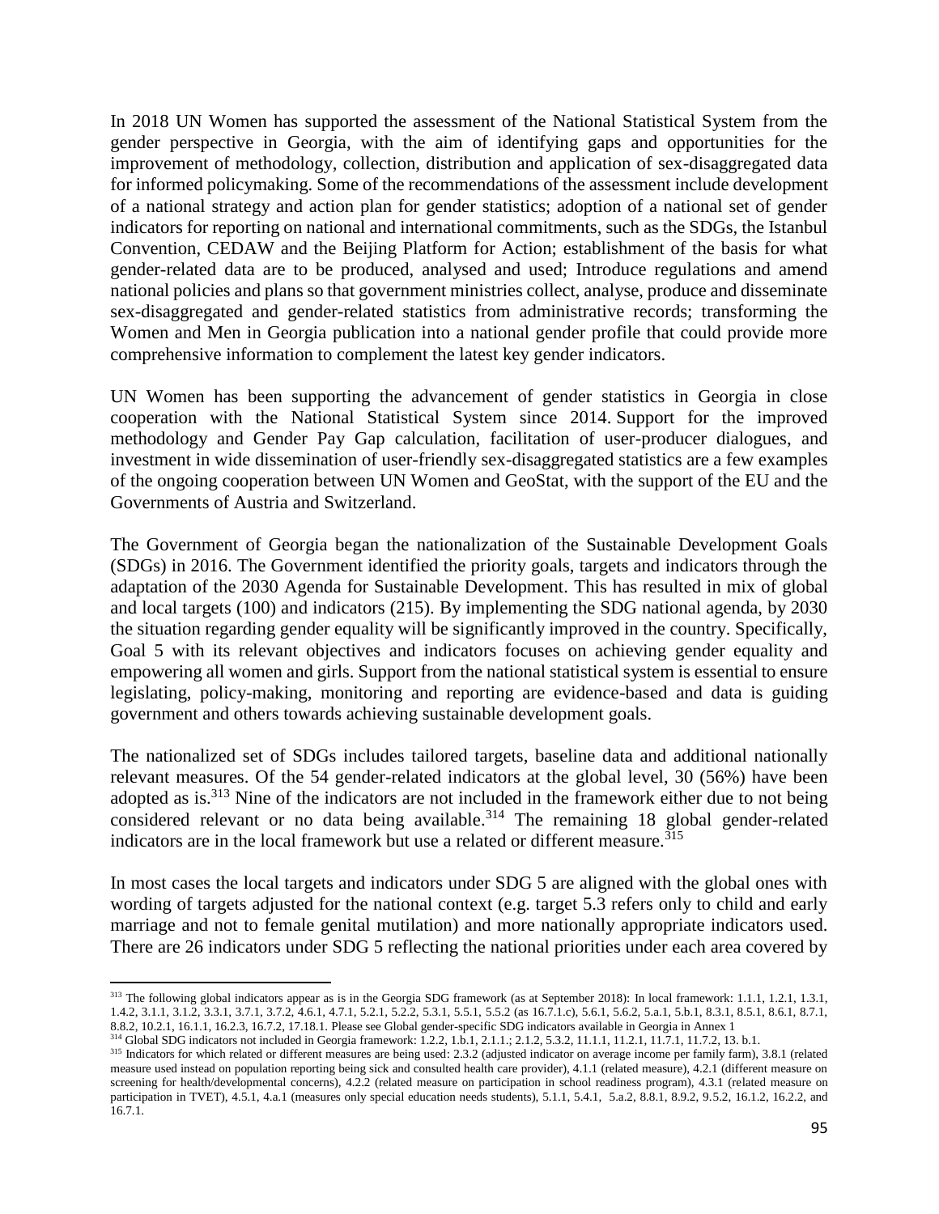In 2018 UN Women has supported the assessment of the National Statistical System from the gender perspective in Georgia, with the aim of identifying gaps and opportunities for the improvement of methodology, collection, distribution and application of sex-disaggregated data for informed policymaking. Some of the recommendations of the assessment include development of a national strategy and action plan for gender statistics; adoption of a national set of gender indicators for reporting on national and international commitments, such as the SDGs, the Istanbul Convention, CEDAW and the Beijing Platform for Action; establishment of the basis for what gender-related data are to be produced, analysed and used; Introduce regulations and amend national policies and plans so that government ministries collect, analyse, produce and disseminate sex-disaggregated and gender-related statistics from administrative records; transforming the Women and Men in Georgia publication into a national gender profile that could provide more comprehensive information to complement the latest key gender indicators.

UN Women has been supporting the advancement of gender statistics in Georgia in close cooperation with the National Statistical System since 2014. Support for the improved methodology and Gender Pay Gap calculation, facilitation of user-producer dialogues, and investment in wide dissemination of user-friendly sex-disaggregated statistics are a few examples of the ongoing cooperation between UN Women and GeoStat, with the support of the EU and the Governments of Austria and Switzerland.

The Government of Georgia began the nationalization of the Sustainable Development Goals (SDGs) in 2016. The Government identified the priority goals, targets and indicators through the adaptation of the 2030 Agenda for Sustainable Development. This has resulted in mix of global and local targets (100) and indicators (215). By implementing the SDG national agenda, by 2030 the situation regarding gender equality will be significantly improved in the country. Specifically, Goal 5 with its relevant objectives and indicators focuses on achieving gender equality and empowering all women and girls. Support from the national statistical system is essential to ensure legislating, policy-making, monitoring and reporting are evidence-based and data is guiding government and others towards achieving sustainable development goals.

The nationalized set of SDGs includes tailored targets, baseline data and additional nationally relevant measures. Of the 54 gender-related indicators at the global level, 30 (56%) have been adopted as is.[313] Nine of the indicators are not included in the framework either due to not being considered relevant or no data being available.[314] The remaining 18 global gender-related indicators are in the local framework but use a related or different measure.[315]

In most cases the local targets and indicators under SDG 5 are aligned with the global ones with wording of targets adjusted for the national context (e.g. target 5.3 refers only to child and early marriage and not to female genital mutilation) and more nationally appropriate indicators used. There are 26 indicators under SDG 5 reflecting the national priorities under each area covered by

[313] The following global indicators appear as is in the Georgia SDG framework (as at September 2018): In local framework: 1.1.1, 1.2.1, 1.3.1, 1.4.2, 3.1.1, 3.1.2, 3.3.1, 3.7.1, 3.7.2, 4.6.1, 4.7.1, 5.2.1, 5.2.2, 5.3.1, 5.5.1, 5.5.2 (as 16.7.1.c), 5.6.1, 5.6.2, 5.a.1, 5.b.1, 8.3.1, 8.5.1, 8.6.1, 8.7.1, 8.8.2, 10.2.1, 16.1.1, 16.2.3, 16.7.2, 17.18.1. Please see Global gender-specific SDG indicators available in Georgia in Annex 1

[314] Global SDG indicators not included in Georgia framework: 1.2.2, 1.b.1, 2.1.1.; 2.1.2, 5.3.2, 11.1.1, 11.2.1, 11.7.1, 11.7.2, 13. b.1.

[315] Indicators for which related or different measures are being used: 2.3.2 (adjusted indicator on average income per family farm), 3.8.1 (related measure used instead on population reporting being sick and consulted health care provider), 4.1.1 (related measure), 4.2.1 (different measure on screening for health/developmental concerns), 4.2.2 (related measure on participation in school readiness program), 4.3.1 (related measure on participation in TVET), 4.5.1, 4.a.1 (measures only special education needs students), 5.1.1, 5.4.1, 5.a.2, 8.8.1, 8.9.2, 9.5.2, 16.1.2, 16.2.2, and 16.7.1.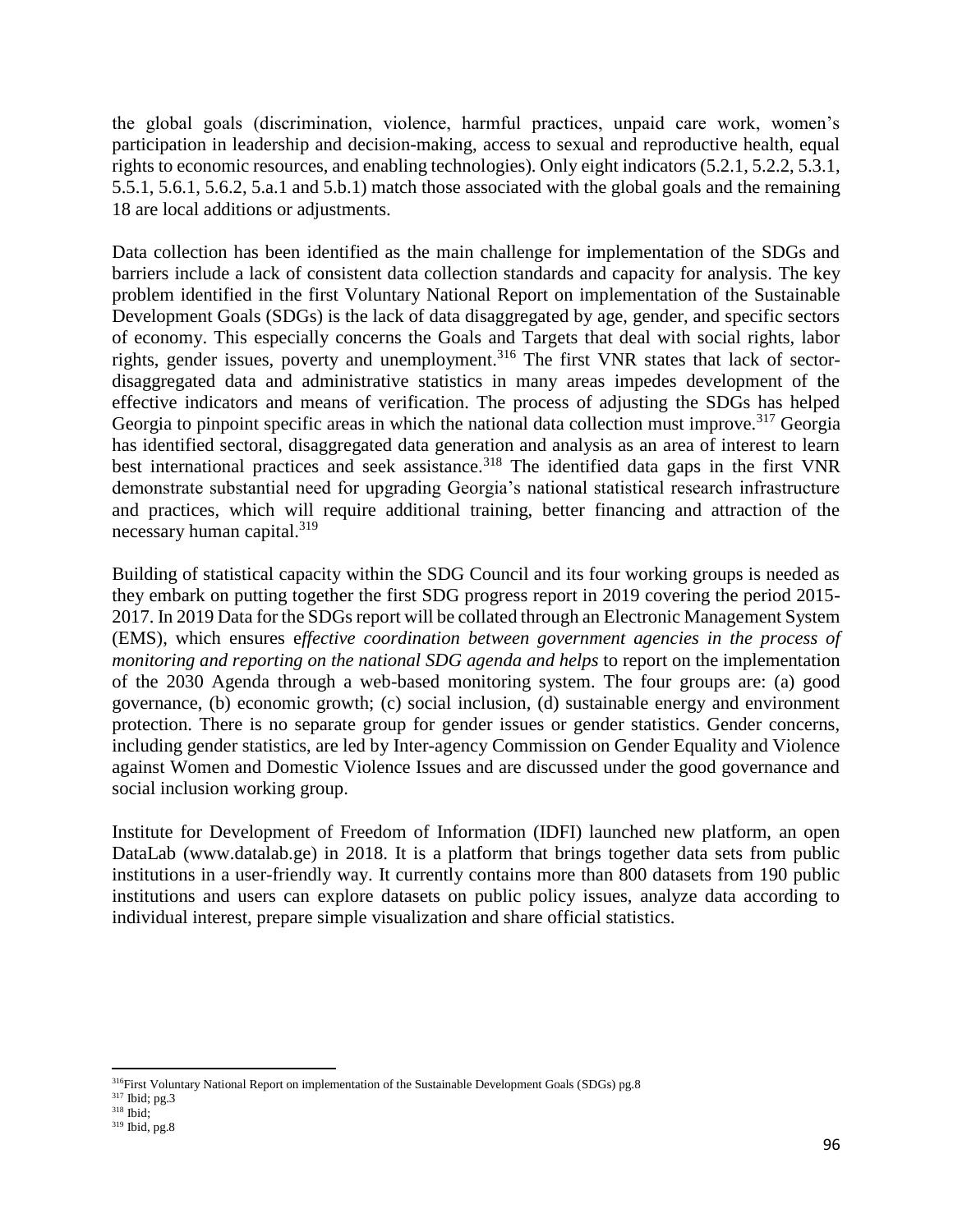the global goals (discrimination, violence, harmful practices, unpaid care work, women's participation in leadership and decision-making, access to sexual and reproductive health, equal rights to economic resources, and enabling technologies). Only eight indicators (5.2.1, 5.2.2, 5.3.1, 5.5.1, 5.6.1, 5.6.2, 5.a.1 and 5.b.1) match those associated with the global goals and the remaining 18 are local additions or adjustments.

Data collection has been identified as the main challenge for implementation of the SDGs and barriers include a lack of consistent data collection standards and capacity for analysis. The key problem identified in the first Voluntary National Report on implementation of the Sustainable Development Goals (SDGs) is the lack of data disaggregated by age, gender, and specific sectors of economy. This especially concerns the Goals and Targets that deal with social rights, labor rights, gender issues, poverty and unemployment.[316] The first VNR states that lack of sector-disaggregated data and administrative statistics in many areas impedes development of the effective indicators and means of verification. The process of adjusting the SDGs has helped Georgia to pinpoint specific areas in which the national data collection must improve.[317] Georgia has identified sectoral, disaggregated data generation and analysis as an area of interest to learn best international practices and seek assistance.[318] The identified data gaps in the first VNR demonstrate substantial need for upgrading Georgia's national statistical research infrastructure and practices, which will require additional training, better financing and attraction of the necessary human capital.[319]

Building of statistical capacity within the SDG Council and its four working groups is needed as they embark on putting together the first SDG progress report in 2019 covering the period 2015-2017. In 2019 Data for the SDGs report will be collated through an Electronic Management System (EMS), which ensures e*ffective coordination between government agencies in the process of monitoring and reporting on the national SDG agenda and helps* to report on the implementation of the 2030 Agenda through a web-based monitoring system. The four groups are: (a) good governance, (b) economic growth; (c) social inclusion, (d) sustainable energy and environment protection. There is no separate group for gender issues or gender statistics. Gender concerns, including gender statistics, are led by Inter-agency Commission on Gender Equality and Violence against Women and Domestic Violence Issues and are discussed under the good governance and social inclusion working group.

Institute for Development of Freedom of Information (IDFI) launched new platform, an open DataLab (www.datalab.ge) in 2018. It is a platform that brings together data sets from public institutions in a user-friendly way. It currently contains more than 800 datasets from 190 public institutions and users can explore datasets on public policy issues, analyze data according to individual interest, prepare simple visualization and share official statistics.

---

[316] First Voluntary National Report on implementation of the Sustainable Development Goals (SDGs) pg.8

[317] Ibid; pg.3

[318] Ibid;

[319] Ibid, pg.8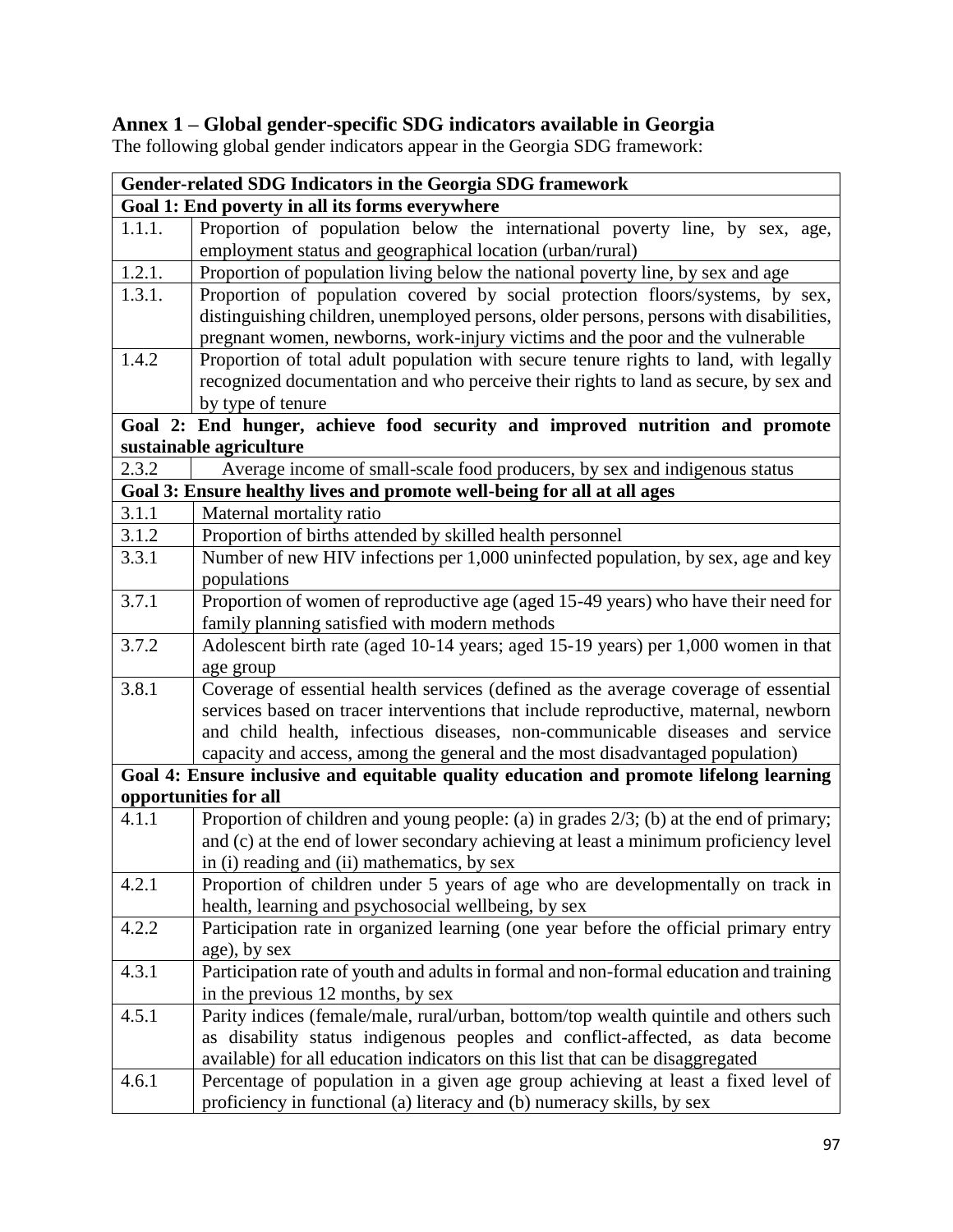## Annex 1 – Global gender-specific SDG indicators available in Georgia

The following global gender indicators appear in the Georgia SDG framework:

| **Gender-related SDG Indicators in the Georgia SDG framework** | |
|---|---|
| **Goal 1: End poverty in all its forms everywhere** | |
| 1.1.1. | Proportion of population below the international poverty line, by sex, age, employment status and geographical location (urban/rural) |
| 1.2.1. | Proportion of population living below the national poverty line, by sex and age |
| 1.3.1. | Proportion of population covered by social protection floors/systems, by sex, distinguishing children, unemployed persons, older persons, persons with disabilities, pregnant women, newborns, work-injury victims and the poor and the vulnerable |
| 1.4.2 | Proportion of total adult population with secure tenure rights to land, with legally recognized documentation and who perceive their rights to land as secure, by sex and by type of tenure |
| **Goal 2: End hunger, achieve food security and improved nutrition and promote sustainable agriculture** | |
| 2.3.2 | Average income of small-scale food producers, by sex and indigenous status |
| **Goal 3: Ensure healthy lives and promote well-being for all at all ages** | |
| 3.1.1 | Maternal mortality ratio |
| 3.1.2 | Proportion of births attended by skilled health personnel |
| 3.3.1 | Number of new HIV infections per 1,000 uninfected population, by sex, age and key populations |
| 3.7.1 | Proportion of women of reproductive age (aged 15-49 years) who have their need for family planning satisfied with modern methods |
| 3.7.2 | Adolescent birth rate (aged 10-14 years; aged 15-19 years) per 1,000 women in that age group |
| 3.8.1 | Coverage of essential health services (defined as the average coverage of essential services based on tracer interventions that include reproductive, maternal, newborn and child health, infectious diseases, non-communicable diseases and service capacity and access, among the general and the most disadvantaged population) |
| **Goal 4: Ensure inclusive and equitable quality education and promote lifelong learning opportunities for all** | |
| 4.1.1 | Proportion of children and young people: (a) in grades 2/3; (b) at the end of primary; and (c) at the end of lower secondary achieving at least a minimum proficiency level in (i) reading and (ii) mathematics, by sex |
| 4.2.1 | Proportion of children under 5 years of age who are developmentally on track in health, learning and psychosocial wellbeing, by sex |
| 4.2.2 | Participation rate in organized learning (one year before the official primary entry age), by sex |
| 4.3.1 | Participation rate of youth and adults in formal and non-formal education and training in the previous 12 months, by sex |
| 4.5.1 | Parity indices (female/male, rural/urban, bottom/top wealth quintile and others such as disability status indigenous peoples and conflict-affected, as data become available) for all education indicators on this list that can be disaggregated |
| 4.6.1 | Percentage of population in a given age group achieving at least a fixed level of proficiency in functional (a) literacy and (b) numeracy skills, by sex |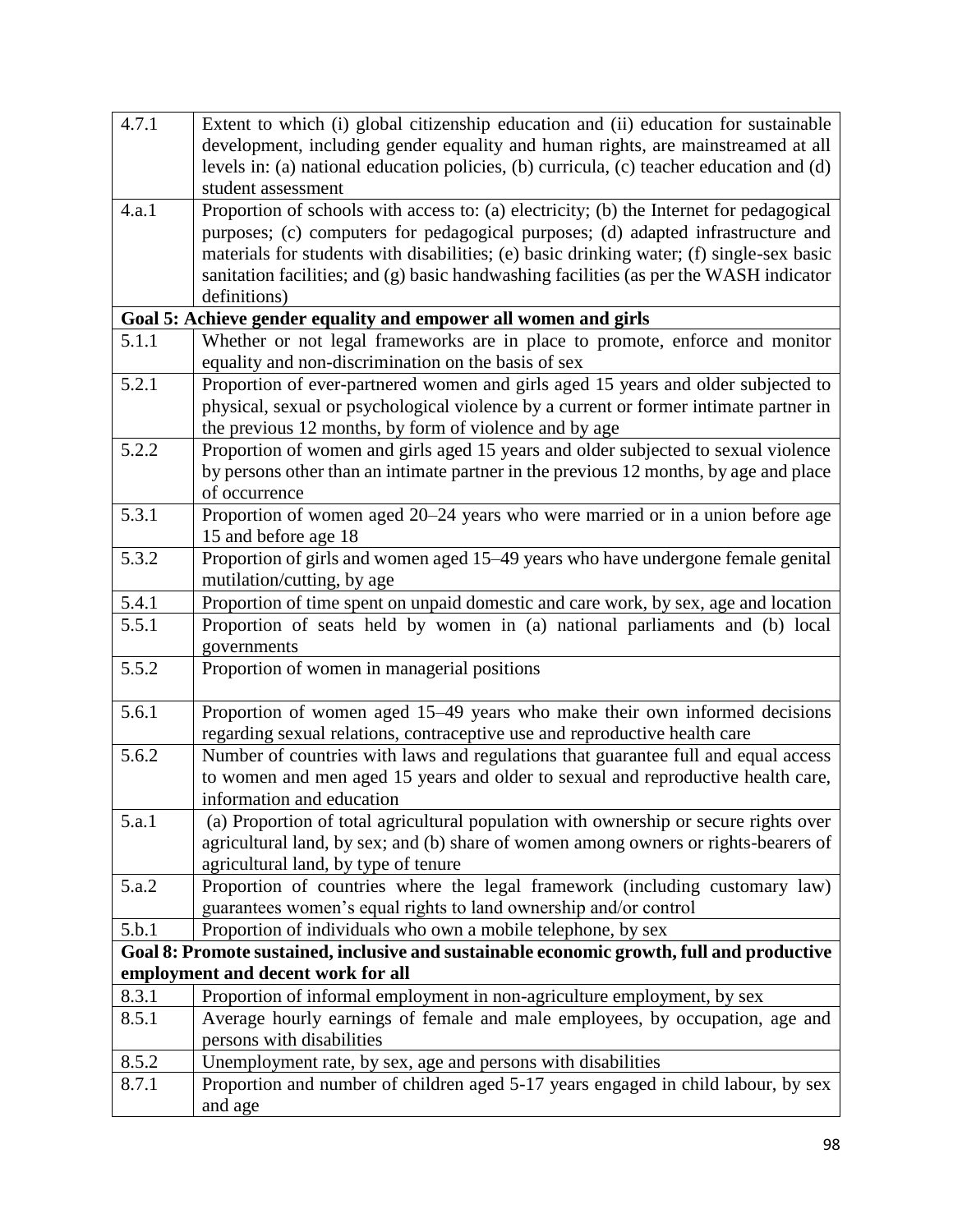| | |
|---|---|
| 4.7.1 | Extent to which (i) global citizenship education and (ii) education for sustainable development, including gender equality and human rights, are mainstreamed at all levels in: (a) national education policies, (b) curricula, (c) teacher education and (d) student assessment |
| 4.a.1 | Proportion of schools with access to: (a) electricity; (b) the Internet for pedagogical purposes; (c) computers for pedagogical purposes; (d) adapted infrastructure and materials for students with disabilities; (e) basic drinking water; (f) single-sex basic sanitation facilities; and (g) basic handwashing facilities (as per the WASH indicator definitions) |
| **Goal 5: Achieve gender equality and empower all women and girls** | |
| 5.1.1 | Whether or not legal frameworks are in place to promote, enforce and monitor equality and non-discrimination on the basis of sex |
| 5.2.1 | Proportion of ever-partnered women and girls aged 15 years and older subjected to physical, sexual or psychological violence by a current or former intimate partner in the previous 12 months, by form of violence and by age |
| 5.2.2 | Proportion of women and girls aged 15 years and older subjected to sexual violence by persons other than an intimate partner in the previous 12 months, by age and place of occurrence |
| 5.3.1 | Proportion of women aged 20–24 years who were married or in a union before age 15 and before age 18 |
| 5.3.2 | Proportion of girls and women aged 15–49 years who have undergone female genital mutilation/cutting, by age |
| 5.4.1 | Proportion of time spent on unpaid domestic and care work, by sex, age and location |
| 5.5.1 | Proportion of seats held by women in (a) national parliaments and (b) local governments |
| 5.5.2 | Proportion of women in managerial positions |
| 5.6.1 | Proportion of women aged 15–49 years who make their own informed decisions regarding sexual relations, contraceptive use and reproductive health care |
| 5.6.2 | Number of countries with laws and regulations that guarantee full and equal access to women and men aged 15 years and older to sexual and reproductive health care, information and education |
| 5.a.1 | (a) Proportion of total agricultural population with ownership or secure rights over agricultural land, by sex; and (b) share of women among owners or rights-bearers of agricultural land, by type of tenure |
| 5.a.2 | Proportion of countries where the legal framework (including customary law) guarantees women's equal rights to land ownership and/or control |
| 5.b.1 | Proportion of individuals who own a mobile telephone, by sex |
| **Goal 8: Promote sustained, inclusive and sustainable economic growth, full and productive employment and decent work for all** | |
| 8.3.1 | Proportion of informal employment in non-agriculture employment, by sex |
| 8.5.1 | Average hourly earnings of female and male employees, by occupation, age and persons with disabilities |
| 8.5.2 | Unemployment rate, by sex, age and persons with disabilities |
| 8.7.1 | Proportion and number of children aged 5-17 years engaged in child labour, by sex and age |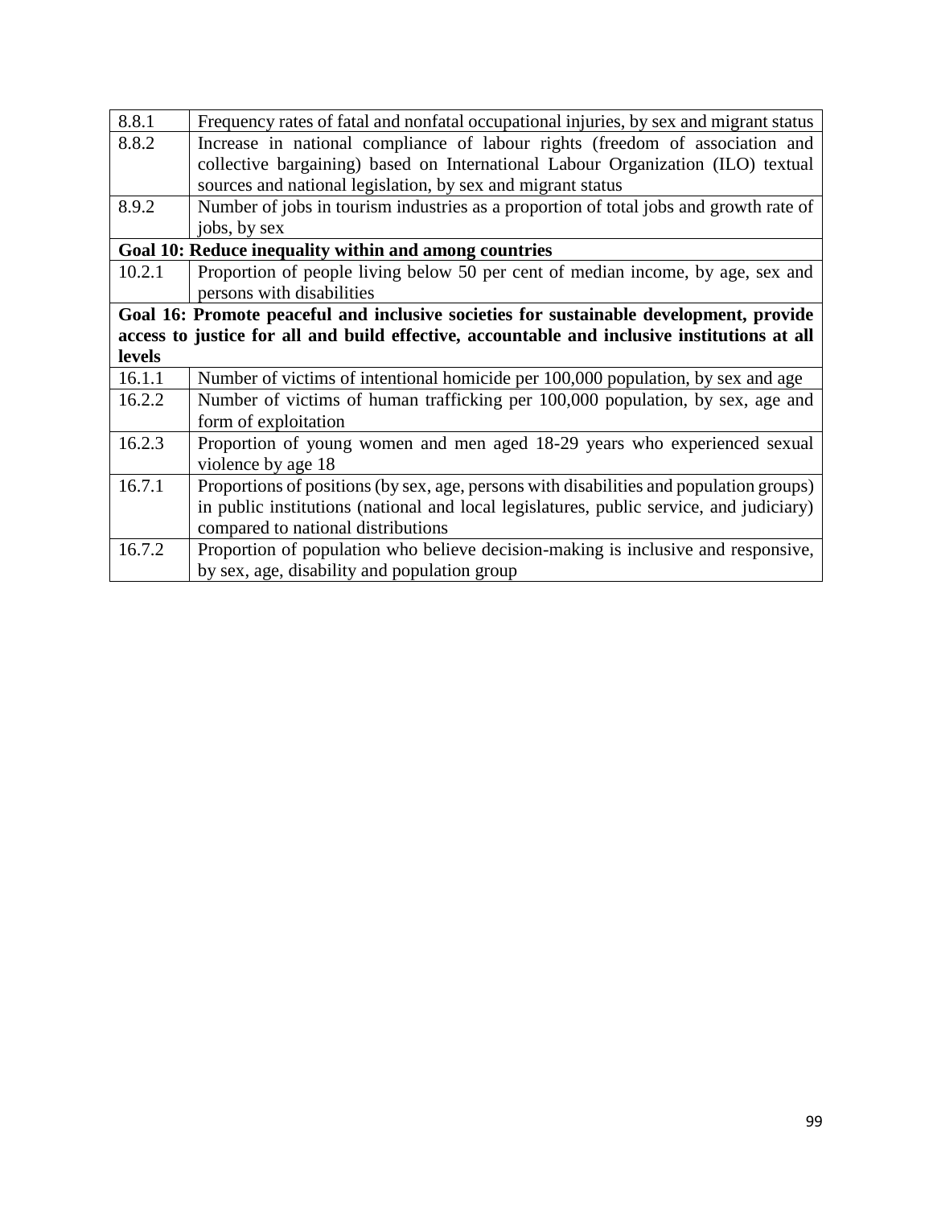| | |
|---|---|
| 8.8.1 | Frequency rates of fatal and nonfatal occupational injuries, by sex and migrant status |
| 8.8.2 | Increase in national compliance of labour rights (freedom of association and collective bargaining) based on International Labour Organization (ILO) textual sources and national legislation, by sex and migrant status |
| 8.9.2 | Number of jobs in tourism industries as a proportion of total jobs and growth rate of jobs, by sex |
| **Goal 10: Reduce inequality within and among countries** | |
| 10.2.1 | Proportion of people living below 50 per cent of median income, by age, sex and persons with disabilities |
| **Goal 16: Promote peaceful and inclusive societies for sustainable development, provide access to justice for all and build effective, accountable and inclusive institutions at all levels** | |
| 16.1.1 | Number of victims of intentional homicide per 100,000 population, by sex and age |
| 16.2.2 | Number of victims of human trafficking per 100,000 population, by sex, age and form of exploitation |
| 16.2.3 | Proportion of young women and men aged 18-29 years who experienced sexual violence by age 18 |
| 16.7.1 | Proportions of positions (by sex, age, persons with disabilities and population groups) in public institutions (national and local legislatures, public service, and judiciary) compared to national distributions |
| 16.7.2 | Proportion of population who believe decision-making is inclusive and responsive, by sex, age, disability and population group |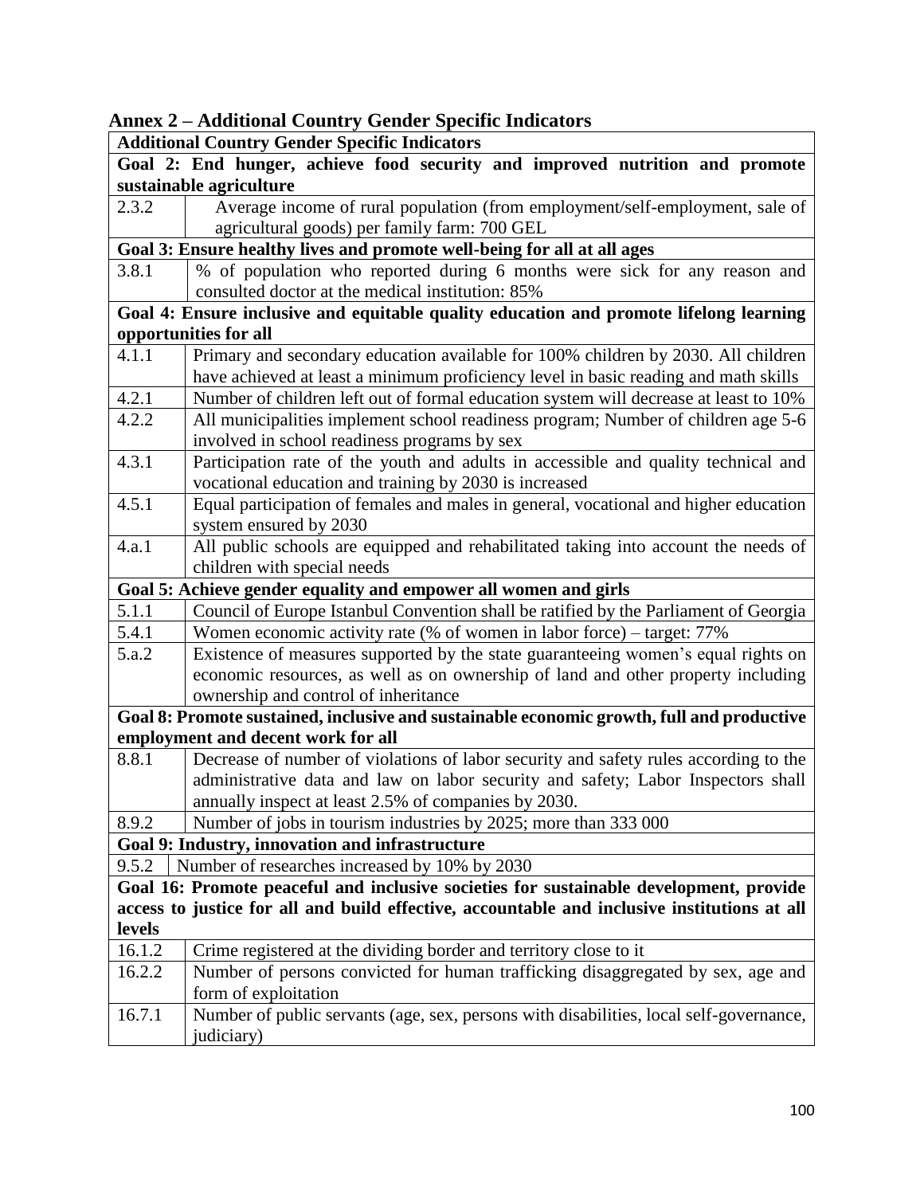## Annex 2 – Additional Country Gender Specific Indicators

| | |
|---|---|
| **Additional Country Gender Specific Indicators** | |
| **Goal 2: End hunger, achieve food security and improved nutrition and promote sustainable agriculture** | |
| 2.3.2 | Average income of rural population (from employment/self-employment, sale of agricultural goods) per family farm: 700 GEL |
| **Goal 3: Ensure healthy lives and promote well-being for all at all ages** | |
| 3.8.1 | % of population who reported during 6 months were sick for any reason and consulted doctor at the medical institution: 85% |
| **Goal 4: Ensure inclusive and equitable quality education and promote lifelong learning opportunities for all** | |
| 4.1.1 | Primary and secondary education available for 100% children by 2030. All children have achieved at least a minimum proficiency level in basic reading and math skills |
| 4.2.1 | Number of children left out of formal education system will decrease at least to 10% |
| 4.2.2 | All municipalities implement school readiness program; Number of children age 5-6 involved in school readiness programs by sex |
| 4.3.1 | Participation rate of the youth and adults in accessible and quality technical and vocational education and training by 2030 is increased |
| 4.5.1 | Equal participation of females and males in general, vocational and higher education system ensured by 2030 |
| 4.a.1 | All public schools are equipped and rehabilitated taking into account the needs of children with special needs |
| **Goal 5: Achieve gender equality and empower all women and girls** | |
| 5.1.1 | Council of Europe Istanbul Convention shall be ratified by the Parliament of Georgia |
| 5.4.1 | Women economic activity rate (% of women in labor force) – target: 77% |
| 5.a.2 | Existence of measures supported by the state guaranteeing women's equal rights on economic resources, as well as on ownership of land and other property including ownership and control of inheritance |
| **Goal 8: Promote sustained, inclusive and sustainable economic growth, full and productive employment and decent work for all** | |
| 8.8.1 | Decrease of number of violations of labor security and safety rules according to the administrative data and law on labor security and safety; Labor Inspectors shall annually inspect at least 2.5% of companies by 2030. |
| 8.9.2 | Number of jobs in tourism industries by 2025; more than 333 000 |
| **Goal 9: Industry, innovation and infrastructure** | |
| 9.5.2 | Number of researches increased by 10% by 2030 |
| **Goal 16: Promote peaceful and inclusive societies for sustainable development, provide access to justice for all and build effective, accountable and inclusive institutions at all levels** | |
| 16.1.2 | Crime registered at the dividing border and territory close to it |
| 16.2.2 | Number of persons convicted for human trafficking disaggregated by sex, age and form of exploitation |
| 16.7.1 | Number of public servants (age, sex, persons with disabilities, local self-governance, judiciary) |